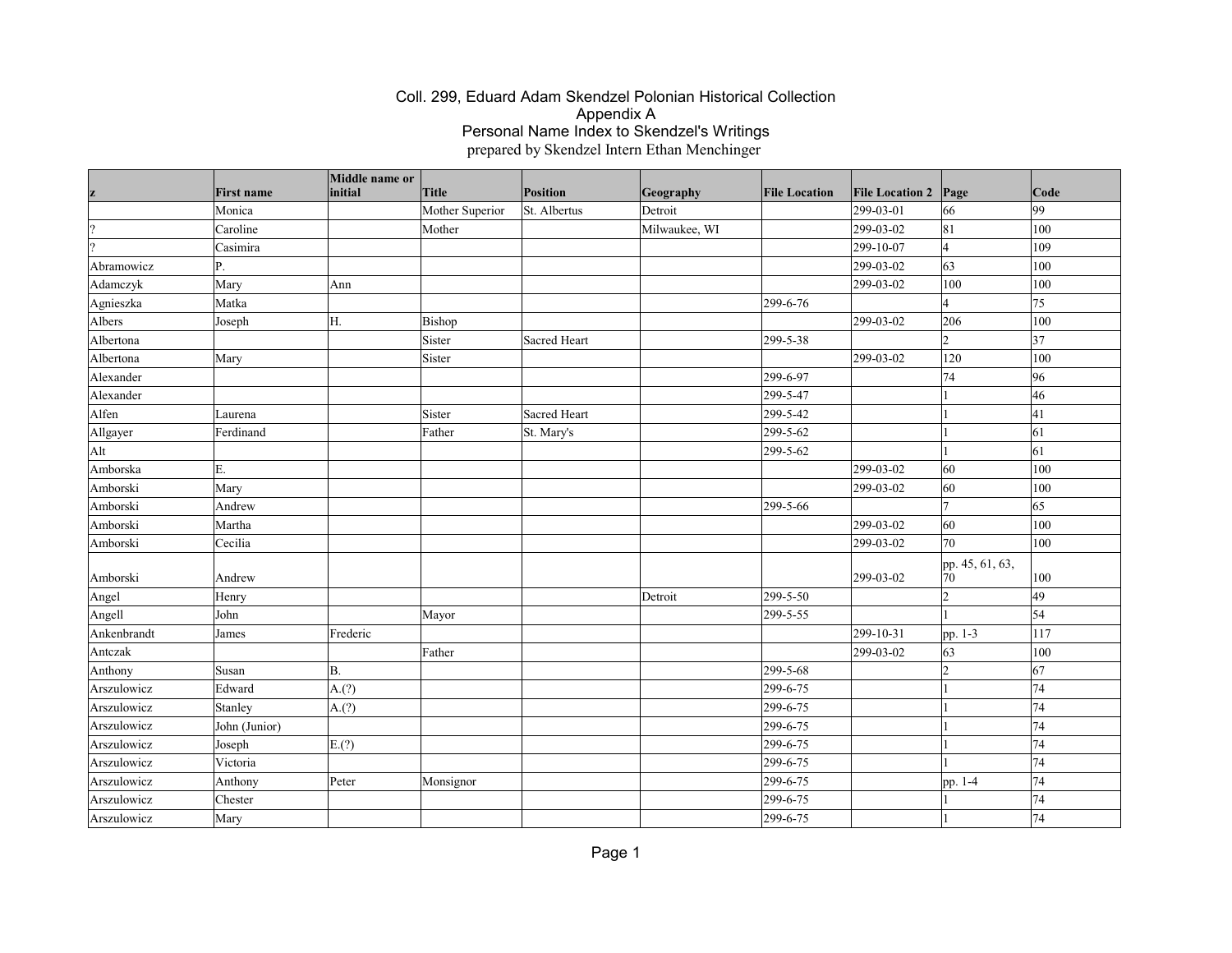# Coll. 299, Eduard Adam Skendzel Polonian Historical Collection
## Appendix A
## Personal Name Index to Skendzel's Writings
prepared by Skendzel Intern Ethan Menchinger

| z | First name | Middle name or initial | Title | Position | Geography | File Location | File Location 2 | Page | Code |
|---|---|---|---|---|---|---|---|---|---|
| | Monica | | Mother Superior | St. Albertus | Detroit | | 299-03-01 | 66 | 99 |
| ? | Caroline | | Mother | | Milwaukee, WI | | 299-03-02 | 81 | 100 |
| ? | Casimira | | | | | | 299-10-07 | 4 | 109 |
| Abramowicz | P. | | | | | | 299-03-02 | 63 | 100 |
| Adamczyk | Mary | Ann | | | | | 299-03-02 | 100 | 100 |
| Agnieszka | Matka | | | | | 299-6-76 | | 4 | 75 |
| Albers | Joseph | H. | Bishop | | | | 299-03-02 | 206 | 100 |
| Albertona | | | Sister | Sacred Heart | | 299-5-38 | | 2 | 37 |
| Albertona | Mary | | Sister | | | | 299-03-02 | 120 | 100 |
| Alexander | | | | | | 299-6-97 | | 74 | 96 |
| Alexander | | | | | | 299-5-47 | | 1 | 46 |
| Alfen | Laurena | | Sister | Sacred Heart | | 299-5-42 | | 1 | 41 |
| Allgayer | Ferdinand | | Father | St. Mary's | | 299-5-62 | | 1 | 61 |
| Alt | | | | | | 299-5-62 | | 1 | 61 |
| Amborska | E. | | | | | | 299-03-02 | 60 | 100 |
| Amborski | Mary | | | | | | 299-03-02 | 60 | 100 |
| Amborski | Andrew | | | | | 299-5-66 | | 7 | 65 |
| Amborski | Martha | | | | | | 299-03-02 | 60 | 100 |
| Amborski | Cecilia | | | | | | 299-03-02 | 70 | 100 |
| Amborski | Andrew | | | | | | 299-03-02 | pp. 45, 61, 63, 70 | 100 |
| Angel | Henry | | | | Detroit | 299-5-50 | | 2 | 49 |
| Angell | John | | Mayor | | | 299-5-55 | | 1 | 54 |
| Ankenbrandt | James | Frederic | | | | | 299-10-31 | pp. 1-3 | 117 |
| Antczak | | | Father | | | | 299-03-02 | 63 | 100 |
| Anthony | Susan | B. | | | | 299-5-68 | | 2 | 67 |
| Arszulowicz | Edward | A.(?) | | | | 299-6-75 | | 1 | 74 |
| Arszulowicz | Stanley | A.(?) | | | | 299-6-75 | | 1 | 74 |
| Arszulowicz | John (Junior) | | | | | 299-6-75 | | 1 | 74 |
| Arszulowicz | Joseph | E.(?) | | | | 299-6-75 | | 1 | 74 |
| Arszulowicz | Victoria | | | | | 299-6-75 | | 1 | 74 |
| Arszulowicz | Anthony | Peter | Monsignor | | | 299-6-75 | | pp. 1-4 | 74 |
| Arszulowicz | Chester | | | | | 299-6-75 | | 1 | 74 |
| Arszulowicz | Mary | | | | | 299-6-75 | | 1 | 74 |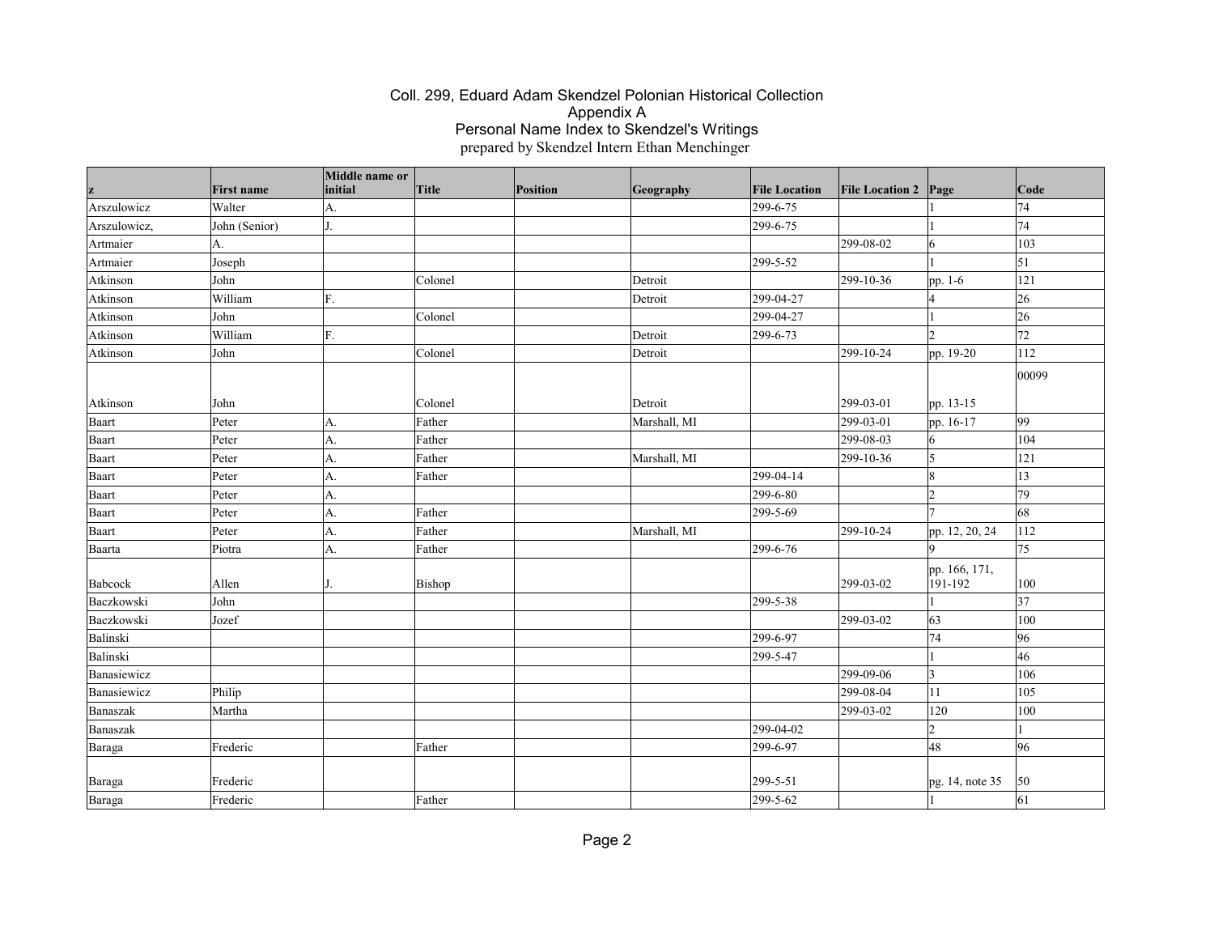Coll. 299, Eduard Adam Skendzel Polonian Historical Collection
Appendix A
Personal Name Index to Skendzel's Writings
prepared by Skendzel Intern Ethan Menchinger

| z | First name | Middle name or initial | Title | Position | Geography | File Location | File Location 2 | Page | Code |
|---|---|---|---|---|---|---|---|---|---|
| Arszulowicz | Walter | A. | | | | 299-6-75 | | 1 | 74 |
| Arszulowicz, | John (Senior) | J. | | | | 299-6-75 | | 1 | 74 |
| Artmaier | A. | | | | | | 299-08-02 | 6 | 103 |
| Artmaier | Joseph | | | | | 299-5-52 | | 1 | 51 |
| Atkinson | John | | Colonel | | Detroit | | 299-10-36 | pp. 1-6 | 121 |
| Atkinson | William | F. | | | Detroit | 299-04-27 | | 4 | 26 |
| Atkinson | John | | Colonel | | | 299-04-27 | | 1 | 26 |
| Atkinson | William | F. | | | Detroit | 299-6-73 | | 2 | 72 |
| Atkinson | John | | Colonel | | Detroit | | 299-10-24 | pp. 19-20 | 112 |
| Atkinson | John | | Colonel | | Detroit | | 299-03-01 | pp. 13-15 | 00099 |
| Baart | Peter | A. | Father | | Marshall, MI | | 299-03-01 | pp. 16-17 | 99 |
| Baart | Peter | A. | Father | | | | 299-08-03 | 6 | 104 |
| Baart | Peter | A. | Father | | Marshall, MI | | 299-10-36 | 5 | 121 |
| Baart | Peter | A. | Father | | | 299-04-14 | | 8 | 13 |
| Baart | Peter | A. | | | | 299-6-80 | | 2 | 79 |
| Baart | Peter | A. | Father | | | 299-5-69 | | 7 | 68 |
| Baart | Peter | A. | Father | | Marshall, MI | | 299-10-24 | pp. 12, 20, 24 | 112 |
| Baarta | Piotra | A. | Father | | | 299-6-76 | | 9 | 75 |
| Babcock | Allen | J. | Bishop | | | | 299-03-02 | pp. 166, 171, 191-192 | 100 |
| Baczkowski | John | | | | | 299-5-38 | | 1 | 37 |
| Baczkowski | Jozef | | | | | | 299-03-02 | 63 | 100 |
| Balinski | | | | | | 299-6-97 | | 74 | 96 |
| Balinski | | | | | | 299-5-47 | | 1 | 46 |
| Banasiewicz | | | | | | | 299-09-06 | 3 | 106 |
| Banasiewicz | Philip | | | | | | 299-08-04 | 11 | 105 |
| Banaszak | Martha | | | | | | 299-03-02 | 120 | 100 |
| Banaszak | | | | | | 299-04-02 | | 2 | 1 |
| Baraga | Frederic | | Father | | | 299-6-97 | | 48 | 96 |
| Baraga | Frederic | | | | | 299-5-51 | | pg. 14, note 35 | 50 |
| Baraga | Frederic | | Father | | | 299-5-62 | | 1 | 61 |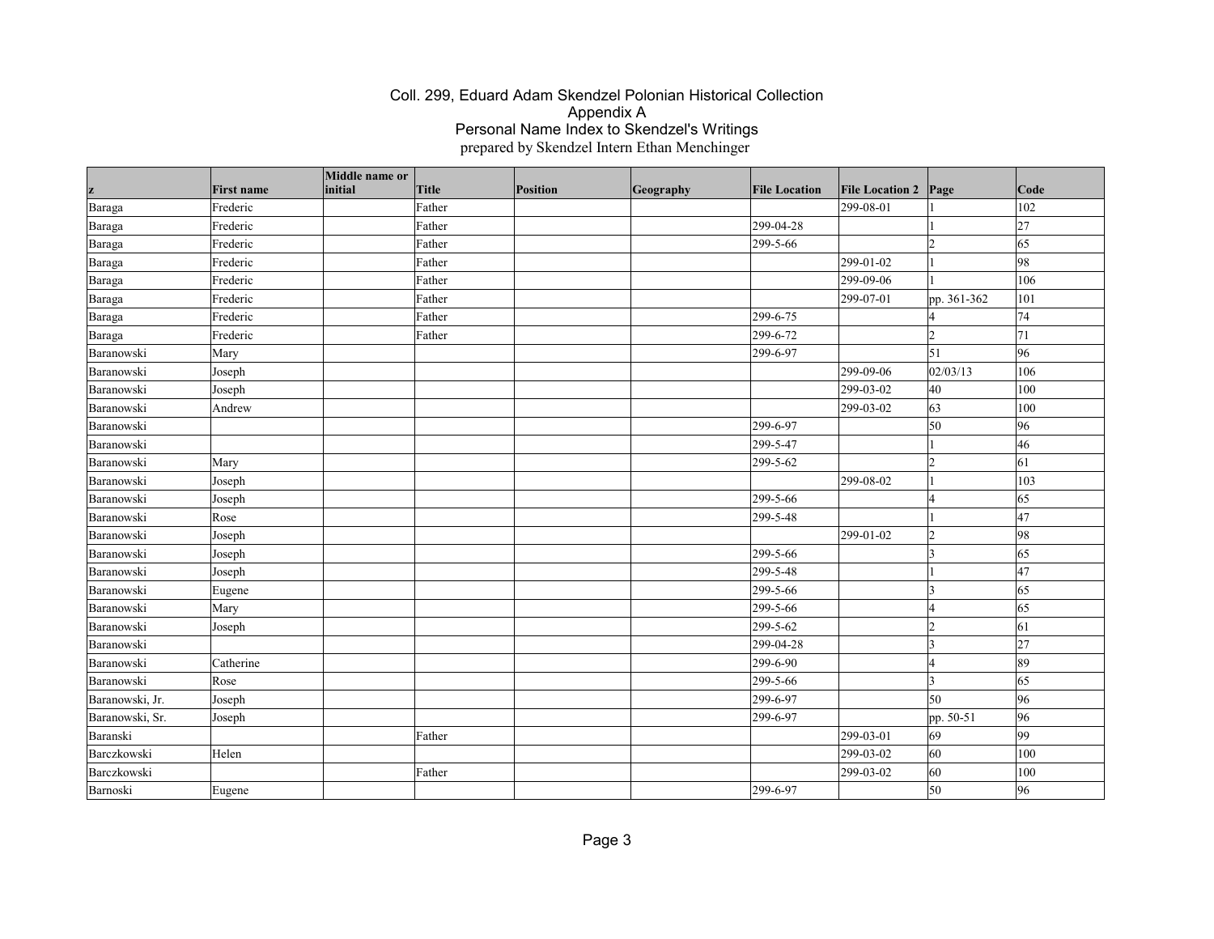# Coll. 299, Eduard Adam Skendzel Polonian Historical Collection
## Appendix A
## Personal Name Index to Skendzel's Writings
prepared by Skendzel Intern Ethan Menchinger

| z | First name | Middle name or initial | Title | Position | Geography | File Location | File Location 2 | Page | Code |
|---|---|---|---|---|---|---|---|---|---|
| Baraga | Frederic | | Father | | | | 299-08-01 | 1 | 102 |
| Baraga | Frederic | | Father | | | 299-04-28 | | 1 | 27 |
| Baraga | Frederic | | Father | | | 299-5-66 | | 2 | 65 |
| Baraga | Frederic | | Father | | | | 299-01-02 | 1 | 98 |
| Baraga | Frederic | | Father | | | | 299-09-06 | 1 | 106 |
| Baraga | Frederic | | Father | | | | 299-07-01 | pp. 361-362 | 101 |
| Baraga | Frederic | | Father | | | 299-6-75 | | 4 | 74 |
| Baraga | Frederic | | Father | | | 299-6-72 | | 2 | 71 |
| Baranowski | Mary | | | | | 299-6-97 | | 51 | 96 |
| Baranowski | Joseph | | | | | | 299-09-06 | 02/03/13 | 106 |
| Baranowski | Joseph | | | | | | 299-03-02 | 40 | 100 |
| Baranowski | Andrew | | | | | | 299-03-02 | 63 | 100 |
| Baranowski | | | | | | 299-6-97 | | 50 | 96 |
| Baranowski | | | | | | 299-5-47 | | 1 | 46 |
| Baranowski | Mary | | | | | 299-5-62 | | 2 | 61 |
| Baranowski | Joseph | | | | | | 299-08-02 | 1 | 103 |
| Baranowski | Joseph | | | | | 299-5-66 | | 4 | 65 |
| Baranowski | Rose | | | | | 299-5-48 | | 1 | 47 |
| Baranowski | Joseph | | | | | | 299-01-02 | 2 | 98 |
| Baranowski | Joseph | | | | | 299-5-66 | | 3 | 65 |
| Baranowski | Joseph | | | | | 299-5-48 | | 1 | 47 |
| Baranowski | Eugene | | | | | 299-5-66 | | 3 | 65 |
| Baranowski | Mary | | | | | 299-5-66 | | 4 | 65 |
| Baranowski | Joseph | | | | | 299-5-62 | | 2 | 61 |
| Baranowski | | | | | | 299-04-28 | | 3 | 27 |
| Baranowski | Catherine | | | | | 299-6-90 | | 4 | 89 |
| Baranowski | Rose | | | | | 299-5-66 | | 3 | 65 |
| Baranowski, Jr. | Joseph | | | | | 299-6-97 | | 50 | 96 |
| Baranowski, Sr. | Joseph | | | | | 299-6-97 | | pp. 50-51 | 96 |
| Baranski | | | Father | | | | 299-03-01 | 69 | 99 |
| Barczkowski | Helen | | | | | | 299-03-02 | 60 | 100 |
| Barczkowski | | | Father | | | | 299-03-02 | 60 | 100 |
| Barnoski | Eugene | | | | | 299-6-97 | | 50 | 96 |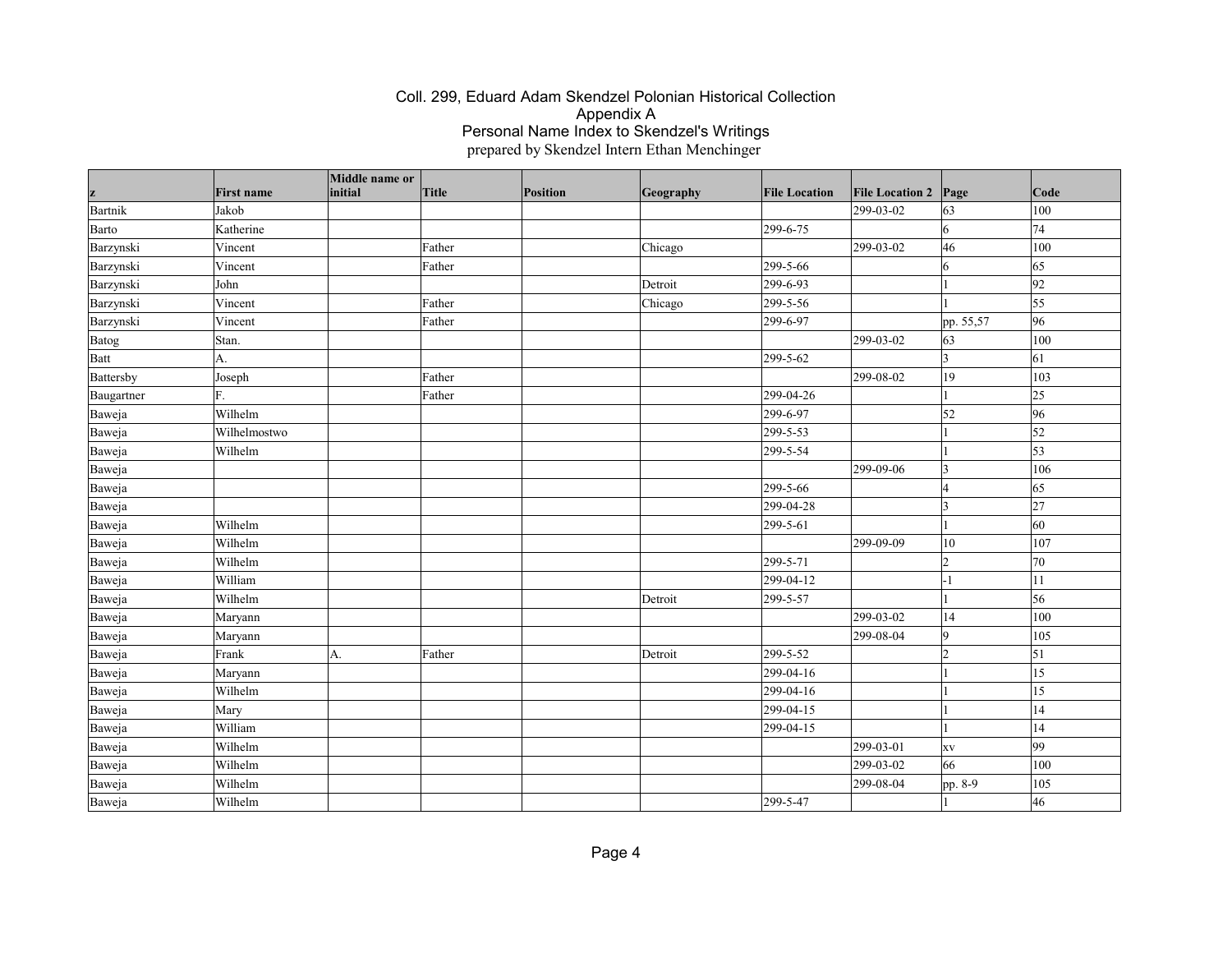# Coll. 299, Eduard Adam Skendzel Polonian Historical Collection
## Appendix A
## Personal Name Index to Skendzel's Writings
prepared by Skendzel Intern Ethan Menchinger

| z | First name | Middle name or initial | Title | Position | Geography | File Location | File Location 2 | Page | Code |
|---|---|---|---|---|---|---|---|---|---|
| Bartnik | Jakob | | | | | | 299-03-02 | 63 | 100 |
| Barto | Katherine | | | | | 299-6-75 | | 6 | 74 |
| Barzynski | Vincent | | Father | | Chicago | | 299-03-02 | 46 | 100 |
| Barzynski | Vincent | | Father | | | 299-5-66 | | 6 | 65 |
| Barzynski | John | | | | Detroit | 299-6-93 | | 1 | 92 |
| Barzynski | Vincent | | Father | | Chicago | 299-5-56 | | 1 | 55 |
| Barzynski | Vincent | | Father | | | 299-6-97 | | pp. 55,57 | 96 |
| Batog | Stan. | | | | | | 299-03-02 | 63 | 100 |
| Batt | A. | | | | | 299-5-62 | | 3 | 61 |
| Battersby | Joseph | | Father | | | | 299-08-02 | 19 | 103 |
| Baugartner | F. | | Father | | | 299-04-26 | | 1 | 25 |
| Baweja | Wilhelm | | | | | 299-6-97 | | 52 | 96 |
| Baweja | Wilhelmostwo | | | | | 299-5-53 | | 1 | 52 |
| Baweja | Wilhelm | | | | | 299-5-54 | | 1 | 53 |
| Baweja | | | | | | | 299-09-06 | 3 | 106 |
| Baweja | | | | | | 299-5-66 | | 4 | 65 |
| Baweja | | | | | | 299-04-28 | | 3 | 27 |
| Baweja | Wilhelm | | | | | 299-5-61 | | 1 | 60 |
| Baweja | Wilhelm | | | | | | 299-09-09 | 10 | 107 |
| Baweja | Wilhelm | | | | | 299-5-71 | | 2 | 70 |
| Baweja | William | | | | | 299-04-12 | | -1 | 11 |
| Baweja | Wilhelm | | | | Detroit | 299-5-57 | | 1 | 56 |
| Baweja | Maryann | | | | | | 299-03-02 | 14 | 100 |
| Baweja | Maryann | | | | | | 299-08-04 | 9 | 105 |
| Baweja | Frank | A. | Father | | Detroit | 299-5-52 | | 2 | 51 |
| Baweja | Maryann | | | | | 299-04-16 | | 1 | 15 |
| Baweja | Wilhelm | | | | | 299-04-16 | | 1 | 15 |
| Baweja | Mary | | | | | 299-04-15 | | 1 | 14 |
| Baweja | William | | | | | 299-04-15 | | 1 | 14 |
| Baweja | Wilhelm | | | | | | 299-03-01 | xv | 99 |
| Baweja | Wilhelm | | | | | | 299-03-02 | 66 | 100 |
| Baweja | Wilhelm | | | | | | 299-08-04 | pp. 8-9 | 105 |
| Baweja | Wilhelm | | | | | 299-5-47 | | 1 | 46 |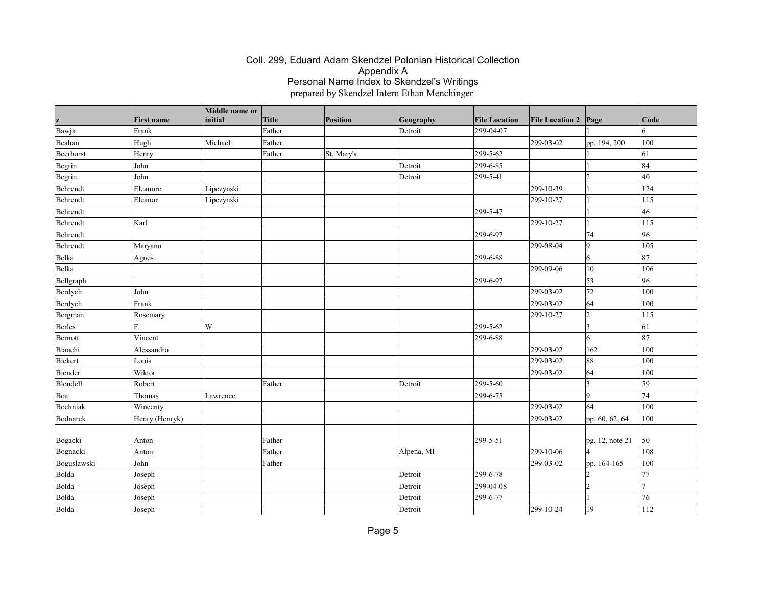# Coll. 299, Eduard Adam Skendzel Polonian Historical Collection
## Appendix A
## Personal Name Index to Skendzel's Writings
prepared by Skendzel Intern Ethan Menchinger

| z | First name | Middle name or initial | Title | Position | Geography | File Location | File Location 2 | Page | Code |
|---|---|---|---|---|---|---|---|---|---|
| Bawja | Frank | | Father | | Detroit | 299-04-07 | | 1 | 6 |
| Beahan | Hugh | Michael | Father | | | | 299-03-02 | pp. 194, 200 | 100 |
| Beerhorst | Henry | | Father | St. Mary's | | 299-5-62 | | 1 | 61 |
| Begrin | John | | | | Detroit | 299-6-85 | | 1 | 84 |
| Begrin | John | | | | Detroit | 299-5-41 | | 2 | 40 |
| Behrendt | Eleanore | Lipczynski | | | | | 299-10-39 | 1 | 124 |
| Behrendt | Eleanor | Lipczynski | | | | | 299-10-27 | 1 | 115 |
| Behrendt | | | | | | 299-5-47 | | 1 | 46 |
| Behrendt | Karl | | | | | | 299-10-27 | 1 | 115 |
| Behrendt | | | | | | 299-6-97 | | 74 | 96 |
| Behrendt | Maryann | | | | | | 299-08-04 | 9 | 105 |
| Belka | Agnes | | | | | 299-6-88 | | 6 | 87 |
| Belka | | | | | | | 299-09-06 | 10 | 106 |
| Bellgraph | | | | | | 299-6-97 | | 53 | 96 |
| Berdych | John | | | | | | 299-03-02 | 72 | 100 |
| Berdych | Frank | | | | | | 299-03-02 | 64 | 100 |
| Bergman | Rosemary | | | | | | 299-10-27 | 2 | 115 |
| Berles | F. | W. | | | | 299-5-62 | | 3 | 61 |
| Bernott | Vincent | | | | | 299-6-88 | | 6 | 87 |
| Bianchi | Alessandro | | | | | | 299-03-02 | 162 | 100 |
| Biekert | Louis | | | | | | 299-03-02 | 88 | 100 |
| Biender | Wiktor | | | | | | 299-03-02 | 64 | 100 |
| Blondell | Robert | | Father | | Detroit | 299-5-60 | | 3 | 59 |
| Boa | Thomas | Lawrence | | | | 299-6-75 | | 9 | 74 |
| Bochniak | Wincenty | | | | | | 299-03-02 | 64 | 100 |
| Bodnarek | Henry (Henryk) | | | | | | 299-03-02 | pp. 60, 62, 64 | 100 |
| Bogacki | Anton | | Father | | | 299-5-51 | | pg. 12, note 21 | 50 |
| Bognacki | Anton | | Father | | Alpena, MI | | 299-10-06 | 4 | 108 |
| Boguslawski | John | | Father | | | | 299-03-02 | pp. 164-165 | 100 |
| Bolda | Joseph | | | | Detroit | 299-6-78 | | 2 | 77 |
| Bolda | Joseph | | | | Detroit | 299-04-08 | | 2 | 7 |
| Bolda | Joseph | | | | Detroit | 299-6-77 | | 1 | 76 |
| Bolda | Joseph | | | | Detroit | | 299-10-24 | 19 | 112 |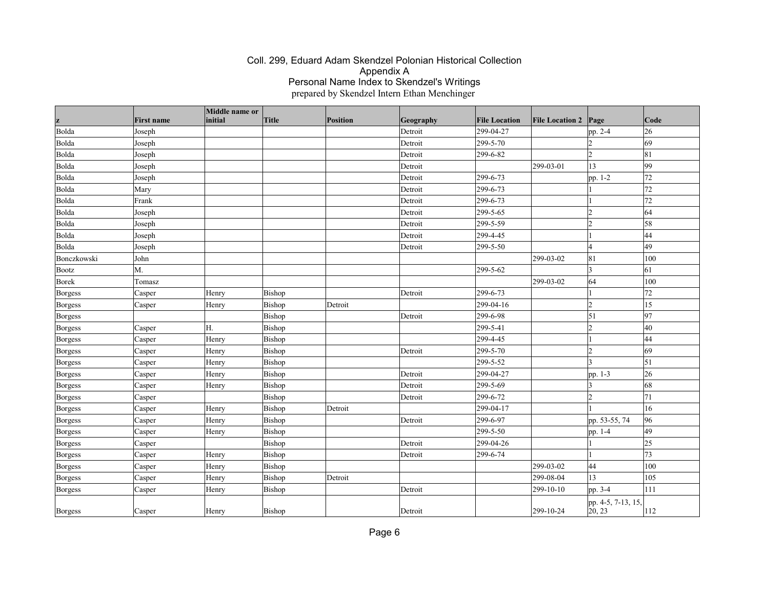# Coll. 299, Eduard Adam Skendzel Polonian Historical Collection
## Appendix A
## Personal Name Index to Skendzel's Writings
prepared by Skendzel Intern Ethan Menchinger

| z | First name | Middle name or initial | Title | Position | Geography | File Location | File Location 2 | Page | Code |
|---|---|---|---|---|---|---|---|---|---|
| Bolda | Joseph | | | | Detroit | 299-04-27 | | pp. 2-4 | 26 |
| Bolda | Joseph | | | | Detroit | 299-5-70 | | 2 | 69 |
| Bolda | Joseph | | | | Detroit | 299-6-82 | | 2 | 81 |
| Bolda | Joseph | | | | Detroit | | 299-03-01 | 13 | 99 |
| Bolda | Joseph | | | | Detroit | 299-6-73 | | pp. 1-2 | 72 |
| Bolda | Mary | | | | Detroit | 299-6-73 | | 1 | 72 |
| Bolda | Frank | | | | Detroit | 299-6-73 | | 1 | 72 |
| Bolda | Joseph | | | | Detroit | 299-5-65 | | 2 | 64 |
| Bolda | Joseph | | | | Detroit | 299-5-59 | | 2 | 58 |
| Bolda | Joseph | | | | Detroit | 299-4-45 | | 1 | 44 |
| Bolda | Joseph | | | | Detroit | 299-5-50 | | 4 | 49 |
| Bonczkowski | John | | | | | | 299-03-02 | 81 | 100 |
| Bootz | M. | | | | | 299-5-62 | | 3 | 61 |
| Borek | Tomasz | | | | | | 299-03-02 | 64 | 100 |
| Borgess | Casper | Henry | Bishop | | Detroit | 299-6-73 | | 1 | 72 |
| Borgess | Casper | Henry | Bishop | Detroit | | 299-04-16 | | 2 | 15 |
| Borgess | | | Bishop | | Detroit | 299-6-98 | | 51 | 97 |
| Borgess | Casper | H. | Bishop | | | 299-5-41 | | 2 | 40 |
| Borgess | Casper | Henry | Bishop | | | 299-4-45 | | 1 | 44 |
| Borgess | Casper | Henry | Bishop | | Detroit | 299-5-70 | | 2 | 69 |
| Borgess | Casper | Henry | Bishop | | | 299-5-52 | | 3 | 51 |
| Borgess | Casper | Henry | Bishop | | Detroit | 299-04-27 | | pp. 1-3 | 26 |
| Borgess | Casper | Henry | Bishop | | Detroit | 299-5-69 | | 3 | 68 |
| Borgess | Casper | | Bishop | | Detroit | 299-6-72 | | 2 | 71 |
| Borgess | Casper | Henry | Bishop | Detroit | | 299-04-17 | | 1 | 16 |
| Borgess | Casper | Henry | Bishop | | Detroit | 299-6-97 | | pp. 53-55, 74 | 96 |
| Borgess | Casper | Henry | Bishop | | | 299-5-50 | | pp. 1-4 | 49 |
| Borgess | Casper | | Bishop | | Detroit | 299-04-26 | | 1 | 25 |
| Borgess | Casper | Henry | Bishop | | Detroit | 299-6-74 | | 1 | 73 |
| Borgess | Casper | Henry | Bishop | | | | 299-03-02 | 44 | 100 |
| Borgess | Casper | Henry | Bishop | Detroit | | | 299-08-04 | 13 | 105 |
| Borgess | Casper | Henry | Bishop | | Detroit | | 299-10-10 | pp. 3-4 | 111 |
| Borgess | Casper | Henry | Bishop | | Detroit | | 299-10-24 | pp. 4-5, 7-13, 15, 20, 23 | 112 |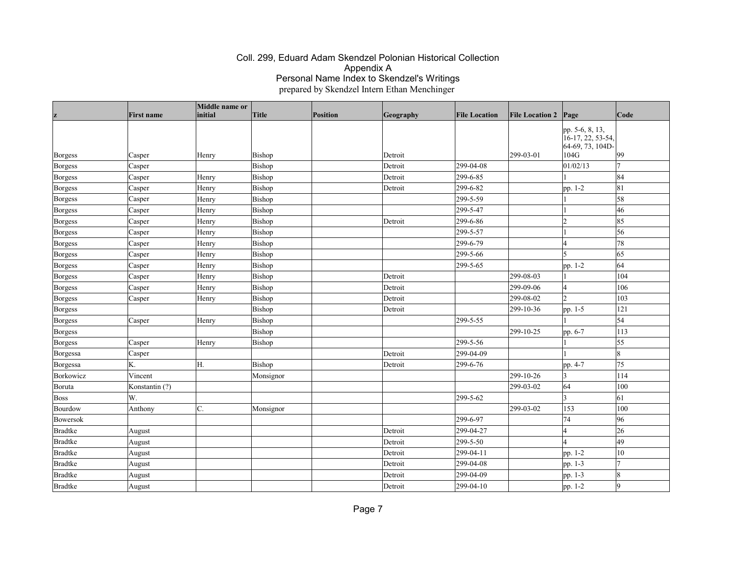# Coll. 299, Eduard Adam Skendzel Polonian Historical Collection
## Appendix A
## Personal Name Index to Skendzel's Writings
prepared by Skendzel Intern Ethan Menchinger

| z | First name | Middle name or initial | Title | Position | Geography | File Location | File Location 2 | Page | Code |
|---|---|---|---|---|---|---|---|---|---|
| Borgess | Casper | Henry | Bishop | | Detroit | | 299-03-01 | pp. 5-6, 8, 13, 16-17, 22, 53-54, 64-69, 73, 104D-104G | 99 |
| Borgess | Casper | | Bishop | | Detroit | 299-04-08 | | 01/02/13 | 7 |
| Borgess | Casper | Henry | Bishop | | Detroit | 299-6-85 | | 1 | 84 |
| Borgess | Casper | Henry | Bishop | | Detroit | 299-6-82 | | pp. 1-2 | 81 |
| Borgess | Casper | Henry | Bishop | | | 299-5-59 | | 1 | 58 |
| Borgess | Casper | Henry | Bishop | | | 299-5-47 | | 1 | 46 |
| Borgess | Casper | Henry | Bishop | | Detroit | 299-6-86 | | 2 | 85 |
| Borgess | Casper | Henry | Bishop | | | 299-5-57 | | 1 | 56 |
| Borgess | Casper | Henry | Bishop | | | 299-6-79 | | 4 | 78 |
| Borgess | Casper | Henry | Bishop | | | 299-5-66 | | 5 | 65 |
| Borgess | Casper | Henry | Bishop | | | 299-5-65 | | pp. 1-2 | 64 |
| Borgess | Casper | Henry | Bishop | | Detroit | | 299-08-03 | 1 | 104 |
| Borgess | Casper | Henry | Bishop | | Detroit | | 299-09-06 | 4 | 106 |
| Borgess | Casper | Henry | Bishop | | Detroit | | 299-08-02 | 2 | 103 |
| Borgess | | | Bishop | | Detroit | | 299-10-36 | pp. 1-5 | 121 |
| Borgess | Casper | Henry | Bishop | | | 299-5-55 | | 1 | 54 |
| Borgess | | | Bishop | | | | 299-10-25 | pp. 6-7 | 113 |
| Borgess | Casper | Henry | Bishop | | | 299-5-56 | | 1 | 55 |
| Borgessa | Casper | | | | Detroit | 299-04-09 | | 1 | 8 |
| Borgessa | K. | H. | Bishop | | Detroit | 299-6-76 | | pp. 4-7 | 75 |
| Borkowicz | Vincent | | Monsignor | | | | 299-10-26 | 3 | 114 |
| Boruta | Konstantin (?) | | | | | | 299-03-02 | 64 | 100 |
| Boss | W. | | | | | 299-5-62 | | 3 | 61 |
| Bourdow | Anthony | C. | Monsignor | | | | 299-03-02 | 153 | 100 |
| Bowersok | | | | | | 299-6-97 | | 74 | 96 |
| Bradtke | August | | | | Detroit | 299-04-27 | | 4 | 26 |
| Bradtke | August | | | | Detroit | 299-5-50 | | 4 | 49 |
| Bradtke | August | | | | Detroit | 299-04-11 | | pp. 1-2 | 10 |
| Bradtke | August | | | | Detroit | 299-04-08 | | pp. 1-3 | 7 |
| Bradtke | August | | | | Detroit | 299-04-09 | | pp. 1-3 | 8 |
| Bradtke | August | | | | Detroit | 299-04-10 | | pp. 1-2 | 9 |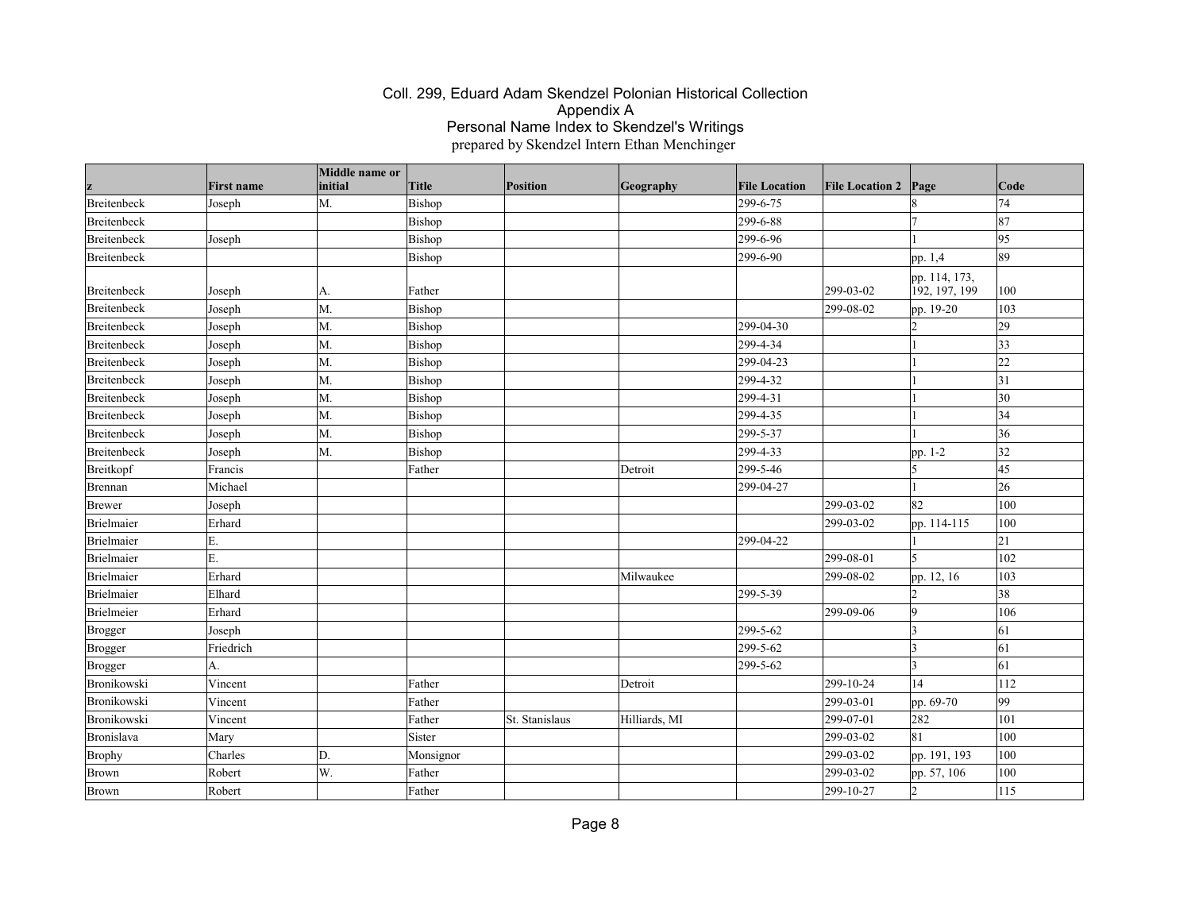Coll. 299, Eduard Adam Skendzel Polonian Historical Collection
Appendix A
Personal Name Index to Skendzel's Writings
prepared by Skendzel Intern Ethan Menchinger

| z | First name | Middle name or initial | Title | Position | Geography | File Location | File Location 2 | Page | Code |
|---|---|---|---|---|---|---|---|---|---|
| Breitenbeck | Joseph | M. | Bishop | | | 299-6-75 | | 8 | 74 |
| Breitenbeck | | | Bishop | | | 299-6-88 | | 7 | 87 |
| Breitenbeck | Joseph | | Bishop | | | 299-6-96 | | 1 | 95 |
| Breitenbeck | | | Bishop | | | 299-6-90 | | pp. 1,4 | 89 |
| Breitenbeck | Joseph | A. | Father | | | | 299-03-02 | pp. 114, 173, 192, 197, 199 | 100 |
| Breitenbeck | Joseph | M. | Bishop | | | | 299-08-02 | pp. 19-20 | 103 |
| Breitenbeck | Joseph | M. | Bishop | | | 299-04-30 | | 2 | 29 |
| Breitenbeck | Joseph | M. | Bishop | | | 299-4-34 | | 1 | 33 |
| Breitenbeck | Joseph | M. | Bishop | | | 299-04-23 | | 1 | 22 |
| Breitenbeck | Joseph | M. | Bishop | | | 299-4-32 | | 1 | 31 |
| Breitenbeck | Joseph | M. | Bishop | | | 299-4-31 | | 1 | 30 |
| Breitenbeck | Joseph | M. | Bishop | | | 299-4-35 | | 1 | 34 |
| Breitenbeck | Joseph | M. | Bishop | | | 299-5-37 | | 1 | 36 |
| Breitenbeck | Joseph | M. | Bishop | | | 299-4-33 | | pp. 1-2 | 32 |
| Breitkopf | Francis | | Father | | Detroit | 299-5-46 | | 5 | 45 |
| Brennan | Michael | | | | | 299-04-27 | | 1 | 26 |
| Brewer | Joseph | | | | | | 299-03-02 | 82 | 100 |
| Brielmaier | Erhard | | | | | | 299-03-02 | pp. 114-115 | 100 |
| Brielmaier | E. | | | | | 299-04-22 | | 1 | 21 |
| Brielmaier | E. | | | | | | 299-08-01 | 5 | 102 |
| Brielmaier | Erhard | | | | Milwaukee | | 299-08-02 | pp. 12, 16 | 103 |
| Brielmaier | Elhard | | | | | 299-5-39 | | 2 | 38 |
| Brielmeier | Erhard | | | | | | 299-09-06 | 9 | 106 |
| Brogger | Joseph | | | | | 299-5-62 | | 3 | 61 |
| Brogger | Friedrich | | | | | 299-5-62 | | 3 | 61 |
| Brogger | A. | | | | | 299-5-62 | | 3 | 61 |
| Bronikowski | Vincent | | Father | | Detroit | | 299-10-24 | 14 | 112 |
| Bronikowski | Vincent | | Father | | | | 299-03-01 | pp. 69-70 | 99 |
| Bronikowski | Vincent | | Father | St. Stanislaus | Hilliards, MI | | 299-07-01 | 282 | 101 |
| Bronislava | Mary | | Sister | | | | 299-03-02 | 81 | 100 |
| Brophy | Charles | D. | Monsignor | | | | 299-03-02 | pp. 191, 193 | 100 |
| Brown | Robert | W. | Father | | | | 299-03-02 | pp. 57, 106 | 100 |
| Brown | Robert | | Father | | | | 299-10-27 | 2 | 115 |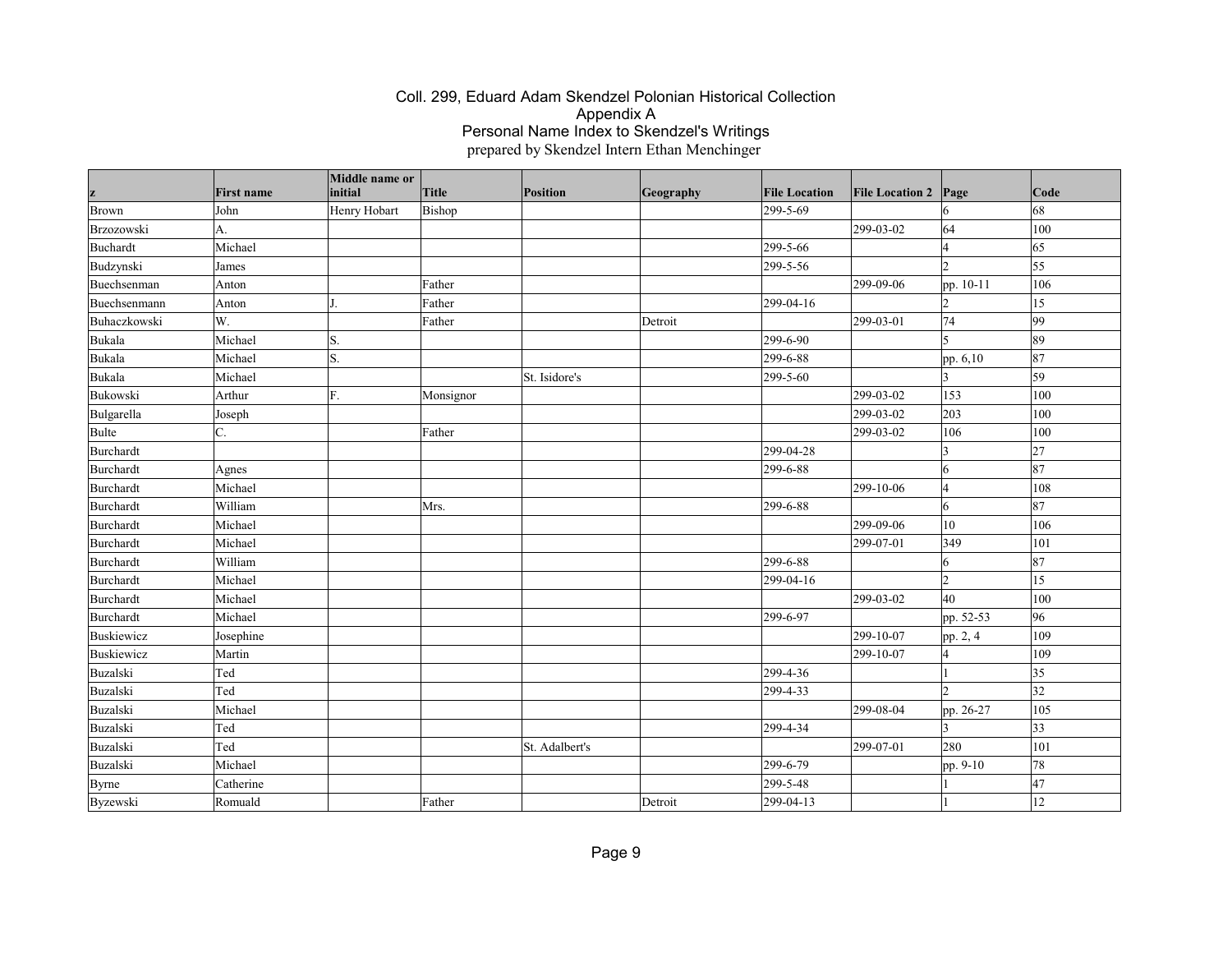# Coll. 299, Eduard Adam Skendzel Polonian Historical Collection
## Appendix A
## Personal Name Index to Skendzel's Writings
prepared by Skendzel Intern Ethan Menchinger

| z | First name | Middle name or initial | Title | Position | Geography | File Location | File Location 2 | Page | Code |
|---|---|---|---|---|---|---|---|---|---|
| Brown | John | Henry Hobart | Bishop | | | 299-5-69 | | 6 | 68 |
| Brzozowski | A. | | | | | | 299-03-02 | 64 | 100 |
| Buchardt | Michael | | | | | 299-5-66 | | 4 | 65 |
| Budzynski | James | | | | | 299-5-56 | | 2 | 55 |
| Buechsenman | Anton | | Father | | | | 299-09-06 | pp. 10-11 | 106 |
| Buechsenmann | Anton | J. | Father | | | 299-04-16 | | 2 | 15 |
| Buhaczkowski | W. | | Father | | Detroit | | 299-03-01 | 74 | 99 |
| Bukala | Michael | S. | | | | 299-6-90 | | 5 | 89 |
| Bukala | Michael | S. | | | | 299-6-88 | | pp. 6,10 | 87 |
| Bukala | Michael | | | St. Isidore's | | 299-5-60 | | 3 | 59 |
| Bukowski | Arthur | F. | Monsignor | | | | 299-03-02 | 153 | 100 |
| Bulgarella | Joseph | | | | | | 299-03-02 | 203 | 100 |
| Bulte | C. | | Father | | | | 299-03-02 | 106 | 100 |
| Burchardt | | | | | | 299-04-28 | | 3 | 27 |
| Burchardt | Agnes | | | | | 299-6-88 | | 6 | 87 |
| Burchardt | Michael | | | | | | 299-10-06 | 4 | 108 |
| Burchardt | William | | Mrs. | | | 299-6-88 | | 6 | 87 |
| Burchardt | Michael | | | | | | 299-09-06 | 10 | 106 |
| Burchardt | Michael | | | | | | 299-07-01 | 349 | 101 |
| Burchardt | William | | | | | 299-6-88 | | 6 | 87 |
| Burchardt | Michael | | | | | 299-04-16 | | 2 | 15 |
| Burchardt | Michael | | | | | | 299-03-02 | 40 | 100 |
| Burchardt | Michael | | | | | 299-6-97 | | pp. 52-53 | 96 |
| Buskiewicz | Josephine | | | | | | 299-10-07 | pp. 2, 4 | 109 |
| Buskiewicz | Martin | | | | | | 299-10-07 | 4 | 109 |
| Buzalski | Ted | | | | | 299-4-36 | | 1 | 35 |
| Buzalski | Ted | | | | | 299-4-33 | | 2 | 32 |
| Buzalski | Michael | | | | | | 299-08-04 | pp. 26-27 | 105 |
| Buzalski | Ted | | | | | 299-4-34 | | 3 | 33 |
| Buzalski | Ted | | | St. Adalbert's | | | 299-07-01 | 280 | 101 |
| Buzalski | Michael | | | | | 299-6-79 | | pp. 9-10 | 78 |
| Byrne | Catherine | | | | | 299-5-48 | | 1 | 47 |
| Byzewski | Romuald | | Father | | Detroit | 299-04-13 | | 1 | 12 |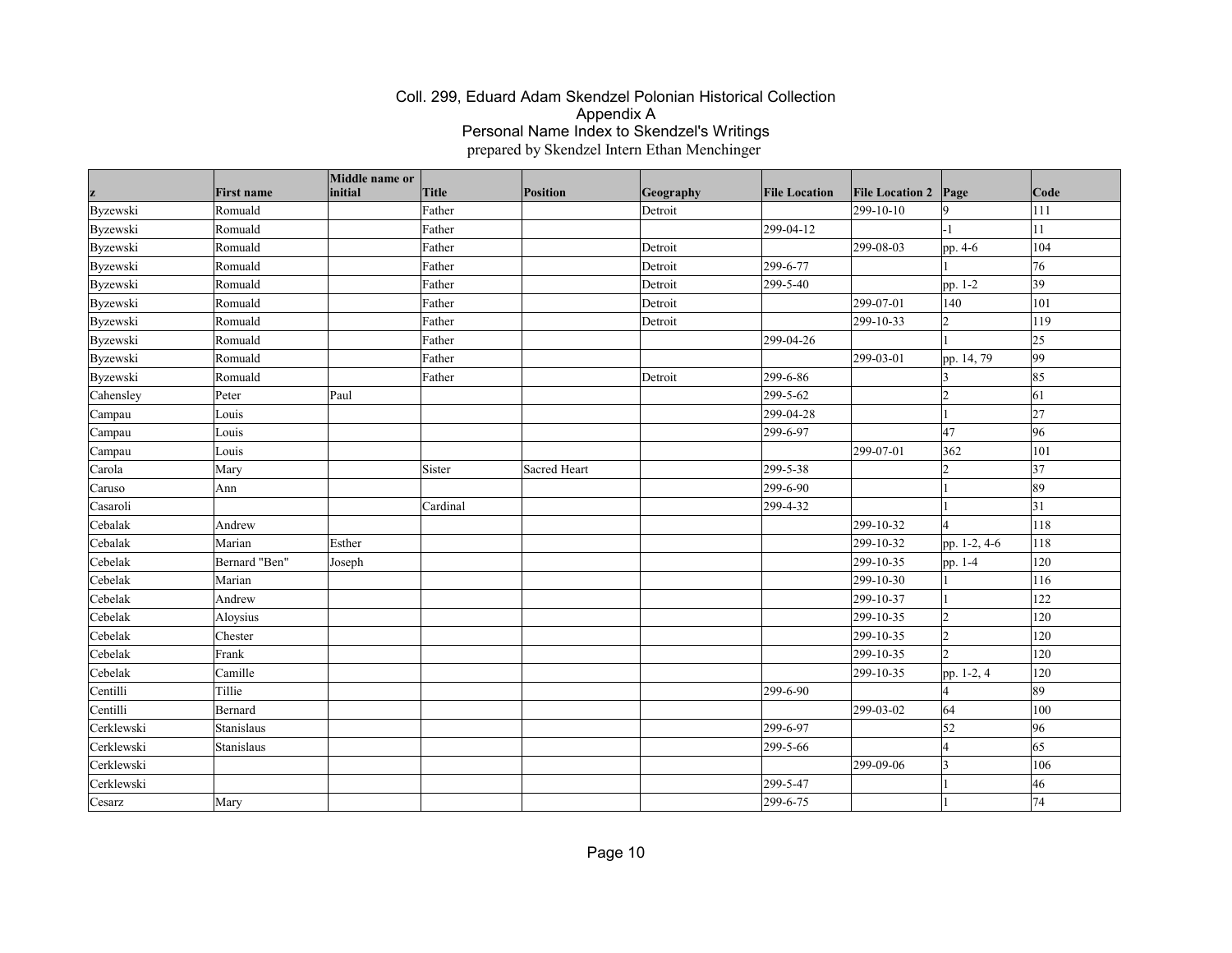# Coll. 299, Eduard Adam Skendzel Polonian Historical Collection
## Appendix A
## Personal Name Index to Skendzel's Writings
prepared by Skendzel Intern Ethan Menchinger

| z | First name | Middle name or initial | Title | Position | Geography | File Location | File Location 2 | Page | Code |
|---|---|---|---|---|---|---|---|---|---|
| Byzewski | Romuald | | Father | | Detroit | | 299-10-10 | 9 | 111 |
| Byzewski | Romuald | | Father | | | 299-04-12 | | -1 | 11 |
| Byzewski | Romuald | | Father | | Detroit | | 299-08-03 | pp. 4-6 | 104 |
| Byzewski | Romuald | | Father | | Detroit | 299-6-77 | | 1 | 76 |
| Byzewski | Romuald | | Father | | Detroit | 299-5-40 | | pp. 1-2 | 39 |
| Byzewski | Romuald | | Father | | Detroit | | 299-07-01 | 140 | 101 |
| Byzewski | Romuald | | Father | | Detroit | | 299-10-33 | 2 | 119 |
| Byzewski | Romuald | | Father | | | 299-04-26 | | 1 | 25 |
| Byzewski | Romuald | | Father | | | | 299-03-01 | pp. 14, 79 | 99 |
| Byzewski | Romuald | | Father | | Detroit | 299-6-86 | | 3 | 85 |
| Cahensley | Peter | Paul | | | | 299-5-62 | | 2 | 61 |
| Campau | Louis | | | | | 299-04-28 | | 1 | 27 |
| Campau | Louis | | | | | 299-6-97 | | 47 | 96 |
| Campau | Louis | | | | | | 299-07-01 | 362 | 101 |
| Carola | Mary | | Sister | Sacred Heart | | 299-5-38 | | 2 | 37 |
| Caruso | Ann | | | | | 299-6-90 | | 1 | 89 |
| Casaroli | | | Cardinal | | | 299-4-32 | | 1 | 31 |
| Cebalak | Andrew | | | | | | 299-10-32 | 4 | 118 |
| Cebalak | Marian | Esther | | | | | 299-10-32 | pp. 1-2, 4-6 | 118 |
| Cebelak | Bernard "Ben" | Joseph | | | | | 299-10-35 | pp. 1-4 | 120 |
| Cebelak | Marian | | | | | | 299-10-30 | 1 | 116 |
| Cebelak | Andrew | | | | | | 299-10-37 | 1 | 122 |
| Cebelak | Aloysius | | | | | | 299-10-35 | 2 | 120 |
| Cebelak | Chester | | | | | | 299-10-35 | 2 | 120 |
| Cebelak | Frank | | | | | | 299-10-35 | 2 | 120 |
| Cebelak | Camille | | | | | | 299-10-35 | pp. 1-2, 4 | 120 |
| Centilli | Tillie | | | | | 299-6-90 | | 4 | 89 |
| Centilli | Bernard | | | | | | 299-03-02 | 64 | 100 |
| Cerklewski | Stanislaus | | | | | 299-6-97 | | 52 | 96 |
| Cerklewski | Stanislaus | | | | | 299-5-66 | | 4 | 65 |
| Cerklewski | | | | | | | 299-09-06 | 3 | 106 |
| Cerklewski | | | | | | 299-5-47 | | 1 | 46 |
| Cesarz | Mary | | | | | 299-6-75 | | 1 | 74 |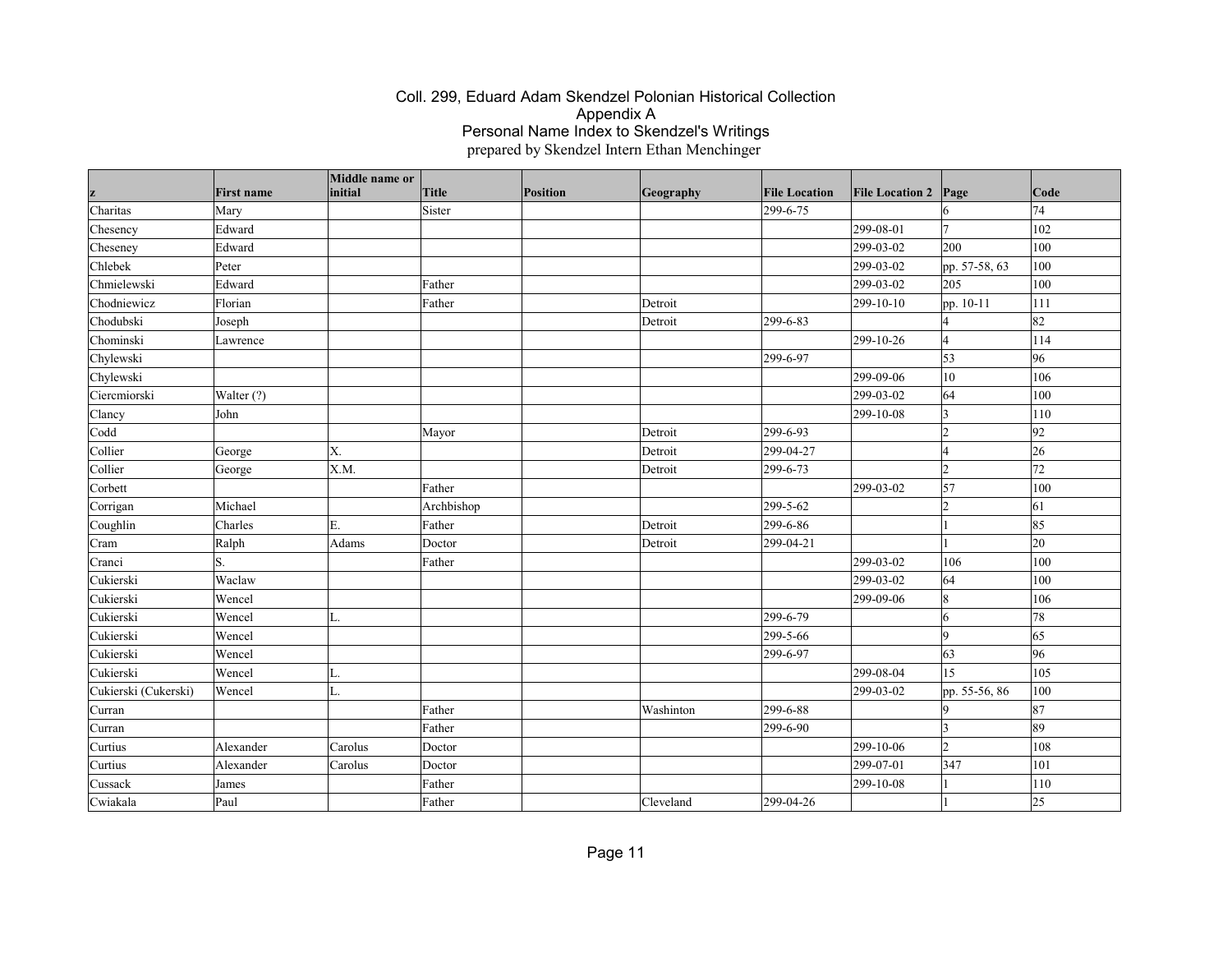# Coll. 299, Eduard Adam Skendzel Polonian Historical Collection

## Appendix A

## Personal Name Index to Skendzel's Writings

prepared by Skendzel Intern Ethan Menchinger

| z | First name | Middle name or initial | Title | Position | Geography | File Location | File Location 2 | Page | Code |
|---|---|---|---|---|---|---|---|---|---|
| Charitas | Mary | | Sister | | | 299-6-75 | | 6 | 74 |
| Chesency | Edward | | | | | | 299-08-01 | 7 | 102 |
| Cheseney | Edward | | | | | | 299-03-02 | 200 | 100 |
| Chlebek | Peter | | | | | | 299-03-02 | pp. 57-58, 63 | 100 |
| Chmielewski | Edward | | Father | | | | 299-03-02 | 205 | 100 |
| Chodniewicz | Florian | | Father | | Detroit | | 299-10-10 | pp. 10-11 | 111 |
| Chodubski | Joseph | | | | Detroit | 299-6-83 | | 4 | 82 |
| Chominski | Lawrence | | | | | | 299-10-26 | 4 | 114 |
| Chylewski | | | | | | 299-6-97 | | 53 | 96 |
| Chylewski | | | | | | | 299-09-06 | 10 | 106 |
| Ciercmiorski | Walter (?) | | | | | | 299-03-02 | 64 | 100 |
| Clancy | John | | | | | | 299-10-08 | 3 | 110 |
| Codd | | | Mayor | | Detroit | 299-6-93 | | 2 | 92 |
| Collier | George | X. | | | Detroit | 299-04-27 | | 4 | 26 |
| Collier | George | X.M. | | | Detroit | 299-6-73 | | 2 | 72 |
| Corbett | | | Father | | | | 299-03-02 | 57 | 100 |
| Corrigan | Michael | | Archbishop | | | 299-5-62 | | 2 | 61 |
| Coughlin | Charles | E. | Father | | Detroit | 299-6-86 | | 1 | 85 |
| Cram | Ralph | Adams | Doctor | | Detroit | 299-04-21 | | 1 | 20 |
| Cranci | S. | | Father | | | | 299-03-02 | 106 | 100 |
| Cukierski | Waclaw | | | | | | 299-03-02 | 64 | 100 |
| Cukierski | Wencel | | | | | | 299-09-06 | 8 | 106 |
| Cukierski | Wencel | L. | | | | 299-6-79 | | 6 | 78 |
| Cukierski | Wencel | | | | | 299-5-66 | | 9 | 65 |
| Cukierski | Wencel | | | | | 299-6-97 | | 63 | 96 |
| Cukierski | Wencel | L. | | | | | 299-08-04 | 15 | 105 |
| Cukierski (Cukerski) | Wencel | L. | | | | | 299-03-02 | pp. 55-56, 86 | 100 |
| Curran | | | Father | | Washinton | 299-6-88 | | 9 | 87 |
| Curran | | | Father | | | 299-6-90 | | 3 | 89 |
| Curtius | Alexander | Carolus | Doctor | | | | 299-10-06 | 2 | 108 |
| Curtius | Alexander | Carolus | Doctor | | | | 299-07-01 | 347 | 101 |
| Cussack | James | | Father | | | | 299-10-08 | 1 | 110 |
| Cwiakala | Paul | | Father | | Cleveland | 299-04-26 | | 1 | 25 |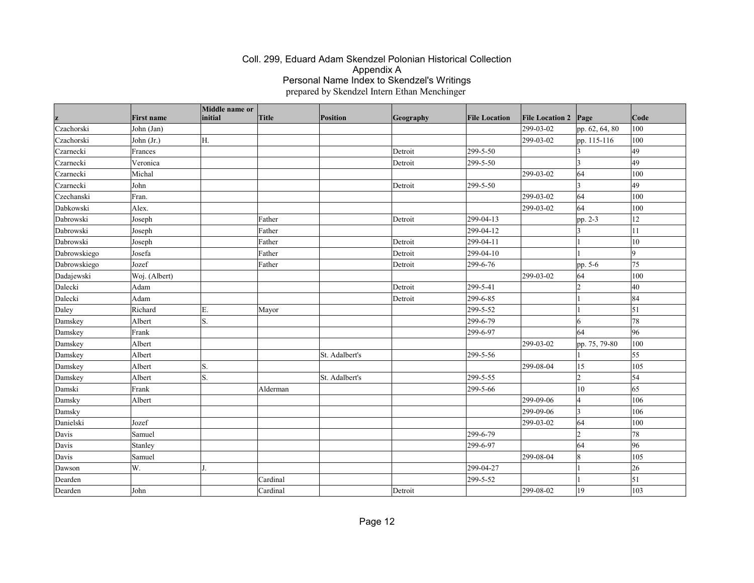Coll. 299, Eduard Adam Skendzel Polonian Historical Collection
Appendix A
Personal Name Index to Skendzel's Writings
prepared by Skendzel Intern Ethan Menchinger

| z | First name | Middle name or initial | Title | Position | Geography | File Location | File Location 2 | Page | Code |
|---|---|---|---|---|---|---|---|---|---|
| Czachorski | John (Jan) | | | | | | 299-03-02 | pp. 62, 64, 80 | 100 |
| Czachorski | John (Jr.) | H. | | | | | 299-03-02 | pp. 115-116 | 100 |
| Czarnecki | Frances | | | | Detroit | 299-5-50 | | 3 | 49 |
| Czarnecki | Veronica | | | | Detroit | 299-5-50 | | 3 | 49 |
| Czarnecki | Michal | | | | | | 299-03-02 | 64 | 100 |
| Czarnecki | John | | | | Detroit | 299-5-50 | | 3 | 49 |
| Czechanski | Fran. | | | | | | 299-03-02 | 64 | 100 |
| Dabkowski | Alex. | | | | | | 299-03-02 | 64 | 100 |
| Dabrowski | Joseph | | Father | | Detroit | 299-04-13 | | pp. 2-3 | 12 |
| Dabrowski | Joseph | | Father | | | 299-04-12 | | 3 | 11 |
| Dabrowski | Joseph | | Father | | Detroit | 299-04-11 | | 1 | 10 |
| Dabrowskiego | Josefa | | Father | | Detroit | 299-04-10 | | 1 | 9 |
| Dabrowskiego | Jozef | | Father | | Detroit | 299-6-76 | | pp. 5-6 | 75 |
| Dadajewski | Woj. (Albert) | | | | | | 299-03-02 | 64 | 100 |
| Dalecki | Adam | | | | Detroit | 299-5-41 | | 2 | 40 |
| Dalecki | Adam | | | | Detroit | 299-6-85 | | 1 | 84 |
| Daley | Richard | E. | Mayor | | | 299-5-52 | | 1 | 51 |
| Damskey | Albert | S. | | | | 299-6-79 | | 6 | 78 |
| Damskey | Frank | | | | | 299-6-97 | | 64 | 96 |
| Damskey | Albert | | | | | | 299-03-02 | pp. 75, 79-80 | 100 |
| Damskey | Albert | | | St. Adalbert's | | 299-5-56 | | 1 | 55 |
| Damskey | Albert | S. | | | | | 299-08-04 | 15 | 105 |
| Damskey | Albert | S. | | St. Adalbert's | | 299-5-55 | | 2 | 54 |
| Damski | Frank | | Alderman | | | 299-5-66 | | 10 | 65 |
| Damsky | Albert | | | | | | 299-09-06 | 4 | 106 |
| Damsky | | | | | | | 299-09-06 | 3 | 106 |
| Danielski | Jozef | | | | | | 299-03-02 | 64 | 100 |
| Davis | Samuel | | | | | 299-6-79 | | 2 | 78 |
| Davis | Stanley | | | | | 299-6-97 | | 64 | 96 |
| Davis | Samuel | | | | | | 299-08-04 | 8 | 105 |
| Dawson | W. | J. | | | | 299-04-27 | | 1 | 26 |
| Dearden | | | Cardinal | | | 299-5-52 | | 1 | 51 |
| Dearden | John | | Cardinal | | Detroit | | 299-08-02 | 19 | 103 |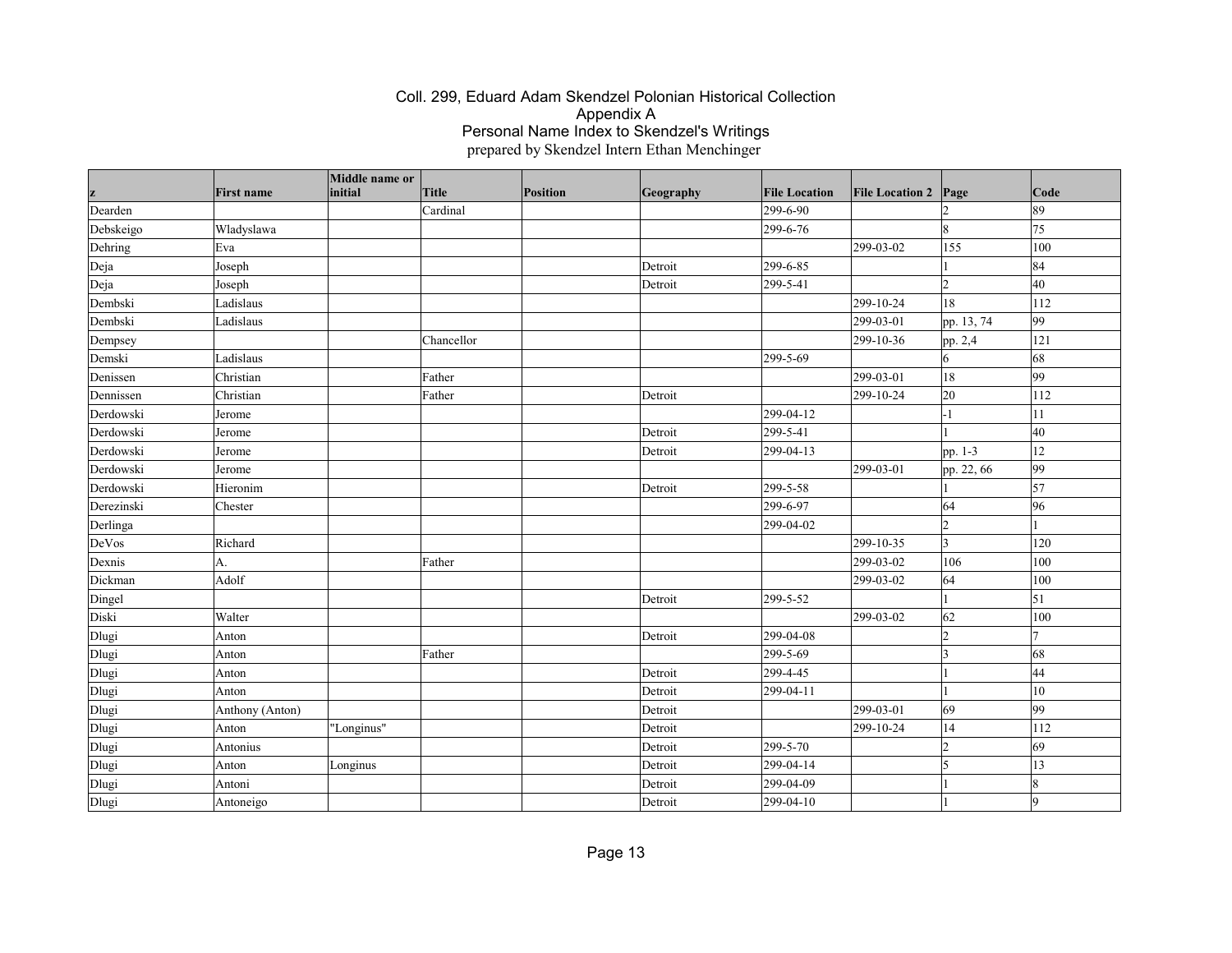# Coll. 299, Eduard Adam Skendzel Polonian Historical Collection
## Appendix A
## Personal Name Index to Skendzel's Writings
prepared by Skendzel Intern Ethan Menchinger

| z | First name | Middle name or initial | Title | Position | Geography | File Location | File Location 2 | Page | Code |
|---|---|---|---|---|---|---|---|---|---|
| Dearden | | | Cardinal | | | 299-6-90 | | 2 | 89 |
| Debskeigo | Wladyslawa | | | | | 299-6-76 | | 8 | 75 |
| Dehring | Eva | | | | | | 299-03-02 | 155 | 100 |
| Deja | Joseph | | | | Detroit | 299-6-85 | | 1 | 84 |
| Deja | Joseph | | | | Detroit | 299-5-41 | | 2 | 40 |
| Dembski | Ladislaus | | | | | | 299-10-24 | 18 | 112 |
| Dembski | Ladislaus | | | | | | 299-03-01 | pp. 13, 74 | 99 |
| Dempsey | | | Chancellor | | | | 299-10-36 | pp. 2,4 | 121 |
| Demski | Ladislaus | | | | | 299-5-69 | | 6 | 68 |
| Denissen | Christian | | Father | | | | 299-03-01 | 18 | 99 |
| Dennissen | Christian | | Father | | Detroit | | 299-10-24 | 20 | 112 |
| Derdowski | Jerome | | | | | 299-04-12 | | -1 | 11 |
| Derdowski | Jerome | | | | Detroit | 299-5-41 | | 1 | 40 |
| Derdowski | Jerome | | | | Detroit | 299-04-13 | | pp. 1-3 | 12 |
| Derdowski | Jerome | | | | | | 299-03-01 | pp. 22, 66 | 99 |
| Derdowski | Hieronim | | | | Detroit | 299-5-58 | | 1 | 57 |
| Derezinski | Chester | | | | | 299-6-97 | | 64 | 96 |
| Derlinga | | | | | | 299-04-02 | | 2 | 1 |
| DeVos | Richard | | | | | | 299-10-35 | 3 | 120 |
| Dexnis | A. | | Father | | | | 299-03-02 | 106 | 100 |
| Dickman | Adolf | | | | | | 299-03-02 | 64 | 100 |
| Dingel | | | | | Detroit | 299-5-52 | | 1 | 51 |
| Diski | Walter | | | | | | 299-03-02 | 62 | 100 |
| Dlugi | Anton | | | | Detroit | 299-04-08 | | 2 | 7 |
| Dlugi | Anton | | Father | | | 299-5-69 | | 3 | 68 |
| Dlugi | Anton | | | | Detroit | 299-4-45 | | 1 | 44 |
| Dlugi | Anton | | | | Detroit | 299-04-11 | | 1 | 10 |
| Dlugi | Anthony (Anton) | | | | Detroit | | 299-03-01 | 69 | 99 |
| Dlugi | Anton | "Longinus" | | | Detroit | | 299-10-24 | 14 | 112 |
| Dlugi | Antonius | | | | Detroit | 299-5-70 | | 2 | 69 |
| Dlugi | Anton | Longinus | | | Detroit | 299-04-14 | | 5 | 13 |
| Dlugi | Antoni | | | | Detroit | 299-04-09 | | 1 | 8 |
| Dlugi | Antoneigo | | | | Detroit | 299-04-10 | | 1 | 9 |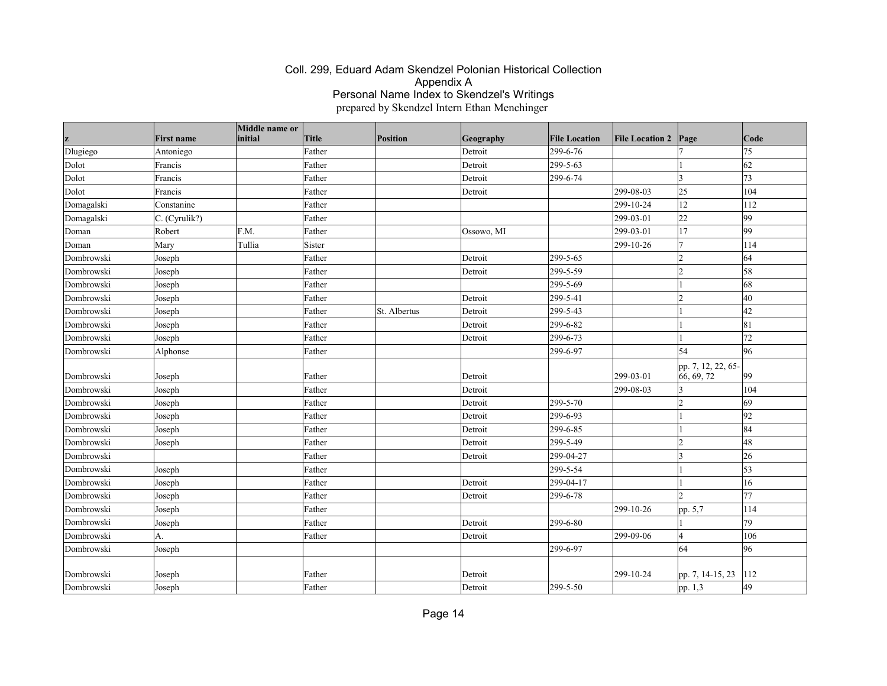# Coll. 299, Eduard Adam Skendzel Polonian Historical Collection
## Appendix A
## Personal Name Index to Skendzel's Writings
prepared by Skendzel Intern Ethan Menchinger

| z | First name | Middle name or initial | Title | Position | Geography | File Location | File Location 2 | Page | Code |
|---|---|---|---|---|---|---|---|---|---|
| Dlugiego | Antoniego | | Father | | Detroit | 299-6-76 | | 7 | 75 |
| Dolot | Francis | | Father | | Detroit | 299-5-63 | | 1 | 62 |
| Dolot | Francis | | Father | | Detroit | 299-6-74 | | 3 | 73 |
| Dolot | Francis | | Father | | Detroit | | 299-08-03 | 25 | 104 |
| Domagalski | Constanine | | Father | | | | 299-10-24 | 12 | 112 |
| Domagalski | C. (Cyrulik?) | | Father | | | | 299-03-01 | 22 | 99 |
| Doman | Robert | F.M. | Father | | Ossowo, MI | | 299-03-01 | 17 | 99 |
| Doman | Mary | Tullia | Sister | | | | 299-10-26 | 7 | 114 |
| Dombrowski | Joseph | | Father | | Detroit | 299-5-65 | | 2 | 64 |
| Dombrowski | Joseph | | Father | | Detroit | 299-5-59 | | 2 | 58 |
| Dombrowski | Joseph | | Father | | | 299-5-69 | | 1 | 68 |
| Dombrowski | Joseph | | Father | | Detroit | 299-5-41 | | 2 | 40 |
| Dombrowski | Joseph | | Father | St. Albertus | Detroit | 299-5-43 | | 1 | 42 |
| Dombrowski | Joseph | | Father | | Detroit | 299-6-82 | | 1 | 81 |
| Dombrowski | Joseph | | Father | | Detroit | 299-6-73 | | 1 | 72 |
| Dombrowski | Alphonse | | Father | | | 299-6-97 | | 54 | 96 |
| Dombrowski | Joseph | | Father | | Detroit | | 299-03-01 | pp. 7, 12, 22, 65-66, 69, 72 | 99 |
| Dombrowski | Joseph | | Father | | Detroit | | 299-08-03 | 3 | 104 |
| Dombrowski | Joseph | | Father | | Detroit | 299-5-70 | | 2 | 69 |
| Dombrowski | Joseph | | Father | | Detroit | 299-6-93 | | 1 | 92 |
| Dombrowski | Joseph | | Father | | Detroit | 299-6-85 | | 1 | 84 |
| Dombrowski | Joseph | | Father | | Detroit | 299-5-49 | | 2 | 48 |
| Dombrowski | | | Father | | Detroit | 299-04-27 | | 3 | 26 |
| Dombrowski | Joseph | | Father | | | 299-5-54 | | 1 | 53 |
| Dombrowski | Joseph | | Father | | Detroit | 299-04-17 | | 1 | 16 |
| Dombrowski | Joseph | | Father | | Detroit | 299-6-78 | | 2 | 77 |
| Dombrowski | Joseph | | Father | | | | 299-10-26 | pp. 5,7 | 114 |
| Dombrowski | Joseph | | Father | | Detroit | 299-6-80 | | 1 | 79 |
| Dombrowski | A. | | Father | | Detroit | | 299-09-06 | 4 | 106 |
| Dombrowski | Joseph | | | | | 299-6-97 | | 64 | 96 |
| Dombrowski | Joseph | | Father | | Detroit | | 299-10-24 | pp. 7, 14-15, 23 | 112 |
| Dombrowski | Joseph | | Father | | Detroit | 299-5-50 | | pp. 1,3 | 49 |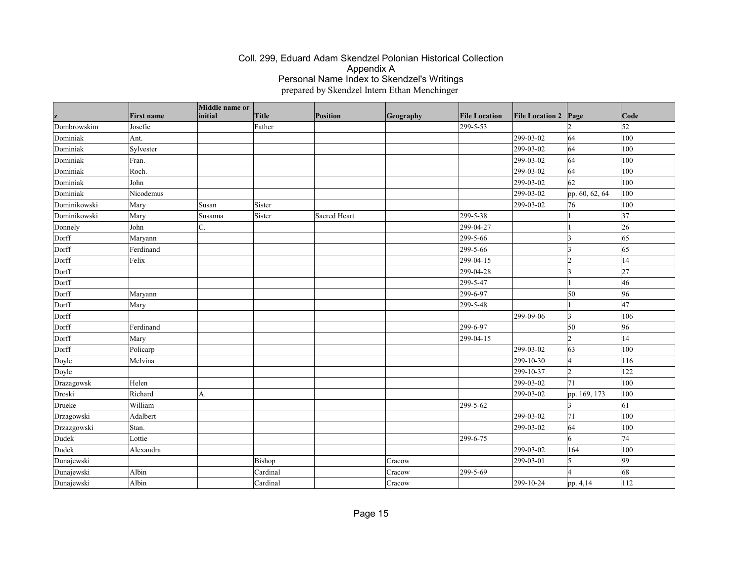Coll. 299, Eduard Adam Skendzel Polonian Historical Collection
Appendix A
Personal Name Index to Skendzel's Writings
prepared by Skendzel Intern Ethan Menchinger

| z | First name | Middle name or initial | Title | Position | Geography | File Location | File Location 2 | Page | Code |
|---|---|---|---|---|---|---|---|---|---|
| Dombrowskim | Josefie | | Father | | | 299-5-53 | | 2 | 52 |
| Dominiak | Ant. | | | | | | 299-03-02 | 64 | 100 |
| Dominiak | Sylvester | | | | | | 299-03-02 | 64 | 100 |
| Dominiak | Fran. | | | | | | 299-03-02 | 64 | 100 |
| Dominiak | Roch. | | | | | | 299-03-02 | 64 | 100 |
| Dominiak | John | | | | | | 299-03-02 | 62 | 100 |
| Dominiak | Nicodemus | | | | | | 299-03-02 | pp. 60, 62, 64 | 100 |
| Dominikowski | Mary | Susan | Sister | | | | 299-03-02 | 76 | 100 |
| Dominikowski | Mary | Susanna | Sister | Sacred Heart | | 299-5-38 | | 1 | 37 |
| Donnely | John | C. | | | | 299-04-27 | | 1 | 26 |
| Dorff | Maryann | | | | | 299-5-66 | | 3 | 65 |
| Dorff | Ferdinand | | | | | 299-5-66 | | 3 | 65 |
| Dorff | Felix | | | | | 299-04-15 | | 2 | 14 |
| Dorff | | | | | | 299-04-28 | | 3 | 27 |
| Dorff | | | | | | 299-5-47 | | 1 | 46 |
| Dorff | Maryann | | | | | 299-6-97 | | 50 | 96 |
| Dorff | Mary | | | | | 299-5-48 | | 1 | 47 |
| Dorff | | | | | | | 299-09-06 | 3 | 106 |
| Dorff | Ferdinand | | | | | 299-6-97 | | 50 | 96 |
| Dorff | Mary | | | | | 299-04-15 | | 2 | 14 |
| Dorff | Policarp | | | | | | 299-03-02 | 63 | 100 |
| Doyle | Melvina | | | | | | 299-10-30 | 4 | 116 |
| Doyle | | | | | | | 299-10-37 | 2 | 122 |
| Drazagowsk | Helen | | | | | | 299-03-02 | 71 | 100 |
| Droski | Richard | A. | | | | | 299-03-02 | pp. 169, 173 | 100 |
| Drueke | William | | | | | 299-5-62 | | 3 | 61 |
| Drzagowski | Adalbert | | | | | | 299-03-02 | 71 | 100 |
| Drzazgowski | Stan. | | | | | | 299-03-02 | 64 | 100 |
| Dudek | Lottie | | | | | 299-6-75 | | 6 | 74 |
| Dudek | Alexandra | | | | | | 299-03-02 | 164 | 100 |
| Dunajewski | | | Bishop | | Cracow | | 299-03-01 | 5 | 99 |
| Dunajewski | Albin | | Cardinal | | Cracow | 299-5-69 | | 4 | 68 |
| Dunajewski | Albin | | Cardinal | | Cracow | | 299-10-24 | pp. 4,14 | 112 |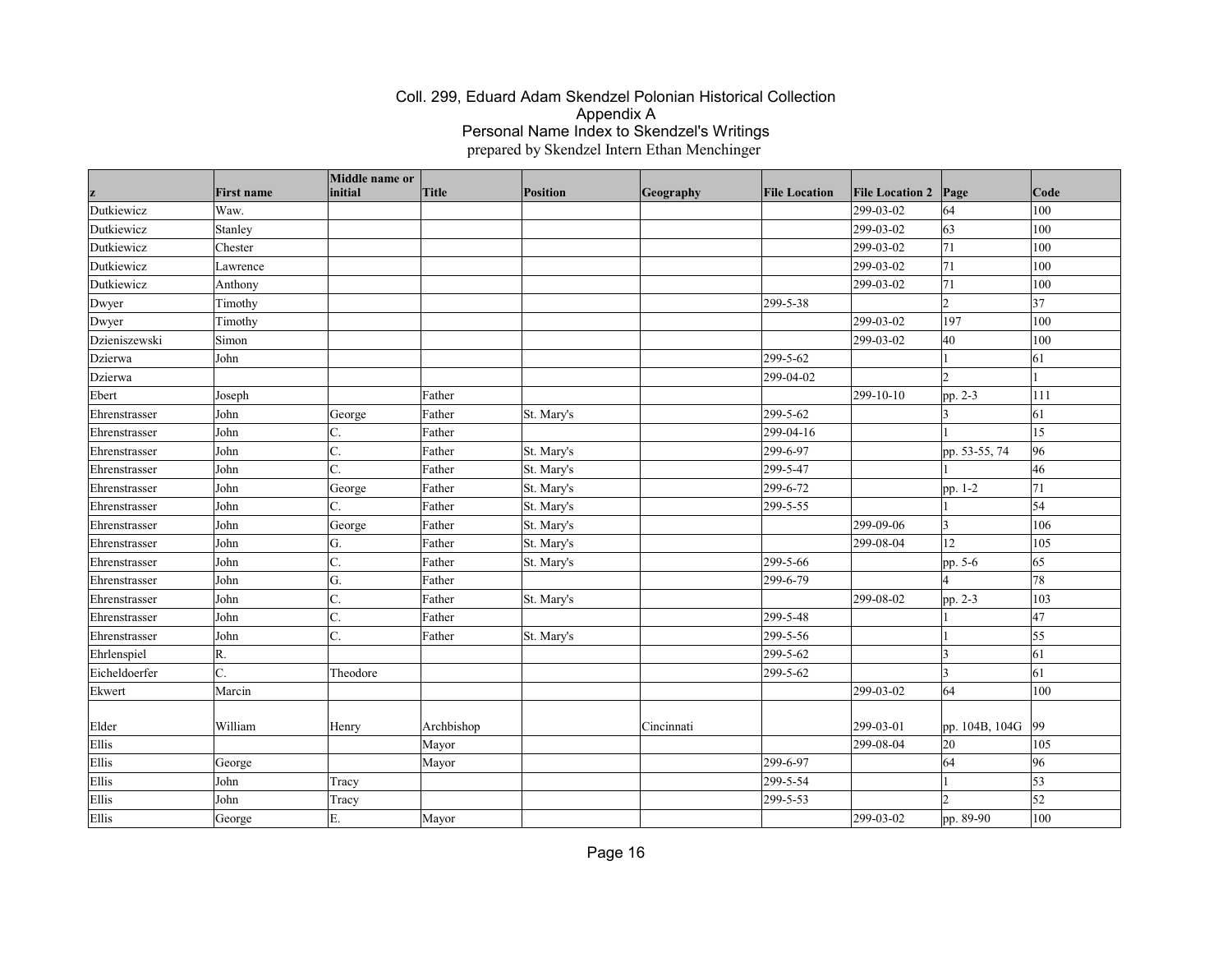Coll. 299, Eduard Adam Skendzel Polonian Historical Collection
Appendix A
Personal Name Index to Skendzel's Writings
prepared by Skendzel Intern Ethan Menchinger

| z | First name | Middle name or initial | Title | Position | Geography | File Location | File Location 2 | Page | Code |
|---|---|---|---|---|---|---|---|---|---|
| Dutkiewicz | Waw. | | | | | | 299-03-02 | 64 | 100 |
| Dutkiewicz | Stanley | | | | | | 299-03-02 | 63 | 100 |
| Dutkiewicz | Chester | | | | | | 299-03-02 | 71 | 100 |
| Dutkiewicz | Lawrence | | | | | | 299-03-02 | 71 | 100 |
| Dutkiewicz | Anthony | | | | | | 299-03-02 | 71 | 100 |
| Dwyer | Timothy | | | | | 299-5-38 | | 2 | 37 |
| Dwyer | Timothy | | | | | | 299-03-02 | 197 | 100 |
| Dzieniszewski | Simon | | | | | | 299-03-02 | 40 | 100 |
| Dzierwa | John | | | | | 299-5-62 | | 1 | 61 |
| Dzierwa | | | | | | 299-04-02 | | 2 | 1 |
| Ebert | Joseph | | Father | | | | 299-10-10 | pp. 2-3 | 111 |
| Ehrenstrasser | John | George | Father | St. Mary's | | 299-5-62 | | 3 | 61 |
| Ehrenstrasser | John | C. | Father | | | 299-04-16 | | 1 | 15 |
| Ehrenstrasser | John | C. | Father | St. Mary's | | 299-6-97 | | pp. 53-55, 74 | 96 |
| Ehrenstrasser | John | C. | Father | St. Mary's | | 299-5-47 | | 1 | 46 |
| Ehrenstrasser | John | George | Father | St. Mary's | | 299-6-72 | | pp. 1-2 | 71 |
| Ehrenstrasser | John | C. | Father | St. Mary's | | 299-5-55 | | 1 | 54 |
| Ehrenstrasser | John | George | Father | St. Mary's | | | 299-09-06 | 3 | 106 |
| Ehrenstrasser | John | G. | Father | St. Mary's | | | 299-08-04 | 12 | 105 |
| Ehrenstrasser | John | C. | Father | St. Mary's | | 299-5-66 | | pp. 5-6 | 65 |
| Ehrenstrasser | John | G. | Father | | | 299-6-79 | | 4 | 78 |
| Ehrenstrasser | John | C. | Father | St. Mary's | | | 299-08-02 | pp. 2-3 | 103 |
| Ehrenstrasser | John | C. | Father | | | 299-5-48 | | 1 | 47 |
| Ehrenstrasser | John | C. | Father | St. Mary's | | 299-5-56 | | 1 | 55 |
| Ehrlenspiel | R. | | | | | 299-5-62 | | 3 | 61 |
| Eicheldoerfer | C. | Theodore | | | | 299-5-62 | | 3 | 61 |
| Ekwert | Marcin | | | | | | 299-03-02 | 64 | 100 |
| Elder | William | Henry | Archbishop | | Cincinnati | | 299-03-01 | pp. 104B, 104G | 99 |
| Ellis | | | Mayor | | | | 299-08-04 | 20 | 105 |
| Ellis | George | | Mayor | | | 299-6-97 | | 64 | 96 |
| Ellis | John | Tracy | | | | 299-5-54 | | 1 | 53 |
| Ellis | John | Tracy | | | | 299-5-53 | | 2 | 52 |
| Ellis | George | E. | Mayor | | | | 299-03-02 | pp. 89-90 | 100 |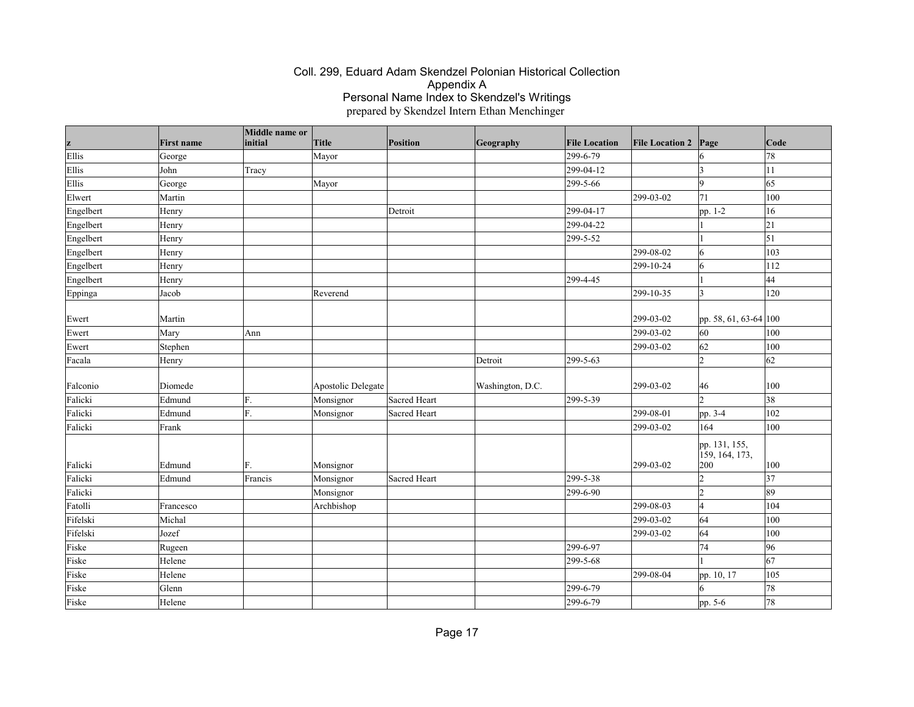Coll. 299, Eduard Adam Skendzel Polonian Historical Collection
Appendix A
Personal Name Index to Skendzel's Writings
prepared by Skendzel Intern Ethan Menchinger

| z | First name | Middle name or initial | Title | Position | Geography | File Location | File Location 2 | Page | Code |
|---|---|---|---|---|---|---|---|---|---|
| Ellis | George | | Mayor | | | 299-6-79 | | 6 | 78 |
| Ellis | John | Tracy | | | | 299-04-12 | | 3 | 11 |
| Ellis | George | | Mayor | | | 299-5-66 | | 9 | 65 |
| Elwert | Martin | | | | | | 299-03-02 | 71 | 100 |
| Engelbert | Henry | | | Detroit | | 299-04-17 | | pp. 1-2 | 16 |
| Engelbert | Henry | | | | | 299-04-22 | | 1 | 21 |
| Engelbert | Henry | | | | | 299-5-52 | | 1 | 51 |
| Engelbert | Henry | | | | | | 299-08-02 | 6 | 103 |
| Engelbert | Henry | | | | | | 299-10-24 | 6 | 112 |
| Engelbert | Henry | | | | | 299-4-45 | | 1 | 44 |
| Eppinga | Jacob | | Reverend | | | | 299-10-35 | 3 | 120 |
| Ewert | Martin | | | | | | 299-03-02 | pp. 58, 61, 63-64 | 100 |
| Ewert | Mary | Ann | | | | | 299-03-02 | 60 | 100 |
| Ewert | Stephen | | | | | | 299-03-02 | 62 | 100 |
| Facala | Henry | | | | Detroit | 299-5-63 | | 2 | 62 |
| Falconio | Diomede | | Apostolic Delegate | | Washington, D.C. | | 299-03-02 | 46 | 100 |
| Falicki | Edmund | F. | Monsignor | Sacred Heart | | 299-5-39 | | 2 | 38 |
| Falicki | Edmund | F. | Monsignor | Sacred Heart | | | 299-08-01 | pp. 3-4 | 102 |
| Falicki | Frank | | | | | | 299-03-02 | 164 | 100 |
| Falicki | Edmund | F. | Monsignor | | | | 299-03-02 | pp. 131, 155, 159, 164, 173, 200 | 100 |
| Falicki | Edmund | Francis | Monsignor | Sacred Heart | | 299-5-38 | | 2 | 37 |
| Falicki | | | Monsignor | | | 299-6-90 | | 2 | 89 |
| Fatolli | Francesco | | Archbishop | | | | 299-08-03 | 4 | 104 |
| Fifelski | Michal | | | | | | 299-03-02 | 64 | 100 |
| Fifelski | Jozef | | | | | | 299-03-02 | 64 | 100 |
| Fiske | Rugeen | | | | | 299-6-97 | | 74 | 96 |
| Fiske | Helene | | | | | 299-5-68 | | 1 | 67 |
| Fiske | Helene | | | | | | 299-08-04 | pp. 10, 17 | 105 |
| Fiske | Glenn | | | | | 299-6-79 | | 6 | 78 |
| Fiske | Helene | | | | | 299-6-79 | | pp. 5-6 | 78 |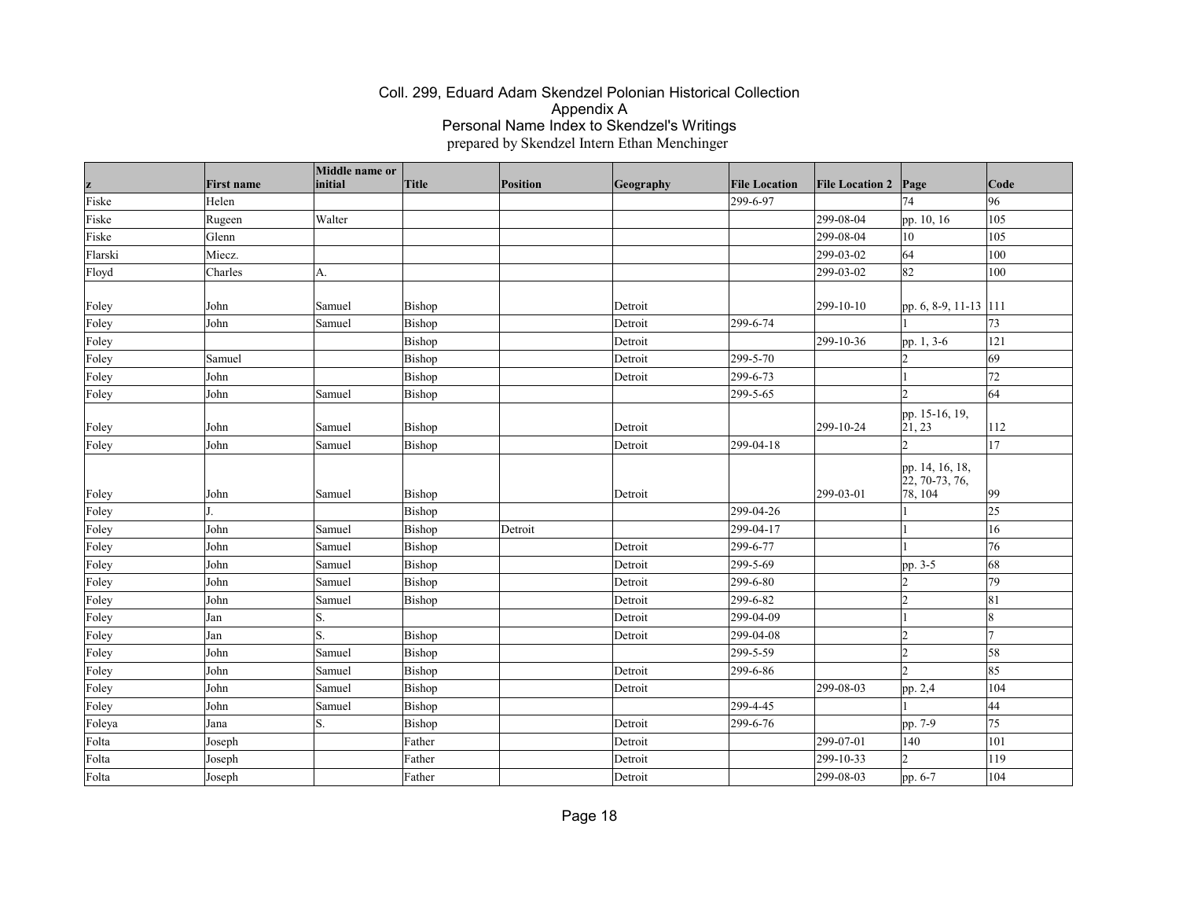# Coll. 299, Eduard Adam Skendzel Polonian Historical Collection
## Appendix A
## Personal Name Index to Skendzel's Writings
prepared by Skendzel Intern Ethan Menchinger

| z | First name | Middle name or initial | Title | Position | Geography | File Location | File Location 2 | Page | Code |
|---|---|---|---|---|---|---|---|---|---|
| Fiske | Helen | | | | | 299-6-97 | | 74 | 96 |
| Fiske | Rugeen | Walter | | | | | 299-08-04 | pp. 10, 16 | 105 |
| Fiske | Glenn | | | | | | 299-08-04 | 10 | 105 |
| Flarski | Miecz. | | | | | | 299-03-02 | 64 | 100 |
| Floyd | Charles | A. | | | | | 299-03-02 | 82 | 100 |
| Foley | John | Samuel | Bishop | | Detroit | | 299-10-10 | pp. 6, 8-9, 11-13 | 111 |
| Foley | John | Samuel | Bishop | | Detroit | 299-6-74 | | 1 | 73 |
| Foley | | | Bishop | | Detroit | | 299-10-36 | pp. 1, 3-6 | 121 |
| Foley | Samuel | | Bishop | | Detroit | 299-5-70 | | 2 | 69 |
| Foley | John | | Bishop | | Detroit | 299-6-73 | | 1 | 72 |
| Foley | John | Samuel | Bishop | | | 299-5-65 | | 2 | 64 |
| Foley | John | Samuel | Bishop | | Detroit | | 299-10-24 | pp. 15-16, 19, 21, 23 | 112 |
| Foley | John | Samuel | Bishop | | Detroit | 299-04-18 | | 2 | 17 |
| Foley | John | Samuel | Bishop | | Detroit | | 299-03-01 | pp. 14, 16, 18, 22, 70-73, 76, 78, 104 | 99 |
| Foley | J. | | Bishop | | | 299-04-26 | | 1 | 25 |
| Foley | John | Samuel | Bishop | Detroit | | 299-04-17 | | 1 | 16 |
| Foley | John | Samuel | Bishop | | Detroit | 299-6-77 | | 1 | 76 |
| Foley | John | Samuel | Bishop | | Detroit | 299-5-69 | | pp. 3-5 | 68 |
| Foley | John | Samuel | Bishop | | Detroit | 299-6-80 | | 2 | 79 |
| Foley | John | Samuel | Bishop | | Detroit | 299-6-82 | | 2 | 81 |
| Foley | Jan | S. | | | Detroit | 299-04-09 | | 1 | 8 |
| Foley | Jan | S. | Bishop | | Detroit | 299-04-08 | | 2 | 7 |
| Foley | John | Samuel | Bishop | | | 299-5-59 | | 2 | 58 |
| Foley | John | Samuel | Bishop | | Detroit | 299-6-86 | | 2 | 85 |
| Foley | John | Samuel | Bishop | | Detroit | | 299-08-03 | pp. 2,4 | 104 |
| Foley | John | Samuel | Bishop | | | 299-4-45 | | 1 | 44 |
| Foleya | Jana | S. | Bishop | | Detroit | 299-6-76 | | pp. 7-9 | 75 |
| Folta | Joseph | | Father | | Detroit | | 299-07-01 | 140 | 101 |
| Folta | Joseph | | Father | | Detroit | | 299-10-33 | 2 | 119 |
| Folta | Joseph | | Father | | Detroit | | 299-08-03 | pp. 6-7 | 104 |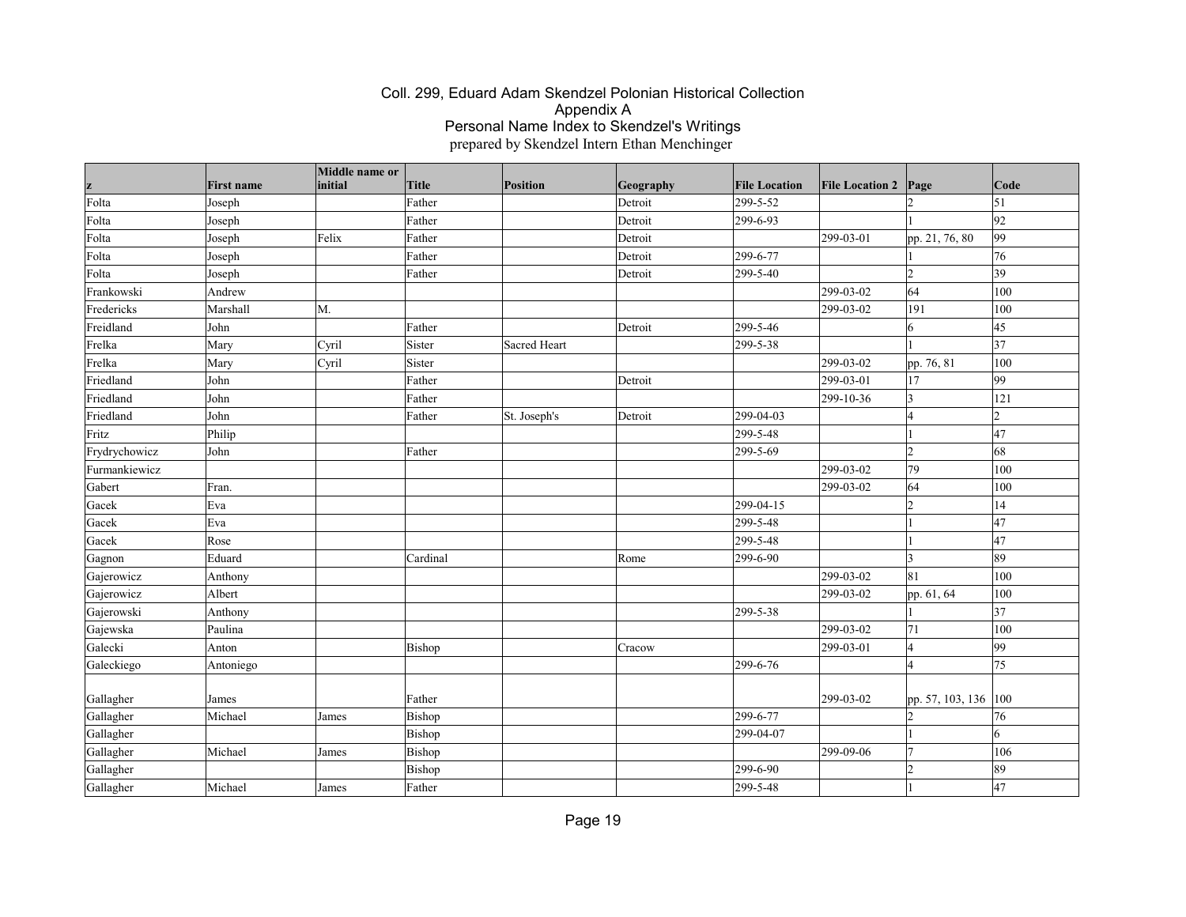# Coll. 299, Eduard Adam Skendzel Polonian Historical Collection
## Appendix A
## Personal Name Index to Skendzel's Writings

prepared by Skendzel Intern Ethan Menchinger

| z | First name | Middle name or initial | Title | Position | Geography | File Location | File Location 2 | Page | Code |
|---|---|---|---|---|---|---|---|---|---|
| Folta | Joseph | | Father | | Detroit | 299-5-52 | | 2 | 51 |
| Folta | Joseph | | Father | | Detroit | 299-6-93 | | 1 | 92 |
| Folta | Joseph | Felix | Father | | Detroit | | 299-03-01 | pp. 21, 76, 80 | 99 |
| Folta | Joseph | | Father | | Detroit | 299-6-77 | | 1 | 76 |
| Folta | Joseph | | Father | | Detroit | 299-5-40 | | 2 | 39 |
| Frankowski | Andrew | | | | | | 299-03-02 | 64 | 100 |
| Fredericks | Marshall | M. | | | | | 299-03-02 | 191 | 100 |
| Freidland | John | | Father | | Detroit | 299-5-46 | | 6 | 45 |
| Frelka | Mary | Cyril | Sister | Sacred Heart | | 299-5-38 | | 1 | 37 |
| Frelka | Mary | Cyril | Sister | | | | 299-03-02 | pp. 76, 81 | 100 |
| Friedland | John | | Father | | Detroit | | 299-03-01 | 17 | 99 |
| Friedland | John | | Father | | | | 299-10-36 | 3 | 121 |
| Friedland | John | | Father | St. Joseph's | Detroit | 299-04-03 | | 4 | 2 |
| Fritz | Philip | | | | | 299-5-48 | | 1 | 47 |
| Frydrychowicz | John | | Father | | | 299-5-69 | | 2 | 68 |
| Furmankiewicz | | | | | | | 299-03-02 | 79 | 100 |
| Gabert | Fran. | | | | | | 299-03-02 | 64 | 100 |
| Gacek | Eva | | | | | 299-04-15 | | 2 | 14 |
| Gacek | Eva | | | | | 299-5-48 | | 1 | 47 |
| Gacek | Rose | | | | | 299-5-48 | | 1 | 47 |
| Gagnon | Eduard | | Cardinal | | Rome | 299-6-90 | | 3 | 89 |
| Gajerowicz | Anthony | | | | | | 299-03-02 | 81 | 100 |
| Gajerowicz | Albert | | | | | | 299-03-02 | pp. 61, 64 | 100 |
| Gajerowski | Anthony | | | | | 299-5-38 | | 1 | 37 |
| Gajewska | Paulina | | | | | | 299-03-02 | 71 | 100 |
| Galecki | Anton | | Bishop | | Cracow | | 299-03-01 | 4 | 99 |
| Galeckiego | Antoniego | | | | | 299-6-76 | | 4 | 75 |
| Gallagher | James | | Father | | | | 299-03-02 | pp. 57, 103, 136 | 100 |
| Gallagher | Michael | James | Bishop | | | 299-6-77 | | 2 | 76 |
| Gallagher | | | Bishop | | | 299-04-07 | | 1 | 6 |
| Gallagher | Michael | James | Bishop | | | | 299-09-06 | 7 | 106 |
| Gallagher | | | Bishop | | | 299-6-90 | | 2 | 89 |
| Gallagher | Michael | James | Father | | | 299-5-48 | | 1 | 47 |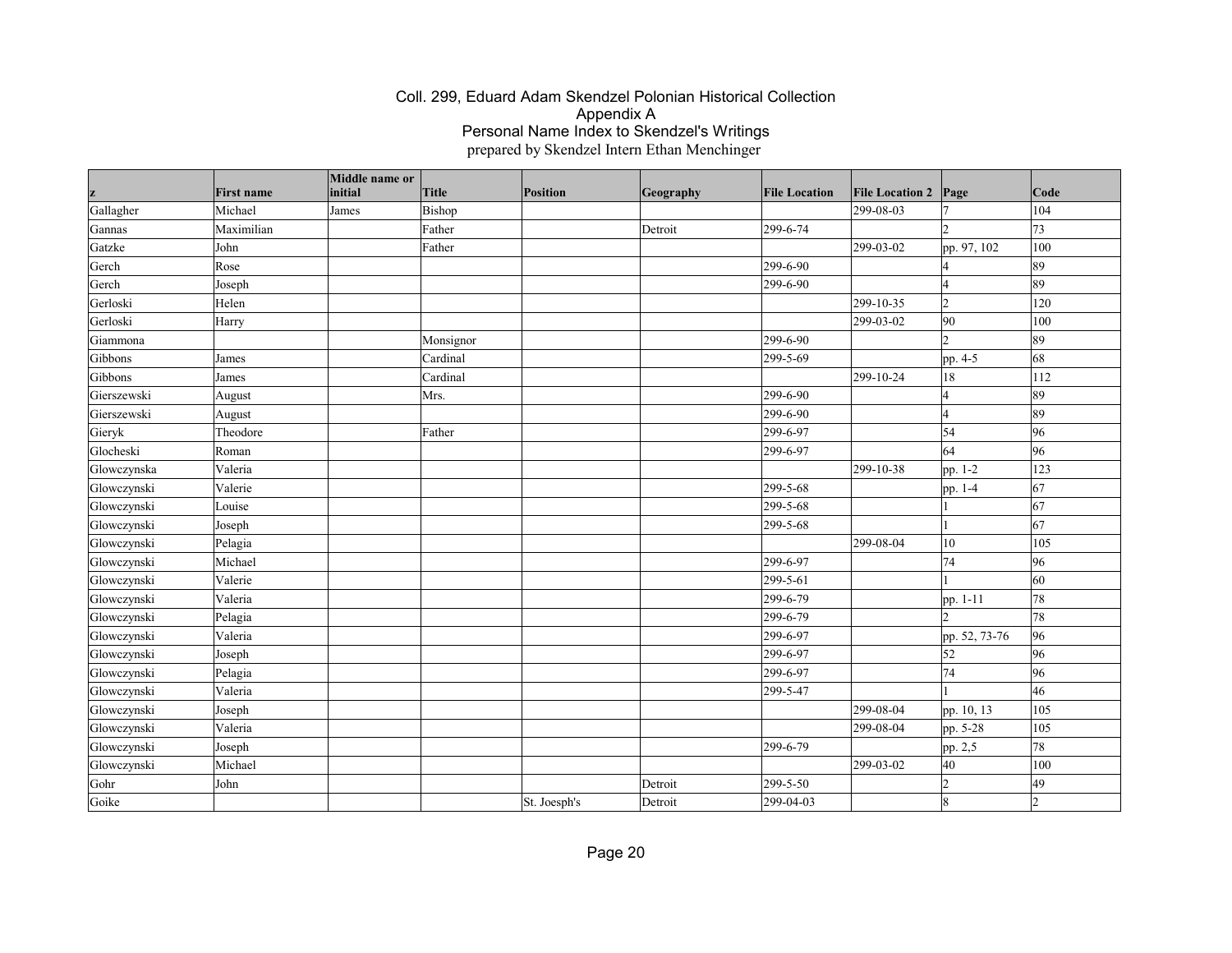Coll. 299, Eduard Adam Skendzel Polonian Historical Collection
Appendix A
Personal Name Index to Skendzel's Writings
prepared by Skendzel Intern Ethan Menchinger

| z | First name | Middle name or initial | Title | Position | Geography | File Location | File Location 2 | Page | Code |
|---|---|---|---|---|---|---|---|---|---|
| Gallagher | Michael | James | Bishop | | | | 299-08-03 | 7 | 104 |
| Gannas | Maximilian | | Father | | Detroit | 299-6-74 | | 2 | 73 |
| Gatzke | John | | Father | | | | 299-03-02 | pp. 97, 102 | 100 |
| Gerch | Rose | | | | | 299-6-90 | | 4 | 89 |
| Gerch | Joseph | | | | | 299-6-90 | | 4 | 89 |
| Gerloski | Helen | | | | | | 299-10-35 | 2 | 120 |
| Gerloski | Harry | | | | | | 299-03-02 | 90 | 100 |
| Giammona | | | Monsignor | | | 299-6-90 | | 2 | 89 |
| Gibbons | James | | Cardinal | | | 299-5-69 | | pp. 4-5 | 68 |
| Gibbons | James | | Cardinal | | | | 299-10-24 | 18 | 112 |
| Gierszewski | August | | Mrs. | | | 299-6-90 | | 4 | 89 |
| Gierszewski | August | | | | | 299-6-90 | | 4 | 89 |
| Gieryk | Theodore | | Father | | | 299-6-97 | | 54 | 96 |
| Glocheski | Roman | | | | | 299-6-97 | | 64 | 96 |
| Glowczynska | Valeria | | | | | | 299-10-38 | pp. 1-2 | 123 |
| Glowczynski | Valerie | | | | | 299-5-68 | | pp. 1-4 | 67 |
| Glowczynski | Louise | | | | | 299-5-68 | | 1 | 67 |
| Glowczynski | Joseph | | | | | 299-5-68 | | 1 | 67 |
| Glowczynski | Pelagia | | | | | | 299-08-04 | 10 | 105 |
| Glowczynski | Michael | | | | | 299-6-97 | | 74 | 96 |
| Glowczynski | Valerie | | | | | 299-5-61 | | 1 | 60 |
| Glowczynski | Valeria | | | | | 299-6-79 | | pp. 1-11 | 78 |
| Glowczynski | Pelagia | | | | | 299-6-79 | | 2 | 78 |
| Glowczynski | Valeria | | | | | 299-6-97 | | pp. 52, 73-76 | 96 |
| Glowczynski | Joseph | | | | | 299-6-97 | | 52 | 96 |
| Glowczynski | Pelagia | | | | | 299-6-97 | | 74 | 96 |
| Glowczynski | Valeria | | | | | 299-5-47 | | 1 | 46 |
| Glowczynski | Joseph | | | | | | 299-08-04 | pp. 10, 13 | 105 |
| Glowczynski | Valeria | | | | | | 299-08-04 | pp. 5-28 | 105 |
| Glowczynski | Joseph | | | | | 299-6-79 | | pp. 2,5 | 78 |
| Glowczynski | Michael | | | | | | 299-03-02 | 40 | 100 |
| Gohr | John | | | | Detroit | 299-5-50 | | 2 | 49 |
| Goike | | | | St. Joesph's | Detroit | 299-04-03 | | 8 | 2 |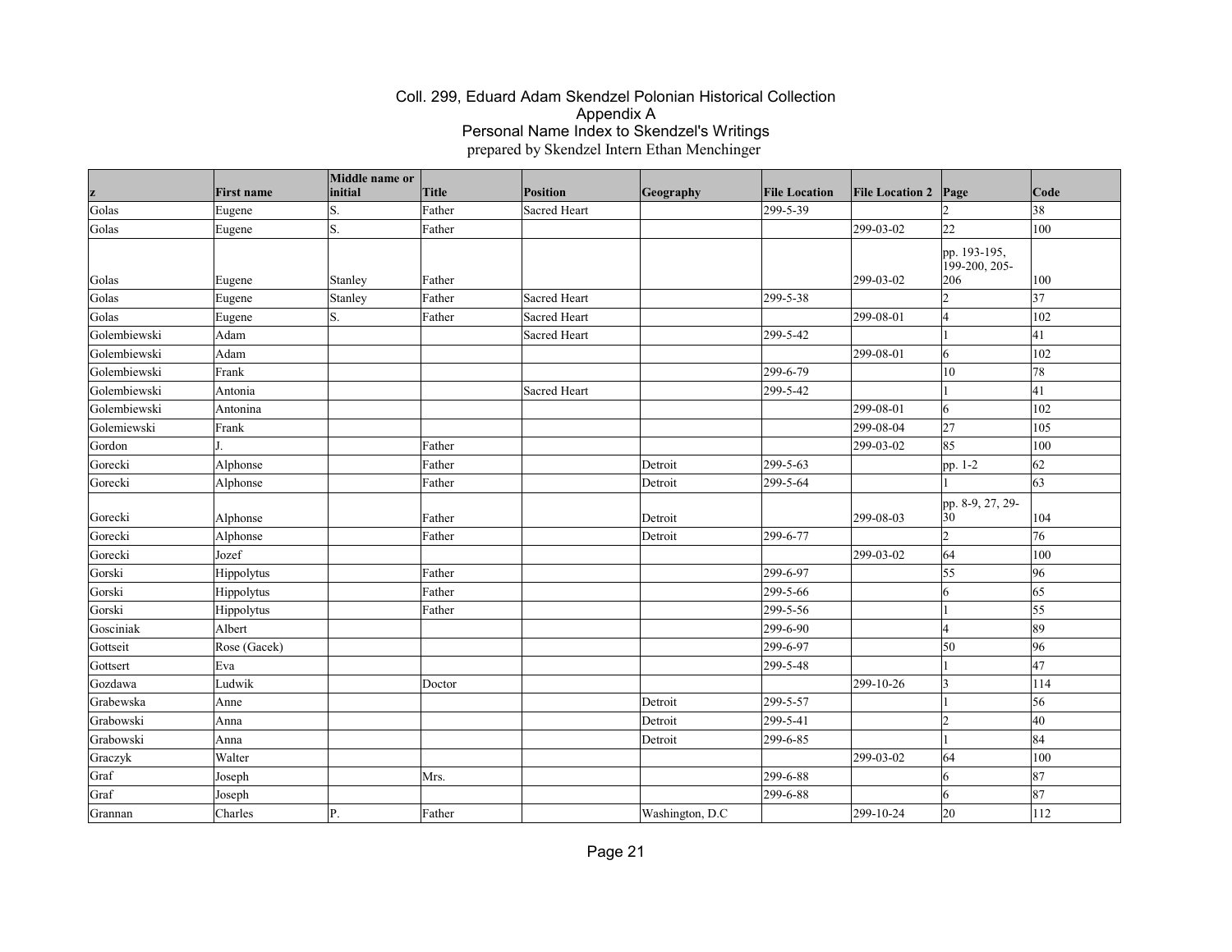Coll. 299, Eduard Adam Skendzel Polonian Historical Collection
Appendix A
Personal Name Index to Skendzel's Writings
prepared by Skendzel Intern Ethan Menchinger

| z | First name | Middle name or initial | Title | Position | Geography | File Location | File Location 2 | Page | Code |
|---|---|---|---|---|---|---|---|---|---|
| Golas | Eugene | S. | Father | Sacred Heart | | 299-5-39 | | 2 | 38 |
| Golas | Eugene | S. | Father | | | | 299-03-02 | 22 | 100 |
| Golas | Eugene | Stanley | Father | | | | 299-03-02 | pp. 193-195, 199-200, 205-206 | 100 |
| Golas | Eugene | Stanley | Father | Sacred Heart | | 299-5-38 | | 2 | 37 |
| Golas | Eugene | S. | Father | Sacred Heart | | | 299-08-01 | 4 | 102 |
| Golembiewski | Adam | | | Sacred Heart | | 299-5-42 | | 1 | 41 |
| Golembiewski | Adam | | | | | | 299-08-01 | 6 | 102 |
| Golembiewski | Frank | | | | | 299-6-79 | | 10 | 78 |
| Golembiewski | Antonia | | | Sacred Heart | | 299-5-42 | | 1 | 41 |
| Golembiewski | Antonina | | | | | | 299-08-01 | 6 | 102 |
| Golemiewski | Frank | | | | | | 299-08-04 | 27 | 105 |
| Gordon | J. | | Father | | | | 299-03-02 | 85 | 100 |
| Gorecki | Alphonse | | Father | | Detroit | 299-5-63 | | pp. 1-2 | 62 |
| Gorecki | Alphonse | | Father | | Detroit | 299-5-64 | | 1 | 63 |
| Gorecki | Alphonse | | Father | | Detroit | | 299-08-03 | pp. 8-9, 27, 29-30 | 104 |
| Gorecki | Alphonse | | Father | | Detroit | 299-6-77 | | 2 | 76 |
| Gorecki | Jozef | | | | | | 299-03-02 | 64 | 100 |
| Gorski | Hippolytus | | Father | | | 299-6-97 | | 55 | 96 |
| Gorski | Hippolytus | | Father | | | 299-5-66 | | 6 | 65 |
| Gorski | Hippolytus | | Father | | | 299-5-56 | | 1 | 55 |
| Gosciniak | Albert | | | | | 299-6-90 | | 4 | 89 |
| Gottseit | Rose (Gacek) | | | | | 299-6-97 | | 50 | 96 |
| Gottsert | Eva | | | | | 299-5-48 | | 1 | 47 |
| Gozdawa | Ludwik | | Doctor | | | | 299-10-26 | 3 | 114 |
| Grabewska | Anne | | | | Detroit | 299-5-57 | | 1 | 56 |
| Grabowski | Anna | | | | Detroit | 299-5-41 | | 2 | 40 |
| Grabowski | Anna | | | | Detroit | 299-6-85 | | 1 | 84 |
| Graczyk | Walter | | | | | | 299-03-02 | 64 | 100 |
| Graf | Joseph | | Mrs. | | | 299-6-88 | | 6 | 87 |
| Graf | Joseph | | | | | 299-6-88 | | 6 | 87 |
| Grannan | Charles | P. | Father | | Washington, D.C | | 299-10-24 | 20 | 112 |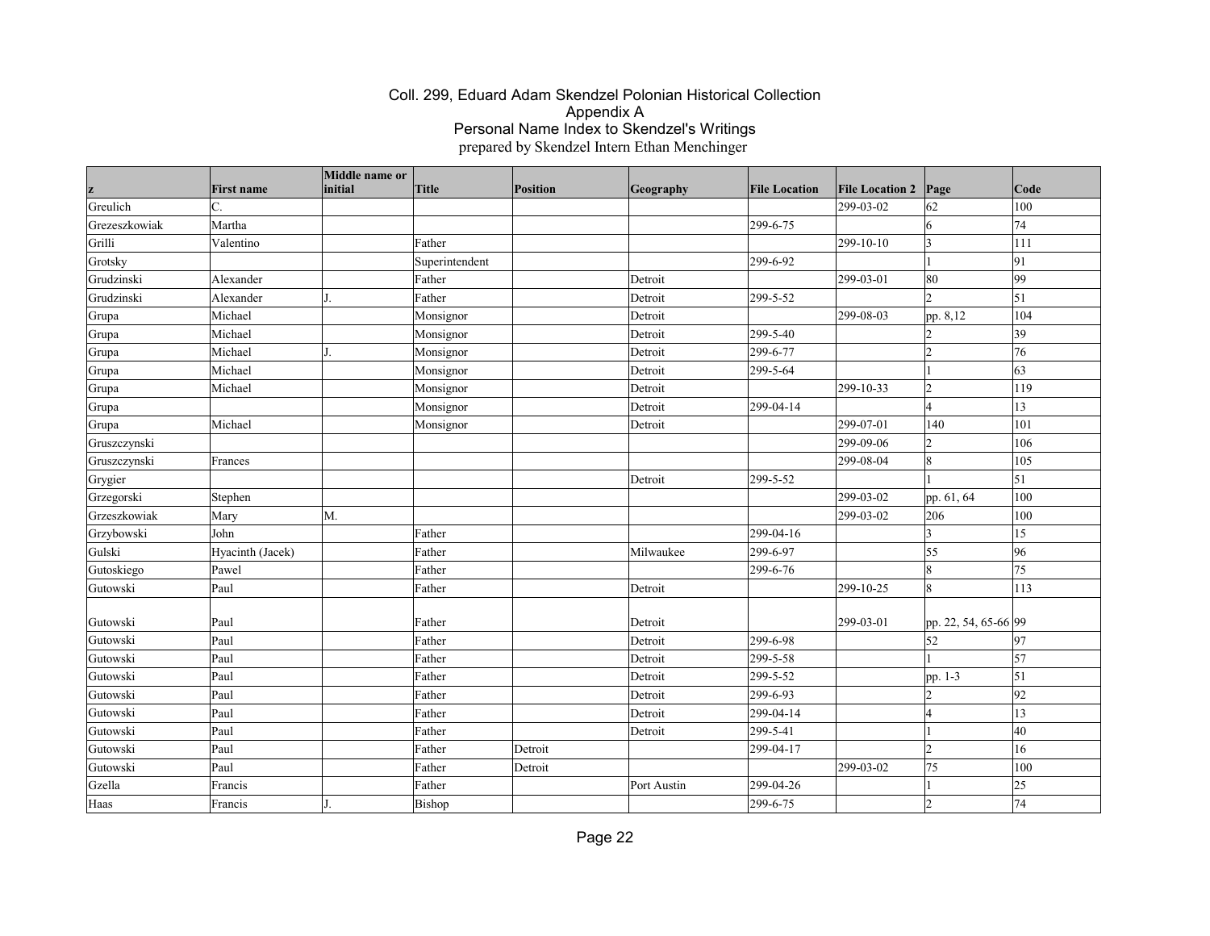# Coll. 299, Eduard Adam Skendzel Polonian Historical Collection
## Appendix A
## Personal Name Index to Skendzel's Writings
prepared by Skendzel Intern Ethan Menchinger

| z | First name | Middle name or initial | Title | Position | Geography | File Location | File Location 2 | Page | Code |
|---|---|---|---|---|---|---|---|---|---|
| Greulich | C. | | | | | | 299-03-02 | 62 | 100 |
| Grezeszkowiak | Martha | | | | | 299-6-75 | | 6 | 74 |
| Grilli | Valentino | | Father | | | | 299-10-10 | 3 | 111 |
| Grotsky | | | Superintendent | | | 299-6-92 | | 1 | 91 |
| Grudzinski | Alexander | | Father | | Detroit | | 299-03-01 | 80 | 99 |
| Grudzinski | Alexander | J. | Father | | Detroit | 299-5-52 | | 2 | 51 |
| Grupa | Michael | | Monsignor | | Detroit | | 299-08-03 | pp. 8,12 | 104 |
| Grupa | Michael | | Monsignor | | Detroit | 299-5-40 | | 2 | 39 |
| Grupa | Michael | J. | Monsignor | | Detroit | 299-6-77 | | 2 | 76 |
| Grupa | Michael | | Monsignor | | Detroit | 299-5-64 | | 1 | 63 |
| Grupa | Michael | | Monsignor | | Detroit | | 299-10-33 | 2 | 119 |
| Grupa | | | Monsignor | | Detroit | 299-04-14 | | 4 | 13 |
| Grupa | Michael | | Monsignor | | Detroit | | 299-07-01 | 140 | 101 |
| Gruszczynski | | | | | | | 299-09-06 | 2 | 106 |
| Gruszczynski | Frances | | | | | | 299-08-04 | 8 | 105 |
| Grygier | | | | | Detroit | 299-5-52 | | 1 | 51 |
| Grzegorski | Stephen | | | | | | 299-03-02 | pp. 61, 64 | 100 |
| Grzeszkowiak | Mary | M. | | | | | 299-03-02 | 206 | 100 |
| Grzybowski | John | | Father | | | 299-04-16 | | 3 | 15 |
| Gulski | Hyacinth (Jacek) | | Father | | Milwaukee | 299-6-97 | | 55 | 96 |
| Gutoskiego | Pawel | | Father | | | 299-6-76 | | 8 | 75 |
| Gutowski | Paul | | Father | | Detroit | | 299-10-25 | 8 | 113 |
| Gutowski | Paul | | Father | | Detroit | | 299-03-01 | pp. 22, 54, 65-66 | 99 |
| Gutowski | Paul | | Father | | Detroit | 299-6-98 | | 52 | 97 |
| Gutowski | Paul | | Father | | Detroit | 299-5-58 | | 1 | 57 |
| Gutowski | Paul | | Father | | Detroit | 299-5-52 | | pp. 1-3 | 51 |
| Gutowski | Paul | | Father | | Detroit | 299-6-93 | | 2 | 92 |
| Gutowski | Paul | | Father | | Detroit | 299-04-14 | | 4 | 13 |
| Gutowski | Paul | | Father | | Detroit | 299-5-41 | | 1 | 40 |
| Gutowski | Paul | | Father | Detroit | | 299-04-17 | | 2 | 16 |
| Gutowski | Paul | | Father | Detroit | | | 299-03-02 | 75 | 100 |
| Gzella | Francis | | Father | | Port Austin | 299-04-26 | | 1 | 25 |
| Haas | Francis | J. | Bishop | | | 299-6-75 | | 2 | 74 |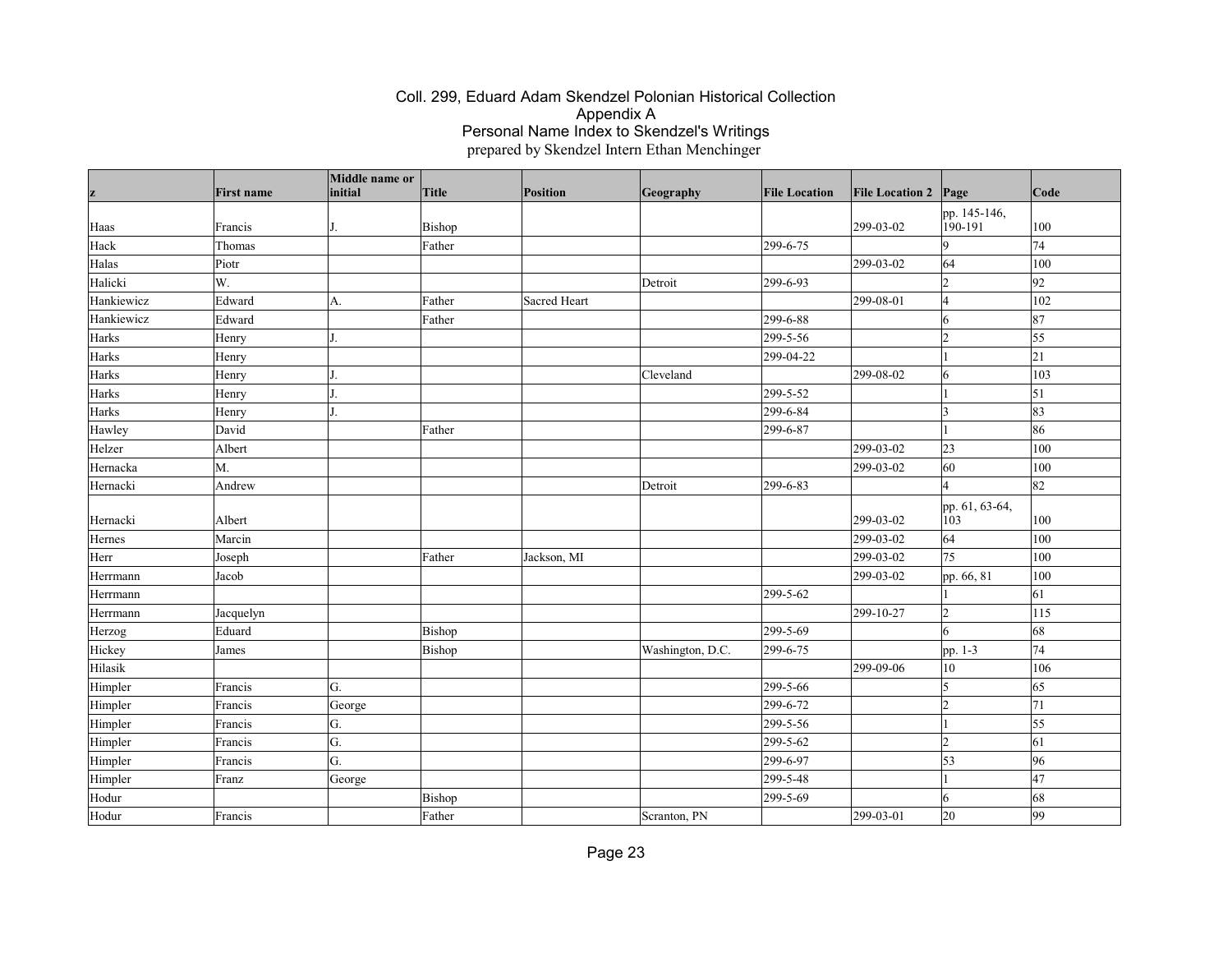Coll. 299, Eduard Adam Skendzel Polonian Historical Collection
Appendix A
Personal Name Index to Skendzel's Writings
prepared by Skendzel Intern Ethan Menchinger

| z | First name | Middle name or initial | Title | Position | Geography | File Location | File Location 2 | Page | Code |
|---|---|---|---|---|---|---|---|---|---|
| Haas | Francis | J. | Bishop | | | | 299-03-02 | pp. 145-146, 190-191 | 100 |
| Hack | Thomas | | Father | | | 299-6-75 | | 9 | 74 |
| Halas | Piotr | | | | | | 299-03-02 | 64 | 100 |
| Halicki | W. | | | | Detroit | 299-6-93 | | 2 | 92 |
| Hankiewicz | Edward | A. | Father | Sacred Heart | | | 299-08-01 | 4 | 102 |
| Hankiewicz | Edward | | Father | | | 299-6-88 | | 6 | 87 |
| Harks | Henry | J. | | | | 299-5-56 | | 2 | 55 |
| Harks | Henry | | | | | 299-04-22 | | 1 | 21 |
| Harks | Henry | J. | | | Cleveland | | 299-08-02 | 6 | 103 |
| Harks | Henry | J. | | | | 299-5-52 | | 1 | 51 |
| Harks | Henry | J. | | | | 299-6-84 | | 3 | 83 |
| Hawley | David | | Father | | | 299-6-87 | | 1 | 86 |
| Helzer | Albert | | | | | | 299-03-02 | 23 | 100 |
| Hernacka | M. | | | | | | 299-03-02 | 60 | 100 |
| Hernacki | Andrew | | | | Detroit | 299-6-83 | | 4 | 82 |
| Hernacki | Albert | | | | | | 299-03-02 | pp. 61, 63-64, 103 | 100 |
| Hernes | Marcin | | | | | | 299-03-02 | 64 | 100 |
| Herr | Joseph | | Father | Jackson, MI | | | 299-03-02 | 75 | 100 |
| Herrmann | Jacob | | | | | | 299-03-02 | pp. 66, 81 | 100 |
| Herrmann | | | | | | 299-5-62 | | 1 | 61 |
| Herrmann | Jacquelyn | | | | | | 299-10-27 | 2 | 115 |
| Herzog | Eduard | | Bishop | | | 299-5-69 | | 6 | 68 |
| Hickey | James | | Bishop | | Washington, D.C. | 299-6-75 | | pp. 1-3 | 74 |
| Hilasik | | | | | | | 299-09-06 | 10 | 106 |
| Himpler | Francis | G. | | | | 299-5-66 | | 5 | 65 |
| Himpler | Francis | George | | | | 299-6-72 | | 2 | 71 |
| Himpler | Francis | G. | | | | 299-5-56 | | 1 | 55 |
| Himpler | Francis | G. | | | | 299-5-62 | | 2 | 61 |
| Himpler | Francis | G. | | | | 299-6-97 | | 53 | 96 |
| Himpler | Franz | George | | | | 299-5-48 | | 1 | 47 |
| Hodur | | | Bishop | | | 299-5-69 | | 6 | 68 |
| Hodur | Francis | | Father | | Scranton, PN | | 299-03-01 | 20 | 99 |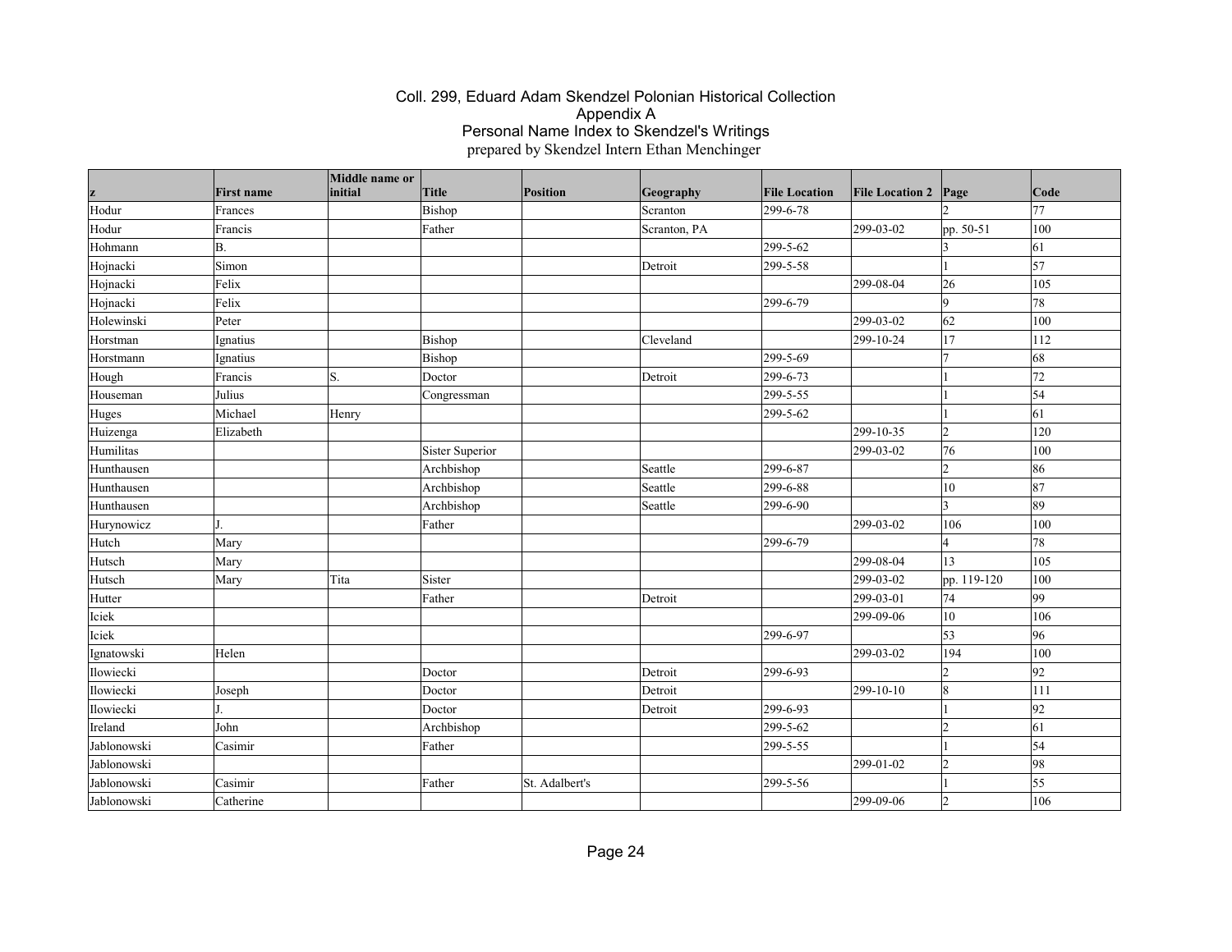# Coll. 299, Eduard Adam Skendzel Polonian Historical Collection
## Appendix A
## Personal Name Index to Skendzel's Writings
prepared by Skendzel Intern Ethan Menchinger

| z | First name | Middle name or initial | Title | Position | Geography | File Location | File Location 2 | Page | Code |
|---|---|---|---|---|---|---|---|---|---|
| Hodur | Frances | | Bishop | | Scranton | 299-6-78 | | 2 | 77 |
| Hodur | Francis | | Father | | Scranton, PA | | 299-03-02 | pp. 50-51 | 100 |
| Hohmann | B. | | | | | 299-5-62 | | 3 | 61 |
| Hojnacki | Simon | | | | Detroit | 299-5-58 | | 1 | 57 |
| Hojnacki | Felix | | | | | | 299-08-04 | 26 | 105 |
| Hojnacki | Felix | | | | | 299-6-79 | | 9 | 78 |
| Holewinski | Peter | | | | | | 299-03-02 | 62 | 100 |
| Horstman | Ignatius | | Bishop | | Cleveland | | 299-10-24 | 17 | 112 |
| Horstmann | Ignatius | | Bishop | | | 299-5-69 | | 7 | 68 |
| Hough | Francis | S. | Doctor | | Detroit | 299-6-73 | | 1 | 72 |
| Houseman | Julius | | Congressman | | | 299-5-55 | | 1 | 54 |
| Huges | Michael | Henry | | | | 299-5-62 | | 1 | 61 |
| Huizenga | Elizabeth | | | | | | 299-10-35 | 2 | 120 |
| Humilitas | | | Sister Superior | | | | 299-03-02 | 76 | 100 |
| Hunthausen | | | Archbishop | | Seattle | 299-6-87 | | 2 | 86 |
| Hunthausen | | | Archbishop | | Seattle | 299-6-88 | | 10 | 87 |
| Hunthausen | | | Archbishop | | Seattle | 299-6-90 | | 3 | 89 |
| Hurynowicz | J. | | Father | | | | 299-03-02 | 106 | 100 |
| Hutch | Mary | | | | | 299-6-79 | | 4 | 78 |
| Hutsch | Mary | | | | | | 299-08-04 | 13 | 105 |
| Hutsch | Mary | Tita | Sister | | | | 299-03-02 | pp. 119-120 | 100 |
| Hutter | | | Father | | Detroit | | 299-03-01 | 74 | 99 |
| Iciek | | | | | | | 299-09-06 | 10 | 106 |
| Iciek | | | | | | 299-6-97 | | 53 | 96 |
| Ignatowski | Helen | | | | | | 299-03-02 | 194 | 100 |
| Ilowiecki | | | Doctor | | Detroit | 299-6-93 | | 2 | 92 |
| Ilowiecki | Joseph | | Doctor | | Detroit | | 299-10-10 | 8 | 111 |
| Ilowiecki | J. | | Doctor | | Detroit | 299-6-93 | | 1 | 92 |
| Ireland | John | | Archbishop | | | 299-5-62 | | 2 | 61 |
| Jablonowski | Casimir | | Father | | | 299-5-55 | | 1 | 54 |
| Jablonowski | | | | | | | 299-01-02 | 2 | 98 |
| Jablonowski | Casimir | | Father | St. Adalbert's | | 299-5-56 | | 1 | 55 |
| Jablonowski | Catherine | | | | | | 299-09-06 | 2 | 106 |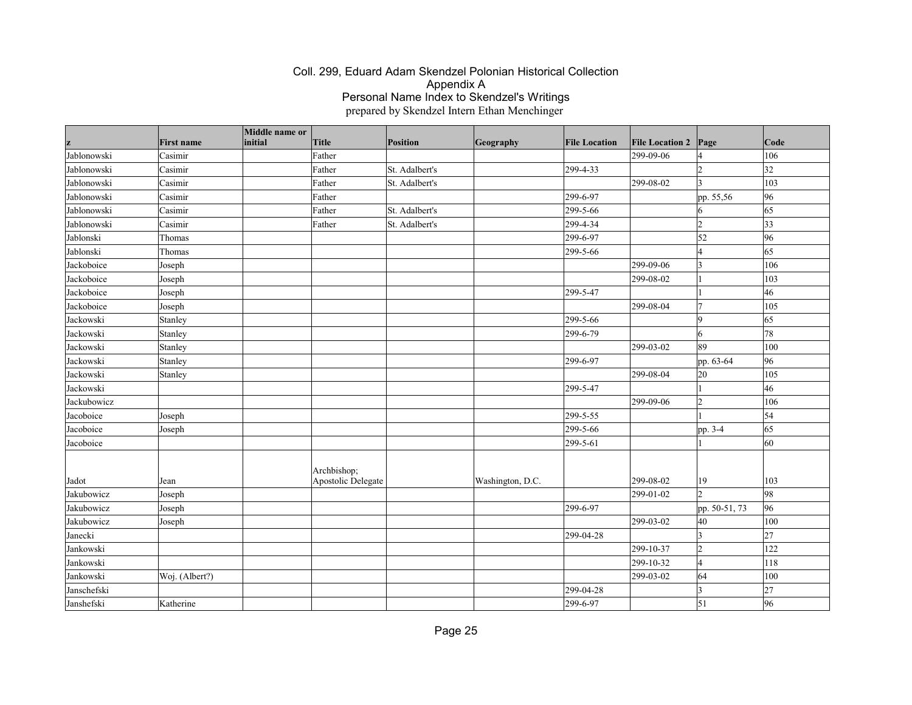# Coll. 299, Eduard Adam Skendzel Polonian Historical Collection
## Appendix A
## Personal Name Index to Skendzel's Writings
prepared by Skendzel Intern Ethan Menchinger

| z | First name | Middle name or initial | Title | Position | Geography | File Location | File Location 2 | Page | Code |
|---|---|---|---|---|---|---|---|---|---|
| Jablonowski | Casimir | | Father | | | | 299-09-06 | 4 | 106 |
| Jablonowski | Casimir | | Father | St. Adalbert's | | 299-4-33 | | 2 | 32 |
| Jablonowski | Casimir | | Father | St. Adalbert's | | | 299-08-02 | 3 | 103 |
| Jablonowski | Casimir | | Father | | | 299-6-97 | | pp. 55,56 | 96 |
| Jablonowski | Casimir | | Father | St. Adalbert's | | 299-5-66 | | 6 | 65 |
| Jablonowski | Casimir | | Father | St. Adalbert's | | 299-4-34 | | 2 | 33 |
| Jablonski | Thomas | | | | | 299-6-97 | | 52 | 96 |
| Jablonski | Thomas | | | | | 299-5-66 | | 4 | 65 |
| Jackoboice | Joseph | | | | | | 299-09-06 | 3 | 106 |
| Jackoboice | Joseph | | | | | | 299-08-02 | 1 | 103 |
| Jackoboice | Joseph | | | | | 299-5-47 | | 1 | 46 |
| Jackoboice | Joseph | | | | | | 299-08-04 | 7 | 105 |
| Jackowski | Stanley | | | | | 299-5-66 | | 9 | 65 |
| Jackowski | Stanley | | | | | 299-6-79 | | 6 | 78 |
| Jackowski | Stanley | | | | | | 299-03-02 | 89 | 100 |
| Jackowski | Stanley | | | | | 299-6-97 | | pp. 63-64 | 96 |
| Jackowski | Stanley | | | | | | 299-08-04 | 20 | 105 |
| Jackowski | | | | | | 299-5-47 | | 1 | 46 |
| Jackubowicz | | | | | | | 299-09-06 | 2 | 106 |
| Jacoboice | Joseph | | | | | 299-5-55 | | 1 | 54 |
| Jacoboice | Joseph | | | | | 299-5-66 | | pp. 3-4 | 65 |
| Jacoboice | | | | | | 299-5-61 | | 1 | 60 |
| Jadot | Jean | | Archbishop; Apostolic Delegate | | Washington, D.C. | | 299-08-02 | 19 | 103 |
| Jakubowicz | Joseph | | | | | | 299-01-02 | 2 | 98 |
| Jakubowicz | Joseph | | | | | 299-6-97 | | pp. 50-51, 73 | 96 |
| Jakubowicz | Joseph | | | | | | 299-03-02 | 40 | 100 |
| Janecki | | | | | | 299-04-28 | | 3 | 27 |
| Jankowski | | | | | | | 299-10-37 | 2 | 122 |
| Jankowski | | | | | | | 299-10-32 | 4 | 118 |
| Jankowski | Woj. (Albert?) | | | | | | 299-03-02 | 64 | 100 |
| Janschefski | | | | | | 299-04-28 | | 3 | 27 |
| Janshefski | Katherine | | | | | 299-6-97 | | 51 | 96 |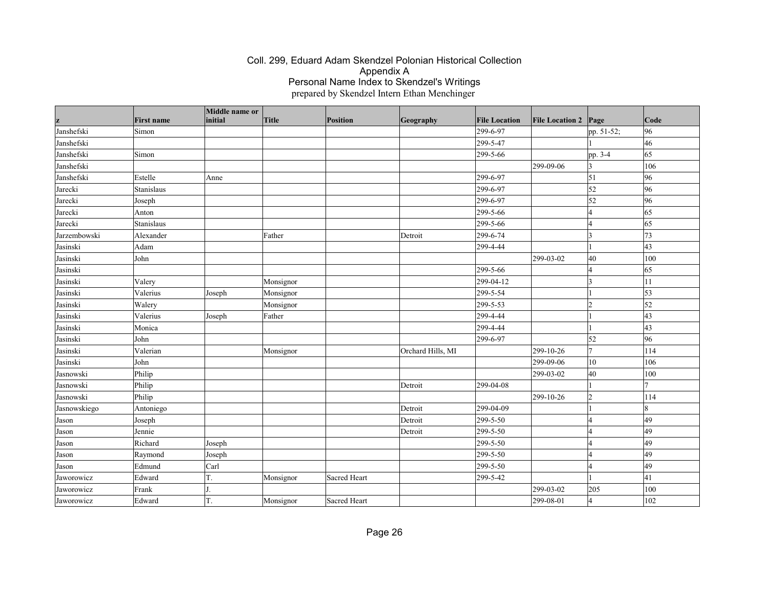# Coll. 299, Eduard Adam Skendzel Polonian Historical Collection
## Appendix A
## Personal Name Index to Skendzel's Writings
prepared by Skendzel Intern Ethan Menchinger

| z | First name | Middle name or initial | Title | Position | Geography | File Location | File Location 2 | Page | Code |
|---|---|---|---|---|---|---|---|---|---|
| Janshefski | Simon | | | | | 299-6-97 | | pp. 51-52; | 96 |
| Janshefski | | | | | | 299-5-47 | | 1 | 46 |
| Janshefski | Simon | | | | | 299-5-66 | | pp. 3-4 | 65 |
| Janshefski | | | | | | | 299-09-06 | 3 | 106 |
| Janshefski | Estelle | Anne | | | | 299-6-97 | | 51 | 96 |
| Jarecki | Stanislaus | | | | | 299-6-97 | | 52 | 96 |
| Jarecki | Joseph | | | | | 299-6-97 | | 52 | 96 |
| Jarecki | Anton | | | | | 299-5-66 | | 4 | 65 |
| Jarecki | Stanislaus | | | | | 299-5-66 | | 4 | 65 |
| Jarzembowski | Alexander | | Father | | Detroit | 299-6-74 | | 3 | 73 |
| Jasinski | Adam | | | | | 299-4-44 | | 1 | 43 |
| Jasinski | John | | | | | | 299-03-02 | 40 | 100 |
| Jasinski | | | | | | 299-5-66 | | 4 | 65 |
| Jasinski | Valery | | Monsignor | | | 299-04-12 | | 3 | 11 |
| Jasinski | Valerius | Joseph | Monsignor | | | 299-5-54 | | 1 | 53 |
| Jasinski | Walery | | Monsignor | | | 299-5-53 | | 2 | 52 |
| Jasinski | Valerius | Joseph | Father | | | 299-4-44 | | 1 | 43 |
| Jasinski | Monica | | | | | 299-4-44 | | 1 | 43 |
| Jasinski | John | | | | | 299-6-97 | | 52 | 96 |
| Jasinski | Valerian | | Monsignor | | Orchard Hills, MI | | 299-10-26 | 7 | 114 |
| Jasinski | John | | | | | | 299-09-06 | 10 | 106 |
| Jasnowski | Philip | | | | | | 299-03-02 | 40 | 100 |
| Jasnowski | Philip | | | | Detroit | 299-04-08 | | 1 | 7 |
| Jasnowski | Philip | | | | | | 299-10-26 | 2 | 114 |
| Jasnowskiego | Antoniego | | | | Detroit | 299-04-09 | | 1 | 8 |
| Jason | Joseph | | | | Detroit | 299-5-50 | | 4 | 49 |
| Jason | Jennie | | | | Detroit | 299-5-50 | | 4 | 49 |
| Jason | Richard | Joseph | | | | 299-5-50 | | 4 | 49 |
| Jason | Raymond | Joseph | | | | 299-5-50 | | 4 | 49 |
| Jason | Edmund | Carl | | | | 299-5-50 | | 4 | 49 |
| Jaworowicz | Edward | T. | Monsignor | Sacred Heart | | 299-5-42 | | 1 | 41 |
| Jaworowicz | Frank | J. | | | | | 299-03-02 | 205 | 100 |
| Jaworowicz | Edward | T. | Monsignor | Sacred Heart | | | 299-08-01 | 4 | 102 |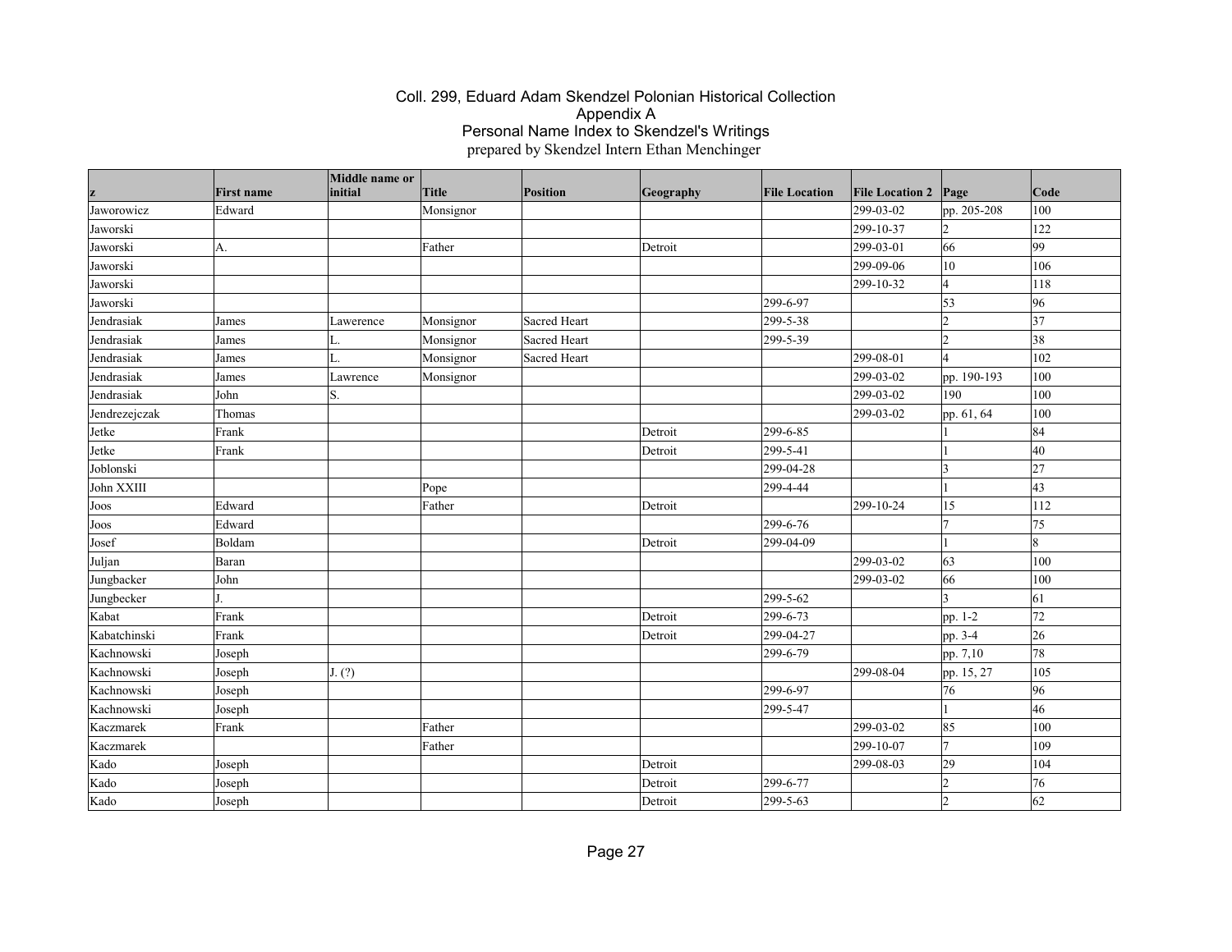Coll. 299, Eduard Adam Skendzel Polonian Historical Collection
Appendix A
Personal Name Index to Skendzel's Writings
prepared by Skendzel Intern Ethan Menchinger

| z | First name | Middle name or initial | Title | Position | Geography | File Location | File Location 2 | Page | Code |
|---|---|---|---|---|---|---|---|---|---|
| Jaworowicz | Edward | | Monsignor | | | | 299-03-02 | pp. 205-208 | 100 |
| Jaworski | | | | | | | 299-10-37 | 2 | 122 |
| Jaworski | A. | | Father | | Detroit | | 299-03-01 | 66 | 99 |
| Jaworski | | | | | | | 299-09-06 | 10 | 106 |
| Jaworski | | | | | | | 299-10-32 | 4 | 118 |
| Jaworski | | | | | | 299-6-97 | | 53 | 96 |
| Jendrasiak | James | Lawerence | Monsignor | Sacred Heart | | 299-5-38 | | 2 | 37 |
| Jendrasiak | James | L. | Monsignor | Sacred Heart | | 299-5-39 | | 2 | 38 |
| Jendrasiak | James | L. | Monsignor | Sacred Heart | | | 299-08-01 | 4 | 102 |
| Jendrasiak | James | Lawrence | Monsignor | | | | 299-03-02 | pp. 190-193 | 100 |
| Jendrasiak | John | S. | | | | | 299-03-02 | 190 | 100 |
| Jendrezejczak | Thomas | | | | | | 299-03-02 | pp. 61, 64 | 100 |
| Jetke | Frank | | | | Detroit | 299-6-85 | | 1 | 84 |
| Jetke | Frank | | | | Detroit | 299-5-41 | | 1 | 40 |
| Joblonski | | | | | | 299-04-28 | | 3 | 27 |
| John XXIII | | | Pope | | | 299-4-44 | | 1 | 43 |
| Joos | Edward | | Father | | Detroit | | 299-10-24 | 15 | 112 |
| Joos | Edward | | | | | 299-6-76 | | 7 | 75 |
| Josef | Boldam | | | | Detroit | 299-04-09 | | 1 | 8 |
| Juljan | Baran | | | | | | 299-03-02 | 63 | 100 |
| Jungbacker | John | | | | | | 299-03-02 | 66 | 100 |
| Jungbecker | J. | | | | | 299-5-62 | | 3 | 61 |
| Kabat | Frank | | | | Detroit | 299-6-73 | | pp. 1-2 | 72 |
| Kabatchinski | Frank | | | | Detroit | 299-04-27 | | pp. 3-4 | 26 |
| Kachnowski | Joseph | | | | | 299-6-79 | | pp. 7,10 | 78 |
| Kachnowski | Joseph | J. (?) | | | | | 299-08-04 | pp. 15, 27 | 105 |
| Kachnowski | Joseph | | | | | 299-6-97 | | 76 | 96 |
| Kachnowski | Joseph | | | | | 299-5-47 | | 1 | 46 |
| Kaczmarek | Frank | | Father | | | | 299-03-02 | 85 | 100 |
| Kaczmarek | | | Father | | | | 299-10-07 | 7 | 109 |
| Kado | Joseph | | | | Detroit | | 299-08-03 | 29 | 104 |
| Kado | Joseph | | | | Detroit | 299-6-77 | | 2 | 76 |
| Kado | Joseph | | | | Detroit | 299-5-63 | | 2 | 62 |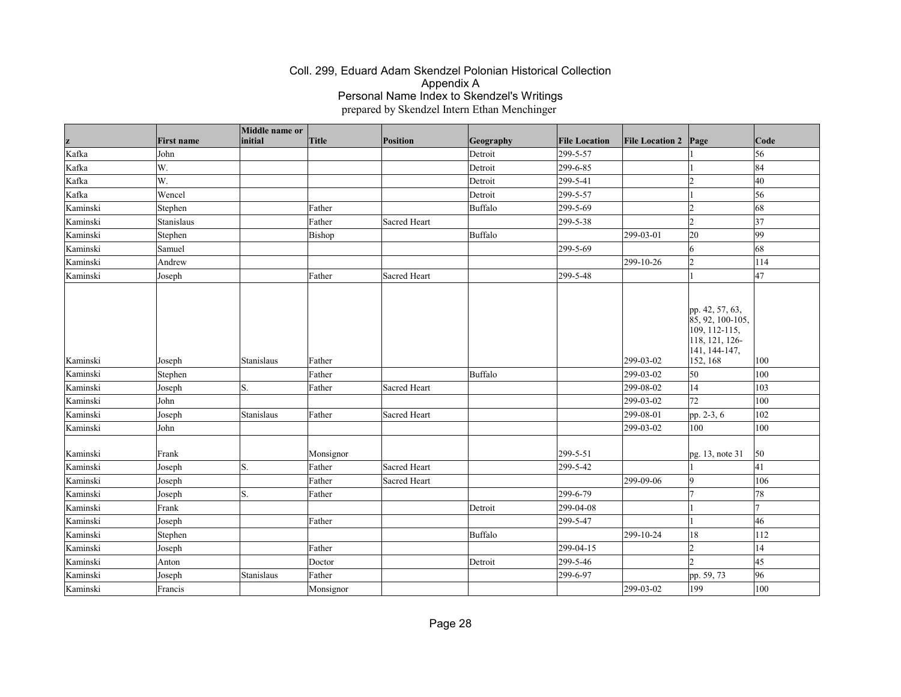# Coll. 299, Eduard Adam Skendzel Polonian Historical Collection
## Appendix A
## Personal Name Index to Skendzel's Writings
prepared by Skendzel Intern Ethan Menchinger

| z | First name | Middle name or initial | Title | Position | Geography | File Location | File Location 2 | Page | Code |
|---|---|---|---|---|---|---|---|---|---|
| Kafka | John | | | | Detroit | 299-5-57 | | 1 | 56 |
| Kafka | W. | | | | Detroit | 299-6-85 | | 1 | 84 |
| Kafka | W. | | | | Detroit | 299-5-41 | | 2 | 40 |
| Kafka | Wencel | | | | Detroit | 299-5-57 | | 1 | 56 |
| Kaminski | Stephen | | Father | | Buffalo | 299-5-69 | | 2 | 68 |
| Kaminski | Stanislaus | | Father | Sacred Heart | | 299-5-38 | | 2 | 37 |
| Kaminski | Stephen | | Bishop | | Buffalo | | 299-03-01 | 20 | 99 |
| Kaminski | Samuel | | | | | 299-5-69 | | 6 | 68 |
| Kaminski | Andrew | | | | | | 299-10-26 | 2 | 114 |
| Kaminski | Joseph | | Father | Sacred Heart | | 299-5-48 | | 1 | 47 |
| Kaminski | Joseph | Stanislaus | Father | | | | 299-03-02 | pp. 42, 57, 63, 85, 92, 100-105, 109, 112-115, 118, 121, 126-141, 144-147, 152, 168 | 100 |
| Kaminski | Stephen | | Father | | Buffalo | | 299-03-02 | 50 | 100 |
| Kaminski | Joseph | S. | Father | Sacred Heart | | | 299-08-02 | 14 | 103 |
| Kaminski | John | | | | | | 299-03-02 | 72 | 100 |
| Kaminski | Joseph | Stanislaus | Father | Sacred Heart | | | 299-08-01 | pp. 2-3, 6 | 102 |
| Kaminski | John | | | | | | 299-03-02 | 100 | 100 |
| Kaminski | Frank | | Monsignor | | | 299-5-51 | | pg. 13, note 31 | 50 |
| Kaminski | Joseph | S. | Father | Sacred Heart | | 299-5-42 | | 1 | 41 |
| Kaminski | Joseph | | Father | Sacred Heart | | | 299-09-06 | 9 | 106 |
| Kaminski | Joseph | S. | Father | | | 299-6-79 | | 7 | 78 |
| Kaminski | Frank | | | | Detroit | 299-04-08 | | 1 | 7 |
| Kaminski | Joseph | | Father | | | 299-5-47 | | 1 | 46 |
| Kaminski | Stephen | | | | Buffalo | | 299-10-24 | 18 | 112 |
| Kaminski | Joseph | | Father | | | 299-04-15 | | 2 | 14 |
| Kaminski | Anton | | Doctor | | Detroit | 299-5-46 | | 2 | 45 |
| Kaminski | Joseph | Stanislaus | Father | | | 299-6-97 | | pp. 59, 73 | 96 |
| Kaminski | Francis | | Monsignor | | | | 299-03-02 | 199 | 100 |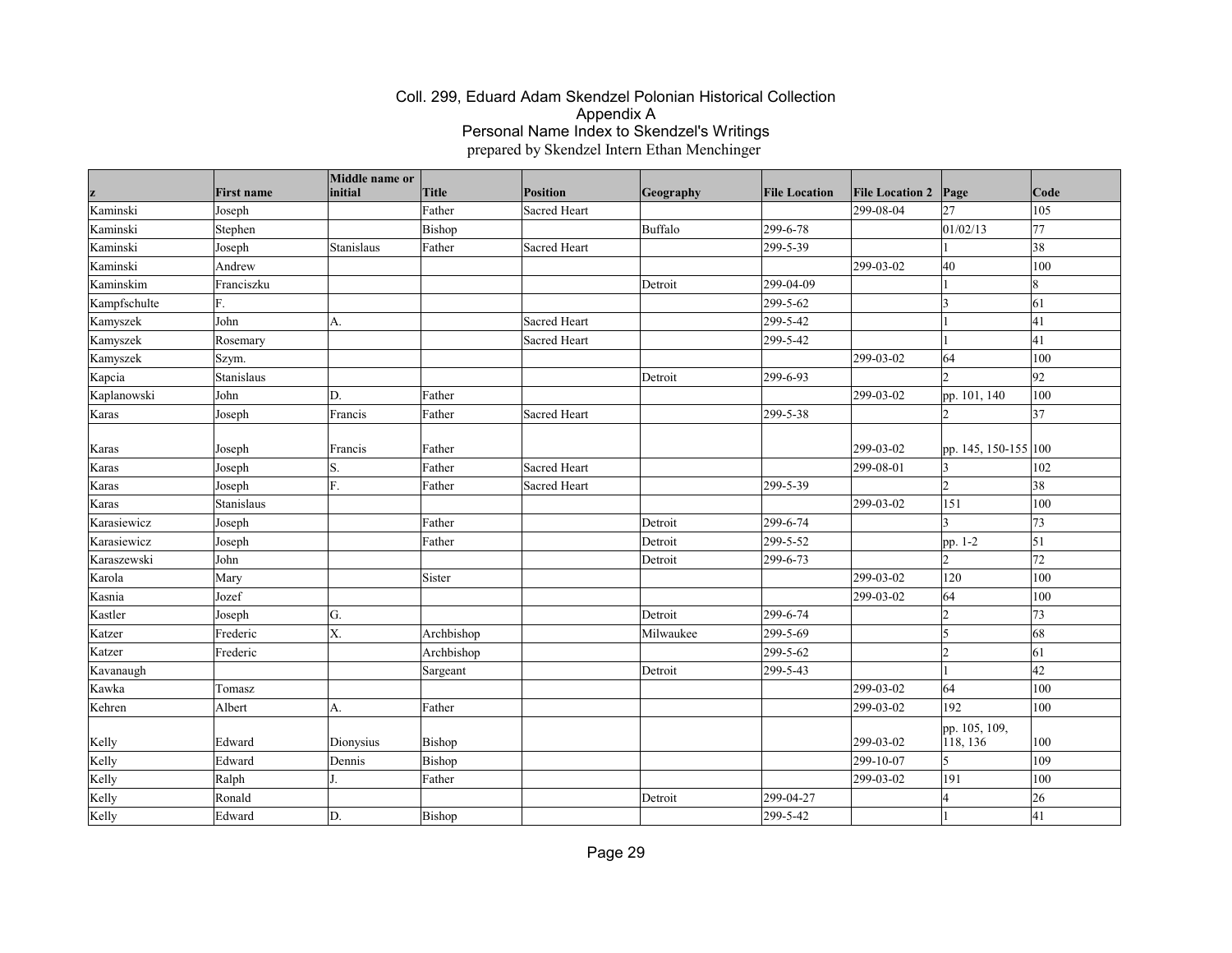# Coll. 299, Eduard Adam Skendzel Polonian Historical Collection
## Appendix A
## Personal Name Index to Skendzel's Writings
prepared by Skendzel Intern Ethan Menchinger

| z | First name | Middle name or initial | Title | Position | Geography | File Location | File Location 2 | Page | Code |
|---|---|---|---|---|---|---|---|---|---|
| Kaminski | Joseph | | Father | Sacred Heart | | | 299-08-04 | 27 | 105 |
| Kaminski | Stephen | | Bishop | | Buffalo | 299-6-78 | | 01/02/13 | 77 |
| Kaminski | Joseph | Stanislaus | Father | Sacred Heart | | 299-5-39 | | 1 | 38 |
| Kaminski | Andrew | | | | | | 299-03-02 | 40 | 100 |
| Kaminskim | Franciszku | | | | Detroit | 299-04-09 | | 1 | 8 |
| Kampfschulte | F. | | | | | 299-5-62 | | 3 | 61 |
| Kamyszek | John | A. | | Sacred Heart | | 299-5-42 | | 1 | 41 |
| Kamyszek | Rosemary | | | Sacred Heart | | 299-5-42 | | 1 | 41 |
| Kamyszek | Szym. | | | | | | 299-03-02 | 64 | 100 |
| Kapcia | Stanislaus | | | | Detroit | 299-6-93 | | 2 | 92 |
| Kaplanowski | John | D. | Father | | | | 299-03-02 | pp. 101, 140 | 100 |
| Karas | Joseph | Francis | Father | Sacred Heart | | 299-5-38 | | 2 | 37 |
| Karas | Joseph | Francis | Father | | | | 299-03-02 | pp. 145, 150-155 | 100 |
| Karas | Joseph | S. | Father | Sacred Heart | | | 299-08-01 | 3 | 102 |
| Karas | Joseph | F. | Father | Sacred Heart | | 299-5-39 | | 2 | 38 |
| Karas | Stanislaus | | | | | | 299-03-02 | 151 | 100 |
| Karasiewicz | Joseph | | Father | | Detroit | 299-6-74 | | 3 | 73 |
| Karasiewicz | Joseph | | Father | | Detroit | 299-5-52 | | pp. 1-2 | 51 |
| Karaszewski | John | | | | Detroit | 299-6-73 | | 2 | 72 |
| Karola | Mary | | Sister | | | | 299-03-02 | 120 | 100 |
| Kasnia | Jozef | | | | | | 299-03-02 | 64 | 100 |
| Kastler | Joseph | G. | | | Detroit | 299-6-74 | | 2 | 73 |
| Katzer | Frederic | X. | Archbishop | | Milwaukee | 299-5-69 | | 5 | 68 |
| Katzer | Frederic | | Archbishop | | | 299-5-62 | | 2 | 61 |
| Kavanaugh | | | Sargeant | | Detroit | 299-5-43 | | 1 | 42 |
| Kawka | Tomasz | | | | | | 299-03-02 | 64 | 100 |
| Kehren | Albert | A. | Father | | | | 299-03-02 | 192 | 100 |
| Kelly | Edward | Dionysius | Bishop | | | | 299-03-02 | pp. 105, 109, 118, 136 | 100 |
| Kelly | Edward | Dennis | Bishop | | | | 299-10-07 | 5 | 109 |
| Kelly | Ralph | J. | Father | | | | 299-03-02 | 191 | 100 |
| Kelly | Ronald | | | | Detroit | 299-04-27 | | 4 | 26 |
| Kelly | Edward | D. | Bishop | | | 299-5-42 | | 1 | 41 |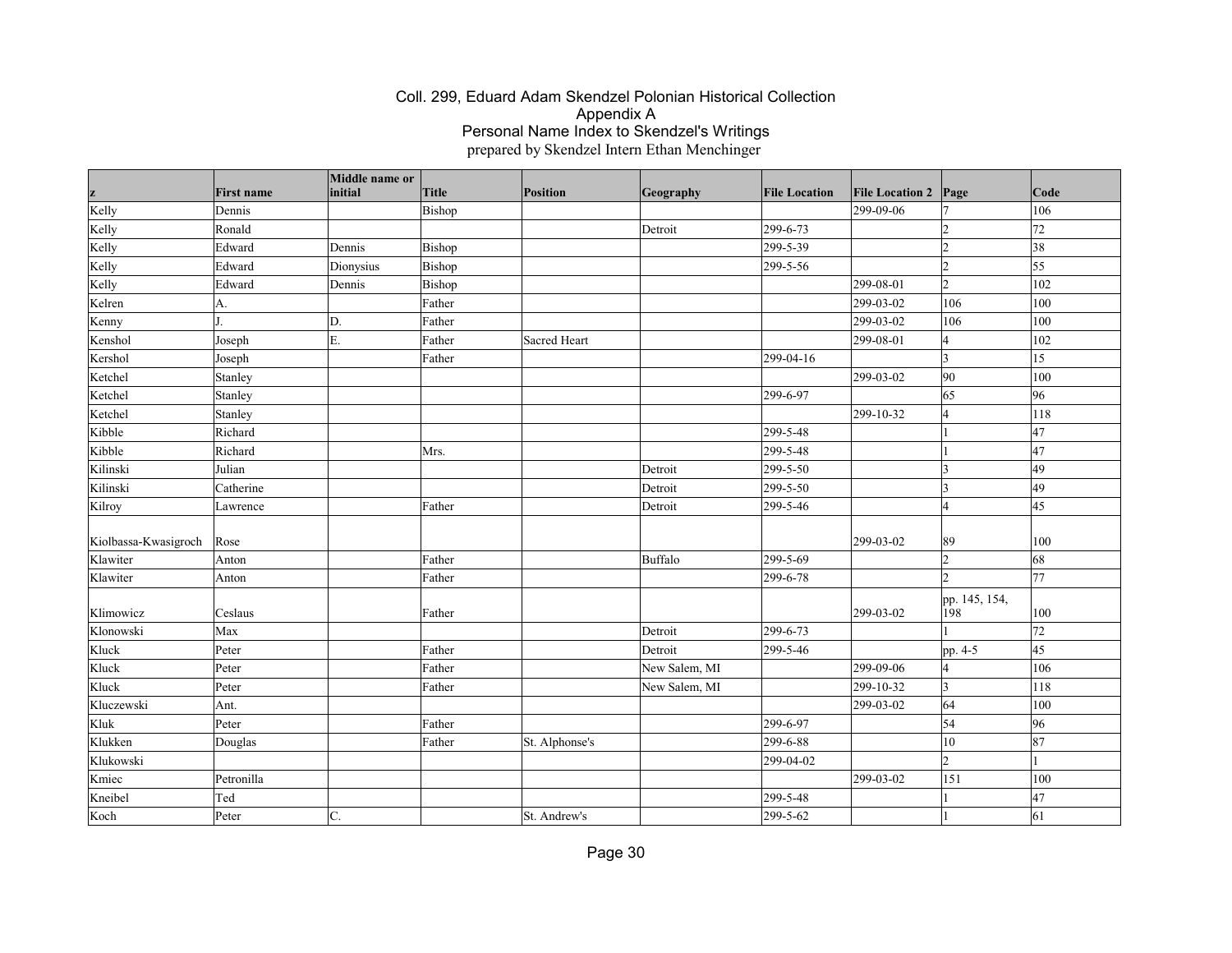# Coll. 299, Eduard Adam Skendzel Polonian Historical Collection
## Appendix A
## Personal Name Index to Skendzel's Writings
prepared by Skendzel Intern Ethan Menchinger

| z | First name | Middle name or initial | Title | Position | Geography | File Location | File Location 2 | Page | Code |
|---|---|---|---|---|---|---|---|---|---|
| Kelly | Dennis | | Bishop | | | | 299-09-06 | 7 | 106 |
| Kelly | Ronald | | | | Detroit | 299-6-73 | | 2 | 72 |
| Kelly | Edward | Dennis | Bishop | | | 299-5-39 | | 2 | 38 |
| Kelly | Edward | Dionysius | Bishop | | | 299-5-56 | | 2 | 55 |
| Kelly | Edward | Dennis | Bishop | | | | 299-08-01 | 2 | 102 |
| Kelren | A. | | Father | | | | 299-03-02 | 106 | 100 |
| Kenny | J. | D. | Father | | | | 299-03-02 | 106 | 100 |
| Kenshol | Joseph | E. | Father | Sacred Heart | | | 299-08-01 | 4 | 102 |
| Kershol | Joseph | | Father | | | 299-04-16 | | 3 | 15 |
| Ketchel | Stanley | | | | | | 299-03-02 | 90 | 100 |
| Ketchel | Stanley | | | | | 299-6-97 | | 65 | 96 |
| Ketchel | Stanley | | | | | | 299-10-32 | 4 | 118 |
| Kibble | Richard | | | | | 299-5-48 | | 1 | 47 |
| Kibble | Richard | | Mrs. | | | 299-5-48 | | 1 | 47 |
| Kilinski | Julian | | | | Detroit | 299-5-50 | | 3 | 49 |
| Kilinski | Catherine | | | | Detroit | 299-5-50 | | 3 | 49 |
| Kilroy | Lawrence | | Father | | Detroit | 299-5-46 | | 4 | 45 |
| Kiolbassa-Kwasigroch | Rose | | | | | | 299-03-02 | 89 | 100 |
| Klawiter | Anton | | Father | | Buffalo | 299-5-69 | | 2 | 68 |
| Klawiter | Anton | | Father | | | 299-6-78 | | 2 | 77 |
| Klimowicz | Ceslaus | | Father | | | | 299-03-02 | pp. 145, 154, 198 | 100 |
| Klonowski | Max | | | | Detroit | 299-6-73 | | 1 | 72 |
| Kluck | Peter | | Father | | Detroit | 299-5-46 | | pp. 4-5 | 45 |
| Kluck | Peter | | Father | | New Salem, MI | | 299-09-06 | 4 | 106 |
| Kluck | Peter | | Father | | New Salem, MI | | 299-10-32 | 3 | 118 |
| Kluczewski | Ant. | | | | | | 299-03-02 | 64 | 100 |
| Kluk | Peter | | Father | | | 299-6-97 | | 54 | 96 |
| Klukken | Douglas | | Father | St. Alphonse's | | 299-6-88 | | 10 | 87 |
| Klukowski | | | | | | 299-04-02 | | 2 | 1 |
| Kmiec | Petronilla | | | | | | 299-03-02 | 151 | 100 |
| Kneibel | Ted | | | | | 299-5-48 | | 1 | 47 |
| Koch | Peter | C. | | St. Andrew's | | 299-5-62 | | 1 | 61 |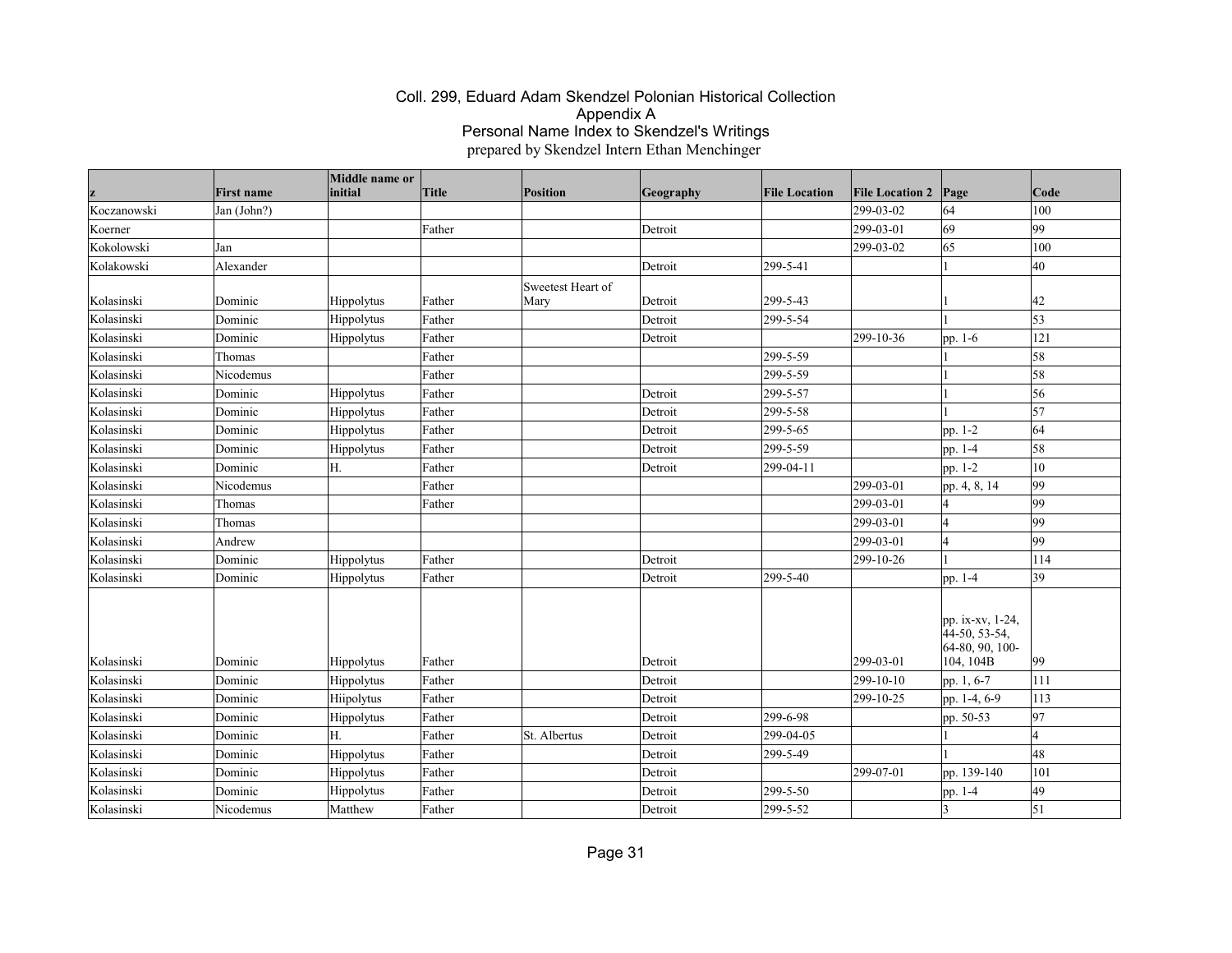Coll. 299, Eduard Adam Skendzel Polonian Historical Collection
Appendix A
Personal Name Index to Skendzel's Writings
prepared by Skendzel Intern Ethan Menchinger

| z | First name | Middle name or initial | Title | Position | Geography | File Location | File Location 2 | Page | Code |
|---|---|---|---|---|---|---|---|---|---|
| Koczanowski | Jan (John?) | | | | | | 299-03-02 | 64 | 100 |
| Koerner | | | Father | | Detroit | | 299-03-01 | 69 | 99 |
| Kokolowski | Jan | | | | | | 299-03-02 | 65 | 100 |
| Kolakowski | Alexander | | | | Detroit | 299-5-41 | | 1 | 40 |
| Kolasinski | Dominic | Hippolytus | Father | Sweetest Heart of Mary | Detroit | 299-5-43 | | 1 | 42 |
| Kolasinski | Dominic | Hippolytus | Father | | Detroit | 299-5-54 | | 1 | 53 |
| Kolasinski | Dominic | Hippolytus | Father | | Detroit | | 299-10-36 | pp. 1-6 | 121 |
| Kolasinski | Thomas | | Father | | | 299-5-59 | | 1 | 58 |
| Kolasinski | Nicodemus | | Father | | | 299-5-59 | | 1 | 58 |
| Kolasinski | Dominic | Hippolytus | Father | | Detroit | 299-5-57 | | 1 | 56 |
| Kolasinski | Dominic | Hippolytus | Father | | Detroit | 299-5-58 | | 1 | 57 |
| Kolasinski | Dominic | Hippolytus | Father | | Detroit | 299-5-65 | | pp. 1-2 | 64 |
| Kolasinski | Dominic | Hippolytus | Father | | Detroit | 299-5-59 | | pp. 1-4 | 58 |
| Kolasinski | Dominic | H. | Father | | Detroit | 299-04-11 | | pp. 1-2 | 10 |
| Kolasinski | Nicodemus | | Father | | | | 299-03-01 | pp. 4, 8, 14 | 99 |
| Kolasinski | Thomas | | Father | | | | 299-03-01 | 4 | 99 |
| Kolasinski | Thomas | | | | | | 299-03-01 | 4 | 99 |
| Kolasinski | Andrew | | | | | | 299-03-01 | 4 | 99 |
| Kolasinski | Dominic | Hippolytus | Father | | Detroit | | 299-10-26 | 1 | 114 |
| Kolasinski | Dominic | Hippolytus | Father | | Detroit | 299-5-40 | | pp. 1-4 | 39 |
| Kolasinski | Dominic | Hippolytus | Father | | Detroit | | 299-03-01 | pp. ix-xv, 1-24, 44-50, 53-54, 64-80, 90, 100-104, 104B | 99 |
| Kolasinski | Dominic | Hippolytus | Father | | Detroit | | 299-10-10 | pp. 1, 6-7 | 111 |
| Kolasinski | Dominic | Hiipolytus | Father | | Detroit | | 299-10-25 | pp. 1-4, 6-9 | 113 |
| Kolasinski | Dominic | Hippolytus | Father | | Detroit | 299-6-98 | | pp. 50-53 | 97 |
| Kolasinski | Dominic | H. | Father | St. Albertus | Detroit | 299-04-05 | | 1 | 4 |
| Kolasinski | Dominic | Hippolytus | Father | | Detroit | 299-5-49 | | 1 | 48 |
| Kolasinski | Dominic | Hippolytus | Father | | Detroit | | 299-07-01 | pp. 139-140 | 101 |
| Kolasinski | Dominic | Hippolytus | Father | | Detroit | 299-5-50 | | pp. 1-4 | 49 |
| Kolasinski | Nicodemus | Matthew | Father | | Detroit | 299-5-52 | | 3 | 51 |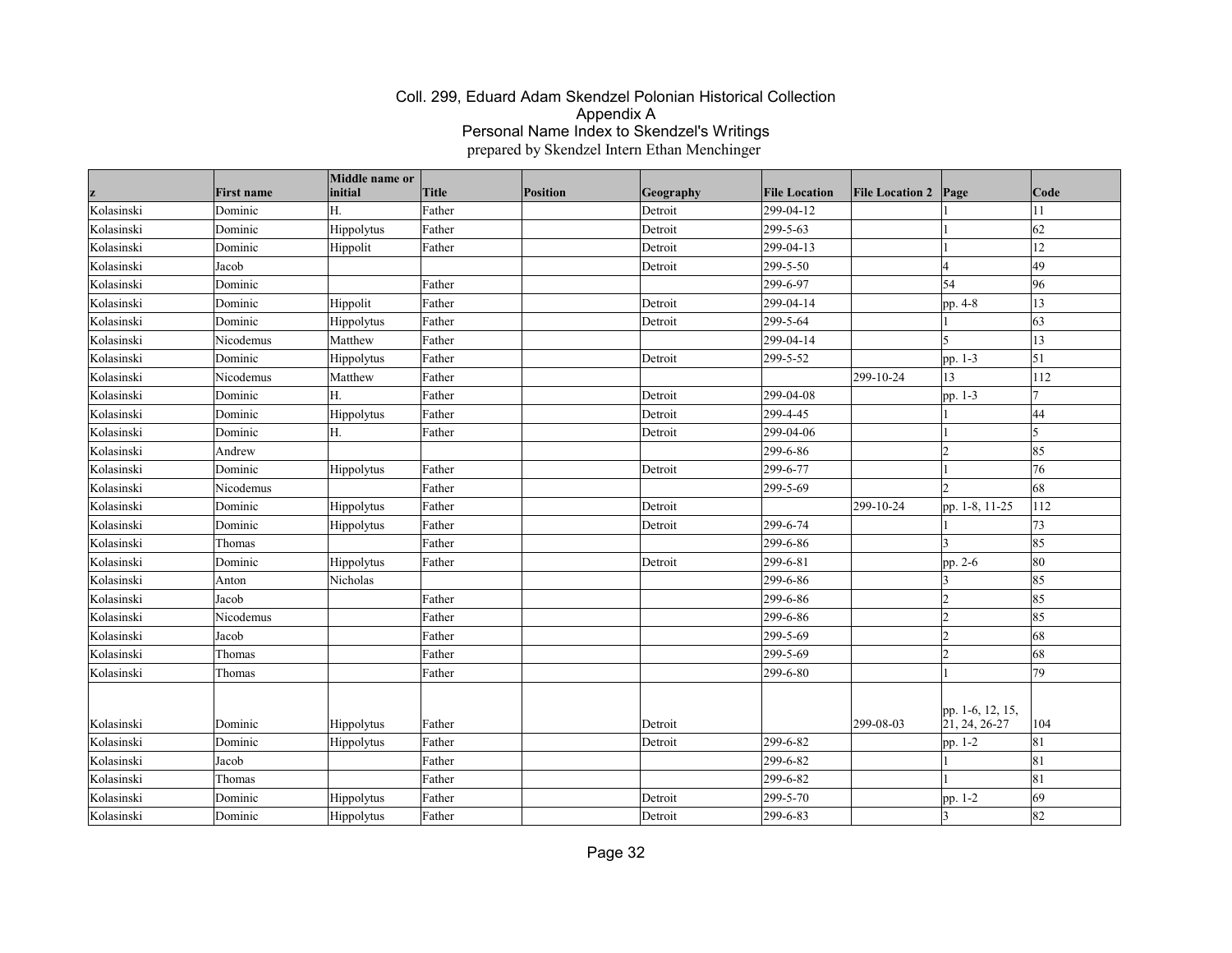# Coll. 299, Eduard Adam Skendzel Polonian Historical Collection
## Appendix A
## Personal Name Index to Skendzel's Writings
prepared by Skendzel Intern Ethan Menchinger

| z | First name | Middle name or initial | Title | Position | Geography | File Location | File Location 2 | Page | Code |
|---|---|---|---|---|---|---|---|---|---|
| Kolasinski | Dominic | H. | Father | | Detroit | 299-04-12 | | 1 | 11 |
| Kolasinski | Dominic | Hippolytus | Father | | Detroit | 299-5-63 | | 1 | 62 |
| Kolasinski | Dominic | Hippolit | Father | | Detroit | 299-04-13 | | 1 | 12 |
| Kolasinski | Jacob | | | | Detroit | 299-5-50 | | 4 | 49 |
| Kolasinski | Dominic | | Father | | | 299-6-97 | | 54 | 96 |
| Kolasinski | Dominic | Hippolit | Father | | Detroit | 299-04-14 | | pp. 4-8 | 13 |
| Kolasinski | Dominic | Hippolytus | Father | | Detroit | 299-5-64 | | 1 | 63 |
| Kolasinski | Nicodemus | Matthew | Father | | | 299-04-14 | | 5 | 13 |
| Kolasinski | Dominic | Hippolytus | Father | | Detroit | 299-5-52 | | pp. 1-3 | 51 |
| Kolasinski | Nicodemus | Matthew | Father | | | | 299-10-24 | 13 | 112 |
| Kolasinski | Dominic | H. | Father | | Detroit | 299-04-08 | | pp. 1-3 | 7 |
| Kolasinski | Dominic | Hippolytus | Father | | Detroit | 299-4-45 | | 1 | 44 |
| Kolasinski | Dominic | H. | Father | | Detroit | 299-04-06 | | 1 | 5 |
| Kolasinski | Andrew | | | | | 299-6-86 | | 2 | 85 |
| Kolasinski | Dominic | Hippolytus | Father | | Detroit | 299-6-77 | | 1 | 76 |
| Kolasinski | Nicodemus | | Father | | | 299-5-69 | | 2 | 68 |
| Kolasinski | Dominic | Hippolytus | Father | | Detroit | | 299-10-24 | pp. 1-8, 11-25 | 112 |
| Kolasinski | Dominic | Hippolytus | Father | | Detroit | 299-6-74 | | 1 | 73 |
| Kolasinski | Thomas | | Father | | | 299-6-86 | | 3 | 85 |
| Kolasinski | Dominic | Hippolytus | Father | | Detroit | 299-6-81 | | pp. 2-6 | 80 |
| Kolasinski | Anton | Nicholas | | | | 299-6-86 | | 3 | 85 |
| Kolasinski | Jacob | | Father | | | 299-6-86 | | 2 | 85 |
| Kolasinski | Nicodemus | | Father | | | 299-6-86 | | 2 | 85 |
| Kolasinski | Jacob | | Father | | | 299-5-69 | | 2 | 68 |
| Kolasinski | Thomas | | Father | | | 299-5-69 | | 2 | 68 |
| Kolasinski | Thomas | | Father | | | 299-6-80 | | 1 | 79 |
| Kolasinski | Dominic | Hippolytus | Father | | Detroit | | 299-08-03 | pp. 1-6, 12, 15, 21, 24, 26-27 | 104 |
| Kolasinski | Dominic | Hippolytus | Father | | Detroit | 299-6-82 | | pp. 1-2 | 81 |
| Kolasinski | Jacob | | Father | | | 299-6-82 | | 1 | 81 |
| Kolasinski | Thomas | | Father | | | 299-6-82 | | 1 | 81 |
| Kolasinski | Dominic | Hippolytus | Father | | Detroit | 299-5-70 | | pp. 1-2 | 69 |
| Kolasinski | Dominic | Hippolytus | Father | | Detroit | 299-6-83 | | 3 | 82 |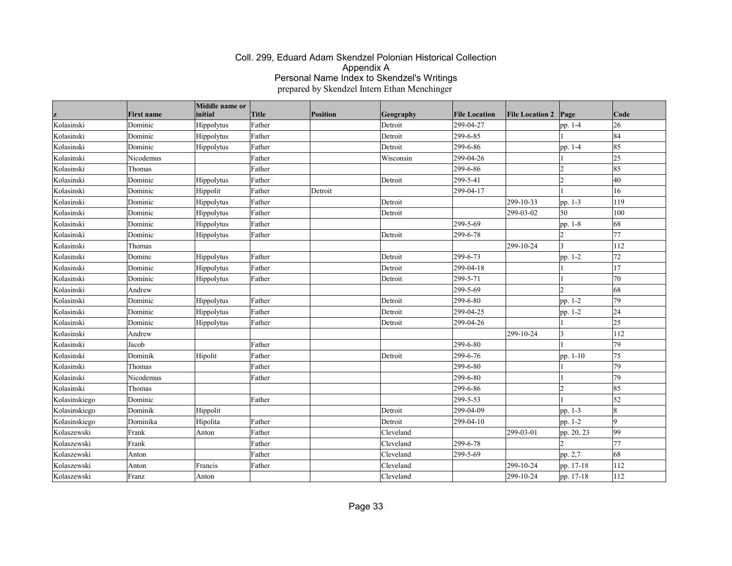# Coll. 299, Eduard Adam Skendzel Polonian Historical Collection
## Appendix A
## Personal Name Index to Skendzel's Writings
prepared by Skendzel Intern Ethan Menchinger

| z | First name | Middle name or initial | Title | Position | Geography | File Location | File Location 2 | Page | Code |
|---|---|---|---|---|---|---|---|---|---|
| Kolasinski | Dominic | Hippolytus | Father | | Detroit | 299-04-27 | | pp. 1-4 | 26 |
| Kolasinski | Dominic | Hippolytus | Father | | Detroit | 299-6-85 | | 1 | 84 |
| Kolasinski | Dominic | Hippolytus | Father | | Detroit | 299-6-86 | | pp. 1-4 | 85 |
| Kolasinski | Nicodemus | | Father | | Wisconsin | 299-04-26 | | 1 | 25 |
| Kolasinski | Thomas | | Father | | | 299-6-86 | | 2 | 85 |
| Kolasinski | Dominic | Hippolytus | Father | | Detroit | 299-5-41 | | 2 | 40 |
| Kolasinski | Dominic | Hippolit | Father | Detroit | | 299-04-17 | | 1 | 16 |
| Kolasinski | Dominic | Hippolytus | Father | | Detroit | | 299-10-33 | pp. 1-3 | 119 |
| Kolasinski | Dominic | Hippolytus | Father | | Detroit | | 299-03-02 | 50 | 100 |
| Kolasinski | Dominic | Hippolytus | Father | | | 299-5-69 | | pp. 1-8 | 68 |
| Kolasinski | Dominic | Hippolytus | Father | | Detroit | 299-6-78 | | 2 | 77 |
| Kolasinski | Thomas | | | | | | 299-10-24 | 3 | 112 |
| Kolasinski | Dominc | Hippolytus | Father | | Detroit | 299-6-73 | | pp. 1-2 | 72 |
| Kolasinski | Dominic | Hippolytus | Father | | Detroit | 299-04-18 | | 1 | 17 |
| Kolasinski | Dominic | Hippolytus | Father | | Detroit | 299-5-71 | | 1 | 70 |
| Kolasinski | Andrew | | | | | 299-5-69 | | 2 | 68 |
| Kolasinski | Dominic | Hippolytus | Father | | Detroit | 299-6-80 | | pp. 1-2 | 79 |
| Kolasinski | Dominic | Hippolytus | Father | | Detroit | 299-04-25 | | pp. 1-2 | 24 |
| Kolasinski | Dominic | Hippolytus | Father | | Detroit | 299-04-26 | | 1 | 25 |
| Kolasinski | Andrew | | | | | | 299-10-24 | 3 | 112 |
| Kolasinski | Jacob | | Father | | | 299-6-80 | | 1 | 79 |
| Kolasinski | Dominik | Hipolit | Father | | Detroit | 299-6-76 | | pp. 1-10 | 75 |
| Kolasinski | Thomas | | Father | | | 299-6-80 | | 1 | 79 |
| Kolasinski | Nicodemus | | Father | | | 299-6-80 | | 1 | 79 |
| Kolasinski | Thomas | | | | | 299-6-86 | | 2 | 85 |
| Kolasinskiego | Dominic | | Father | | | 299-5-53 | | 1 | 52 |
| Kolasinskiego | Dominik | Hippolit | | | Detroit | 299-04-09 | | pp. 1-3 | 8 |
| Kolasinskiego | Dominika | Hipolita | Father | | Detroit | 299-04-10 | | pp. 1-2 | 9 |
| Kolaszewski | Frank | Anton | Father | | Cleveland | | 299-03-01 | pp. 20, 23 | 99 |
| Kolaszewski | Frank | | Father | | Cleveland | 299-6-78 | | 2 | 77 |
| Kolaszewski | Anton | | Father | | Cleveland | 299-5-69 | | pp. 2,7 | 68 |
| Kolaszewski | Anton | Francis | Father | | Cleveland | | 299-10-24 | pp. 17-18 | 112 |
| Kolaszewski | Franz | Anton | | | Cleveland | | 299-10-24 | pp. 17-18 | 112 |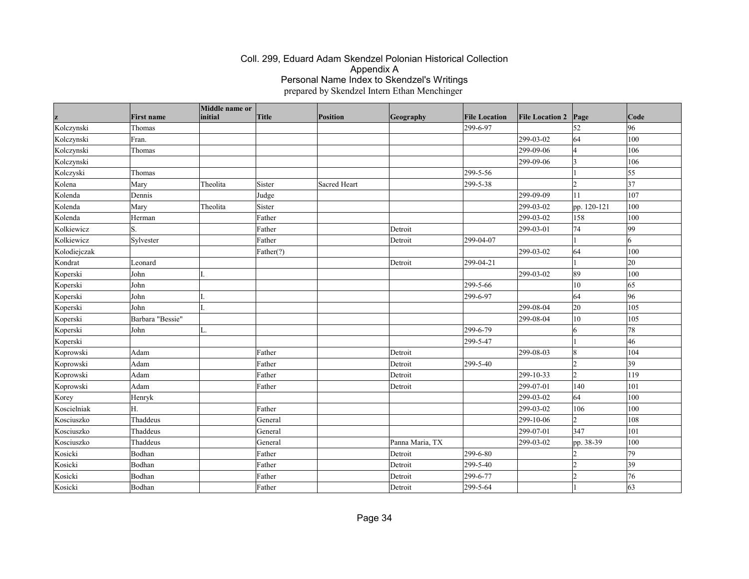# Coll. 299, Eduard Adam Skendzel Polonian Historical Collection
## Appendix A
## Personal Name Index to Skendzel's Writings
prepared by Skendzel Intern Ethan Menchinger

| z | First name | Middle name or initial | Title | Position | Geography | File Location | File Location 2 | Page | Code |
|---|---|---|---|---|---|---|---|---|---|
| Kolczynski | Thomas | | | | | 299-6-97 | | 52 | 96 |
| Kolczynski | Fran. | | | | | | 299-03-02 | 64 | 100 |
| Kolczynski | Thomas | | | | | | 299-09-06 | 4 | 106 |
| Kolczynski | | | | | | | 299-09-06 | 3 | 106 |
| Kolczyski | Thomas | | | | | 299-5-56 | | 1 | 55 |
| Kolena | Mary | Theolita | Sister | Sacred Heart | | 299-5-38 | | 2 | 37 |
| Kolenda | Dennis | | Judge | | | | 299-09-09 | 11 | 107 |
| Kolenda | Mary | Theolita | Sister | | | | 299-03-02 | pp. 120-121 | 100 |
| Kolenda | Herman | | Father | | | | 299-03-02 | 158 | 100 |
| Kolkiewicz | S. | | Father | | Detroit | | 299-03-01 | 74 | 99 |
| Kolkiewicz | Sylvester | | Father | | Detroit | 299-04-07 | | 1 | 6 |
| Kolodiejczak | | | Father(?) | | | | 299-03-02 | 64 | 100 |
| Kondrat | Leonard | | | | Detroit | 299-04-21 | | 1 | 20 |
| Koperski | John | I. | | | | | 299-03-02 | 89 | 100 |
| Koperski | John | | | | | 299-5-66 | | 10 | 65 |
| Koperski | John | I. | | | | 299-6-97 | | 64 | 96 |
| Koperski | John | I. | | | | | 299-08-04 | 20 | 105 |
| Koperski | Barbara "Bessie" | | | | | | 299-08-04 | 10 | 105 |
| Koperski | John | L. | | | | 299-6-79 | | 6 | 78 |
| Koperski | | | | | | 299-5-47 | | 1 | 46 |
| Koprowski | Adam | | Father | | Detroit | | 299-08-03 | 8 | 104 |
| Koprowski | Adam | | Father | | Detroit | 299-5-40 | | 2 | 39 |
| Koprowski | Adam | | Father | | Detroit | | 299-10-33 | 2 | 119 |
| Koprowski | Adam | | Father | | Detroit | | 299-07-01 | 140 | 101 |
| Korey | Henryk | | | | | | 299-03-02 | 64 | 100 |
| Koscielniak | H. | | Father | | | | 299-03-02 | 106 | 100 |
| Kosciuszko | Thaddeus | | General | | | | 299-10-06 | 2 | 108 |
| Kosciuszko | Thaddeus | | General | | | | 299-07-01 | 347 | 101 |
| Kosciuszko | Thaddeus | | General | | Panna Maria, TX | | 299-03-02 | pp. 38-39 | 100 |
| Kosicki | Bodhan | | Father | | Detroit | 299-6-80 | | 2 | 79 |
| Kosicki | Bodhan | | Father | | Detroit | 299-5-40 | | 2 | 39 |
| Kosicki | Bodhan | | Father | | Detroit | 299-6-77 | | 2 | 76 |
| Kosicki | Bodhan | | Father | | Detroit | 299-5-64 | | 1 | 63 |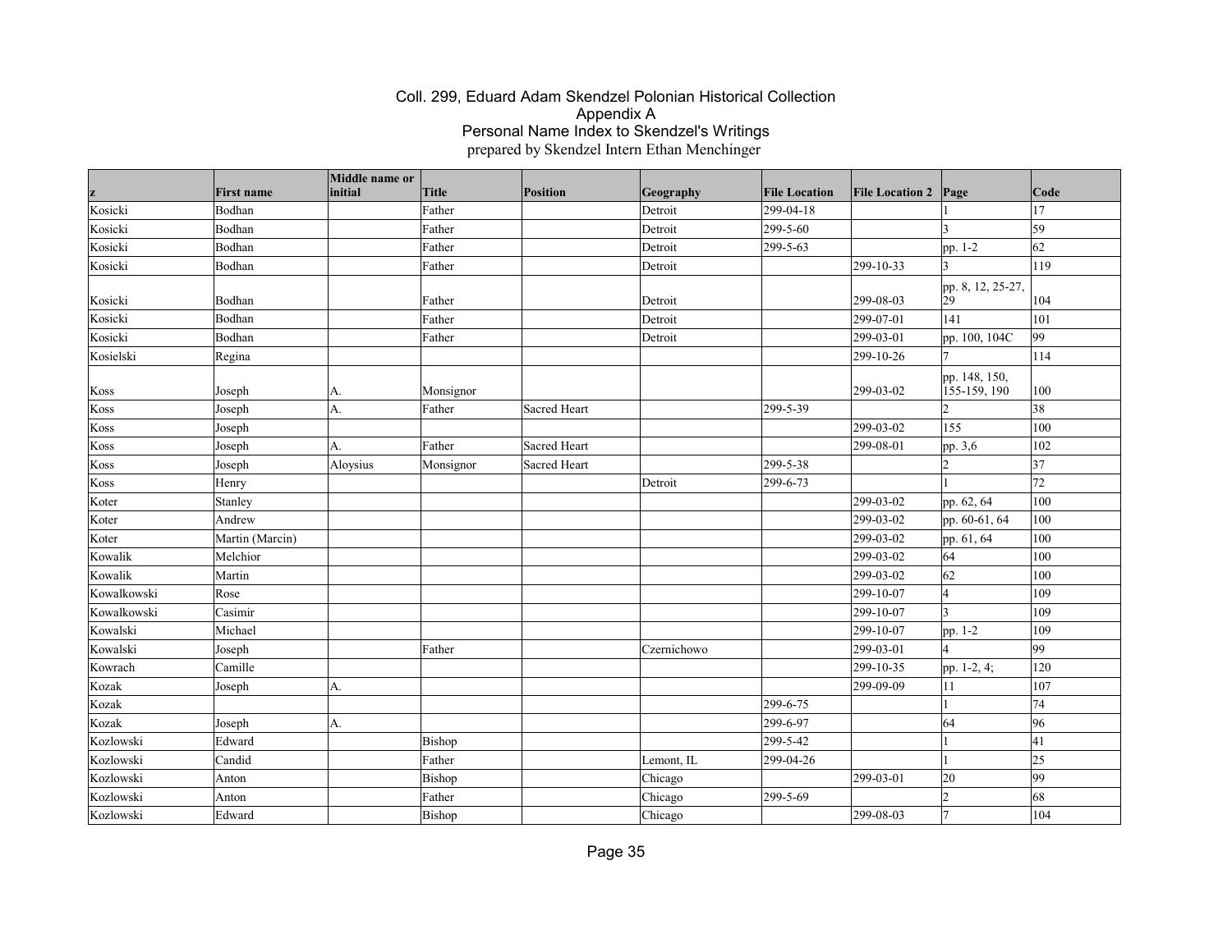# Coll. 299, Eduard Adam Skendzel Polonian Historical Collection
## Appendix A
## Personal Name Index to Skendzel's Writings
prepared by Skendzel Intern Ethan Menchinger

| z | First name | Middle name or initial | Title | Position | Geography | File Location | File Location 2 | Page | Code |
|---|---|---|---|---|---|---|---|---|---|
| Kosicki | Bodhan | | Father | | Detroit | 299-04-18 | | 1 | 17 |
| Kosicki | Bodhan | | Father | | Detroit | 299-5-60 | | 3 | 59 |
| Kosicki | Bodhan | | Father | | Detroit | 299-5-63 | | pp. 1-2 | 62 |
| Kosicki | Bodhan | | Father | | Detroit | | 299-10-33 | 3 | 119 |
| Kosicki | Bodhan | | Father | | Detroit | | 299-08-03 | pp. 8, 12, 25-27, 29 | 104 |
| Kosicki | Bodhan | | Father | | Detroit | | 299-07-01 | 141 | 101 |
| Kosicki | Bodhan | | Father | | Detroit | | 299-03-01 | pp. 100, 104C | 99 |
| Kosielski | Regina | | | | | | 299-10-26 | 7 | 114 |
| Koss | Joseph | A. | Monsignor | | | | 299-03-02 | pp. 148, 150, 155-159, 190 | 100 |
| Koss | Joseph | A. | Father | Sacred Heart | | 299-5-39 | | 2 | 38 |
| Koss | Joseph | | | | | | 299-03-02 | 155 | 100 |
| Koss | Joseph | A. | Father | Sacred Heart | | | 299-08-01 | pp. 3,6 | 102 |
| Koss | Joseph | Aloysius | Monsignor | Sacred Heart | | 299-5-38 | | 2 | 37 |
| Koss | Henry | | | | Detroit | 299-6-73 | | 1 | 72 |
| Koter | Stanley | | | | | | 299-03-02 | pp. 62, 64 | 100 |
| Koter | Andrew | | | | | | 299-03-02 | pp. 60-61, 64 | 100 |
| Koter | Martin (Marcin) | | | | | | 299-03-02 | pp. 61, 64 | 100 |
| Kowalik | Melchior | | | | | | 299-03-02 | 64 | 100 |
| Kowalik | Martin | | | | | | 299-03-02 | 62 | 100 |
| Kowalkowski | Rose | | | | | | 299-10-07 | 4 | 109 |
| Kowalkowski | Casimir | | | | | | 299-10-07 | 3 | 109 |
| Kowalski | Michael | | | | | | 299-10-07 | pp. 1-2 | 109 |
| Kowalski | Joseph | | Father | | Czernichowo | | 299-03-01 | 4 | 99 |
| Kowrach | Camille | | | | | | 299-10-35 | pp. 1-2, 4; | 120 |
| Kozak | Joseph | A. | | | | | 299-09-09 | 11 | 107 |
| Kozak | | | | | | 299-6-75 | | 1 | 74 |
| Kozak | Joseph | A. | | | | 299-6-97 | | 64 | 96 |
| Kozlowski | Edward | | Bishop | | | 299-5-42 | | 1 | 41 |
| Kozlowski | Candid | | Father | | Lemont, IL | 299-04-26 | | 1 | 25 |
| Kozlowski | Anton | | Bishop | | Chicago | | 299-03-01 | 20 | 99 |
| Kozlowski | Anton | | Father | | Chicago | 299-5-69 | | 2 | 68 |
| Kozlowski | Edward | | Bishop | | Chicago | | 299-08-03 | 7 | 104 |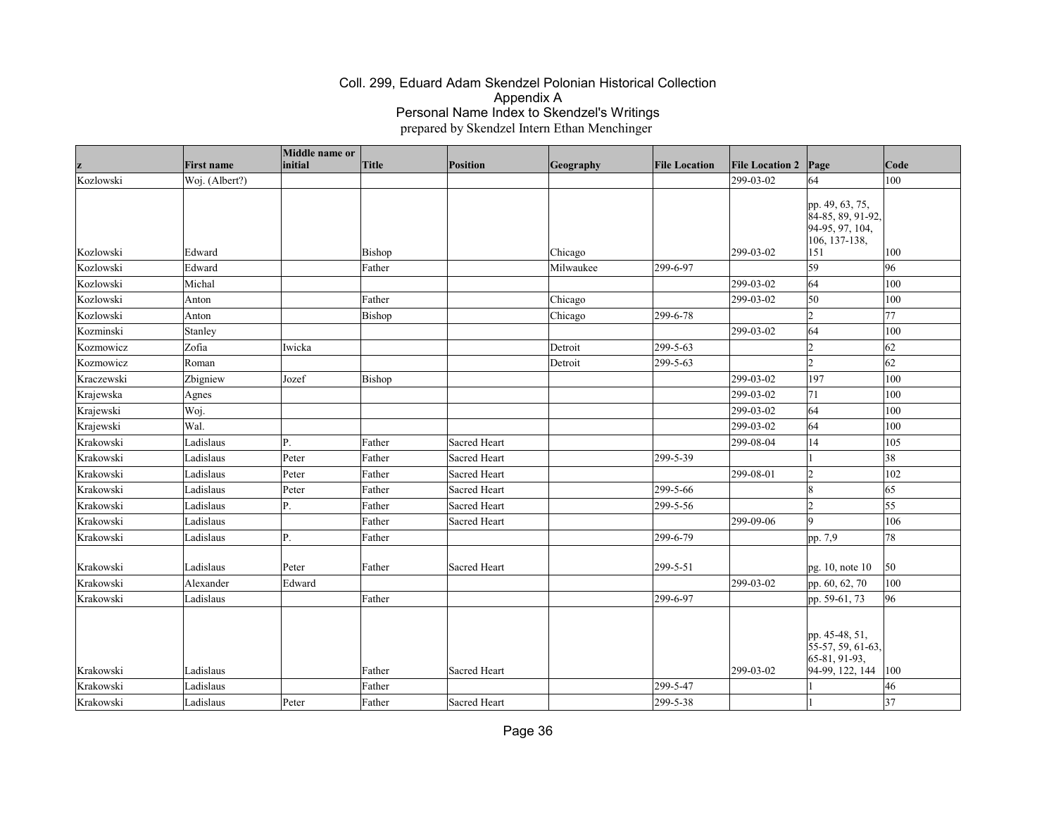Coll. 299, Eduard Adam Skendzel Polonian Historical Collection
Appendix A
Personal Name Index to Skendzel's Writings
prepared by Skendzel Intern Ethan Menchinger

| z | First name | Middle name or initial | Title | Position | Geography | File Location | File Location 2 | Page | Code |
|---|---|---|---|---|---|---|---|---|---|
| Kozlowski | Woj. (Albert?) | | | | | | 299-03-02 | 64 | 100 |
| Kozlowski | Edward | | Bishop | | Chicago | | 299-03-02 | pp. 49, 63, 75, 84-85, 89, 91-92, 94-95, 97, 104, 106, 137-138, 151 | 100 |
| Kozlowski | Edward | | Father | | Milwaukee | 299-6-97 | | 59 | 96 |
| Kozlowski | Michal | | | | | | 299-03-02 | 64 | 100 |
| Kozlowski | Anton | | Father | | Chicago | | 299-03-02 | 50 | 100 |
| Kozlowski | Anton | | Bishop | | Chicago | 299-6-78 | | 2 | 77 |
| Kozminski | Stanley | | | | | | 299-03-02 | 64 | 100 |
| Kozmowicz | Zofia | Iwicka | | | Detroit | 299-5-63 | | 2 | 62 |
| Kozmowicz | Roman | | | | Detroit | 299-5-63 | | 2 | 62 |
| Kraczewski | Zbigniew | Jozef | Bishop | | | | 299-03-02 | 197 | 100 |
| Krajewska | Agnes | | | | | | 299-03-02 | 71 | 100 |
| Krajewski | Woj. | | | | | | 299-03-02 | 64 | 100 |
| Krajewski | Wal. | | | | | | 299-03-02 | 64 | 100 |
| Krakowski | Ladislaus | P. | Father | Sacred Heart | | | 299-08-04 | 14 | 105 |
| Krakowski | Ladislaus | Peter | Father | Sacred Heart | | 299-5-39 | | 1 | 38 |
| Krakowski | Ladislaus | Peter | Father | Sacred Heart | | | 299-08-01 | 2 | 102 |
| Krakowski | Ladislaus | Peter | Father | Sacred Heart | | 299-5-66 | | 8 | 65 |
| Krakowski | Ladislaus | P. | Father | Sacred Heart | | 299-5-56 | | 2 | 55 |
| Krakowski | Ladislaus | | Father | Sacred Heart | | | 299-09-06 | 9 | 106 |
| Krakowski | Ladislaus | P. | Father | | | 299-6-79 | | pp. 7,9 | 78 |
| Krakowski | Ladislaus | Peter | Father | Sacred Heart | | 299-5-51 | | pg. 10, note 10 | 50 |
| Krakowski | Alexander | Edward | | | | | 299-03-02 | pp. 60, 62, 70 | 100 |
| Krakowski | Ladislaus | | Father | | | 299-6-97 | | pp. 59-61, 73 | 96 |
| Krakowski | Ladislaus | | Father | Sacred Heart | | | 299-03-02 | pp. 45-48, 51, 55-57, 59, 61-63, 65-81, 91-93, 94-99, 122, 144 | 100 |
| Krakowski | Ladislaus | | Father | | | 299-5-47 | | 1 | 46 |
| Krakowski | Ladislaus | Peter | Father | Sacred Heart | | 299-5-38 | | 1 | 37 |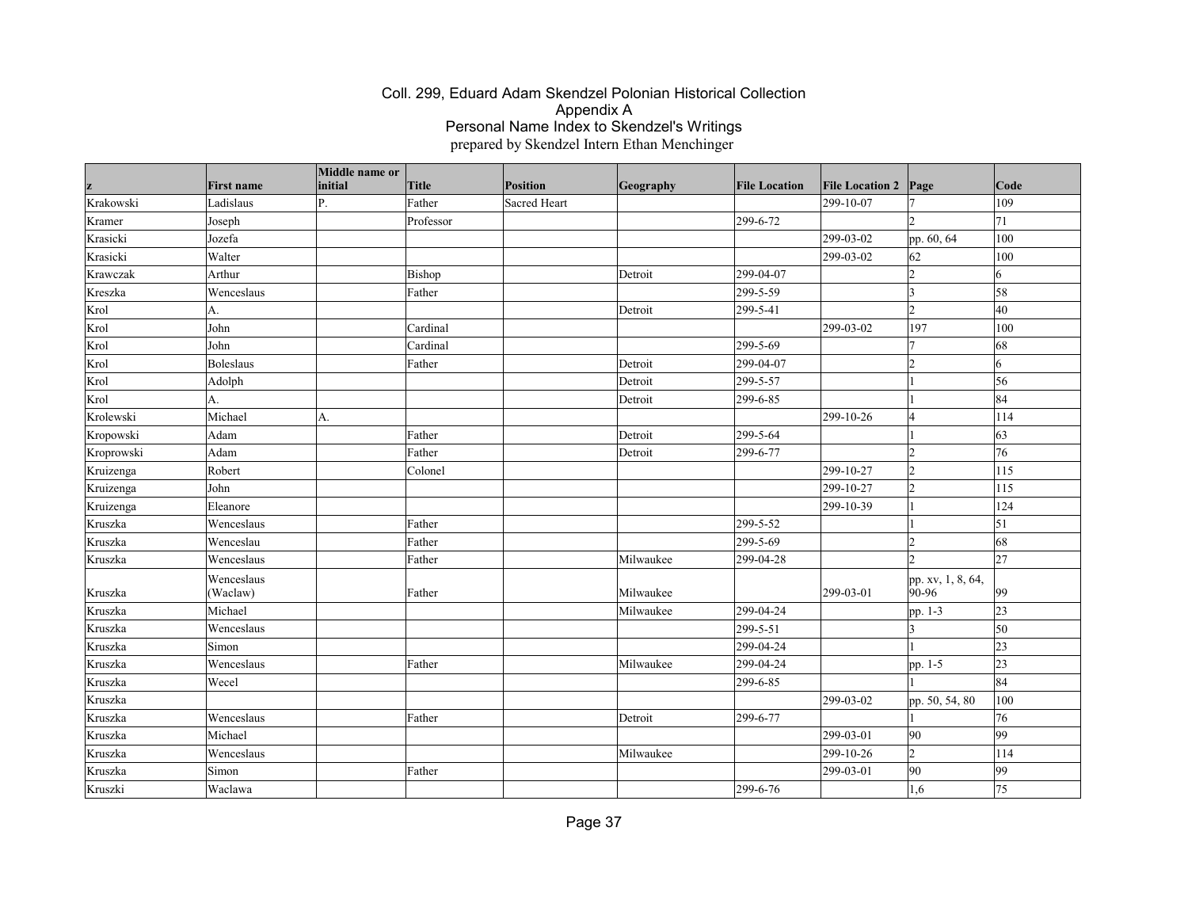# Coll. 299, Eduard Adam Skendzel Polonian Historical Collection
## Appendix A
## Personal Name Index to Skendzel's Writings
prepared by Skendzel Intern Ethan Menchinger

| z | First name | Middle name or initial | Title | Position | Geography | File Location | File Location 2 | Page | Code |
|---|---|---|---|---|---|---|---|---|---|
| Krakowski | Ladislaus | P. | Father | Sacred Heart | | | 299-10-07 | 7 | 109 |
| Kramer | Joseph | | Professor | | | 299-6-72 | | 2 | 71 |
| Krasicki | Jozefa | | | | | | 299-03-02 | pp. 60, 64 | 100 |
| Krasicki | Walter | | | | | | 299-03-02 | 62 | 100 |
| Krawczak | Arthur | | Bishop | | Detroit | 299-04-07 | | 2 | 6 |
| Kreszka | Wenceslaus | | Father | | | 299-5-59 | | 3 | 58 |
| Krol | A. | | | | Detroit | 299-5-41 | | 2 | 40 |
| Krol | John | | Cardinal | | | | 299-03-02 | 197 | 100 |
| Krol | John | | Cardinal | | | 299-5-69 | | 7 | 68 |
| Krol | Boleslaus | | Father | | Detroit | 299-04-07 | | 2 | 6 |
| Krol | Adolph | | | | Detroit | 299-5-57 | | 1 | 56 |
| Krol | A. | | | | Detroit | 299-6-85 | | 1 | 84 |
| Krolewski | Michael | A. | | | | | 299-10-26 | 4 | 114 |
| Kropowski | Adam | | Father | | Detroit | 299-5-64 | | 1 | 63 |
| Kroprowski | Adam | | Father | | Detroit | 299-6-77 | | 2 | 76 |
| Kruizenga | Robert | | Colonel | | | | 299-10-27 | 2 | 115 |
| Kruizenga | John | | | | | | 299-10-27 | 2 | 115 |
| Kruizenga | Eleanore | | | | | | 299-10-39 | 1 | 124 |
| Kruszka | Wenceslaus | | Father | | | 299-5-52 | | 1 | 51 |
| Kruszka | Wenceslau | | Father | | | 299-5-69 | | 2 | 68 |
| Kruszka | Wenceslaus | | Father | | Milwaukee | 299-04-28 | | 2 | 27 |
| Kruszka | Wenceslaus (Waclaw) | | Father | | Milwaukee | | 299-03-01 | pp. xv, 1, 8, 64, 90-96 | 99 |
| Kruszka | Michael | | | | Milwaukee | 299-04-24 | | pp. 1-3 | 23 |
| Kruszka | Wenceslaus | | | | | 299-5-51 | | 3 | 50 |
| Kruszka | Simon | | | | | 299-04-24 | | 1 | 23 |
| Kruszka | Wenceslaus | | Father | | Milwaukee | 299-04-24 | | pp. 1-5 | 23 |
| Kruszka | Wecel | | | | | 299-6-85 | | 1 | 84 |
| Kruszka | | | | | | | 299-03-02 | pp. 50, 54, 80 | 100 |
| Kruszka | Wenceslaus | | Father | | Detroit | 299-6-77 | | 1 | 76 |
| Kruszka | Michael | | | | | | 299-03-01 | 90 | 99 |
| Kruszka | Wenceslaus | | | | Milwaukee | | 299-10-26 | 2 | 114 |
| Kruszka | Simon | | Father | | | | 299-03-01 | 90 | 99 |
| Kruszki | Waclawa | | | | | 299-6-76 | | 1,6 | 75 |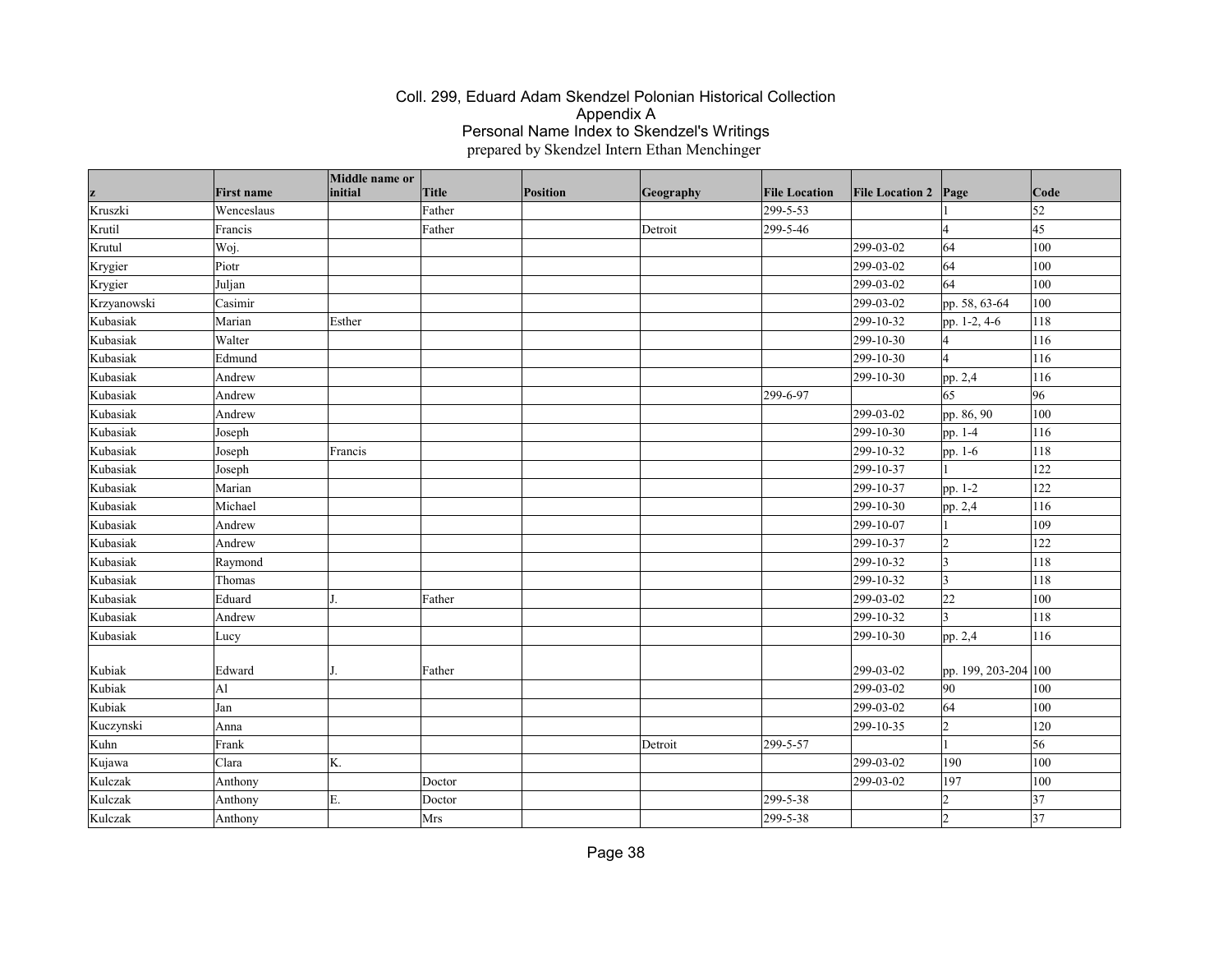# Coll. 299, Eduard Adam Skendzel Polonian Historical Collection
## Appendix A
## Personal Name Index to Skendzel's Writings
prepared by Skendzel Intern Ethan Menchinger

| z | First name | Middle name or initial | Title | Position | Geography | File Location | File Location 2 | Page | Code |
|---|---|---|---|---|---|---|---|---|---|
| Kruszki | Wenceslaus | | Father | | | 299-5-53 | | 1 | 52 |
| Krutil | Francis | | Father | | Detroit | 299-5-46 | | 4 | 45 |
| Krutul | Woj. | | | | | | 299-03-02 | 64 | 100 |
| Krygier | Piotr | | | | | | 299-03-02 | 64 | 100 |
| Krygier | Juljan | | | | | | 299-03-02 | 64 | 100 |
| Krzyanowski | Casimir | | | | | | 299-03-02 | pp. 58, 63-64 | 100 |
| Kubasiak | Marian | Esther | | | | | 299-10-32 | pp. 1-2, 4-6 | 118 |
| Kubasiak | Walter | | | | | | 299-10-30 | 4 | 116 |
| Kubasiak | Edmund | | | | | | 299-10-30 | 4 | 116 |
| Kubasiak | Andrew | | | | | | 299-10-30 | pp. 2,4 | 116 |
| Kubasiak | Andrew | | | | | 299-6-97 | | 65 | 96 |
| Kubasiak | Andrew | | | | | | 299-03-02 | pp. 86, 90 | 100 |
| Kubasiak | Joseph | | | | | | 299-10-30 | pp. 1-4 | 116 |
| Kubasiak | Joseph | Francis | | | | | 299-10-32 | pp. 1-6 | 118 |
| Kubasiak | Joseph | | | | | | 299-10-37 | 1 | 122 |
| Kubasiak | Marian | | | | | | 299-10-37 | pp. 1-2 | 122 |
| Kubasiak | Michael | | | | | | 299-10-30 | pp. 2,4 | 116 |
| Kubasiak | Andrew | | | | | | 299-10-07 | 1 | 109 |
| Kubasiak | Andrew | | | | | | 299-10-37 | 2 | 122 |
| Kubasiak | Raymond | | | | | | 299-10-32 | 3 | 118 |
| Kubasiak | Thomas | | | | | | 299-10-32 | 3 | 118 |
| Kubasiak | Eduard | J. | Father | | | | 299-03-02 | 22 | 100 |
| Kubasiak | Andrew | | | | | | 299-10-32 | 3 | 118 |
| Kubasiak | Lucy | | | | | | 299-10-30 | pp. 2,4 | 116 |
| Kubiak | Edward | J. | Father | | | | 299-03-02 | pp. 199, 203-204 | 100 |
| Kubiak | Al | | | | | | 299-03-02 | 90 | 100 |
| Kubiak | Jan | | | | | | 299-03-02 | 64 | 100 |
| Kuczynski | Anna | | | | | | 299-10-35 | 2 | 120 |
| Kuhn | Frank | | | | Detroit | 299-5-57 | | 1 | 56 |
| Kujawa | Clara | K. | | | | | 299-03-02 | 190 | 100 |
| Kulczak | Anthony | | Doctor | | | | 299-03-02 | 197 | 100 |
| Kulczak | Anthony | E. | Doctor | | | 299-5-38 | | 2 | 37 |
| Kulczak | Anthony | | Mrs | | | 299-5-38 | | 2 | 37 |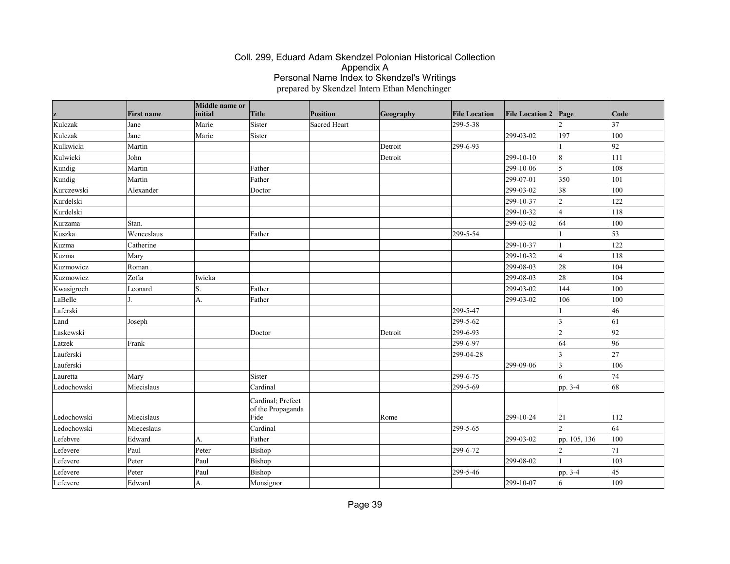# Coll. 299, Eduard Adam Skendzel Polonian Historical Collection
## Appendix A
## Personal Name Index to Skendzel's Writings
prepared by Skendzel Intern Ethan Menchinger

| z | First name | Middle name or initial | Title | Position | Geography | File Location | File Location 2 | Page | Code |
|---|---|---|---|---|---|---|---|---|---|
| Kulczak | Jane | Marie | Sister | Sacred Heart | | 299-5-38 | | 2 | 37 |
| Kulczak | Jane | Marie | Sister | | | | 299-03-02 | 197 | 100 |
| Kulkwicki | Martin | | | | Detroit | 299-6-93 | | 1 | 92 |
| Kulwicki | John | | | | Detroit | | 299-10-10 | 8 | 111 |
| Kundig | Martin | | Father | | | | 299-10-06 | 5 | 108 |
| Kundig | Martin | | Father | | | | 299-07-01 | 350 | 101 |
| Kurczewski | Alexander | | Doctor | | | | 299-03-02 | 38 | 100 |
| Kurdelski | | | | | | | 299-10-37 | 2 | 122 |
| Kurdelski | | | | | | | 299-10-32 | 4 | 118 |
| Kurzama | Stan. | | | | | | 299-03-02 | 64 | 100 |
| Kuszka | Wenceslaus | | Father | | | 299-5-54 | | 1 | 53 |
| Kuzma | Catherine | | | | | | 299-10-37 | 1 | 122 |
| Kuzma | Mary | | | | | | 299-10-32 | 4 | 118 |
| Kuzmowicz | Roman | | | | | | 299-08-03 | 28 | 104 |
| Kuzmowicz | Zofia | Iwicka | | | | | 299-08-03 | 28 | 104 |
| Kwasigroch | Leonard | S. | Father | | | | 299-03-02 | 144 | 100 |
| LaBelle | J. | A. | Father | | | | 299-03-02 | 106 | 100 |
| Laferski | | | | | | 299-5-47 | | 1 | 46 |
| Land | Joseph | | | | | 299-5-62 | | 3 | 61 |
| Laskewski | | | Doctor | | Detroit | 299-6-93 | | 2 | 92 |
| Latzek | Frank | | | | | 299-6-97 | | 64 | 96 |
| Lauferski | | | | | | 299-04-28 | | 3 | 27 |
| Lauferski | | | | | | | 299-09-06 | 3 | 106 |
| Lauretta | Mary | | Sister | | | 299-6-75 | | 6 | 74 |
| Ledochowski | Miecislaus | | Cardinal | | | 299-5-69 | | pp. 3-4 | 68 |
| Ledochowski | Miecislaus | | Cardinal; Prefect of the Propaganda Fide | | Rome | | 299-10-24 | 21 | 112 |
| Ledochowski | Mieceslaus | | Cardinal | | | 299-5-65 | | 2 | 64 |
| Lefebvre | Edward | A. | Father | | | | 299-03-02 | pp. 105, 136 | 100 |
| Lefevere | Paul | Peter | Bishop | | | 299-6-72 | | 2 | 71 |
| Lefevere | Peter | Paul | Bishop | | | | 299-08-02 | 1 | 103 |
| Lefevere | Peter | Paul | Bishop | | | 299-5-46 | | pp. 3-4 | 45 |
| Lefevere | Edward | A. | Monsignor | | | | 299-10-07 | 6 | 109 |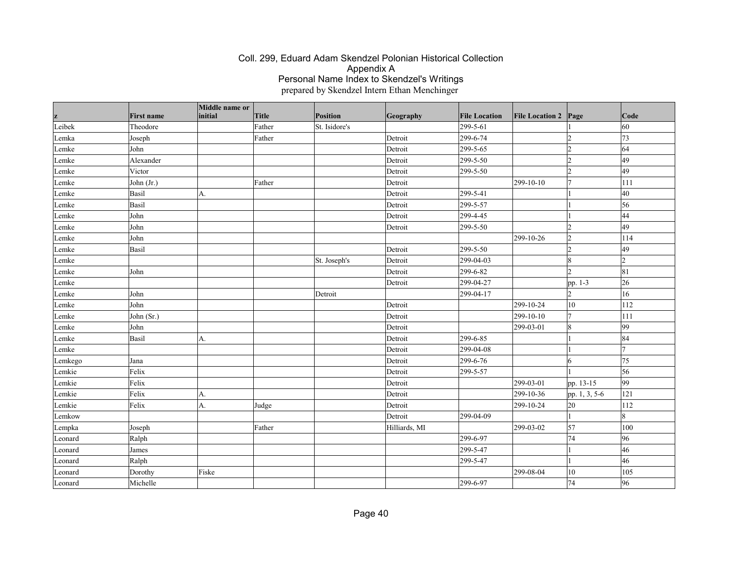# Coll. 299, Eduard Adam Skendzel Polonian Historical Collection
## Appendix A
## Personal Name Index to Skendzel's Writings
prepared by Skendzel Intern Ethan Menchinger

| z | First name | Middle name or initial | Title | Position | Geography | File Location | File Location 2 | Page | Code |
|---|---|---|---|---|---|---|---|---|---|
| Leibek | Theodore | | Father | St. Isidore's | | 299-5-61 | | 1 | 60 |
| Lemka | Joseph | | Father | | Detroit | 299-6-74 | | 2 | 73 |
| Lemke | John | | | | Detroit | 299-5-65 | | 2 | 64 |
| Lemke | Alexander | | | | Detroit | 299-5-50 | | 2 | 49 |
| Lemke | Victor | | | | Detroit | 299-5-50 | | 2 | 49 |
| Lemke | John (Jr.) | | Father | | Detroit | | 299-10-10 | 7 | 111 |
| Lemke | Basil | A. | | | Detroit | 299-5-41 | | 1 | 40 |
| Lemke | Basil | | | | Detroit | 299-5-57 | | 1 | 56 |
| Lemke | John | | | | Detroit | 299-4-45 | | 1 | 44 |
| Lemke | John | | | | Detroit | 299-5-50 | | 2 | 49 |
| Lemke | John | | | | | | 299-10-26 | 2 | 114 |
| Lemke | Basil | | | | Detroit | 299-5-50 | | 2 | 49 |
| Lemke | | | | St. Joseph's | Detroit | 299-04-03 | | 8 | 2 |
| Lemke | John | | | | Detroit | 299-6-82 | | 2 | 81 |
| Lemke | | | | | Detroit | 299-04-27 | | pp. 1-3 | 26 |
| Lemke | John | | | Detroit | | 299-04-17 | | 2 | 16 |
| Lemke | John | | | | Detroit | | 299-10-24 | 10 | 112 |
| Lemke | John (Sr.) | | | | Detroit | | 299-10-10 | 7 | 111 |
| Lemke | John | | | | Detroit | | 299-03-01 | 8 | 99 |
| Lemke | Basil | A. | | | Detroit | 299-6-85 | | 1 | 84 |
| Lemke | | | | | Detroit | 299-04-08 | | 1 | 7 |
| Lemkego | Jana | | | | Detroit | 299-6-76 | | 6 | 75 |
| Lemkie | Felix | | | | Detroit | 299-5-57 | | 1 | 56 |
| Lemkie | Felix | | | | Detroit | | 299-03-01 | pp. 13-15 | 99 |
| Lemkie | Felix | A. | | | Detroit | | 299-10-36 | pp. 1, 3, 5-6 | 121 |
| Lemkie | Felix | A. | Judge | | Detroit | | 299-10-24 | 20 | 112 |
| Lemkow | | | | | Detroit | 299-04-09 | | 1 | 8 |
| Lempka | Joseph | | Father | | Hilliards, MI | | 299-03-02 | 57 | 100 |
| Leonard | Ralph | | | | | 299-6-97 | | 74 | 96 |
| Leonard | James | | | | | 299-5-47 | | 1 | 46 |
| Leonard | Ralph | | | | | 299-5-47 | | 1 | 46 |
| Leonard | Dorothy | Fiske | | | | | 299-08-04 | 10 | 105 |
| Leonard | Michelle | | | | | 299-6-97 | | 74 | 96 |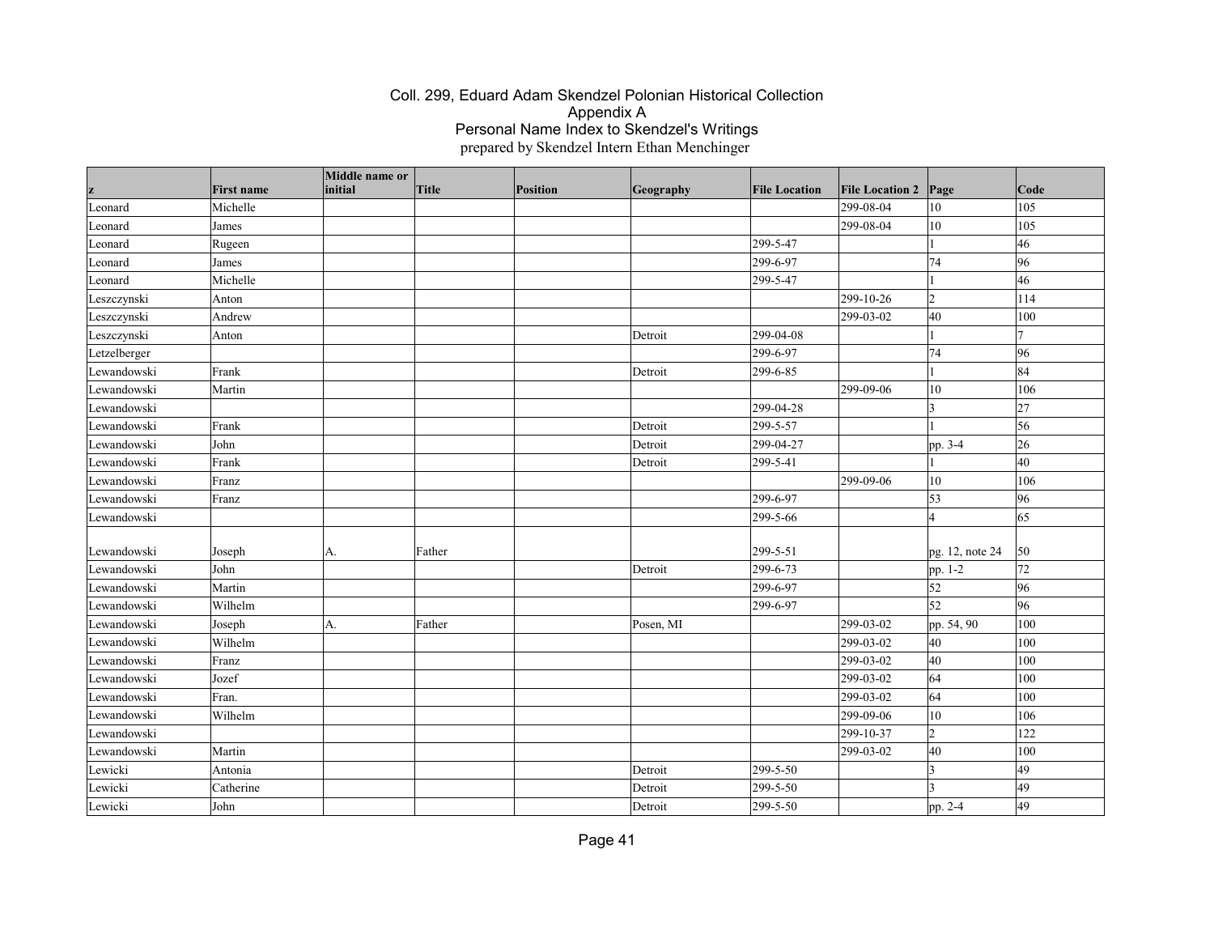# Coll. 299, Eduard Adam Skendzel Polonian Historical Collection
## Appendix A
## Personal Name Index to Skendzel's Writings
prepared by Skendzel Intern Ethan Menchinger

| z | First name | Middle name or initial | Title | Position | Geography | File Location | File Location 2 | Page | Code |
|---|---|---|---|---|---|---|---|---|---|
| Leonard | Michelle | | | | | | 299-08-04 | 10 | 105 |
| Leonard | James | | | | | | 299-08-04 | 10 | 105 |
| Leonard | Rugeen | | | | | 299-5-47 | | 1 | 46 |
| Leonard | James | | | | | 299-6-97 | | 74 | 96 |
| Leonard | Michelle | | | | | 299-5-47 | | 1 | 46 |
| Leszczynski | Anton | | | | | | 299-10-26 | 2 | 114 |
| Leszczynski | Andrew | | | | | | 299-03-02 | 40 | 100 |
| Leszczynski | Anton | | | | Detroit | 299-04-08 | | 1 | 7 |
| Letzelberger | | | | | | 299-6-97 | | 74 | 96 |
| Lewandowski | Frank | | | | Detroit | 299-6-85 | | 1 | 84 |
| Lewandowski | Martin | | | | | | 299-09-06 | 10 | 106 |
| Lewandowski | | | | | | 299-04-28 | | 3 | 27 |
| Lewandowski | Frank | | | | Detroit | 299-5-57 | | 1 | 56 |
| Lewandowski | John | | | | Detroit | 299-04-27 | | pp. 3-4 | 26 |
| Lewandowski | Frank | | | | Detroit | 299-5-41 | | 1 | 40 |
| Lewandowski | Franz | | | | | | 299-09-06 | 10 | 106 |
| Lewandowski | Franz | | | | | 299-6-97 | | 53 | 96 |
| Lewandowski | | | | | | 299-5-66 | | 4 | 65 |
| Lewandowski | Joseph | A. | Father | | | 299-5-51 | | pg. 12, note 24 | 50 |
| Lewandowski | John | | | | Detroit | 299-6-73 | | pp. 1-2 | 72 |
| Lewandowski | Martin | | | | | 299-6-97 | | 52 | 96 |
| Lewandowski | Wilhelm | | | | | 299-6-97 | | 52 | 96 |
| Lewandowski | Joseph | A. | Father | | Posen, MI | | 299-03-02 | pp. 54, 90 | 100 |
| Lewandowski | Wilhelm | | | | | | 299-03-02 | 40 | 100 |
| Lewandowski | Franz | | | | | | 299-03-02 | 40 | 100 |
| Lewandowski | Jozef | | | | | | 299-03-02 | 64 | 100 |
| Lewandowski | Fran. | | | | | | 299-03-02 | 64 | 100 |
| Lewandowski | Wilhelm | | | | | | 299-09-06 | 10 | 106 |
| Lewandowski | | | | | | | 299-10-37 | 2 | 122 |
| Lewandowski | Martin | | | | | | 299-03-02 | 40 | 100 |
| Lewicki | Antonia | | | | Detroit | 299-5-50 | | 3 | 49 |
| Lewicki | Catherine | | | | Detroit | 299-5-50 | | 3 | 49 |
| Lewicki | John | | | | Detroit | 299-5-50 | | pp. 2-4 | 49 |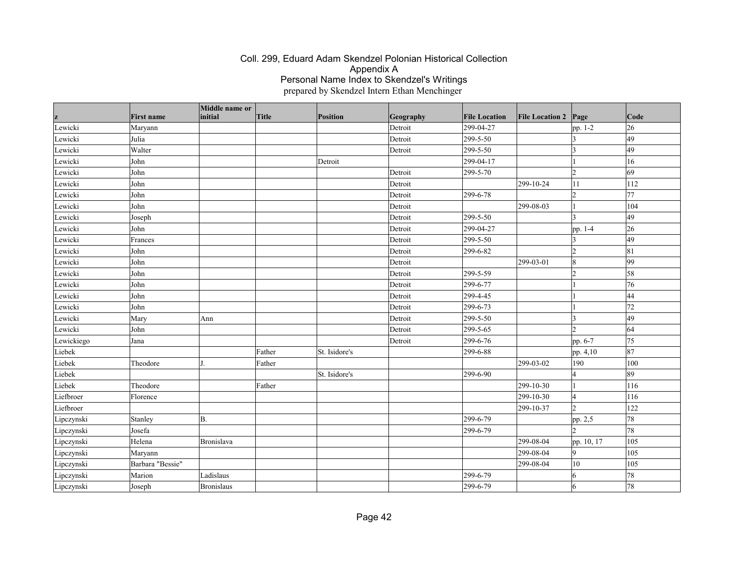# Coll. 299, Eduard Adam Skendzel Polonian Historical Collection
## Appendix A
## Personal Name Index to Skendzel's Writings
prepared by Skendzel Intern Ethan Menchinger

| z | First name | Middle name or initial | Title | Position | Geography | File Location | File Location 2 | Page | Code |
|---|---|---|---|---|---|---|---|---|---|
| Lewicki | Maryann | | | | Detroit | 299-04-27 | | pp. 1-2 | 26 |
| Lewicki | Julia | | | | Detroit | 299-5-50 | | 3 | 49 |
| Lewicki | Walter | | | | Detroit | 299-5-50 | | 3 | 49 |
| Lewicki | John | | | Detroit | | 299-04-17 | | 1 | 16 |
| Lewicki | John | | | | Detroit | 299-5-70 | | 2 | 69 |
| Lewicki | John | | | | Detroit | | 299-10-24 | 11 | 112 |
| Lewicki | John | | | | Detroit | 299-6-78 | | 2 | 77 |
| Lewicki | John | | | | Detroit | | 299-08-03 | 1 | 104 |
| Lewicki | Joseph | | | | Detroit | 299-5-50 | | 3 | 49 |
| Lewicki | John | | | | Detroit | 299-04-27 | | pp. 1-4 | 26 |
| Lewicki | Frances | | | | Detroit | 299-5-50 | | 3 | 49 |
| Lewicki | John | | | | Detroit | 299-6-82 | | 2 | 81 |
| Lewicki | John | | | | Detroit | | 299-03-01 | 8 | 99 |
| Lewicki | John | | | | Detroit | 299-5-59 | | 2 | 58 |
| Lewicki | John | | | | Detroit | 299-6-77 | | 1 | 76 |
| Lewicki | John | | | | Detroit | 299-4-45 | | 1 | 44 |
| Lewicki | John | | | | Detroit | 299-6-73 | | 1 | 72 |
| Lewicki | Mary | Ann | | | Detroit | 299-5-50 | | 3 | 49 |
| Lewicki | John | | | | Detroit | 299-5-65 | | 2 | 64 |
| Lewickiego | Jana | | | | Detroit | 299-6-76 | | pp. 6-7 | 75 |
| Liebek | | | Father | St. Isidore's | | 299-6-88 | | pp. 4,10 | 87 |
| Liebek | Theodore | J. | Father | | | | 299-03-02 | 190 | 100 |
| Liebek | | | | St. Isidore's | | 299-6-90 | | 4 | 89 |
| Liebek | Theodore | | Father | | | | 299-10-30 | 1 | 116 |
| Liefbroer | Florence | | | | | | 299-10-30 | 4 | 116 |
| Liefbroer | | | | | | | 299-10-37 | 2 | 122 |
| Lipczynski | Stanley | B. | | | | 299-6-79 | | pp. 2,5 | 78 |
| Lipczynski | Josefa | | | | | 299-6-79 | | 2 | 78 |
| Lipczynski | Helena | Bronislava | | | | | 299-08-04 | pp. 10, 17 | 105 |
| Lipczynski | Maryann | | | | | | 299-08-04 | 9 | 105 |
| Lipczynski | Barbara "Bessie" | | | | | | 299-08-04 | 10 | 105 |
| Lipczynski | Marion | Ladislaus | | | | 299-6-79 | | 6 | 78 |
| Lipczynski | Joseph | Bronislaus | | | | 299-6-79 | | 6 | 78 |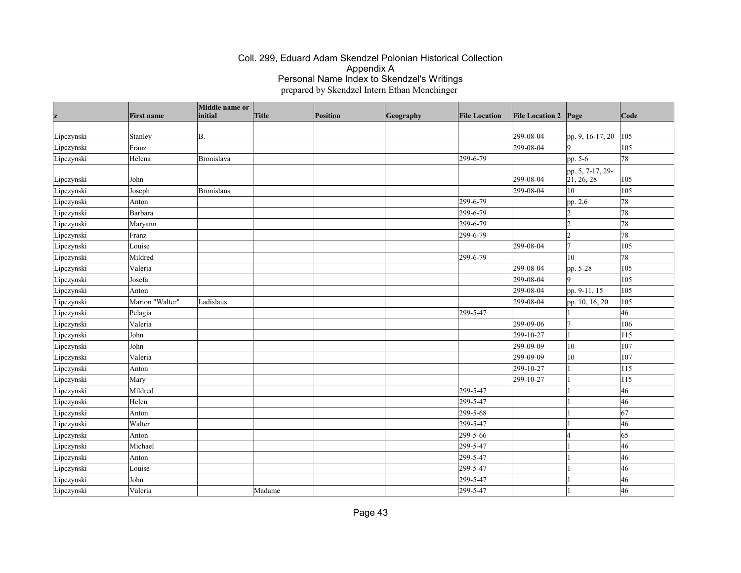# Coll. 299, Eduard Adam Skendzel Polonian Historical Collection
## Appendix A
## Personal Name Index to Skendzel's Writings
prepared by Skendzel Intern Ethan Menchinger

| z | First name | Middle name or initial | Title | Position | Geography | File Location | File Location 2 | Page | Code |
|---|---|---|---|---|---|---|---|---|---|
| Lipczynski | Stanley | B. | | | | | 299-08-04 | pp. 9, 16-17, 20 | 105 |
| Lipczynski | Franz | | | | | | 299-08-04 | 9 | 105 |
| Lipczynski | Helena | Bronislava | | | | 299-6-79 | | pp. 5-6 | 78 |
| Lipczynski | John | | | | | | 299-08-04 | pp. 5, 7-17, 29-21, 26, 28 | 105 |
| Lipczynski | Joseph | Bronislaus | | | | | 299-08-04 | 10 | 105 |
| Lipczynski | Anton | | | | | 299-6-79 | | pp. 2,6 | 78 |
| Lipczynski | Barbara | | | | | 299-6-79 | | 2 | 78 |
| Lipczynski | Maryann | | | | | 299-6-79 | | 2 | 78 |
| Lipczynski | Franz | | | | | 299-6-79 | | 2 | 78 |
| Lipczynski | Louise | | | | | | 299-08-04 | 7 | 105 |
| Lipczynski | Mildred | | | | | 299-6-79 | | 10 | 78 |
| Lipczynski | Valeria | | | | | | 299-08-04 | pp. 5-28 | 105 |
| Lipczynski | Josefa | | | | | | 299-08-04 | 9 | 105 |
| Lipczynski | Anton | | | | | | 299-08-04 | pp. 9-11, 15 | 105 |
| Lipczynski | Marion "Walter" | Ladislaus | | | | | 299-08-04 | pp. 10, 16, 20 | 105 |
| Lipczynski | Pelagia | | | | | 299-5-47 | | 1 | 46 |
| Lipczynski | Valeria | | | | | | 299-09-06 | 7 | 106 |
| Lipczynski | John | | | | | | 299-10-27 | 1 | 115 |
| Lipczynski | John | | | | | | 299-09-09 | 10 | 107 |
| Lipczynski | Valeria | | | | | | 299-09-09 | 10 | 107 |
| Lipczynski | Anton | | | | | | 299-10-27 | 1 | 115 |
| Lipczynski | Mary | | | | | | 299-10-27 | 1 | 115 |
| Lipczynski | Mildred | | | | | 299-5-47 | | 1 | 46 |
| Lipczynski | Helen | | | | | 299-5-47 | | 1 | 46 |
| Lipczynski | Anton | | | | | 299-5-68 | | 1 | 67 |
| Lipczynski | Walter | | | | | 299-5-47 | | 1 | 46 |
| Lipczynski | Anton | | | | | 299-5-66 | | 4 | 65 |
| Lipczynski | Michael | | | | | 299-5-47 | | 1 | 46 |
| Lipczynski | Anton | | | | | 299-5-47 | | 1 | 46 |
| Lipczynski | Louise | | | | | 299-5-47 | | 1 | 46 |
| Lipczynski | John | | | | | 299-5-47 | | 1 | 46 |
| Lipczynski | Valeria | | Madame | | | 299-5-47 | | 1 | 46 |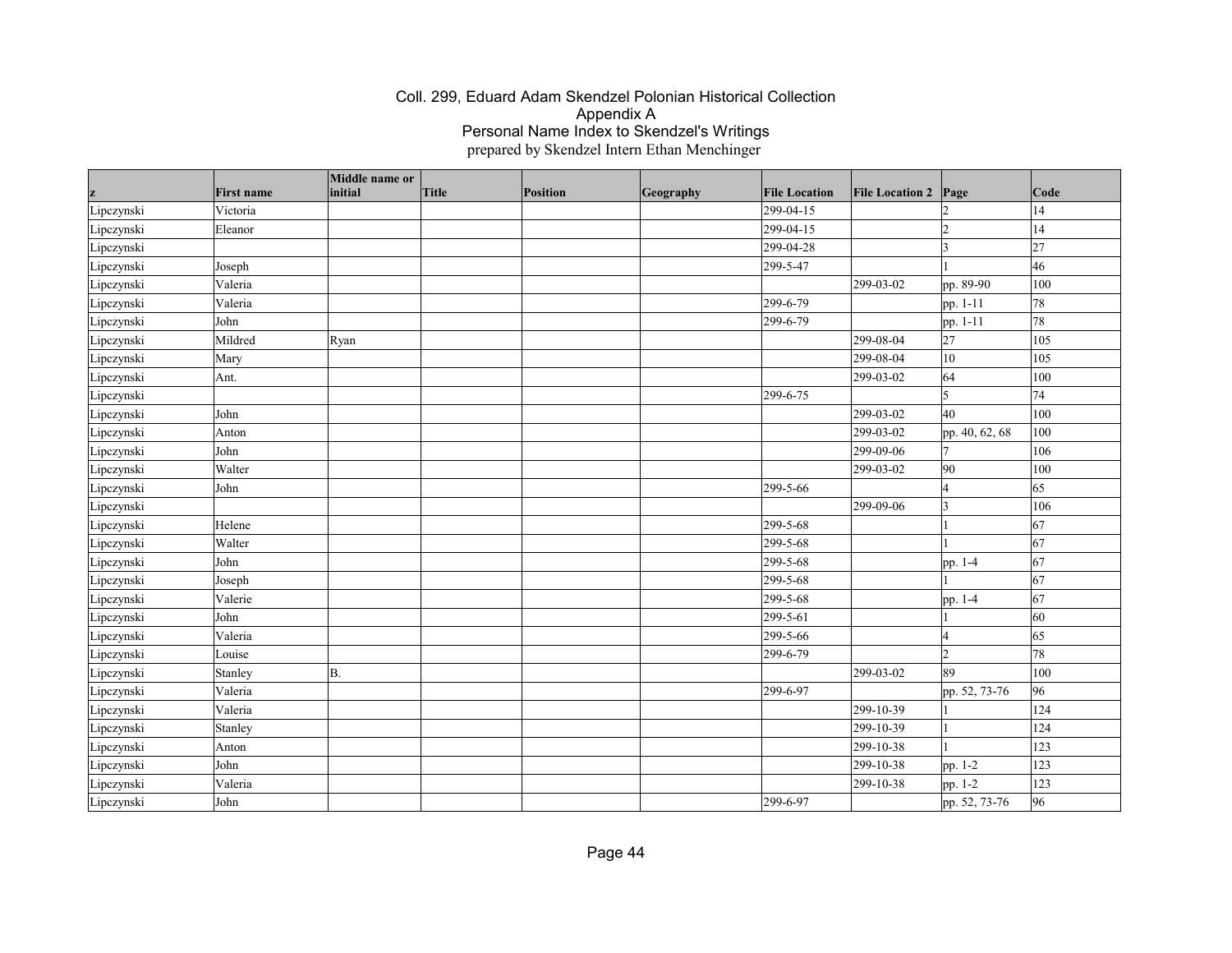# Coll. 299, Eduard Adam Skendzel Polonian Historical Collection
## Appendix A
## Personal Name Index to Skendzel's Writings
prepared by Skendzel Intern Ethan Menchinger

| z | First name | Middle name or initial | Title | Position | Geography | File Location | File Location 2 | Page | Code |
|---|---|---|---|---|---|---|---|---|---|
| Lipczynski | Victoria | | | | | 299-04-15 | | 2 | 14 |
| Lipczynski | Eleanor | | | | | 299-04-15 | | 2 | 14 |
| Lipczynski | | | | | | 299-04-28 | | 3 | 27 |
| Lipczynski | Joseph | | | | | 299-5-47 | | 1 | 46 |
| Lipczynski | Valeria | | | | | | 299-03-02 | pp. 89-90 | 100 |
| Lipczynski | Valeria | | | | | 299-6-79 | | pp. 1-11 | 78 |
| Lipczynski | John | | | | | 299-6-79 | | pp. 1-11 | 78 |
| Lipczynski | Mildred | Ryan | | | | | 299-08-04 | 27 | 105 |
| Lipczynski | Mary | | | | | | 299-08-04 | 10 | 105 |
| Lipczynski | Ant. | | | | | | 299-03-02 | 64 | 100 |
| Lipczynski | | | | | | 299-6-75 | | 5 | 74 |
| Lipczynski | John | | | | | | 299-03-02 | 40 | 100 |
| Lipczynski | Anton | | | | | | 299-03-02 | pp. 40, 62, 68 | 100 |
| Lipczynski | John | | | | | | 299-09-06 | 7 | 106 |
| Lipczynski | Walter | | | | | | 299-03-02 | 90 | 100 |
| Lipczynski | John | | | | | 299-5-66 | | 4 | 65 |
| Lipczynski | | | | | | | 299-09-06 | 3 | 106 |
| Lipczynski | Helene | | | | | 299-5-68 | | 1 | 67 |
| Lipczynski | Walter | | | | | 299-5-68 | | 1 | 67 |
| Lipczynski | John | | | | | 299-5-68 | | pp. 1-4 | 67 |
| Lipczynski | Joseph | | | | | 299-5-68 | | 1 | 67 |
| Lipczynski | Valerie | | | | | 299-5-68 | | pp. 1-4 | 67 |
| Lipczynski | John | | | | | 299-5-61 | | 1 | 60 |
| Lipczynski | Valeria | | | | | 299-5-66 | | 4 | 65 |
| Lipczynski | Louise | | | | | 299-6-79 | | 2 | 78 |
| Lipczynski | Stanley | B. | | | | | 299-03-02 | 89 | 100 |
| Lipczynski | Valeria | | | | | 299-6-97 | | pp. 52, 73-76 | 96 |
| Lipczynski | Valeria | | | | | | 299-10-39 | 1 | 124 |
| Lipczynski | Stanley | | | | | | 299-10-39 | 1 | 124 |
| Lipczynski | Anton | | | | | | 299-10-38 | 1 | 123 |
| Lipczynski | John | | | | | | 299-10-38 | pp. 1-2 | 123 |
| Lipczynski | Valeria | | | | | | 299-10-38 | pp. 1-2 | 123 |
| Lipczynski | John | | | | | 299-6-97 | | pp. 52, 73-76 | 96 |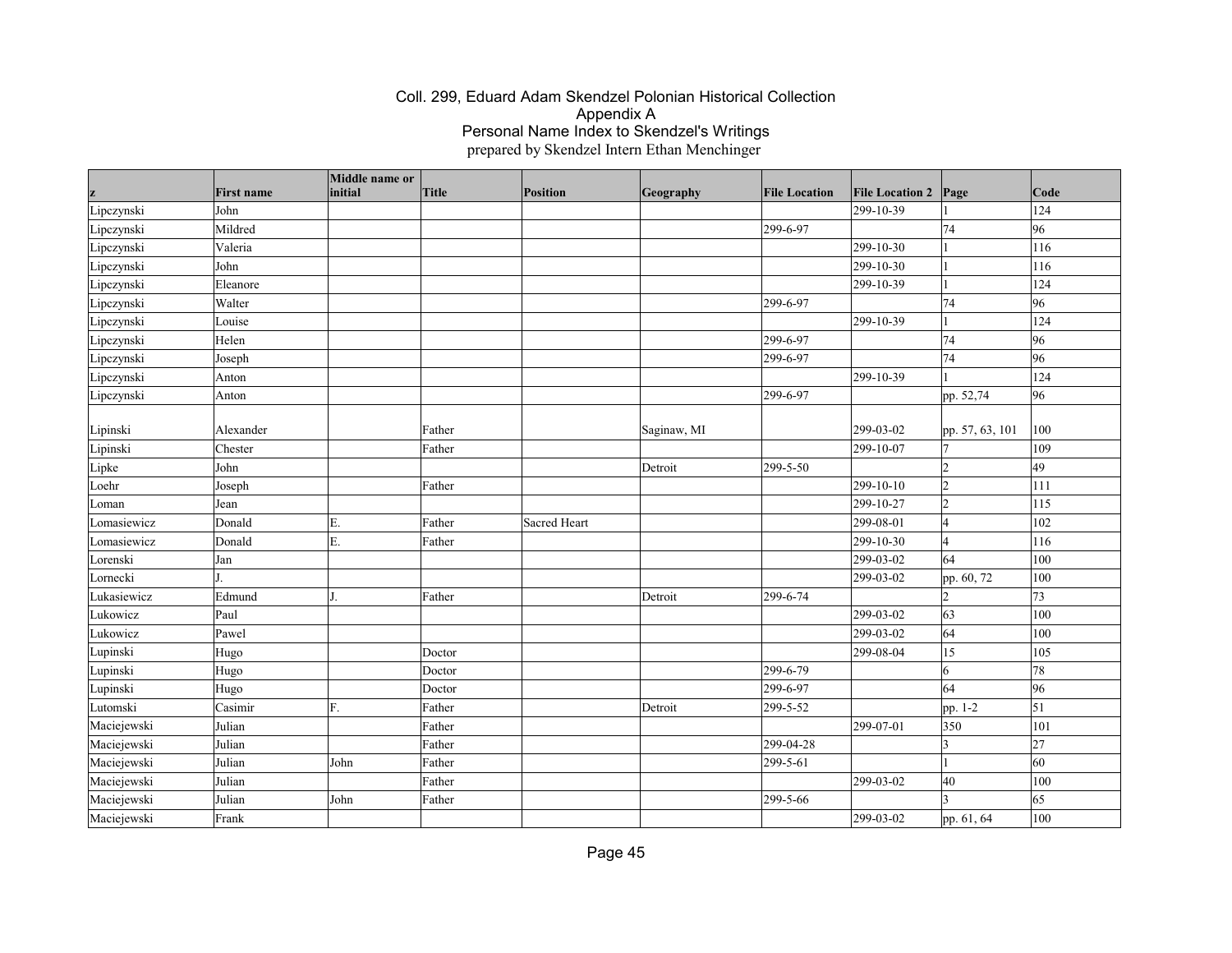# Coll. 299, Eduard Adam Skendzel Polonian Historical Collection
## Appendix A
## Personal Name Index to Skendzel's Writings
prepared by Skendzel Intern Ethan Menchinger

| z | First name | Middle name or initial | Title | Position | Geography | File Location | File Location 2 | Page | Code |
|---|---|---|---|---|---|---|---|---|---|
| Lipczynski | John | | | | | | 299-10-39 | 1 | 124 |
| Lipczynski | Mildred | | | | | 299-6-97 | | 74 | 96 |
| Lipczynski | Valeria | | | | | | 299-10-30 | 1 | 116 |
| Lipczynski | John | | | | | | 299-10-30 | 1 | 116 |
| Lipczynski | Eleanore | | | | | | 299-10-39 | 1 | 124 |
| Lipczynski | Walter | | | | | 299-6-97 | | 74 | 96 |
| Lipczynski | Louise | | | | | | 299-10-39 | 1 | 124 |
| Lipczynski | Helen | | | | | 299-6-97 | | 74 | 96 |
| Lipczynski | Joseph | | | | | 299-6-97 | | 74 | 96 |
| Lipczynski | Anton | | | | | | 299-10-39 | 1 | 124 |
| Lipczynski | Anton | | | | | 299-6-97 | | pp. 52,74 | 96 |
| Lipinski | Alexander | | Father | | Saginaw, MI | | 299-03-02 | pp. 57, 63, 101 | 100 |
| Lipinski | Chester | | Father | | | | 299-10-07 | 7 | 109 |
| Lipke | John | | | | Detroit | 299-5-50 | | 2 | 49 |
| Loehr | Joseph | | Father | | | | 299-10-10 | 2 | 111 |
| Loman | Jean | | | | | | 299-10-27 | 2 | 115 |
| Lomasiewicz | Donald | E. | Father | Sacred Heart | | | 299-08-01 | 4 | 102 |
| Lomasiewicz | Donald | E. | Father | | | | 299-10-30 | 4 | 116 |
| Lorenski | Jan | | | | | | 299-03-02 | 64 | 100 |
| Lornecki | J. | | | | | | 299-03-02 | pp. 60, 72 | 100 |
| Lukasiewicz | Edmund | J. | Father | | Detroit | 299-6-74 | | 2 | 73 |
| Lukowicz | Paul | | | | | | 299-03-02 | 63 | 100 |
| Lukowicz | Pawel | | | | | | 299-03-02 | 64 | 100 |
| Lupinski | Hugo | | Doctor | | | | 299-08-04 | 15 | 105 |
| Lupinski | Hugo | | Doctor | | | 299-6-79 | | 6 | 78 |
| Lupinski | Hugo | | Doctor | | | 299-6-97 | | 64 | 96 |
| Lutomski | Casimir | F. | Father | | Detroit | 299-5-52 | | pp. 1-2 | 51 |
| Maciejewski | Julian | | Father | | | | 299-07-01 | 350 | 101 |
| Maciejewski | Julian | | Father | | | 299-04-28 | | 3 | 27 |
| Maciejewski | Julian | John | Father | | | 299-5-61 | | 1 | 60 |
| Maciejewski | Julian | | Father | | | | 299-03-02 | 40 | 100 |
| Maciejewski | Julian | John | Father | | | 299-5-66 | | 3 | 65 |
| Maciejewski | Frank | | | | | | 299-03-02 | pp. 61, 64 | 100 |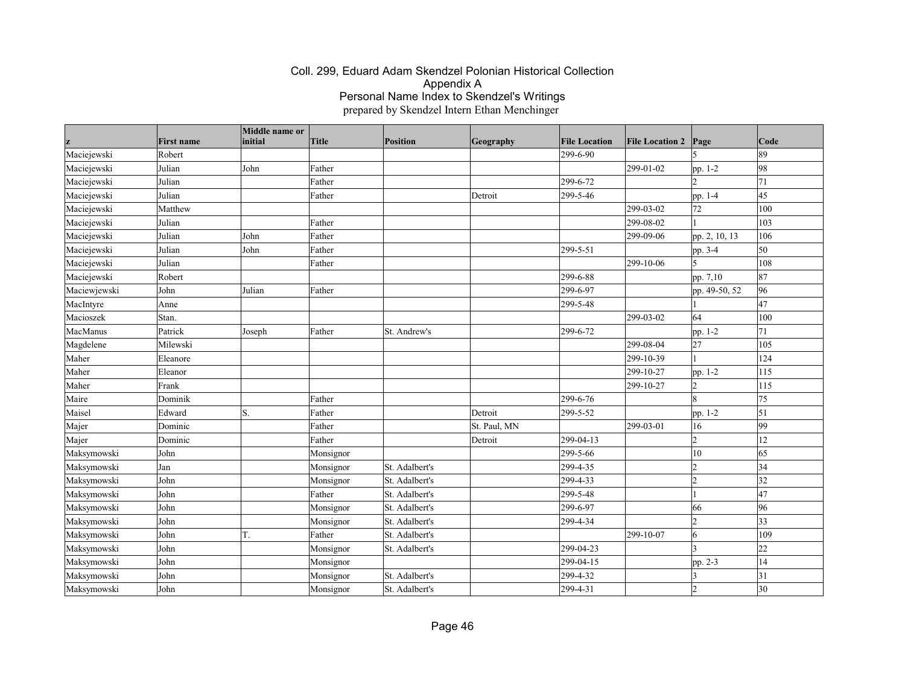# Coll. 299, Eduard Adam Skendzel Polonian Historical Collection
## Appendix A
## Personal Name Index to Skendzel's Writings
prepared by Skendzel Intern Ethan Menchinger

| z | First name | Middle name or initial | Title | Position | Geography | File Location | File Location 2 | Page | Code |
|---|---|---|---|---|---|---|---|---|---|
| Maciejewski | Robert | | | | | 299-6-90 | | 5 | 89 |
| Maciejewski | Julian | John | Father | | | | 299-01-02 | pp. 1-2 | 98 |
| Maciejewski | Julian | | Father | | | 299-6-72 | | 2 | 71 |
| Maciejewski | Julian | | Father | | Detroit | 299-5-46 | | pp. 1-4 | 45 |
| Maciejewski | Matthew | | | | | | 299-03-02 | 72 | 100 |
| Maciejewski | Julian | | Father | | | | 299-08-02 | 1 | 103 |
| Maciejewski | Julian | John | Father | | | | 299-09-06 | pp. 2, 10, 13 | 106 |
| Maciejewski | Julian | John | Father | | | 299-5-51 | | pp. 3-4 | 50 |
| Maciejewski | Julian | | Father | | | | 299-10-06 | 5 | 108 |
| Maciejewski | Robert | | | | | 299-6-88 | | pp. 7,10 | 87 |
| Maciewjewski | John | Julian | Father | | | 299-6-97 | | pp. 49-50, 52 | 96 |
| MacIntyre | Anne | | | | | 299-5-48 | | 1 | 47 |
| Macioszek | Stan. | | | | | | 299-03-02 | 64 | 100 |
| MacManus | Patrick | Joseph | Father | St. Andrew's | | 299-6-72 | | pp. 1-2 | 71 |
| Magdelene | Milewski | | | | | | 299-08-04 | 27 | 105 |
| Maher | Eleanore | | | | | | 299-10-39 | 1 | 124 |
| Maher | Eleanor | | | | | | 299-10-27 | pp. 1-2 | 115 |
| Maher | Frank | | | | | | 299-10-27 | 2 | 115 |
| Maire | Dominik | | Father | | | 299-6-76 | | 8 | 75 |
| Maisel | Edward | S. | Father | | Detroit | 299-5-52 | | pp. 1-2 | 51 |
| Majer | Dominic | | Father | | St. Paul, MN | | 299-03-01 | 16 | 99 |
| Majer | Dominic | | Father | | Detroit | 299-04-13 | | 2 | 12 |
| Maksymowski | John | | Monsignor | | | 299-5-66 | | 10 | 65 |
| Maksymowski | Jan | | Monsignor | St. Adalbert's | | 299-4-35 | | 2 | 34 |
| Maksymowski | John | | Monsignor | St. Adalbert's | | 299-4-33 | | 2 | 32 |
| Maksymowski | John | | Father | St. Adalbert's | | 299-5-48 | | 1 | 47 |
| Maksymowski | John | | Monsignor | St. Adalbert's | | 299-6-97 | | 66 | 96 |
| Maksymowski | John | | Monsignor | St. Adalbert's | | 299-4-34 | | 2 | 33 |
| Maksymowski | John | T. | Father | St. Adalbert's | | | 299-10-07 | 6 | 109 |
| Maksymowski | John | | Monsignor | St. Adalbert's | | 299-04-23 | | 3 | 22 |
| Maksymowski | John | | Monsignor | | | 299-04-15 | | pp. 2-3 | 14 |
| Maksymowski | John | | Monsignor | St. Adalbert's | | 299-4-32 | | 3 | 31 |
| Maksymowski | John | | Monsignor | St. Adalbert's | | 299-4-31 | | 2 | 30 |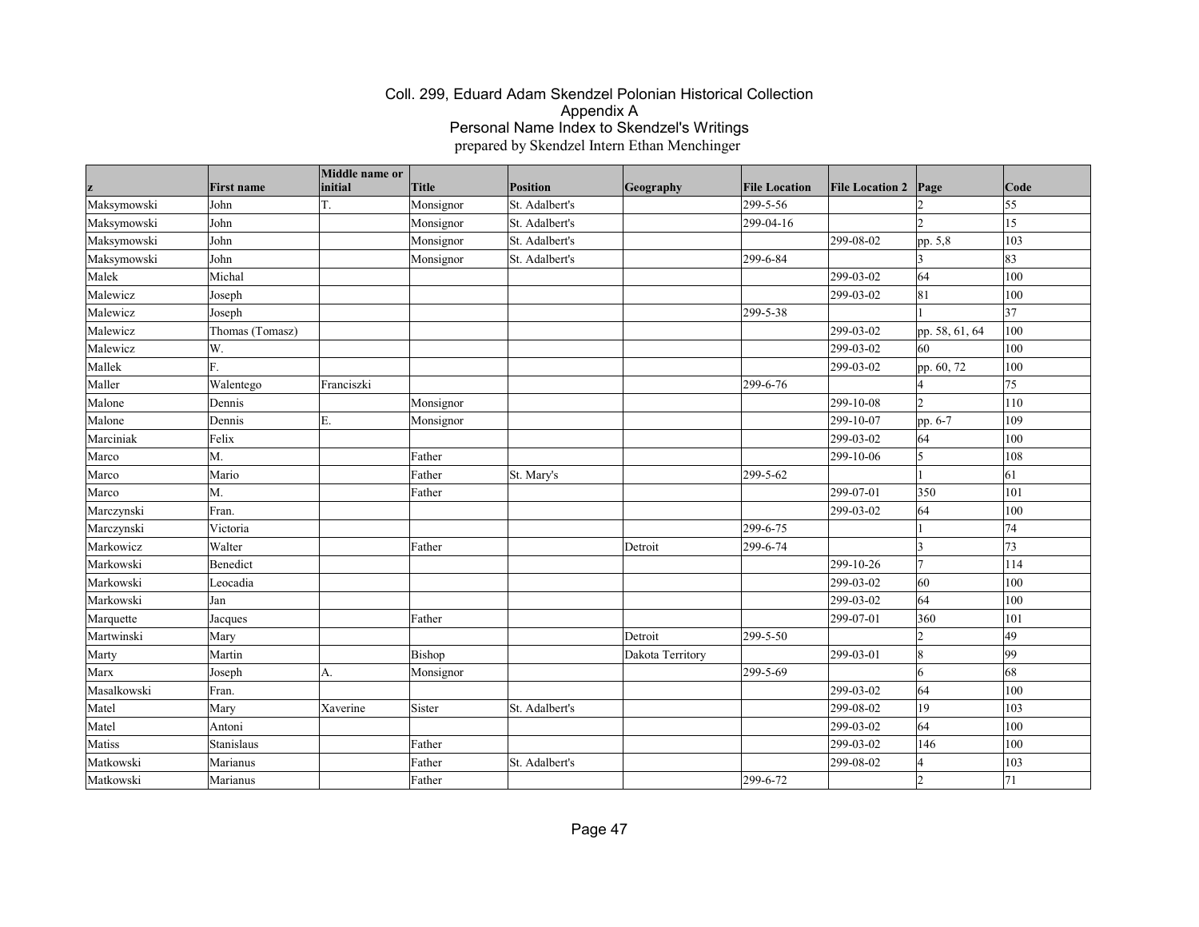# Coll. 299, Eduard Adam Skendzel Polonian Historical Collection
## Appendix A
## Personal Name Index to Skendzel's Writings
prepared by Skendzel Intern Ethan Menchinger

| z | First name | Middle name or initial | Title | Position | Geography | File Location | File Location 2 | Page | Code |
|---|---|---|---|---|---|---|---|---|---|
| Maksymowski | John | T. | Monsignor | St. Adalbert's | | 299-5-56 | | 2 | 55 |
| Maksymowski | John | | Monsignor | St. Adalbert's | | 299-04-16 | | 2 | 15 |
| Maksymowski | John | | Monsignor | St. Adalbert's | | | 299-08-02 | pp. 5,8 | 103 |
| Maksymowski | John | | Monsignor | St. Adalbert's | | 299-6-84 | | 3 | 83 |
| Malek | Michal | | | | | | 299-03-02 | 64 | 100 |
| Malewicz | Joseph | | | | | | 299-03-02 | 81 | 100 |
| Malewicz | Joseph | | | | | 299-5-38 | | 1 | 37 |
| Malewicz | Thomas (Tomasz) | | | | | | 299-03-02 | pp. 58, 61, 64 | 100 |
| Malewicz | W. | | | | | | 299-03-02 | 60 | 100 |
| Mallek | F. | | | | | | 299-03-02 | pp. 60, 72 | 100 |
| Maller | Walentego | Franciszki | | | | 299-6-76 | | 4 | 75 |
| Malone | Dennis | | Monsignor | | | | 299-10-08 | 2 | 110 |
| Malone | Dennis | E. | Monsignor | | | | 299-10-07 | pp. 6-7 | 109 |
| Marciniak | Felix | | | | | | 299-03-02 | 64 | 100 |
| Marco | M. | | Father | | | | 299-10-06 | 5 | 108 |
| Marco | Mario | | Father | St. Mary's | | 299-5-62 | | 1 | 61 |
| Marco | M. | | Father | | | | 299-07-01 | 350 | 101 |
| Marczynski | Fran. | | | | | | 299-03-02 | 64 | 100 |
| Marczynski | Victoria | | | | | 299-6-75 | | 1 | 74 |
| Markowicz | Walter | | Father | | Detroit | 299-6-74 | | 3 | 73 |
| Markowski | Benedict | | | | | | 299-10-26 | 7 | 114 |
| Markowski | Leocadia | | | | | | 299-03-02 | 60 | 100 |
| Markowski | Jan | | | | | | 299-03-02 | 64 | 100 |
| Marquette | Jacques | | Father | | | | 299-07-01 | 360 | 101 |
| Martwinski | Mary | | | | Detroit | 299-5-50 | | 2 | 49 |
| Marty | Martin | | Bishop | | Dakota Territory | | 299-03-01 | 8 | 99 |
| Marx | Joseph | A. | Monsignor | | | 299-5-69 | | 6 | 68 |
| Masalkowski | Fran. | | | | | | 299-03-02 | 64 | 100 |
| Matel | Mary | Xaverine | Sister | St. Adalbert's | | | 299-08-02 | 19 | 103 |
| Matel | Antoni | | | | | | 299-03-02 | 64 | 100 |
| Matiss | Stanislaus | | Father | | | | 299-03-02 | 146 | 100 |
| Matkowski | Marianus | | Father | St. Adalbert's | | | 299-08-02 | 4 | 103 |
| Matkowski | Marianus | | Father | | | 299-6-72 | | 2 | 71 |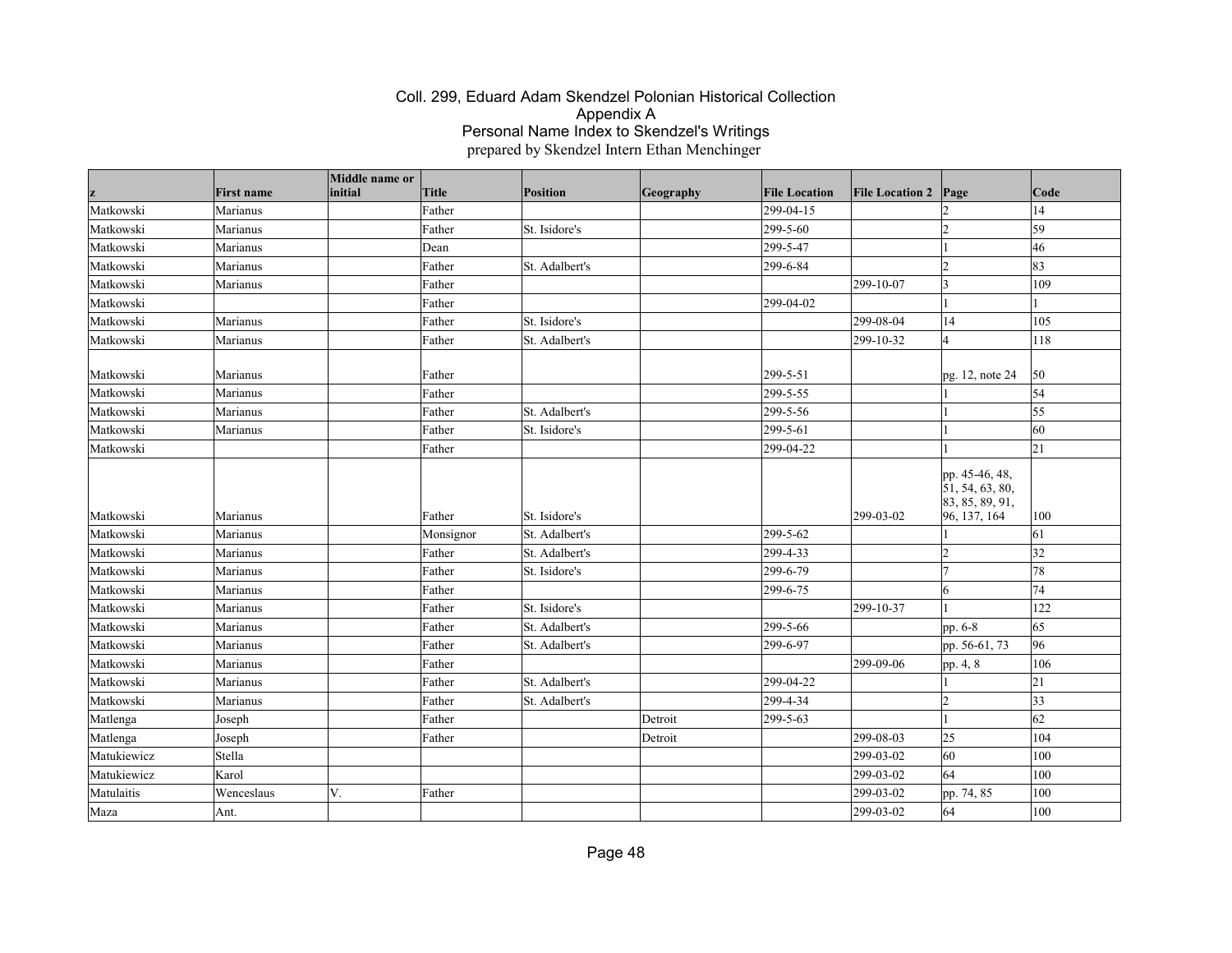# Coll. 299, Eduard Adam Skendzel Polonian Historical Collection
## Appendix A
## Personal Name Index to Skendzel's Writings
prepared by Skendzel Intern Ethan Menchinger

| z | First name | Middle name or initial | Title | Position | Geography | File Location | File Location 2 | Page | Code |
|---|---|---|---|---|---|---|---|---|---|
| Matkowski | Marianus | | Father | | | 299-04-15 | | 2 | 14 |
| Matkowski | Marianus | | Father | St. Isidore's | | 299-5-60 | | 2 | 59 |
| Matkowski | Marianus | | Dean | | | 299-5-47 | | 1 | 46 |
| Matkowski | Marianus | | Father | St. Adalbert's | | 299-6-84 | | 2 | 83 |
| Matkowski | Marianus | | Father | | | | 299-10-07 | 3 | 109 |
| Matkowski | | | Father | | | 299-04-02 | | 1 | 1 |
| Matkowski | Marianus | | Father | St. Isidore's | | | 299-08-04 | 14 | 105 |
| Matkowski | Marianus | | Father | St. Adalbert's | | | 299-10-32 | 4 | 118 |
| Matkowski | Marianus | | Father | | | 299-5-51 | | pg. 12, note 24 | 50 |
| Matkowski | Marianus | | Father | | | 299-5-55 | | 1 | 54 |
| Matkowski | Marianus | | Father | St. Adalbert's | | 299-5-56 | | 1 | 55 |
| Matkowski | Marianus | | Father | St. Isidore's | | 299-5-61 | | 1 | 60 |
| Matkowski | | | Father | | | 299-04-22 | | 1 | 21 |
| Matkowski | Marianus | | Father | St. Isidore's | | | 299-03-02 | pp. 45-46, 48, 51, 54, 63, 80, 83, 85, 89, 91, 96, 137, 164 | 100 |
| Matkowski | Marianus | | Monsignor | St. Adalbert's | | 299-5-62 | | 1 | 61 |
| Matkowski | Marianus | | Father | St. Adalbert's | | 299-4-33 | | 2 | 32 |
| Matkowski | Marianus | | Father | St. Isidore's | | 299-6-79 | | 7 | 78 |
| Matkowski | Marianus | | Father | | | 299-6-75 | | 6 | 74 |
| Matkowski | Marianus | | Father | St. Isidore's | | | 299-10-37 | 1 | 122 |
| Matkowski | Marianus | | Father | St. Adalbert's | | 299-5-66 | | pp. 6-8 | 65 |
| Matkowski | Marianus | | Father | St. Adalbert's | | 299-6-97 | | pp. 56-61, 73 | 96 |
| Matkowski | Marianus | | Father | | | | 299-09-06 | pp. 4, 8 | 106 |
| Matkowski | Marianus | | Father | St. Adalbert's | | 299-04-22 | | 1 | 21 |
| Matkowski | Marianus | | Father | St. Adalbert's | | 299-4-34 | | 2 | 33 |
| Matlenga | Joseph | | Father | | Detroit | 299-5-63 | | 1 | 62 |
| Matlenga | Joseph | | Father | | Detroit | | 299-08-03 | 25 | 104 |
| Matukiewicz | Stella | | | | | | 299-03-02 | 60 | 100 |
| Matukiewicz | Karol | | | | | | 299-03-02 | 64 | 100 |
| Matulaitis | Wenceslaus | V. | Father | | | | 299-03-02 | pp. 74, 85 | 100 |
| Maza | Ant. | | | | | | 299-03-02 | 64 | 100 |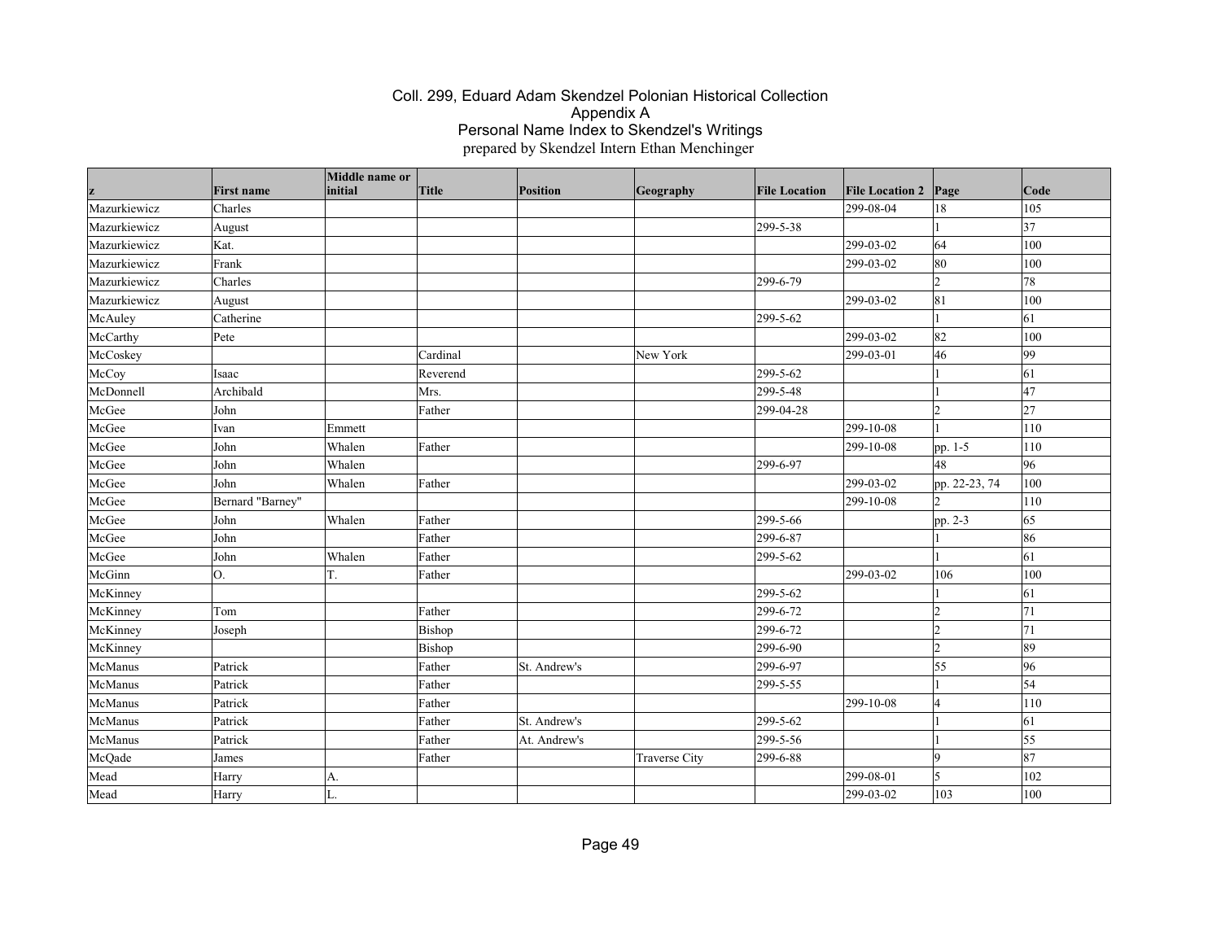# Coll. 299, Eduard Adam Skendzel Polonian Historical Collection
## Appendix A
## Personal Name Index to Skendzel's Writings
prepared by Skendzel Intern Ethan Menchinger

| z | First name | Middle name or initial | Title | Position | Geography | File Location | File Location 2 | Page | Code |
|---|---|---|---|---|---|---|---|---|---|
| Mazurkiewicz | Charles | | | | | | 299-08-04 | 18 | 105 |
| Mazurkiewicz | August | | | | | 299-5-38 | | 1 | 37 |
| Mazurkiewicz | Kat. | | | | | | 299-03-02 | 64 | 100 |
| Mazurkiewicz | Frank | | | | | | 299-03-02 | 80 | 100 |
| Mazurkiewicz | Charles | | | | | 299-6-79 | | 2 | 78 |
| Mazurkiewicz | August | | | | | | 299-03-02 | 81 | 100 |
| McAuley | Catherine | | | | | 299-5-62 | | 1 | 61 |
| McCarthy | Pete | | | | | | 299-03-02 | 82 | 100 |
| McCoskey | | | Cardinal | | New York | | 299-03-01 | 46 | 99 |
| McCoy | Isaac | | Reverend | | | 299-5-62 | | 1 | 61 |
| McDonnell | Archibald | | Mrs. | | | 299-5-48 | | 1 | 47 |
| McGee | John | | Father | | | 299-04-28 | | 2 | 27 |
| McGee | Ivan | Emmett | | | | | 299-10-08 | 1 | 110 |
| McGee | John | Whalen | Father | | | | 299-10-08 | pp. 1-5 | 110 |
| McGee | John | Whalen | | | | 299-6-97 | | 48 | 96 |
| McGee | John | Whalen | Father | | | | 299-03-02 | pp. 22-23, 74 | 100 |
| McGee | Bernard "Barney" | | | | | | 299-10-08 | 2 | 110 |
| McGee | John | Whalen | Father | | | 299-5-66 | | pp. 2-3 | 65 |
| McGee | John | | Father | | | 299-6-87 | | 1 | 86 |
| McGee | John | Whalen | Father | | | 299-5-62 | | 1 | 61 |
| McGinn | O. | T. | Father | | | | 299-03-02 | 106 | 100 |
| McKinney | | | | | | 299-5-62 | | 1 | 61 |
| McKinney | Tom | | Father | | | 299-6-72 | | 2 | 71 |
| McKinney | Joseph | | Bishop | | | 299-6-72 | | 2 | 71 |
| McKinney | | | Bishop | | | 299-6-90 | | 2 | 89 |
| McManus | Patrick | | Father | St. Andrew's | | 299-6-97 | | 55 | 96 |
| McManus | Patrick | | Father | | | 299-5-55 | | 1 | 54 |
| McManus | Patrick | | Father | | | | 299-10-08 | 4 | 110 |
| McManus | Patrick | | Father | St. Andrew's | | 299-5-62 | | 1 | 61 |
| McManus | Patrick | | Father | At. Andrew's | | 299-5-56 | | 1 | 55 |
| McQade | James | | Father | | Traverse City | 299-6-88 | | 9 | 87 |
| Mead | Harry | A. | | | | | 299-08-01 | 5 | 102 |
| Mead | Harry | L. | | | | | 299-03-02 | 103 | 100 |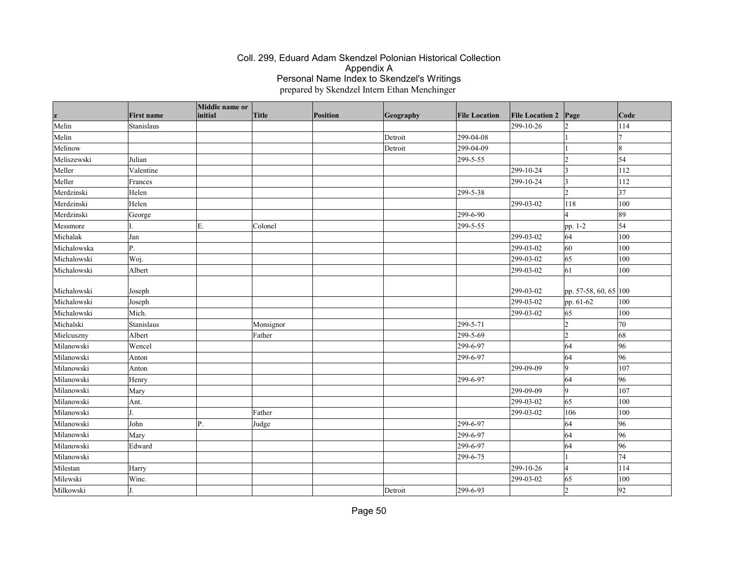# Coll. 299, Eduard Adam Skendzel Polonian Historical Collection
## Appendix A
## Personal Name Index to Skendzel's Writings
prepared by Skendzel Intern Ethan Menchinger

| z | First name | Middle name or initial | Title | Position | Geography | File Location | File Location 2 | Page | Code |
|---|---|---|---|---|---|---|---|---|---|
| Melin | Stanislaus | | | | | | 299-10-26 | 2 | 114 |
| Melin | | | | | Detroit | 299-04-08 | | 1 | 7 |
| Melinow | | | | | Detroit | 299-04-09 | | 1 | 8 |
| Meliszewski | Julian | | | | | 299-5-55 | | 2 | 54 |
| Meller | Valentine | | | | | | 299-10-24 | 3 | 112 |
| Meller | Frances | | | | | | 299-10-24 | 3 | 112 |
| Merdzinski | Helen | | | | | 299-5-38 | | 2 | 37 |
| Merdzinski | Helen | | | | | | 299-03-02 | 118 | 100 |
| Merdzinski | George | | | | | 299-6-90 | | 4 | 89 |
| Messmore | I. | E. | Colonel | | | 299-5-55 | | pp. 1-2 | 54 |
| Michalak | Jan | | | | | | 299-03-02 | 64 | 100 |
| Michalowska | P. | | | | | | 299-03-02 | 60 | 100 |
| Michalowski | Woj. | | | | | | 299-03-02 | 65 | 100 |
| Michalowski | Albert | | | | | | 299-03-02 | 61 | 100 |
| Michalowski | Joseph | | | | | | 299-03-02 | pp. 57-58, 60, 65 | 100 |
| Michalowski | Joseph | | | | | | 299-03-02 | pp. 61-62 | 100 |
| Michalowski | Mich. | | | | | | 299-03-02 | 65 | 100 |
| Michalski | Stanislaus | | Monsignor | | | 299-5-71 | | 2 | 70 |
| Mielcuszny | Albert | | Father | | | 299-5-69 | | 2 | 68 |
| Milanowski | Wencel | | | | | 299-6-97 | | 64 | 96 |
| Milanowski | Anton | | | | | 299-6-97 | | 64 | 96 |
| Milanowski | Anton | | | | | | 299-09-09 | 9 | 107 |
| Milanowski | Henry | | | | | 299-6-97 | | 64 | 96 |
| Milanowski | Mary | | | | | | 299-09-09 | 9 | 107 |
| Milanowski | Ant. | | | | | | 299-03-02 | 65 | 100 |
| Milanowski | J. | | Father | | | | 299-03-02 | 106 | 100 |
| Milanowski | John | P. | Judge | | | 299-6-97 | | 64 | 96 |
| Milanowski | Mary | | | | | 299-6-97 | | 64 | 96 |
| Milanowski | Edward | | | | | 299-6-97 | | 64 | 96 |
| Milanowski | | | | | | 299-6-75 | | 1 | 74 |
| Milestan | Harry | | | | | | 299-10-26 | 4 | 114 |
| Milewski | Winc. | | | | | | 299-03-02 | 65 | 100 |
| Milkowski | J. | | | | Detroit | 299-6-93 | | 2 | 92 |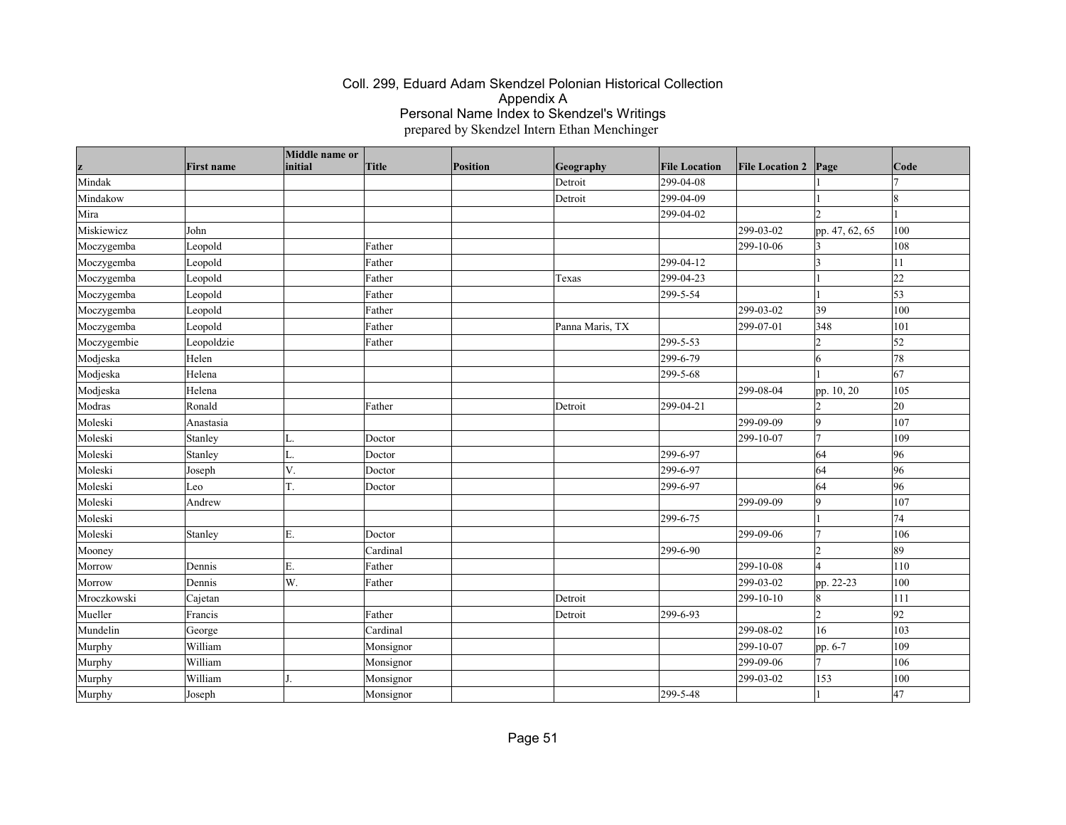# Coll. 299, Eduard Adam Skendzel Polonian Historical Collection
## Appendix A
## Personal Name Index to Skendzel's Writings
prepared by Skendzel Intern Ethan Menchinger

| z | First name | Middle name or initial | Title | Position | Geography | File Location | File Location 2 | Page | Code |
|---|---|---|---|---|---|---|---|---|---|
| Mindak | | | | | Detroit | 299-04-08 | | 1 | 7 |
| Mindakow | | | | | Detroit | 299-04-09 | | 1 | 8 |
| Mira | | | | | | 299-04-02 | | 2 | 1 |
| Miskiewicz | John | | | | | | 299-03-02 | pp. 47, 62, 65 | 100 |
| Moczygemba | Leopold | | Father | | | | 299-10-06 | 3 | 108 |
| Moczygemba | Leopold | | Father | | | 299-04-12 | | 3 | 11 |
| Moczygemba | Leopold | | Father | | Texas | 299-04-23 | | 1 | 22 |
| Moczygemba | Leopold | | Father | | | 299-5-54 | | 1 | 53 |
| Moczygemba | Leopold | | Father | | | | 299-03-02 | 39 | 100 |
| Moczygemba | Leopold | | Father | | Panna Maris, TX | | 299-07-01 | 348 | 101 |
| Moczygembie | Leopoldzie | | Father | | | 299-5-53 | | 2 | 52 |
| Modjeska | Helen | | | | | 299-6-79 | | 6 | 78 |
| Modjeska | Helena | | | | | 299-5-68 | | 1 | 67 |
| Modjeska | Helena | | | | | | 299-08-04 | pp. 10, 20 | 105 |
| Modras | Ronald | | Father | | Detroit | 299-04-21 | | 2 | 20 |
| Moleski | Anastasia | | | | | | 299-09-09 | 9 | 107 |
| Moleski | Stanley | L. | Doctor | | | | 299-10-07 | 7 | 109 |
| Moleski | Stanley | L. | Doctor | | | 299-6-97 | | 64 | 96 |
| Moleski | Joseph | V. | Doctor | | | 299-6-97 | | 64 | 96 |
| Moleski | Leo | T. | Doctor | | | 299-6-97 | | 64 | 96 |
| Moleski | Andrew | | | | | | 299-09-09 | 9 | 107 |
| Moleski | | | | | | 299-6-75 | | 1 | 74 |
| Moleski | Stanley | E. | Doctor | | | | 299-09-06 | 7 | 106 |
| Mooney | | | Cardinal | | | 299-6-90 | | 2 | 89 |
| Morrow | Dennis | E. | Father | | | | 299-10-08 | 4 | 110 |
| Morrow | Dennis | W. | Father | | | | 299-03-02 | pp. 22-23 | 100 |
| Mroczkowski | Cajetan | | | | Detroit | | 299-10-10 | 8 | 111 |
| Mueller | Francis | | Father | | Detroit | 299-6-93 | | 2 | 92 |
| Mundelin | George | | Cardinal | | | | 299-08-02 | 16 | 103 |
| Murphy | William | | Monsignor | | | | 299-10-07 | pp. 6-7 | 109 |
| Murphy | William | | Monsignor | | | | 299-09-06 | 7 | 106 |
| Murphy | William | J. | Monsignor | | | | 299-03-02 | 153 | 100 |
| Murphy | Joseph | | Monsignor | | | 299-5-48 | | 1 | 47 |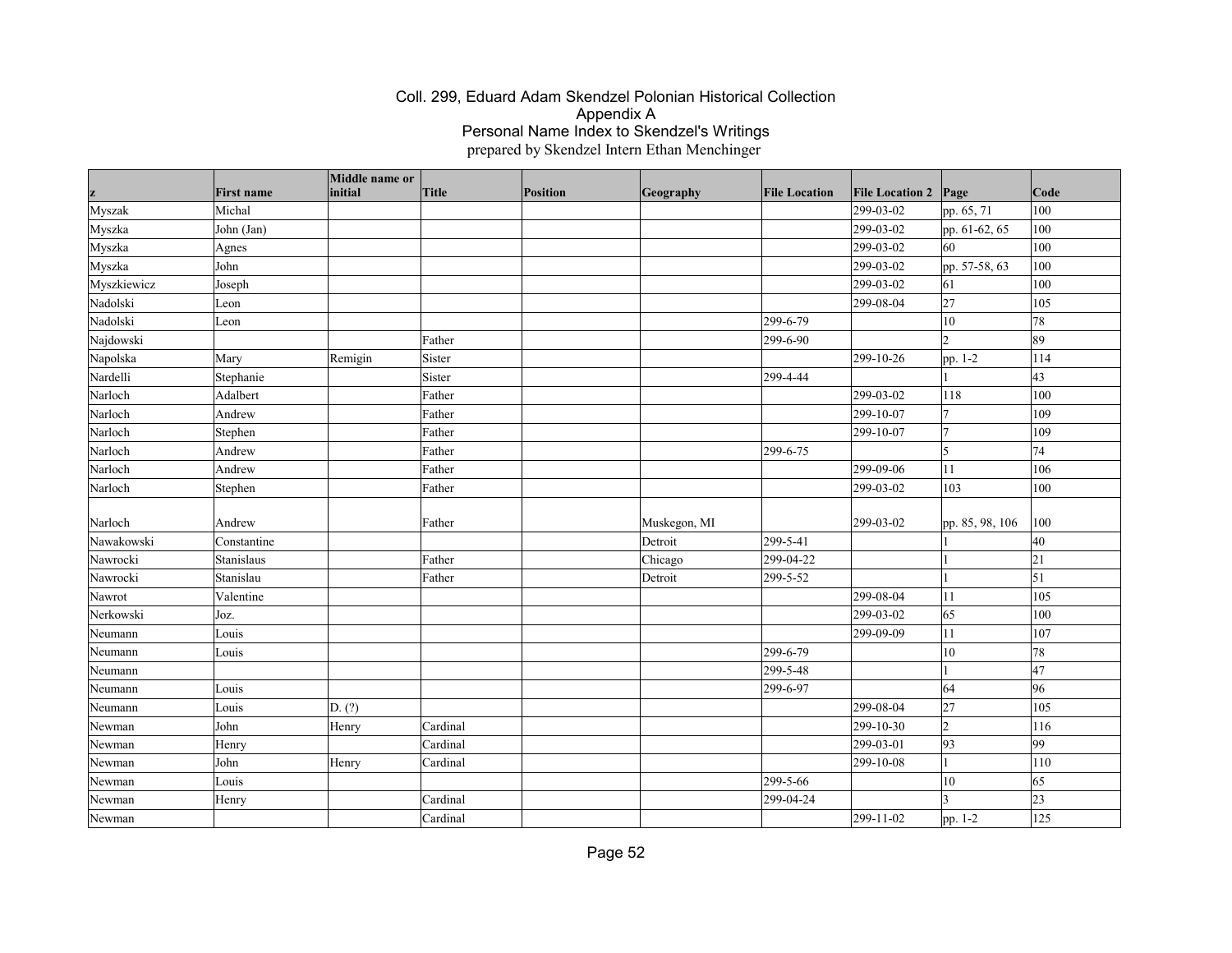# Coll. 299, Eduard Adam Skendzel Polonian Historical Collection
## Appendix A
## Personal Name Index to Skendzel's Writings
prepared by Skendzel Intern Ethan Menchinger

| z | First name | Middle name or initial | Title | Position | Geography | File Location | File Location 2 | Page | Code |
|---|---|---|---|---|---|---|---|---|---|
| Myszak | Michal | | | | | | 299-03-02 | pp. 65, 71 | 100 |
| Myszka | John (Jan) | | | | | | 299-03-02 | pp. 61-62, 65 | 100 |
| Myszka | Agnes | | | | | | 299-03-02 | 60 | 100 |
| Myszka | John | | | | | | 299-03-02 | pp. 57-58, 63 | 100 |
| Myszkiewicz | Joseph | | | | | | 299-03-02 | 61 | 100 |
| Nadolski | Leon | | | | | | 299-08-04 | 27 | 105 |
| Nadolski | Leon | | | | | 299-6-79 | | 10 | 78 |
| Najdowski | | | Father | | | 299-6-90 | | 2 | 89 |
| Napolska | Mary | Remigin | Sister | | | | 299-10-26 | pp. 1-2 | 114 |
| Nardelli | Stephanie | | Sister | | | 299-4-44 | | 1 | 43 |
| Narloch | Adalbert | | Father | | | | 299-03-02 | 118 | 100 |
| Narloch | Andrew | | Father | | | | 299-10-07 | 7 | 109 |
| Narloch | Stephen | | Father | | | | 299-10-07 | 7 | 109 |
| Narloch | Andrew | | Father | | | 299-6-75 | | 5 | 74 |
| Narloch | Andrew | | Father | | | | 299-09-06 | 11 | 106 |
| Narloch | Stephen | | Father | | | | 299-03-02 | 103 | 100 |
| Narloch | Andrew | | Father | | Muskegon, MI | | 299-03-02 | pp. 85, 98, 106 | 100 |
| Nawakowski | Constantine | | | | Detroit | 299-5-41 | | 1 | 40 |
| Nawrocki | Stanislaus | | Father | | Chicago | 299-04-22 | | 1 | 21 |
| Nawrocki | Stanislau | | Father | | Detroit | 299-5-52 | | 1 | 51 |
| Nawrot | Valentine | | | | | | 299-08-04 | 11 | 105 |
| Nerkowski | Joz. | | | | | | 299-03-02 | 65 | 100 |
| Neumann | Louis | | | | | | 299-09-09 | 11 | 107 |
| Neumann | Louis | | | | | 299-6-79 | | 10 | 78 |
| Neumann | | | | | | 299-5-48 | | 1 | 47 |
| Neumann | Louis | | | | | 299-6-97 | | 64 | 96 |
| Neumann | Louis | D. (?) | | | | | 299-08-04 | 27 | 105 |
| Newman | John | Henry | Cardinal | | | | 299-10-30 | 2 | 116 |
| Newman | Henry | | Cardinal | | | | 299-03-01 | 93 | 99 |
| Newman | John | Henry | Cardinal | | | | 299-10-08 | 1 | 110 |
| Newman | Louis | | | | | 299-5-66 | | 10 | 65 |
| Newman | Henry | | Cardinal | | | 299-04-24 | | 3 | 23 |
| Newman | | | Cardinal | | | | 299-11-02 | pp. 1-2 | 125 |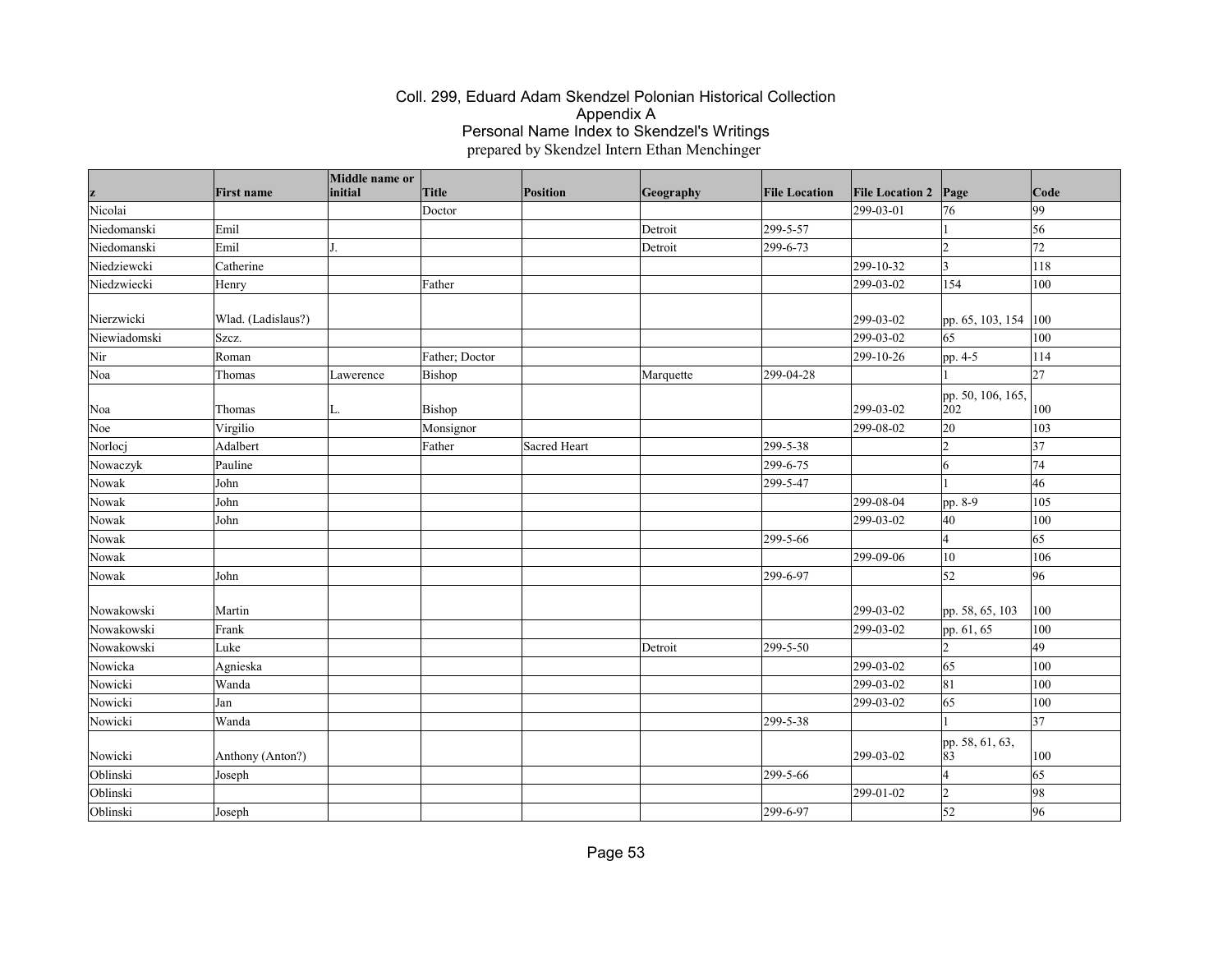# Coll. 299, Eduard Adam Skendzel Polonian Historical Collection
## Appendix A
## Personal Name Index to Skendzel's Writings
prepared by Skendzel Intern Ethan Menchinger

| z | First name | Middle name or initial | Title | Position | Geography | File Location | File Location 2 | Page | Code |
|---|---|---|---|---|---|---|---|---|---|
| Nicolai | | | Doctor | | | | 299-03-01 | 76 | 99 |
| Niedomanski | Emil | | | | Detroit | 299-5-57 | | 1 | 56 |
| Niedomanski | Emil | J. | | | Detroit | 299-6-73 | | 2 | 72 |
| Niedziewcki | Catherine | | | | | | 299-10-32 | 3 | 118 |
| Niedzwiecki | Henry | | Father | | | | 299-03-02 | 154 | 100 |
| Nierzwicki | Wlad. (Ladislaus?) | | | | | | 299-03-02 | pp. 65, 103, 154 | 100 |
| Niewiadomski | Szcz. | | | | | | 299-03-02 | 65 | 100 |
| Nir | Roman | | Father; Doctor | | | | 299-10-26 | pp. 4-5 | 114 |
| Noa | Thomas | Lawerence | Bishop | | Marquette | 299-04-28 | | 1 | 27 |
| Noa | Thomas | L. | Bishop | | | | 299-03-02 | pp. 50, 106, 165, 202 | 100 |
| Noe | Virgilio | | Monsignor | | | | 299-08-02 | 20 | 103 |
| Norlocj | Adalbert | | Father | Sacred Heart | | 299-5-38 | | 2 | 37 |
| Nowaczyk | Pauline | | | | | 299-6-75 | | 6 | 74 |
| Nowak | John | | | | | 299-5-47 | | 1 | 46 |
| Nowak | John | | | | | | 299-08-04 | pp. 8-9 | 105 |
| Nowak | John | | | | | | 299-03-02 | 40 | 100 |
| Nowak | | | | | | 299-5-66 | | 4 | 65 |
| Nowak | | | | | | | 299-09-06 | 10 | 106 |
| Nowak | John | | | | | 299-6-97 | | 52 | 96 |
| Nowakowski | Martin | | | | | | 299-03-02 | pp. 58, 65, 103 | 100 |
| Nowakowski | Frank | | | | | | 299-03-02 | pp. 61, 65 | 100 |
| Nowakowski | Luke | | | | Detroit | 299-5-50 | | 2 | 49 |
| Nowicka | Agnieska | | | | | | 299-03-02 | 65 | 100 |
| Nowicki | Wanda | | | | | | 299-03-02 | 81 | 100 |
| Nowicki | Jan | | | | | | 299-03-02 | 65 | 100 |
| Nowicki | Wanda | | | | | 299-5-38 | | 1 | 37 |
| Nowicki | Anthony (Anton?) | | | | | | 299-03-02 | pp. 58, 61, 63, 83 | 100 |
| Oblinski | Joseph | | | | | 299-5-66 | | 4 | 65 |
| Oblinski | | | | | | | 299-01-02 | 2 | 98 |
| Oblinski | Joseph | | | | | 299-6-97 | | 52 | 96 |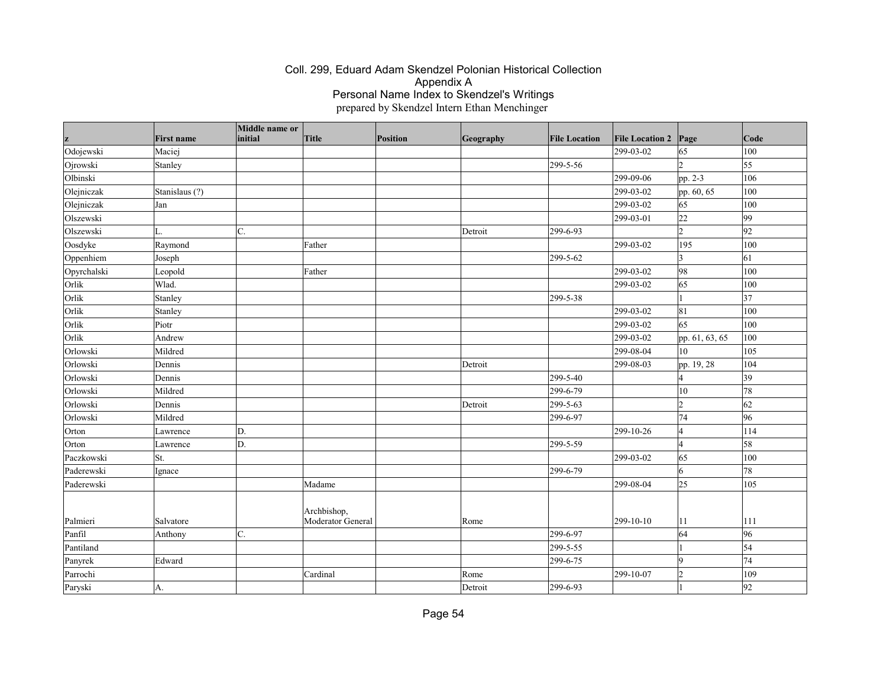# Coll. 299, Eduard Adam Skendzel Polonian Historical Collection
## Appendix A
## Personal Name Index to Skendzel's Writings
prepared by Skendzel Intern Ethan Menchinger

| z | First name | Middle name or initial | Title | Position | Geography | File Location | File Location 2 | Page | Code |
|---|---|---|---|---|---|---|---|---|---|
| Odojewski | Maciej | | | | | | 299-03-02 | 65 | 100 |
| Ojrowski | Stanley | | | | | 299-5-56 | | 2 | 55 |
| Olbinski | | | | | | | 299-09-06 | pp. 2-3 | 106 |
| Olejniczak | Stanislaus (?) | | | | | | 299-03-02 | pp. 60, 65 | 100 |
| Olejniczak | Jan | | | | | | 299-03-02 | 65 | 100 |
| Olszewski | | | | | | | 299-03-01 | 22 | 99 |
| Olszewski | L. | C. | | | Detroit | 299-6-93 | | 2 | 92 |
| Oosdyke | Raymond | | Father | | | | 299-03-02 | 195 | 100 |
| Oppenhiem | Joseph | | | | | 299-5-62 | | 3 | 61 |
| Opyrchalski | Leopold | | Father | | | | 299-03-02 | 98 | 100 |
| Orlik | Wlad. | | | | | | 299-03-02 | 65 | 100 |
| Orlik | Stanley | | | | | 299-5-38 | | 1 | 37 |
| Orlik | Stanley | | | | | | 299-03-02 | 81 | 100 |
| Orlik | Piotr | | | | | | 299-03-02 | 65 | 100 |
| Orlik | Andrew | | | | | | 299-03-02 | pp. 61, 63, 65 | 100 |
| Orlowski | Mildred | | | | | | 299-08-04 | 10 | 105 |
| Orlowski | Dennis | | | | Detroit | | 299-08-03 | pp. 19, 28 | 104 |
| Orlowski | Dennis | | | | | 299-5-40 | | 4 | 39 |
| Orlowski | Mildred | | | | | 299-6-79 | | 10 | 78 |
| Orlowski | Dennis | | | | Detroit | 299-5-63 | | 2 | 62 |
| Orlowski | Mildred | | | | | 299-6-97 | | 74 | 96 |
| Orton | Lawrence | D. | | | | | 299-10-26 | 4 | 114 |
| Orton | Lawrence | D. | | | | 299-5-59 | | 4 | 58 |
| Paczkowski | St. | | | | | | 299-03-02 | 65 | 100 |
| Paderewski | Ignace | | | | | 299-6-79 | | 6 | 78 |
| Paderewski | | | Madame | | | | 299-08-04 | 25 | 105 |
| Palmieri | Salvatore | | Archbishop, Moderator General | | Rome | | 299-10-10 | 11 | 111 |
| Panfil | Anthony | C. | | | | 299-6-97 | | 64 | 96 |
| Pantiland | | | | | | 299-5-55 | | 1 | 54 |
| Panyrek | Edward | | | | | 299-6-75 | | 9 | 74 |
| Parrochi | | | Cardinal | | Rome | | 299-10-07 | 2 | 109 |
| Paryski | A. | | | | Detroit | 299-6-93 | | 1 | 92 |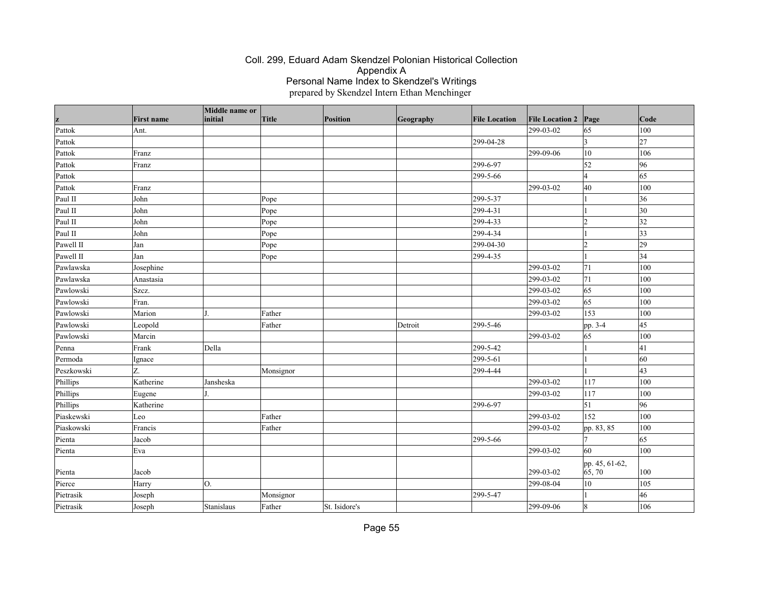# Coll. 299, Eduard Adam Skendzel Polonian Historical Collection
## Appendix A
## Personal Name Index to Skendzel's Writings
prepared by Skendzel Intern Ethan Menchinger

| z | First name | Middle name or initial | Title | Position | Geography | File Location | File Location 2 | Page | Code |
|---|---|---|---|---|---|---|---|---|---|
| Pattok | Ant. | | | | | | 299-03-02 | 65 | 100 |
| Pattok | | | | | | 299-04-28 | | 3 | 27 |
| Pattok | Franz | | | | | | 299-09-06 | 10 | 106 |
| Pattok | Franz | | | | | 299-6-97 | | 52 | 96 |
| Pattok | | | | | | 299-5-66 | | 4 | 65 |
| Pattok | Franz | | | | | | 299-03-02 | 40 | 100 |
| Paul II | John | | Pope | | | 299-5-37 | | 1 | 36 |
| Paul II | John | | Pope | | | 299-4-31 | | 1 | 30 |
| Paul II | John | | Pope | | | 299-4-33 | | 2 | 32 |
| Paul II | John | | Pope | | | 299-4-34 | | 1 | 33 |
| Pawell II | Jan | | Pope | | | 299-04-30 | | 2 | 29 |
| Pawell II | Jan | | Pope | | | 299-4-35 | | 1 | 34 |
| Pawlawska | Josephine | | | | | | 299-03-02 | 71 | 100 |
| Pawlawska | Anastasia | | | | | | 299-03-02 | 71 | 100 |
| Pawlowski | Szcz. | | | | | | 299-03-02 | 65 | 100 |
| Pawlowski | Fran. | | | | | | 299-03-02 | 65 | 100 |
| Pawlowski | Marion | J. | Father | | | | 299-03-02 | 153 | 100 |
| Pawlowski | Leopold | | Father | | Detroit | 299-5-46 | | pp. 3-4 | 45 |
| Pawlowski | Marcin | | | | | | 299-03-02 | 65 | 100 |
| Penna | Frank | Della | | | | 299-5-42 | | 1 | 41 |
| Permoda | Ignace | | | | | 299-5-61 | | 1 | 60 |
| Peszkowski | Z. | | Monsignor | | | 299-4-44 | | 1 | 43 |
| Phillips | Katherine | Jansheska | | | | | 299-03-02 | 117 | 100 |
| Phillips | Eugene | J. | | | | | 299-03-02 | 117 | 100 |
| Phillips | Katherine | | | | | 299-6-97 | | 51 | 96 |
| Piaskewski | Leo | | Father | | | | 299-03-02 | 152 | 100 |
| Piaskowski | Francis | | Father | | | | 299-03-02 | pp. 83, 85 | 100 |
| Pienta | Jacob | | | | | 299-5-66 | | 7 | 65 |
| Pienta | Eva | | | | | | 299-03-02 | 60 | 100 |
| Pienta | Jacob | | | | | | 299-03-02 | pp. 45, 61-62, 65, 70 | 100 |
| Pierce | Harry | O. | | | | | 299-08-04 | 10 | 105 |
| Pietrasik | Joseph | | Monsignor | | | 299-5-47 | | 1 | 46 |
| Pietrasik | Joseph | Stanislaus | Father | St. Isidore's | | | 299-09-06 | 8 | 106 |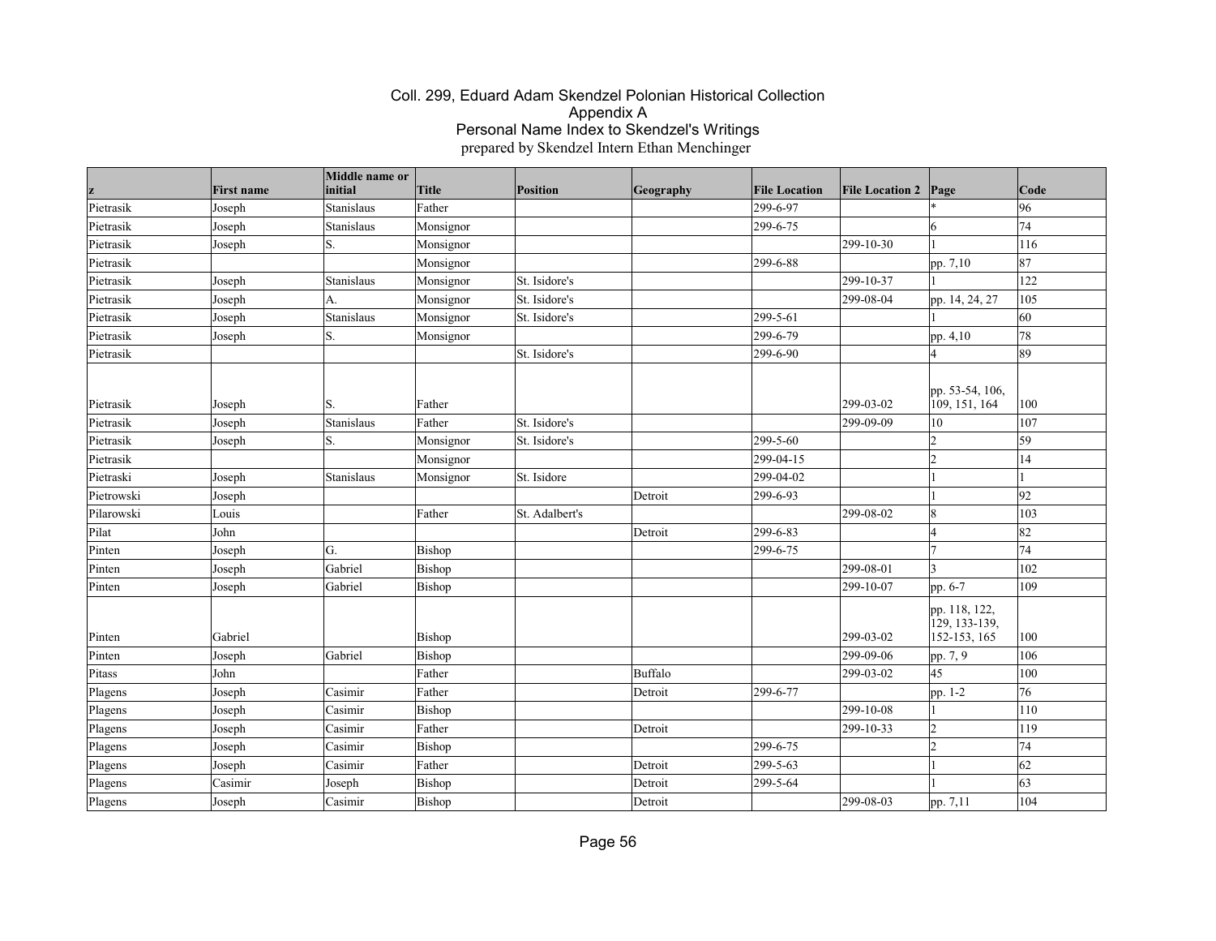# Coll. 299, Eduard Adam Skendzel Polonian Historical Collection
## Appendix A
## Personal Name Index to Skendzel's Writings
prepared by Skendzel Intern Ethan Menchinger

| z | First name | Middle name or initial | Title | Position | Geography | File Location | File Location 2 | Page | Code |
|---|---|---|---|---|---|---|---|---|---|
| Pietrasik | Joseph | Stanislaus | Father | | | 299-6-97 | | * | 96 |
| Pietrasik | Joseph | Stanislaus | Monsignor | | | 299-6-75 | | 6 | 74 |
| Pietrasik | Joseph | S. | Monsignor | | | | 299-10-30 | 1 | 116 |
| Pietrasik | | | Monsignor | | | 299-6-88 | | pp. 7,10 | 87 |
| Pietrasik | Joseph | Stanislaus | Monsignor | St. Isidore's | | | 299-10-37 | 1 | 122 |
| Pietrasik | Joseph | A. | Monsignor | St. Isidore's | | | 299-08-04 | pp. 14, 24, 27 | 105 |
| Pietrasik | Joseph | Stanislaus | Monsignor | St. Isidore's | | 299-5-61 | | 1 | 60 |
| Pietrasik | Joseph | S. | Monsignor | | | 299-6-79 | | pp. 4,10 | 78 |
| Pietrasik | | | | St. Isidore's | | 299-6-90 | | 4 | 89 |
| Pietrasik | Joseph | S. | Father | | | | 299-03-02 | pp. 53-54, 106, 109, 151, 164 | 100 |
| Pietrasik | Joseph | Stanislaus | Father | St. Isidore's | | | 299-09-09 | 10 | 107 |
| Pietrasik | Joseph | S. | Monsignor | St. Isidore's | | 299-5-60 | | 2 | 59 |
| Pietrasik | | | Monsignor | | | 299-04-15 | | 2 | 14 |
| Pietraski | Joseph | Stanislaus | Monsignor | St. Isidore | | 299-04-02 | | 1 | 1 |
| Pietrowski | Joseph | | | | Detroit | 299-6-93 | | 1 | 92 |
| Pilarowski | Louis | | Father | St. Adalbert's | | | 299-08-02 | 8 | 103 |
| Pilat | John | | | | Detroit | 299-6-83 | | 4 | 82 |
| Pinten | Joseph | G. | Bishop | | | 299-6-75 | | 7 | 74 |
| Pinten | Joseph | Gabriel | Bishop | | | | 299-08-01 | 3 | 102 |
| Pinten | Joseph | Gabriel | Bishop | | | | 299-10-07 | pp. 6-7 | 109 |
| Pinten | Gabriel | | Bishop | | | | 299-03-02 | pp. 118, 122, 129, 133-139, 152-153, 165 | 100 |
| Pinten | Joseph | Gabriel | Bishop | | | | 299-09-06 | pp. 7, 9 | 106 |
| Pitass | John | | Father | | Buffalo | | 299-03-02 | 45 | 100 |
| Plagens | Joseph | Casimir | Father | | Detroit | 299-6-77 | | pp. 1-2 | 76 |
| Plagens | Joseph | Casimir | Bishop | | | | 299-10-08 | 1 | 110 |
| Plagens | Joseph | Casimir | Father | | Detroit | | 299-10-33 | 2 | 119 |
| Plagens | Joseph | Casimir | Bishop | | | 299-6-75 | | 2 | 74 |
| Plagens | Joseph | Casimir | Father | | Detroit | 299-5-63 | | 1 | 62 |
| Plagens | Casimir | Joseph | Bishop | | Detroit | 299-5-64 | | 1 | 63 |
| Plagens | Joseph | Casimir | Bishop | | Detroit | | 299-08-03 | pp. 7,11 | 104 |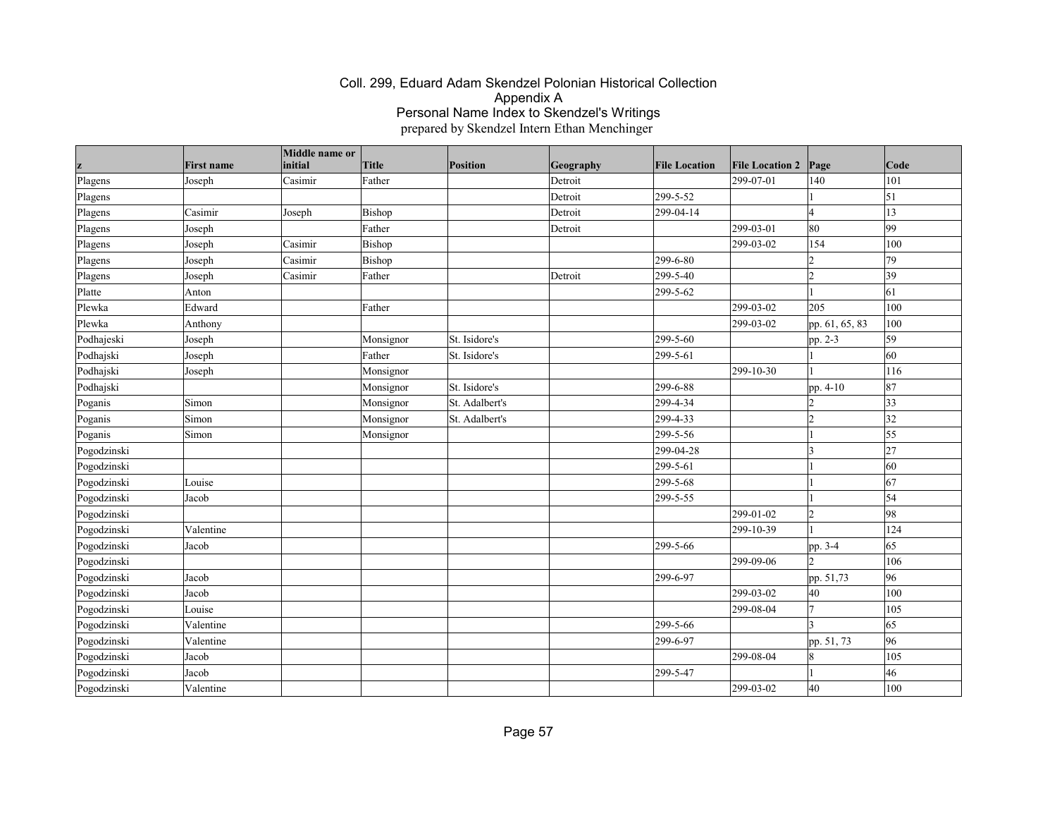# Coll. 299, Eduard Adam Skendzel Polonian Historical Collection
## Appendix A
## Personal Name Index to Skendzel's Writings
prepared by Skendzel Intern Ethan Menchinger

| z | First name | Middle name or initial | Title | Position | Geography | File Location | File Location 2 | Page | Code |
|---|---|---|---|---|---|---|---|---|---|
| Plagens | Joseph | Casimir | Father | | Detroit | | 299-07-01 | 140 | 101 |
| Plagens | | | | | Detroit | 299-5-52 | | 1 | 51 |
| Plagens | Casimir | Joseph | Bishop | | Detroit | 299-04-14 | | 4 | 13 |
| Plagens | Joseph | | Father | | Detroit | | 299-03-01 | 80 | 99 |
| Plagens | Joseph | Casimir | Bishop | | | | 299-03-02 | 154 | 100 |
| Plagens | Joseph | Casimir | Bishop | | | 299-6-80 | | 2 | 79 |
| Plagens | Joseph | Casimir | Father | | Detroit | 299-5-40 | | 2 | 39 |
| Platte | Anton | | | | | 299-5-62 | | 1 | 61 |
| Plewka | Edward | | Father | | | | 299-03-02 | 205 | 100 |
| Plewka | Anthony | | | | | | 299-03-02 | pp. 61, 65, 83 | 100 |
| Podhajeski | Joseph | | Monsignor | St. Isidore's | | 299-5-60 | | pp. 2-3 | 59 |
| Podhajski | Joseph | | Father | St. Isidore's | | 299-5-61 | | 1 | 60 |
| Podhajski | Joseph | | Monsignor | | | | 299-10-30 | 1 | 116 |
| Podhajski | | | Monsignor | St. Isidore's | | 299-6-88 | | pp. 4-10 | 87 |
| Poganis | Simon | | Monsignor | St. Adalbert's | | 299-4-34 | | 2 | 33 |
| Poganis | Simon | | Monsignor | St. Adalbert's | | 299-4-33 | | 2 | 32 |
| Poganis | Simon | | Monsignor | | | 299-5-56 | | 1 | 55 |
| Pogodzinski | | | | | | 299-04-28 | | 3 | 27 |
| Pogodzinski | | | | | | 299-5-61 | | 1 | 60 |
| Pogodzinski | Louise | | | | | 299-5-68 | | 1 | 67 |
| Pogodzinski | Jacob | | | | | 299-5-55 | | 1 | 54 |
| Pogodzinski | | | | | | | 299-01-02 | 2 | 98 |
| Pogodzinski | Valentine | | | | | | 299-10-39 | 1 | 124 |
| Pogodzinski | Jacob | | | | | 299-5-66 | | pp. 3-4 | 65 |
| Pogodzinski | | | | | | | 299-09-06 | 2 | 106 |
| Pogodzinski | Jacob | | | | | 299-6-97 | | pp. 51,73 | 96 |
| Pogodzinski | Jacob | | | | | | 299-03-02 | 40 | 100 |
| Pogodzinski | Louise | | | | | | 299-08-04 | 7 | 105 |
| Pogodzinski | Valentine | | | | | 299-5-66 | | 3 | 65 |
| Pogodzinski | Valentine | | | | | 299-6-97 | | pp. 51, 73 | 96 |
| Pogodzinski | Jacob | | | | | | 299-08-04 | 8 | 105 |
| Pogodzinski | Jacob | | | | | 299-5-47 | | 1 | 46 |
| Pogodzinski | Valentine | | | | | | 299-03-02 | 40 | 100 |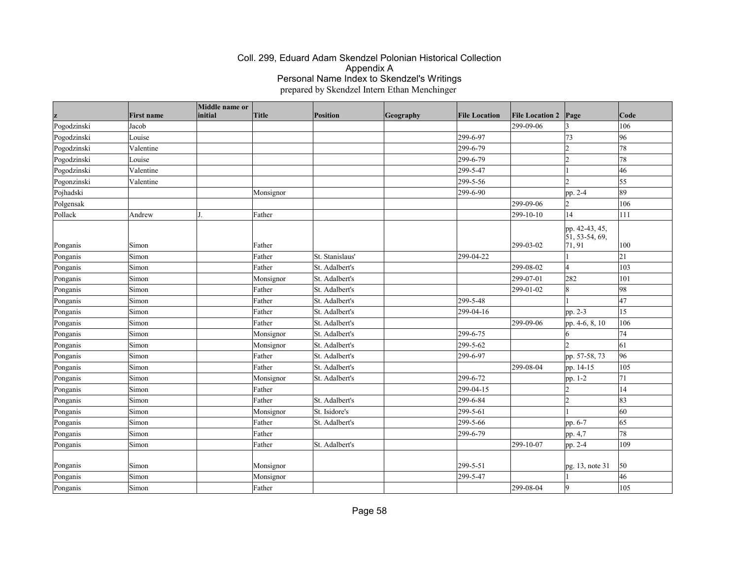# Coll. 299, Eduard Adam Skendzel Polonian Historical Collection
## Appendix A
## Personal Name Index to Skendzel's Writings
prepared by Skendzel Intern Ethan Menchinger

| z | First name | Middle name or initial | Title | Position | Geography | File Location | File Location 2 | Page | Code |
|---|---|---|---|---|---|---|---|---|---|
| Pogodzinski | Jacob | | | | | | 299-09-06 | 3 | 106 |
| Pogodzinski | Louise | | | | | 299-6-97 | | 73 | 96 |
| Pogodzinski | Valentine | | | | | 299-6-79 | | 2 | 78 |
| Pogodzinski | Louise | | | | | 299-6-79 | | 2 | 78 |
| Pogodzinski | Valentine | | | | | 299-5-47 | | 1 | 46 |
| Pogonzinski | Valentine | | | | | 299-5-56 | | 2 | 55 |
| Pojhadski | | | Monsignor | | | 299-6-90 | | pp. 2-4 | 89 |
| Polgensak | | | | | | | 299-09-06 | 2 | 106 |
| Pollack | Andrew | J. | Father | | | | 299-10-10 | 14 | 111 |
| Ponganis | Simon | | Father | | | | 299-03-02 | pp. 42-43, 45, 51, 53-54, 69, 71, 91 | 100 |
| Ponganis | Simon | | Father | St. Stanislaus' | | 299-04-22 | | 1 | 21 |
| Ponganis | Simon | | Father | St. Adalbert's | | | 299-08-02 | 4 | 103 |
| Ponganis | Simon | | Monsignor | St. Adalbert's | | | 299-07-01 | 282 | 101 |
| Ponganis | Simon | | Father | St. Adalbert's | | | 299-01-02 | 8 | 98 |
| Ponganis | Simon | | Father | St. Adalbert's | | 299-5-48 | | 1 | 47 |
| Ponganis | Simon | | Father | St. Adalbert's | | 299-04-16 | | pp. 2-3 | 15 |
| Ponganis | Simon | | Father | St. Adalbert's | | | 299-09-06 | pp. 4-6, 8, 10 | 106 |
| Ponganis | Simon | | Monsignor | St. Adalbert's | | 299-6-75 | | 6 | 74 |
| Ponganis | Simon | | Monsignor | St. Adalbert's | | 299-5-62 | | 2 | 61 |
| Ponganis | Simon | | Father | St. Adalbert's | | 299-6-97 | | pp. 57-58, 73 | 96 |
| Ponganis | Simon | | Father | St. Adalbert's | | | 299-08-04 | pp. 14-15 | 105 |
| Ponganis | Simon | | Monsignor | St. Adalbert's | | 299-6-72 | | pp. 1-2 | 71 |
| Ponganis | Simon | | Father | | | 299-04-15 | | 2 | 14 |
| Ponganis | Simon | | Father | St. Adalbert's | | 299-6-84 | | 2 | 83 |
| Ponganis | Simon | | Monsignor | St. Isidore's | | 299-5-61 | | 1 | 60 |
| Ponganis | Simon | | Father | St. Adalbert's | | 299-5-66 | | pp. 6-7 | 65 |
| Ponganis | Simon | | Father | | | 299-6-79 | | pp. 4,7 | 78 |
| Ponganis | Simon | | Father | St. Adalbert's | | | 299-10-07 | pp. 2-4 | 109 |
| Ponganis | Simon | | Monsignor | | | 299-5-51 | | pg. 13, note 31 | 50 |
| Ponganis | Simon | | Monsignor | | | 299-5-47 | | 1 | 46 |
| Ponganis | Simon | | Father | | | | 299-08-04 | 9 | 105 |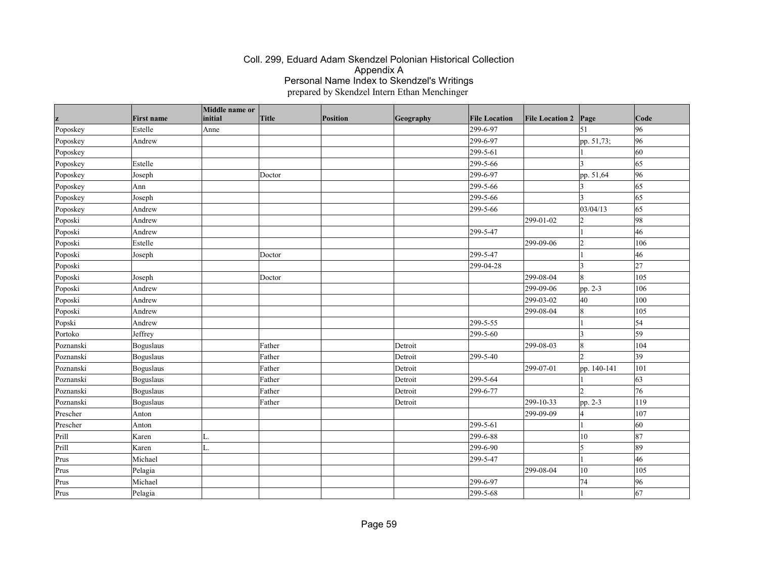# Coll. 299, Eduard Adam Skendzel Polonian Historical Collection
## Appendix A
## Personal Name Index to Skendzel's Writings
prepared by Skendzel Intern Ethan Menchinger

| z | First name | Middle name or initial | Title | Position | Geography | File Location | File Location 2 | Page | Code |
|---|---|---|---|---|---|---|---|---|---|
| Poposkey | Estelle | Anne | | | | 299-6-97 | | 51 | 96 |
| Poposkey | Andrew | | | | | 299-6-97 | | pp. 51,73; | 96 |
| Poposkey | | | | | | 299-5-61 | | 1 | 60 |
| Poposkey | Estelle | | | | | 299-5-66 | | 3 | 65 |
| Poposkey | Joseph | | Doctor | | | 299-6-97 | | pp. 51,64 | 96 |
| Poposkey | Ann | | | | | 299-5-66 | | 3 | 65 |
| Poposkey | Joseph | | | | | 299-5-66 | | 3 | 65 |
| Poposkey | Andrew | | | | | 299-5-66 | | 03/04/13 | 65 |
| Poposki | Andrew | | | | | | 299-01-02 | 2 | 98 |
| Poposki | Andrew | | | | | 299-5-47 | | 1 | 46 |
| Poposki | Estelle | | | | | | 299-09-06 | 2 | 106 |
| Poposki | Joseph | | Doctor | | | 299-5-47 | | 1 | 46 |
| Poposki | | | | | | 299-04-28 | | 3 | 27 |
| Poposki | Joseph | | Doctor | | | | 299-08-04 | 8 | 105 |
| Poposki | Andrew | | | | | | 299-09-06 | pp. 2-3 | 106 |
| Poposki | Andrew | | | | | | 299-03-02 | 40 | 100 |
| Poposki | Andrew | | | | | | 299-08-04 | 8 | 105 |
| Popski | Andrew | | | | | 299-5-55 | | 1 | 54 |
| Portoko | Jeffrey | | | | | 299-5-60 | | 3 | 59 |
| Poznanski | Boguslaus | | Father | | Detroit | | 299-08-03 | 8 | 104 |
| Poznanski | Boguslaus | | Father | | Detroit | 299-5-40 | | 2 | 39 |
| Poznanski | Boguslaus | | Father | | Detroit | | 299-07-01 | pp. 140-141 | 101 |
| Poznanski | Boguslaus | | Father | | Detroit | 299-5-64 | | 1 | 63 |
| Poznanski | Boguslaus | | Father | | Detroit | 299-6-77 | | 2 | 76 |
| Poznanski | Boguslaus | | Father | | Detroit | | 299-10-33 | pp. 2-3 | 119 |
| Prescher | Anton | | | | | | 299-09-09 | 4 | 107 |
| Prescher | Anton | | | | | 299-5-61 | | 1 | 60 |
| Prill | Karen | L. | | | | 299-6-88 | | 10 | 87 |
| Prill | Karen | L. | | | | 299-6-90 | | 5 | 89 |
| Prus | Michael | | | | | 299-5-47 | | 1 | 46 |
| Prus | Pelagia | | | | | | 299-08-04 | 10 | 105 |
| Prus | Michael | | | | | 299-6-97 | | 74 | 96 |
| Prus | Pelagia | | | | | 299-5-68 | | 1 | 67 |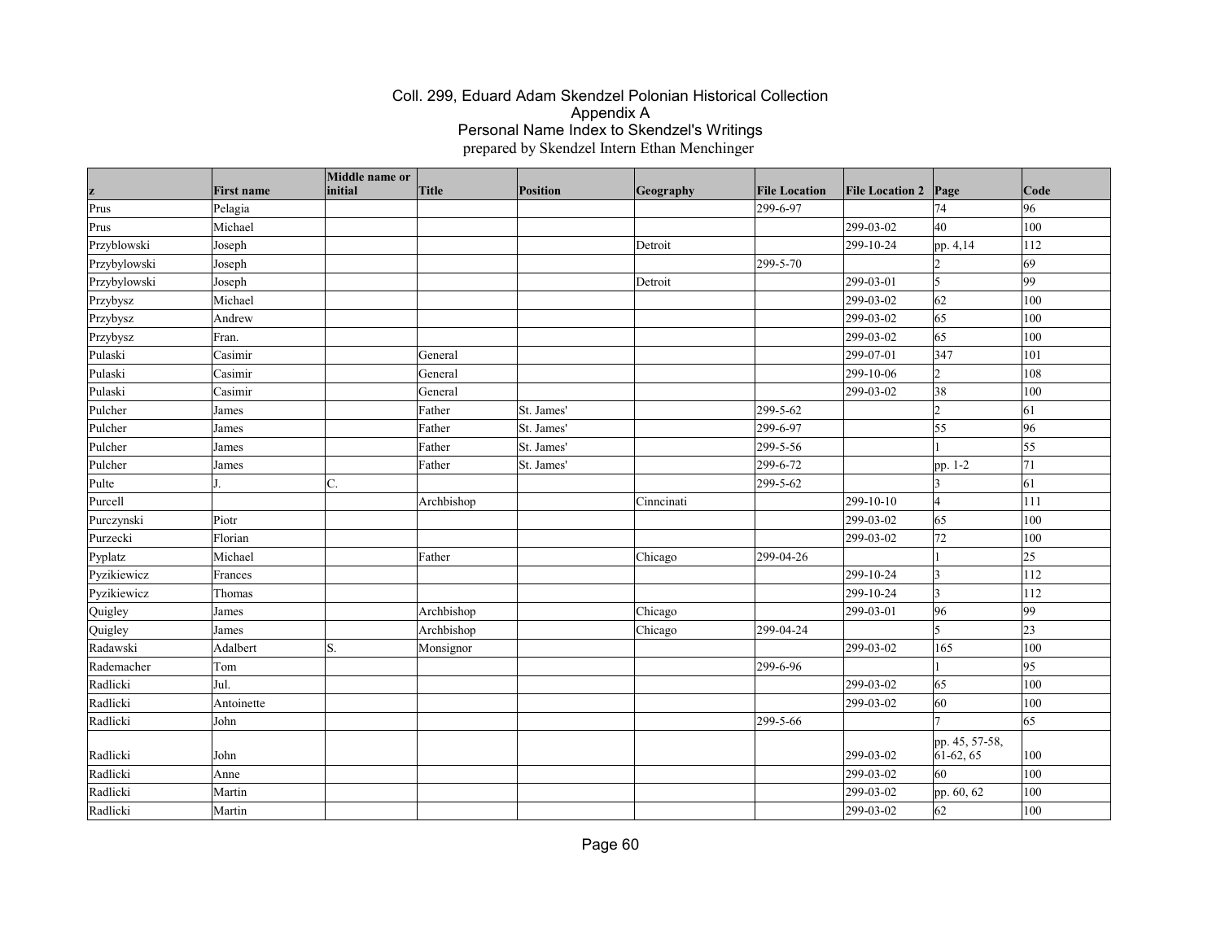# Coll. 299, Eduard Adam Skendzel Polonian Historical Collection
## Appendix A
## Personal Name Index to Skendzel's Writings
prepared by Skendzel Intern Ethan Menchinger

| z | First name | Middle name or initial | Title | Position | Geography | File Location | File Location 2 | Page | Code |
|---|---|---|---|---|---|---|---|---|---|
| Prus | Pelagia | | | | | 299-6-97 | | 74 | 96 |
| Prus | Michael | | | | | | 299-03-02 | 40 | 100 |
| Przyblowski | Joseph | | | | Detroit | | 299-10-24 | pp. 4,14 | 112 |
| Przybylowski | Joseph | | | | | 299-5-70 | | 2 | 69 |
| Przybylowski | Joseph | | | | Detroit | | 299-03-01 | 5 | 99 |
| Przybysz | Michael | | | | | | 299-03-02 | 62 | 100 |
| Przybysz | Andrew | | | | | | 299-03-02 | 65 | 100 |
| Przybysz | Fran. | | | | | | 299-03-02 | 65 | 100 |
| Pulaski | Casimir | | General | | | | 299-07-01 | 347 | 101 |
| Pulaski | Casimir | | General | | | | 299-10-06 | 2 | 108 |
| Pulaski | Casimir | | General | | | | 299-03-02 | 38 | 100 |
| Pulcher | James | | Father | St. James' | | 299-5-62 | | 2 | 61 |
| Pulcher | James | | Father | St. James' | | 299-6-97 | | 55 | 96 |
| Pulcher | James | | Father | St. James' | | 299-5-56 | | 1 | 55 |
| Pulcher | James | | Father | St. James' | | 299-6-72 | | pp. 1-2 | 71 |
| Pulte | J. | C. | | | | 299-5-62 | | 3 | 61 |
| Purcell | | | Archbishop | | Cinncinati | | 299-10-10 | 4 | 111 |
| Purczynski | Piotr | | | | | | 299-03-02 | 65 | 100 |
| Purzecki | Florian | | | | | | 299-03-02 | 72 | 100 |
| Pyplatz | Michael | | Father | | Chicago | 299-04-26 | | 1 | 25 |
| Pyzikiewicz | Frances | | | | | | 299-10-24 | 3 | 112 |
| Pyzikiewicz | Thomas | | | | | | 299-10-24 | 3 | 112 |
| Quigley | James | | Archbishop | | Chicago | | 299-03-01 | 96 | 99 |
| Quigley | James | | Archbishop | | Chicago | 299-04-24 | | 5 | 23 |
| Radawski | Adalbert | S. | Monsignor | | | | 299-03-02 | 165 | 100 |
| Rademacher | Tom | | | | | 299-6-96 | | 1 | 95 |
| Radlicki | Jul. | | | | | | 299-03-02 | 65 | 100 |
| Radlicki | Antoinette | | | | | | 299-03-02 | 60 | 100 |
| Radlicki | John | | | | | 299-5-66 | | 7 | 65 |
| Radlicki | John | | | | | | 299-03-02 | pp. 45, 57-58, 61-62, 65 | 100 |
| Radlicki | Anne | | | | | | 299-03-02 | 60 | 100 |
| Radlicki | Martin | | | | | | 299-03-02 | pp. 60, 62 | 100 |
| Radlicki | Martin | | | | | | 299-03-02 | 62 | 100 |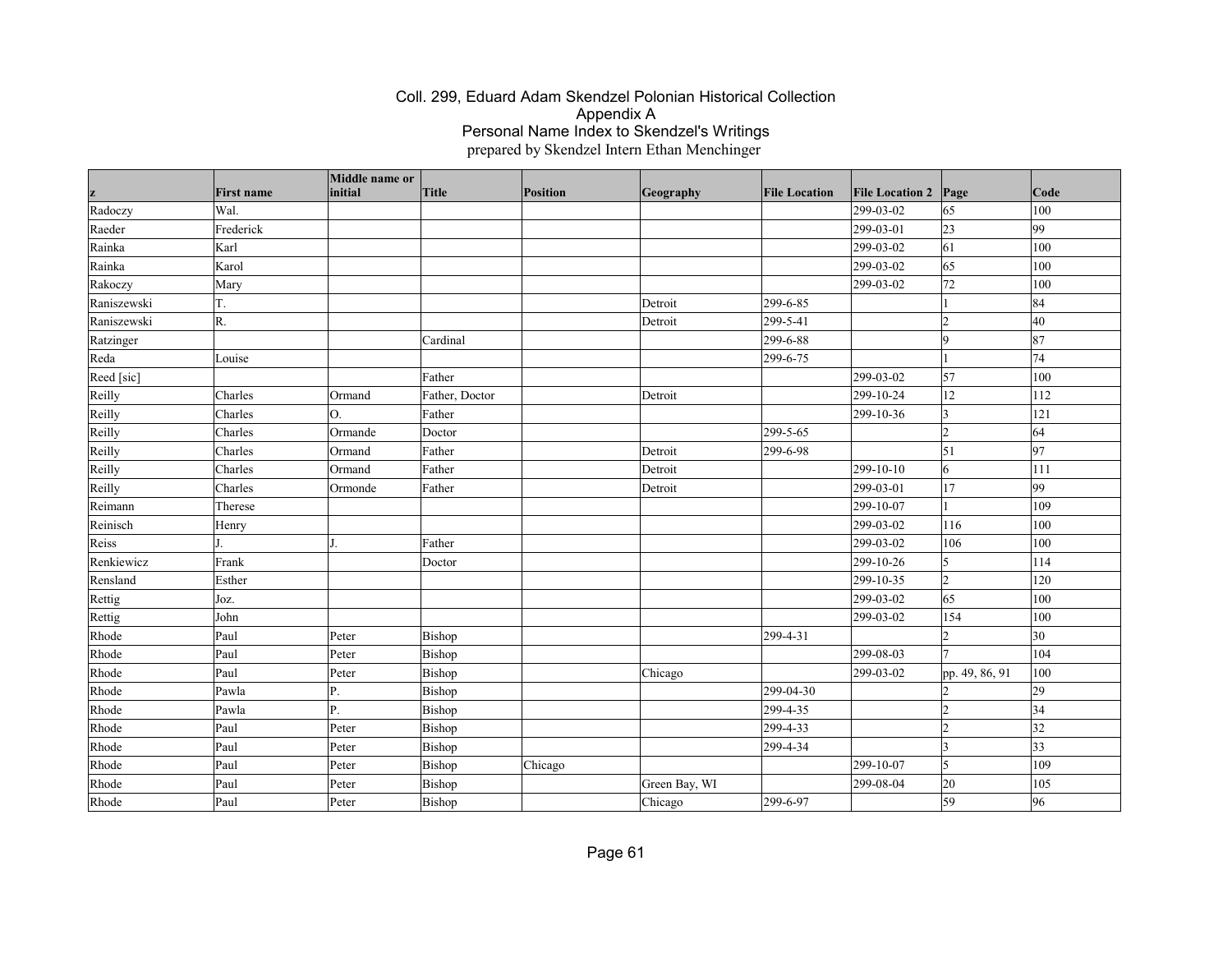# Coll. 299, Eduard Adam Skendzel Polonian Historical Collection
## Appendix A
## Personal Name Index to Skendzel's Writings
prepared by Skendzel Intern Ethan Menchinger

| z | First name | Middle name or initial | Title | Position | Geography | File Location | File Location 2 | Page | Code |
|---|---|---|---|---|---|---|---|---|---|
| Radoczy | Wal. | | | | | | 299-03-02 | 65 | 100 |
| Raeder | Frederick | | | | | | 299-03-01 | 23 | 99 |
| Rainka | Karl | | | | | | 299-03-02 | 61 | 100 |
| Rainka | Karol | | | | | | 299-03-02 | 65 | 100 |
| Rakoczy | Mary | | | | | | 299-03-02 | 72 | 100 |
| Raniszewski | T. | | | | Detroit | 299-6-85 | | 1 | 84 |
| Raniszewski | R. | | | | Detroit | 299-5-41 | | 2 | 40 |
| Ratzinger | | | Cardinal | | | 299-6-88 | | 9 | 87 |
| Reda | Louise | | | | | 299-6-75 | | 1 | 74 |
| Reed [sic] | | | Father | | | | 299-03-02 | 57 | 100 |
| Reilly | Charles | Ormand | Father, Doctor | | Detroit | | 299-10-24 | 12 | 112 |
| Reilly | Charles | O. | Father | | | | 299-10-36 | 3 | 121 |
| Reilly | Charles | Ormande | Doctor | | | 299-5-65 | | 2 | 64 |
| Reilly | Charles | Ormand | Father | | Detroit | 299-6-98 | | 51 | 97 |
| Reilly | Charles | Ormand | Father | | Detroit | | 299-10-10 | 6 | 111 |
| Reilly | Charles | Ormonde | Father | | Detroit | | 299-03-01 | 17 | 99 |
| Reimann | Therese | | | | | | 299-10-07 | 1 | 109 |
| Reinisch | Henry | | | | | | 299-03-02 | 116 | 100 |
| Reiss | J. | J. | Father | | | | 299-03-02 | 106 | 100 |
| Renkiewicz | Frank | | Doctor | | | | 299-10-26 | 5 | 114 |
| Rensland | Esther | | | | | | 299-10-35 | 2 | 120 |
| Rettig | Joz. | | | | | | 299-03-02 | 65 | 100 |
| Rettig | John | | | | | | 299-03-02 | 154 | 100 |
| Rhode | Paul | Peter | Bishop | | | 299-4-31 | | 2 | 30 |
| Rhode | Paul | Peter | Bishop | | | | 299-08-03 | 7 | 104 |
| Rhode | Paul | Peter | Bishop | | Chicago | | 299-03-02 | pp. 49, 86, 91 | 100 |
| Rhode | Pawla | P. | Bishop | | | 299-04-30 | | 2 | 29 |
| Rhode | Pawla | P. | Bishop | | | 299-4-35 | | 2 | 34 |
| Rhode | Paul | Peter | Bishop | | | 299-4-33 | | 2 | 32 |
| Rhode | Paul | Peter | Bishop | | | 299-4-34 | | 3 | 33 |
| Rhode | Paul | Peter | Bishop | Chicago | | | 299-10-07 | 5 | 109 |
| Rhode | Paul | Peter | Bishop | | Green Bay, WI | | 299-08-04 | 20 | 105 |
| Rhode | Paul | Peter | Bishop | | Chicago | 299-6-97 | | 59 | 96 |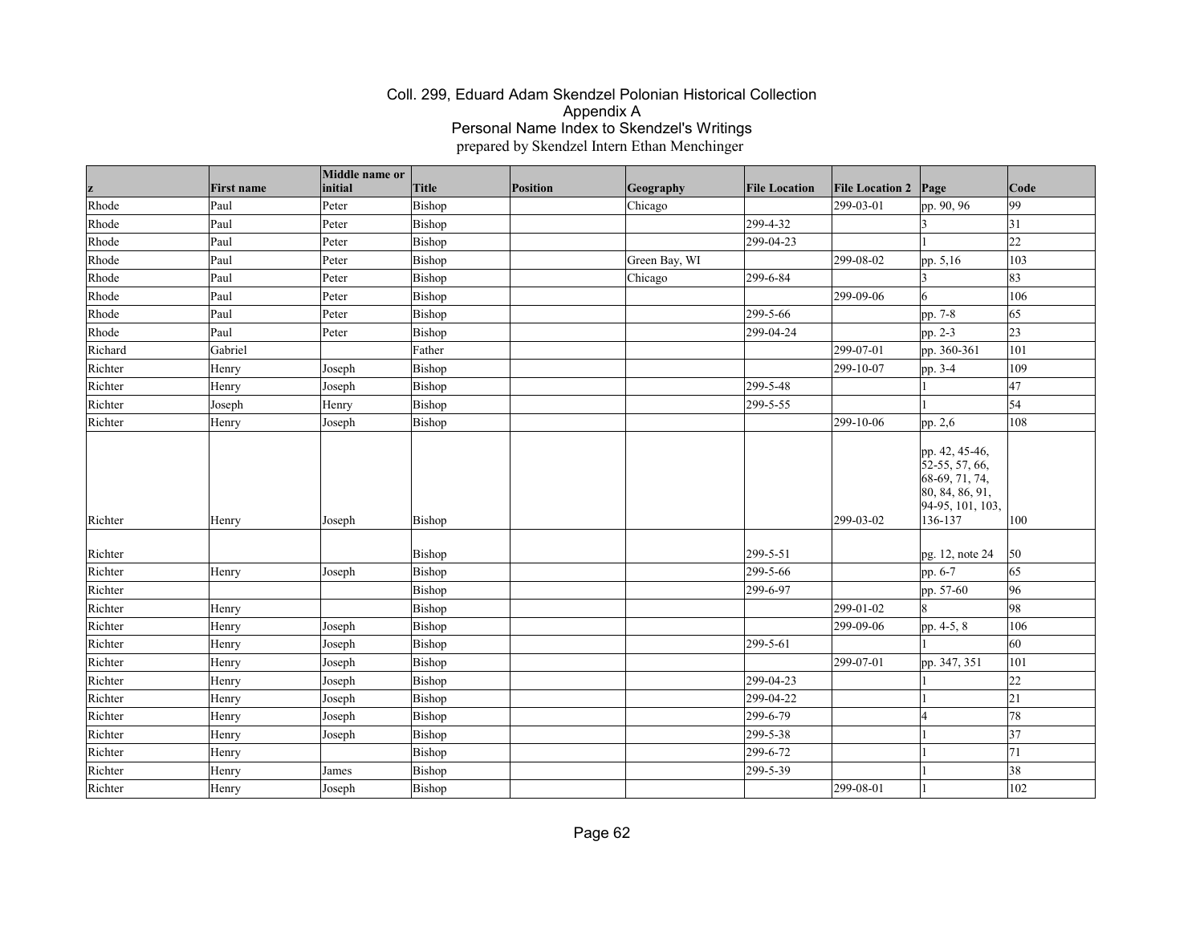# Coll. 299, Eduard Adam Skendzel Polonian Historical Collection
## Appendix A
## Personal Name Index to Skendzel's Writings
prepared by Skendzel Intern Ethan Menchinger

| z | First name | Middle name or initial | Title | Position | Geography | File Location | File Location 2 | Page | Code |
|---|---|---|---|---|---|---|---|---|---|
| Rhode | Paul | Peter | Bishop | | Chicago | | 299-03-01 | pp. 90, 96 | 99 |
| Rhode | Paul | Peter | Bishop | | | 299-4-32 | | 3 | 31 |
| Rhode | Paul | Peter | Bishop | | | 299-04-23 | | 1 | 22 |
| Rhode | Paul | Peter | Bishop | | Green Bay, WI | | 299-08-02 | pp. 5,16 | 103 |
| Rhode | Paul | Peter | Bishop | | Chicago | 299-6-84 | | 3 | 83 |
| Rhode | Paul | Peter | Bishop | | | | 299-09-06 | 6 | 106 |
| Rhode | Paul | Peter | Bishop | | | 299-5-66 | | pp. 7-8 | 65 |
| Rhode | Paul | Peter | Bishop | | | 299-04-24 | | pp. 2-3 | 23 |
| Richard | Gabriel | | Father | | | | 299-07-01 | pp. 360-361 | 101 |
| Richter | Henry | Joseph | Bishop | | | | 299-10-07 | pp. 3-4 | 109 |
| Richter | Henry | Joseph | Bishop | | | 299-5-48 | | 1 | 47 |
| Richter | Joseph | Henry | Bishop | | | 299-5-55 | | 1 | 54 |
| Richter | Henry | Joseph | Bishop | | | | 299-10-06 | pp. 2,6 | 108 |
| Richter | Henry | Joseph | Bishop | | | | 299-03-02 | pp. 42, 45-46, 52-55, 57, 66, 68-69, 71, 74, 80, 84, 86, 91, 94-95, 101, 103, 136-137 | 100 |
| Richter | | | Bishop | | | 299-5-51 | | pg. 12, note 24 | 50 |
| Richter | Henry | Joseph | Bishop | | | 299-5-66 | | pp. 6-7 | 65 |
| Richter | | | Bishop | | | 299-6-97 | | pp. 57-60 | 96 |
| Richter | Henry | | Bishop | | | | 299-01-02 | 8 | 98 |
| Richter | Henry | Joseph | Bishop | | | | 299-09-06 | pp. 4-5, 8 | 106 |
| Richter | Henry | Joseph | Bishop | | | 299-5-61 | | 1 | 60 |
| Richter | Henry | Joseph | Bishop | | | | 299-07-01 | pp. 347, 351 | 101 |
| Richter | Henry | Joseph | Bishop | | | 299-04-23 | | 1 | 22 |
| Richter | Henry | Joseph | Bishop | | | 299-04-22 | | 1 | 21 |
| Richter | Henry | Joseph | Bishop | | | 299-6-79 | | 4 | 78 |
| Richter | Henry | Joseph | Bishop | | | 299-5-38 | | 1 | 37 |
| Richter | Henry | | Bishop | | | 299-6-72 | | 1 | 71 |
| Richter | Henry | James | Bishop | | | 299-5-39 | | 1 | 38 |
| Richter | Henry | Joseph | Bishop | | | | 299-08-01 | 1 | 102 |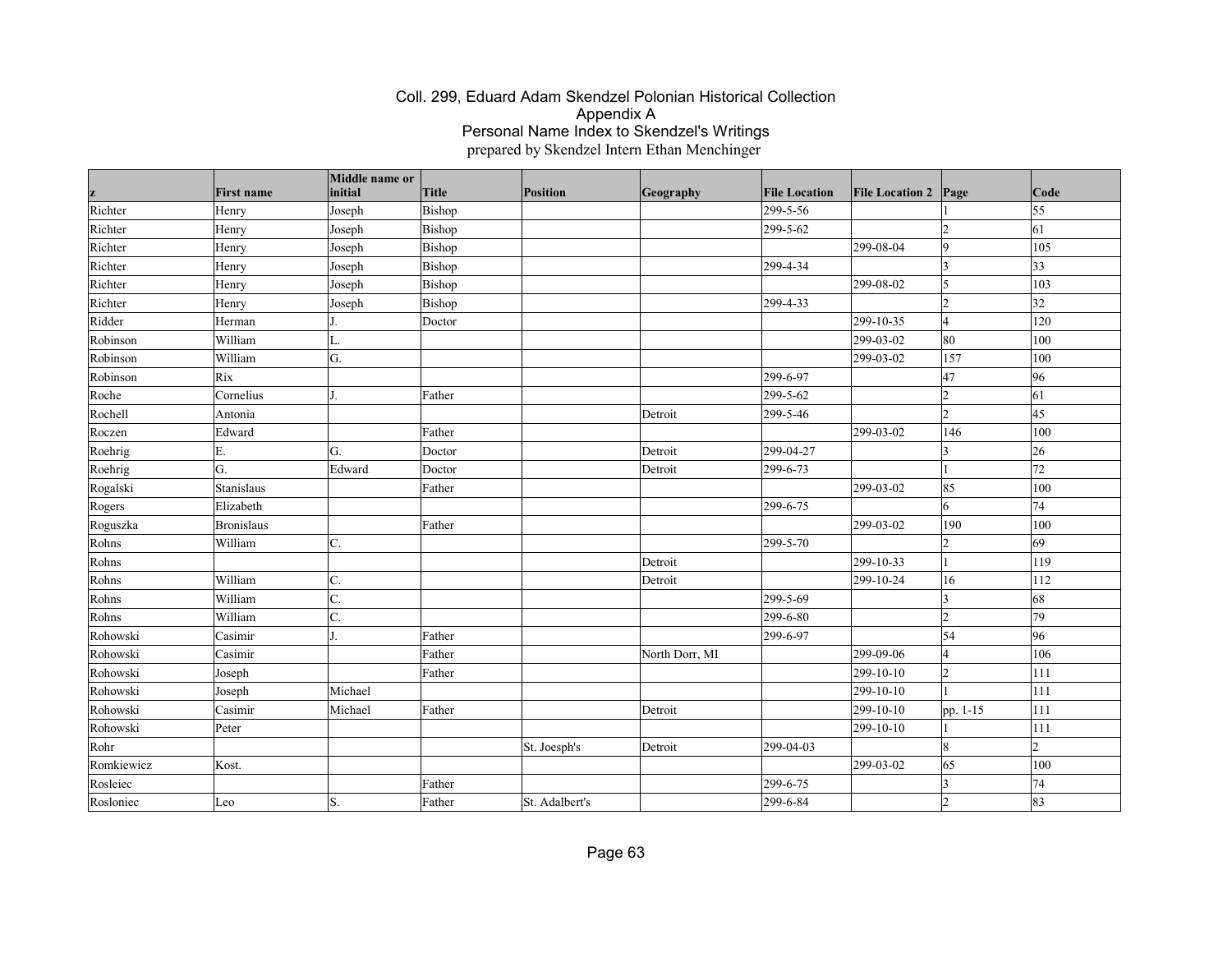# Coll. 299, Eduard Adam Skendzel Polonian Historical Collection
## Appendix A
## Personal Name Index to Skendzel's Writings
prepared by Skendzel Intern Ethan Menchinger

| z | First name | Middle name or initial | Title | Position | Geography | File Location | File Location 2 | Page | Code |
|---|---|---|---|---|---|---|---|---|---|
| Richter | Henry | Joseph | Bishop | | | 299-5-56 | | 1 | 55 |
| Richter | Henry | Joseph | Bishop | | | 299-5-62 | | 2 | 61 |
| Richter | Henry | Joseph | Bishop | | | | 299-08-04 | 9 | 105 |
| Richter | Henry | Joseph | Bishop | | | 299-4-34 | | 3 | 33 |
| Richter | Henry | Joseph | Bishop | | | | 299-08-02 | 5 | 103 |
| Richter | Henry | Joseph | Bishop | | | 299-4-33 | | 2 | 32 |
| Ridder | Herman | J. | Doctor | | | | 299-10-35 | 4 | 120 |
| Robinson | William | L. | | | | | 299-03-02 | 80 | 100 |
| Robinson | William | G. | | | | | 299-03-02 | 157 | 100 |
| Robinson | Rix | | | | | 299-6-97 | | 47 | 96 |
| Roche | Cornelius | J. | Father | | | 299-5-62 | | 2 | 61 |
| Rochell | Antonia | | | | Detroit | 299-5-46 | | 2 | 45 |
| Roczen | Edward | | Father | | | | 299-03-02 | 146 | 100 |
| Roehrig | E. | G. | Doctor | | Detroit | 299-04-27 | | 3 | 26 |
| Roehrig | G. | Edward | Doctor | | Detroit | 299-6-73 | | 1 | 72 |
| Rogalski | Stanislaus | | Father | | | | 299-03-02 | 85 | 100 |
| Rogers | Elizabeth | | | | | 299-6-75 | | 6 | 74 |
| Roguszka | Bronislaus | | Father | | | | 299-03-02 | 190 | 100 |
| Rohns | William | C. | | | | 299-5-70 | | 2 | 69 |
| Rohns | | | | | Detroit | | 299-10-33 | 1 | 119 |
| Rohns | William | C. | | | Detroit | | 299-10-24 | 16 | 112 |
| Rohns | William | C. | | | | 299-5-69 | | 3 | 68 |
| Rohns | William | C. | | | | 299-6-80 | | 2 | 79 |
| Rohowski | Casimir | J. | Father | | | 299-6-97 | | 54 | 96 |
| Rohowski | Casimir | | Father | | North Dorr, MI | | 299-09-06 | 4 | 106 |
| Rohowski | Joseph | | Father | | | | 299-10-10 | 2 | 111 |
| Rohowski | Joseph | Michael | | | | | 299-10-10 | 1 | 111 |
| Rohowski | Casimir | Michael | Father | | Detroit | | 299-10-10 | pp. 1-15 | 111 |
| Rohowski | Peter | | | | | | 299-10-10 | 1 | 111 |
| Rohr | | | | St. Joesph's | Detroit | 299-04-03 | | 8 | 2 |
| Romkiewicz | Kost. | | | | | | 299-03-02 | 65 | 100 |
| Rosleiec | | | Father | | | 299-6-75 | | 3 | 74 |
| Rosloniec | Leo | S. | Father | St. Adalbert's | | 299-6-84 | | 2 | 83 |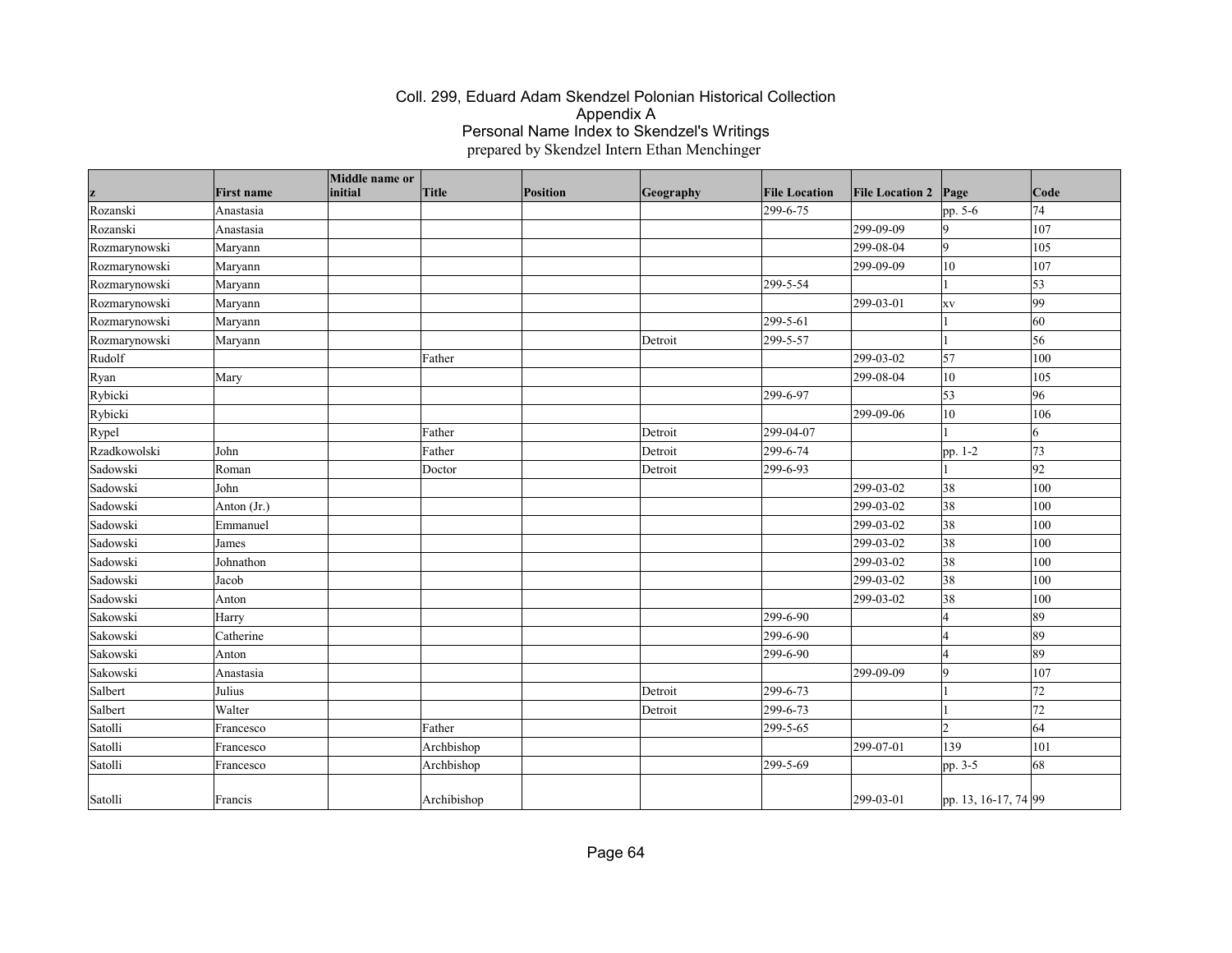# Coll. 299, Eduard Adam Skendzel Polonian Historical Collection
## Appendix A
## Personal Name Index to Skendzel's Writings
prepared by Skendzel Intern Ethan Menchinger

| z | First name | Middle name or initial | Title | Position | Geography | File Location | File Location 2 | Page | Code |
|---|---|---|---|---|---|---|---|---|---|
| Rozanski | Anastasia | | | | | 299-6-75 | | pp. 5-6 | 74 |
| Rozanski | Anastasia | | | | | | 299-09-09 | 9 | 107 |
| Rozmarynowski | Maryann | | | | | | 299-08-04 | 9 | 105 |
| Rozmarynowski | Maryann | | | | | | 299-09-09 | 10 | 107 |
| Rozmarynowski | Maryann | | | | | 299-5-54 | | 1 | 53 |
| Rozmarynowski | Maryann | | | | | | 299-03-01 | xv | 99 |
| Rozmarynowski | Maryann | | | | | 299-5-61 | | 1 | 60 |
| Rozmarynowski | Maryann | | | | Detroit | 299-5-57 | | 1 | 56 |
| Rudolf | | | Father | | | | 299-03-02 | 57 | 100 |
| Ryan | Mary | | | | | | 299-08-04 | 10 | 105 |
| Rybicki | | | | | | 299-6-97 | | 53 | 96 |
| Rybicki | | | | | | | 299-09-06 | 10 | 106 |
| Rypel | | | Father | | Detroit | 299-04-07 | | 1 | 6 |
| Rzadkowolski | John | | Father | | Detroit | 299-6-74 | | pp. 1-2 | 73 |
| Sadowski | Roman | | Doctor | | Detroit | 299-6-93 | | 1 | 92 |
| Sadowski | John | | | | | | 299-03-02 | 38 | 100 |
| Sadowski | Anton (Jr.) | | | | | | 299-03-02 | 38 | 100 |
| Sadowski | Emmanuel | | | | | | 299-03-02 | 38 | 100 |
| Sadowski | James | | | | | | 299-03-02 | 38 | 100 |
| Sadowski | Johnathon | | | | | | 299-03-02 | 38 | 100 |
| Sadowski | Jacob | | | | | | 299-03-02 | 38 | 100 |
| Sadowski | Anton | | | | | | 299-03-02 | 38 | 100 |
| Sakowski | Harry | | | | | 299-6-90 | | 4 | 89 |
| Sakowski | Catherine | | | | | 299-6-90 | | 4 | 89 |
| Sakowski | Anton | | | | | 299-6-90 | | 4 | 89 |
| Sakowski | Anastasia | | | | | | 299-09-09 | 9 | 107 |
| Salbert | Julius | | | | Detroit | 299-6-73 | | 1 | 72 |
| Salbert | Walter | | | | Detroit | 299-6-73 | | 1 | 72 |
| Satolli | Francesco | | Father | | | 299-5-65 | | 2 | 64 |
| Satolli | Francesco | | Archbishop | | | | 299-07-01 | 139 | 101 |
| Satolli | Francesco | | Archbishop | | | 299-5-69 | | pp. 3-5 | 68 |
| Satolli | Francis | | Archibishop | | | | 299-03-01 | pp. 13, 16-17, 74 | 99 |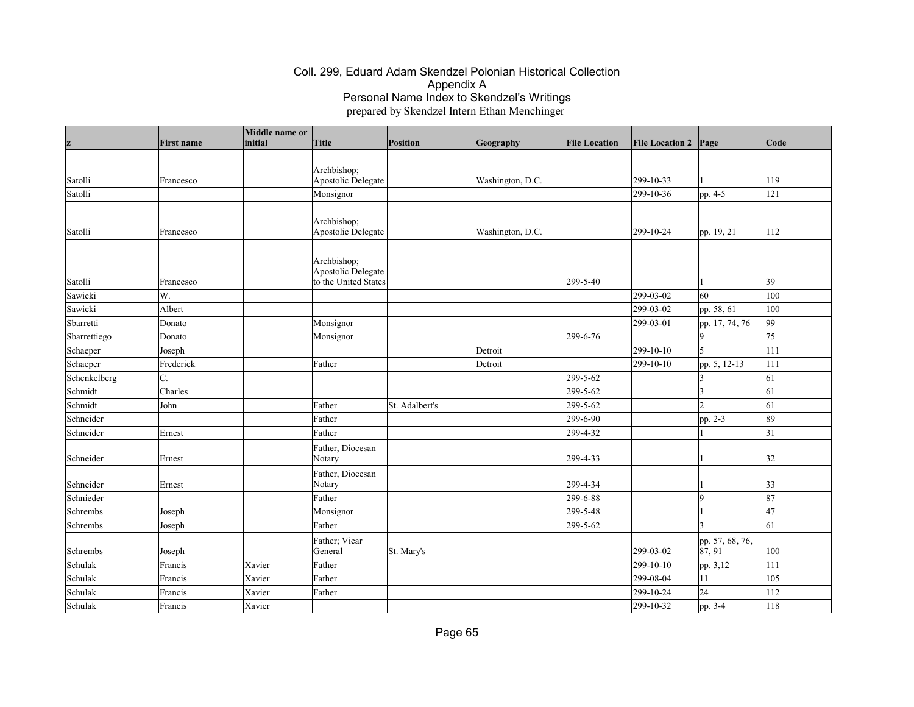# Coll. 299, Eduard Adam Skendzel Polonian Historical Collection
## Appendix A
## Personal Name Index to Skendzel's Writings
prepared by Skendzel Intern Ethan Menchinger

| z | First name | Middle name or initial | Title | Position | Geography | File Location | File Location 2 | Page | Code |
|---|---|---|---|---|---|---|---|---|---|
| Satolli | Francesco | | Archbishop; Apostolic Delegate | | Washington, D.C. | | 299-10-33 | 1 | 119 |
| Satolli | | | Monsignor | | | | 299-10-36 | pp. 4-5 | 121 |
| Satolli | Francesco | | Archbishop; Apostolic Delegate | | Washington, D.C. | | 299-10-24 | pp. 19, 21 | 112 |
| Satolli | Francesco | | Archbishop; Apostolic Delegate to the United States | | | 299-5-40 | | 1 | 39 |
| Sawicki | W. | | | | | | 299-03-02 | 60 | 100 |
| Sawicki | Albert | | | | | | 299-03-02 | pp. 58, 61 | 100 |
| Sbarretti | Donato | | Monsignor | | | | 299-03-01 | pp. 17, 74, 76 | 99 |
| Sbarrettiego | Donato | | Monsignor | | | 299-6-76 | | 9 | 75 |
| Schaeper | Joseph | | | | Detroit | | 299-10-10 | 5 | 111 |
| Schaeper | Frederick | | Father | | Detroit | | 299-10-10 | pp. 5, 12-13 | 111 |
| Schenkelberg | C. | | | | | 299-5-62 | | 3 | 61 |
| Schmidt | Charles | | | | | 299-5-62 | | 3 | 61 |
| Schmidt | John | | Father | St. Adalbert's | | 299-5-62 | | 2 | 61 |
| Schneider | | | Father | | | 299-6-90 | | pp. 2-3 | 89 |
| Schneider | Ernest | | Father | | | 299-4-32 | | 1 | 31 |
| Schneider | Ernest | | Father, Diocesan Notary | | | 299-4-33 | | 1 | 32 |
| Schneider | Ernest | | Father, Diocesan Notary | | | 299-4-34 | | 1 | 33 |
| Schnieder | | | Father | | | 299-6-88 | | 9 | 87 |
| Schrembs | Joseph | | Monsignor | | | 299-5-48 | | 1 | 47 |
| Schrembs | Joseph | | Father | | | 299-5-62 | | 3 | 61 |
| Schrembs | Joseph | | Father; Vicar General | St. Mary's | | | 299-03-02 | pp. 57, 68, 76, 87, 91 | 100 |
| Schulak | Francis | Xavier | Father | | | | 299-10-10 | pp. 3,12 | 111 |
| Schulak | Francis | Xavier | Father | | | | 299-08-04 | 11 | 105 |
| Schulak | Francis | Xavier | Father | | | | 299-10-24 | 24 | 112 |
| Schulak | Francis | Xavier | | | | | 299-10-32 | pp. 3-4 | 118 |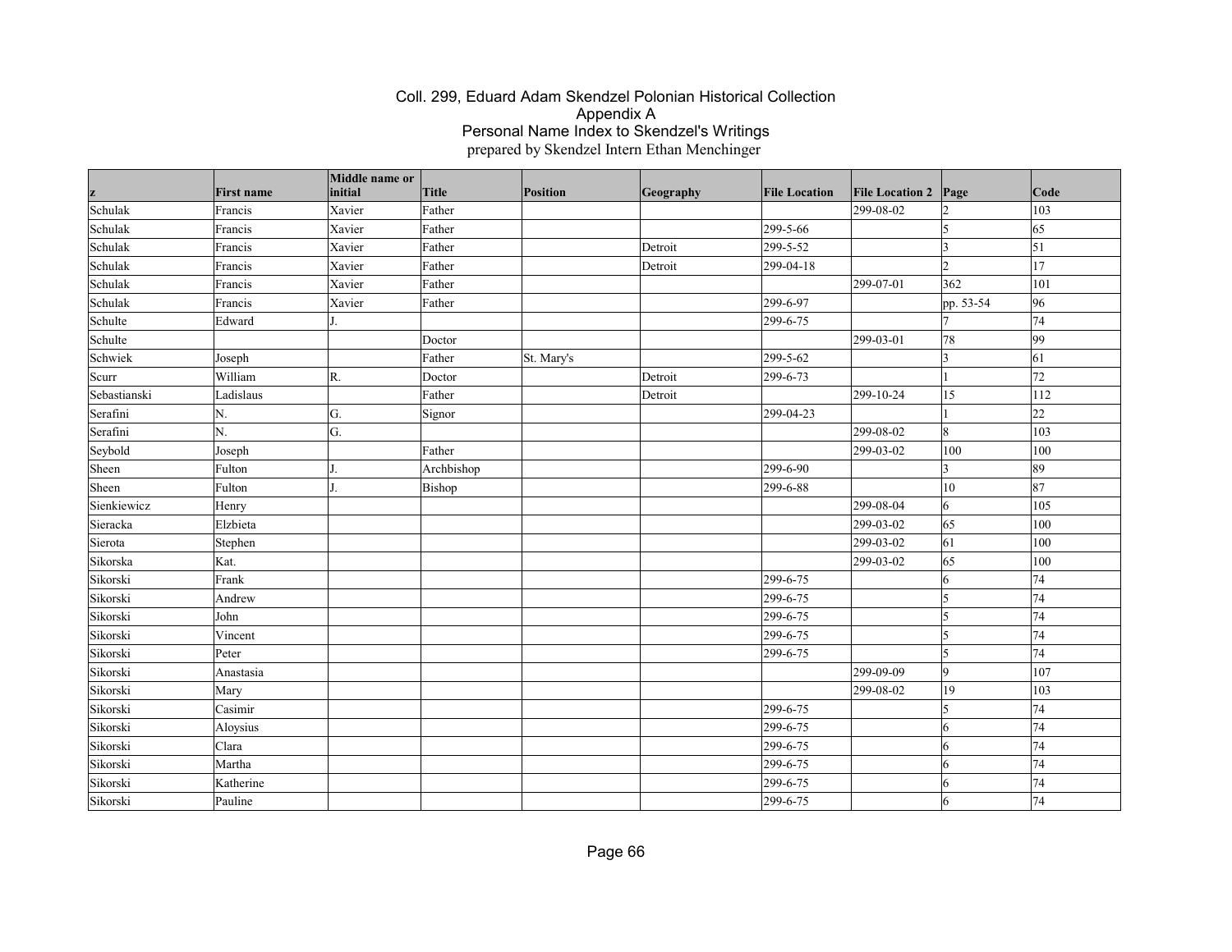# Coll. 299, Eduard Adam Skendzel Polonian Historical Collection
## Appendix A
## Personal Name Index to Skendzel's Writings
prepared by Skendzel Intern Ethan Menchinger

| z | First name | Middle name or initial | Title | Position | Geography | File Location | File Location 2 | Page | Code |
|---|---|---|---|---|---|---|---|---|---|
| Schulak | Francis | Xavier | Father | | | | 299-08-02 | 2 | 103 |
| Schulak | Francis | Xavier | Father | | | 299-5-66 | | 5 | 65 |
| Schulak | Francis | Xavier | Father | | Detroit | 299-5-52 | | 3 | 51 |
| Schulak | Francis | Xavier | Father | | Detroit | 299-04-18 | | 2 | 17 |
| Schulak | Francis | Xavier | Father | | | | 299-07-01 | 362 | 101 |
| Schulak | Francis | Xavier | Father | | | 299-6-97 | | pp. 53-54 | 96 |
| Schulte | Edward | J. | | | | 299-6-75 | | 7 | 74 |
| Schulte | | | Doctor | | | | 299-03-01 | 78 | 99 |
| Schwiek | Joseph | | Father | St. Mary's | | 299-5-62 | | 3 | 61 |
| Scurr | William | R. | Doctor | | Detroit | 299-6-73 | | 1 | 72 |
| Sebastianski | Ladislaus | | Father | | Detroit | | 299-10-24 | 15 | 112 |
| Serafini | N. | G. | Signor | | | 299-04-23 | | 1 | 22 |
| Serafini | N. | G. | | | | | 299-08-02 | 8 | 103 |
| Seybold | Joseph | | Father | | | | 299-03-02 | 100 | 100 |
| Sheen | Fulton | J. | Archbishop | | | 299-6-90 | | 3 | 89 |
| Sheen | Fulton | J. | Bishop | | | 299-6-88 | | 10 | 87 |
| Sienkiewicz | Henry | | | | | | 299-08-04 | 6 | 105 |
| Sieracka | Elzbieta | | | | | | 299-03-02 | 65 | 100 |
| Sierota | Stephen | | | | | | 299-03-02 | 61 | 100 |
| Sikorska | Kat. | | | | | | 299-03-02 | 65 | 100 |
| Sikorski | Frank | | | | | 299-6-75 | | 6 | 74 |
| Sikorski | Andrew | | | | | 299-6-75 | | 5 | 74 |
| Sikorski | John | | | | | 299-6-75 | | 5 | 74 |
| Sikorski | Vincent | | | | | 299-6-75 | | 5 | 74 |
| Sikorski | Peter | | | | | 299-6-75 | | 5 | 74 |
| Sikorski | Anastasia | | | | | | 299-09-09 | 9 | 107 |
| Sikorski | Mary | | | | | | 299-08-02 | 19 | 103 |
| Sikorski | Casimir | | | | | 299-6-75 | | 5 | 74 |
| Sikorski | Aloysius | | | | | 299-6-75 | | 6 | 74 |
| Sikorski | Clara | | | | | 299-6-75 | | 6 | 74 |
| Sikorski | Martha | | | | | 299-6-75 | | 6 | 74 |
| Sikorski | Katherine | | | | | 299-6-75 | | 6 | 74 |
| Sikorski | Pauline | | | | | 299-6-75 | | 6 | 74 |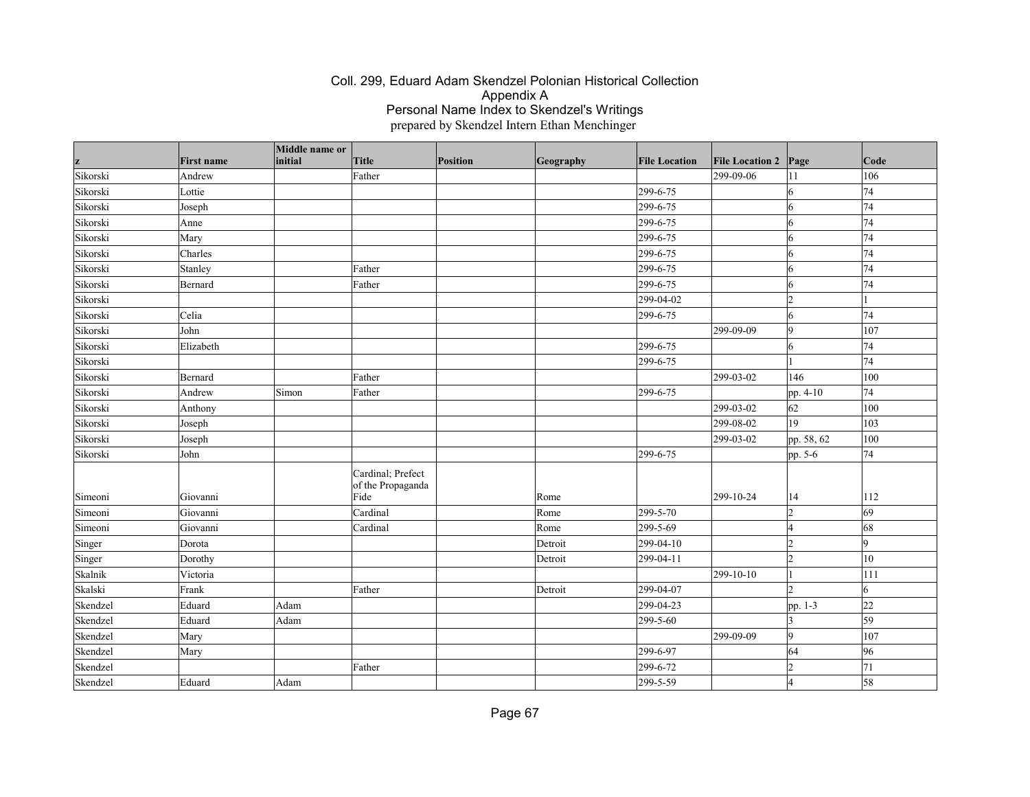# Coll. 299, Eduard Adam Skendzel Polonian Historical Collection
## Appendix A
## Personal Name Index to Skendzel's Writings
prepared by Skendzel Intern Ethan Menchinger

| z | First name | Middle name or initial | Title | Position | Geography | File Location | File Location 2 | Page | Code |
|---|---|---|---|---|---|---|---|---|---|
| Sikorski | Andrew | | Father | | | | 299-09-06 | 11 | 106 |
| Sikorski | Lottie | | | | | 299-6-75 | | 6 | 74 |
| Sikorski | Joseph | | | | | 299-6-75 | | 6 | 74 |
| Sikorski | Anne | | | | | 299-6-75 | | 6 | 74 |
| Sikorski | Mary | | | | | 299-6-75 | | 6 | 74 |
| Sikorski | Charles | | | | | 299-6-75 | | 6 | 74 |
| Sikorski | Stanley | | Father | | | 299-6-75 | | 6 | 74 |
| Sikorski | Bernard | | Father | | | 299-6-75 | | 6 | 74 |
| Sikorski | | | | | | 299-04-02 | | 2 | 1 |
| Sikorski | Celia | | | | | 299-6-75 | | 6 | 74 |
| Sikorski | John | | | | | | 299-09-09 | 9 | 107 |
| Sikorski | Elizabeth | | | | | 299-6-75 | | 6 | 74 |
| Sikorski | | | | | | 299-6-75 | | 1 | 74 |
| Sikorski | Bernard | | Father | | | | 299-03-02 | 146 | 100 |
| Sikorski | Andrew | Simon | Father | | | 299-6-75 | | pp. 4-10 | 74 |
| Sikorski | Anthony | | | | | | 299-03-02 | 62 | 100 |
| Sikorski | Joseph | | | | | | 299-08-02 | 19 | 103 |
| Sikorski | Joseph | | | | | | 299-03-02 | pp. 58, 62 | 100 |
| Sikorski | John | | | | | 299-6-75 | | pp. 5-6 | 74 |
| Simeoni | Giovanni | | Cardinal; Prefect of the Propaganda Fide | | Rome | | 299-10-24 | 14 | 112 |
| Simeoni | Giovanni | | Cardinal | | Rome | 299-5-70 | | 2 | 69 |
| Simeoni | Giovanni | | Cardinal | | Rome | 299-5-69 | | 4 | 68 |
| Singer | Dorota | | | | Detroit | 299-04-10 | | 2 | 9 |
| Singer | Dorothy | | | | Detroit | 299-04-11 | | 2 | 10 |
| Skalnik | Victoria | | | | | | 299-10-10 | 1 | 111 |
| Skalski | Frank | | Father | | Detroit | 299-04-07 | | 2 | 6 |
| Skendzel | Eduard | Adam | | | | 299-04-23 | | pp. 1-3 | 22 |
| Skendzel | Eduard | Adam | | | | 299-5-60 | | 3 | 59 |
| Skendzel | Mary | | | | | | 299-09-09 | 9 | 107 |
| Skendzel | Mary | | | | | 299-6-97 | | 64 | 96 |
| Skendzel | | | Father | | | 299-6-72 | | 2 | 71 |
| Skendzel | Eduard | Adam | | | | 299-5-59 | | 4 | 58 |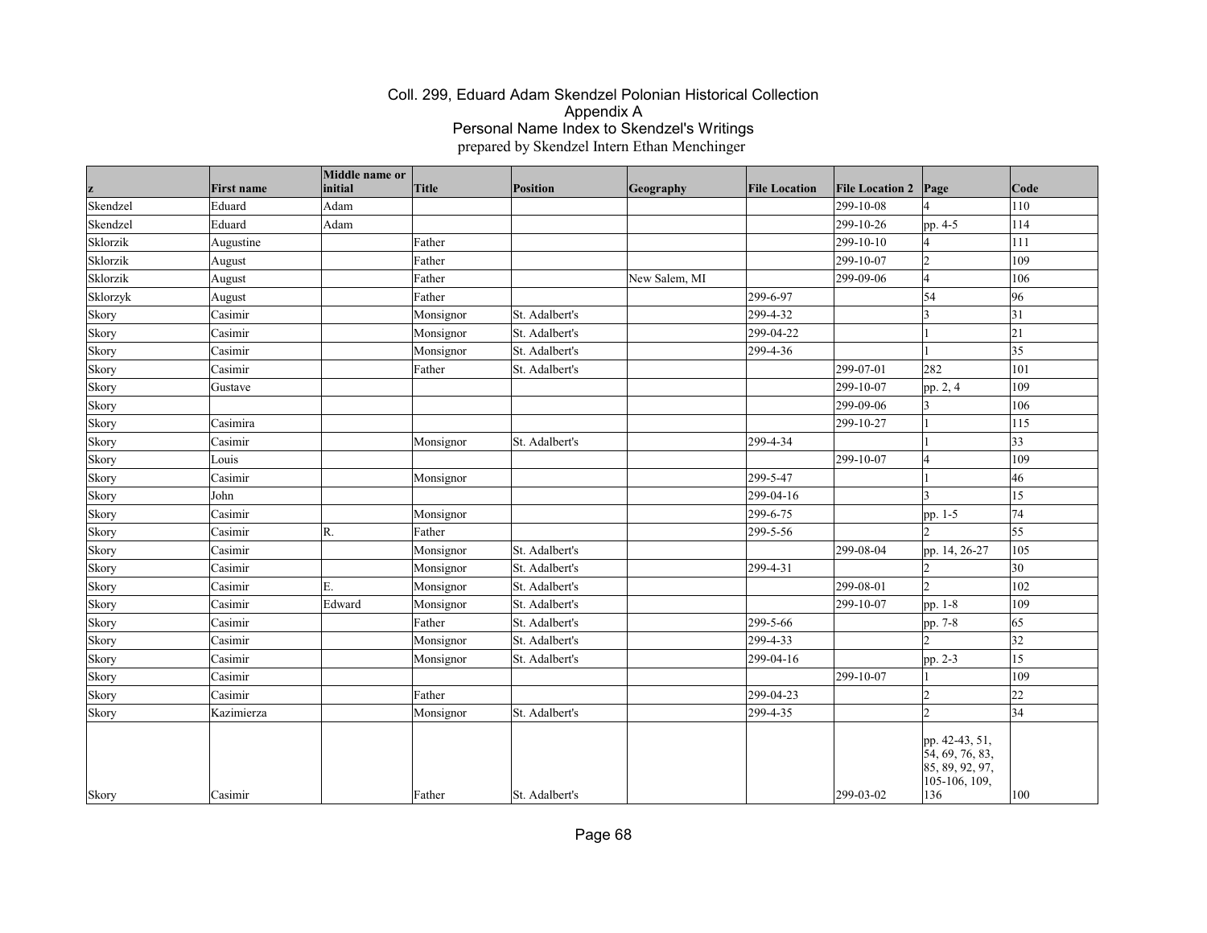# Coll. 299, Eduard Adam Skendzel Polonian Historical Collection
## Appendix A
## Personal Name Index to Skendzel's Writings
prepared by Skendzel Intern Ethan Menchinger

| z | First name | Middle name or initial | Title | Position | Geography | File Location | File Location 2 | Page | Code |
|---|---|---|---|---|---|---|---|---|---|
| Skendzel | Eduard | Adam | | | | | 299-10-08 | 4 | 110 |
| Skendzel | Eduard | Adam | | | | | 299-10-26 | pp. 4-5 | 114 |
| Sklorzik | Augustine | | Father | | | | 299-10-10 | 4 | 111 |
| Sklorzik | August | | Father | | | | 299-10-07 | 2 | 109 |
| Sklorzik | August | | Father | | New Salem, MI | | 299-09-06 | 4 | 106 |
| Sklorzyk | August | | Father | | | 299-6-97 | | 54 | 96 |
| Skory | Casimir | | Monsignor | St. Adalbert's | | 299-4-32 | | 3 | 31 |
| Skory | Casimir | | Monsignor | St. Adalbert's | | 299-04-22 | | 1 | 21 |
| Skory | Casimir | | Monsignor | St. Adalbert's | | 299-4-36 | | 1 | 35 |
| Skory | Casimir | | Father | St. Adalbert's | | | 299-07-01 | 282 | 101 |
| Skory | Gustave | | | | | | 299-10-07 | pp. 2, 4 | 109 |
| Skory | | | | | | | 299-09-06 | 3 | 106 |
| Skory | Casimira | | | | | | 299-10-27 | 1 | 115 |
| Skory | Casimir | | Monsignor | St. Adalbert's | | 299-4-34 | | 1 | 33 |
| Skory | Louis | | | | | | 299-10-07 | 4 | 109 |
| Skory | Casimir | | Monsignor | | | 299-5-47 | | 1 | 46 |
| Skory | John | | | | | 299-04-16 | | 3 | 15 |
| Skory | Casimir | | Monsignor | | | 299-6-75 | | pp. 1-5 | 74 |
| Skory | Casimir | R. | Father | | | 299-5-56 | | 2 | 55 |
| Skory | Casimir | | Monsignor | St. Adalbert's | | | 299-08-04 | pp. 14, 26-27 | 105 |
| Skory | Casimir | | Monsignor | St. Adalbert's | | 299-4-31 | | 2 | 30 |
| Skory | Casimir | E. | Monsignor | St. Adalbert's | | | 299-08-01 | 2 | 102 |
| Skory | Casimir | Edward | Monsignor | St. Adalbert's | | | 299-10-07 | pp. 1-8 | 109 |
| Skory | Casimir | | Father | St. Adalbert's | | 299-5-66 | | pp. 7-8 | 65 |
| Skory | Casimir | | Monsignor | St. Adalbert's | | 299-4-33 | | 2 | 32 |
| Skory | Casimir | | Monsignor | St. Adalbert's | | 299-04-16 | | pp. 2-3 | 15 |
| Skory | Casimir | | | | | | 299-10-07 | 1 | 109 |
| Skory | Casimir | | Father | | | 299-04-23 | | 2 | 22 |
| Skory | Kazimierza | | Monsignor | St. Adalbert's | | 299-4-35 | | 2 | 34 |
| Skory | Casimir | | Father | St. Adalbert's | | | 299-03-02 | pp. 42-43, 51, 54, 69, 76, 83, 85, 89, 92, 97, 105-106, 109, 136 | 100 |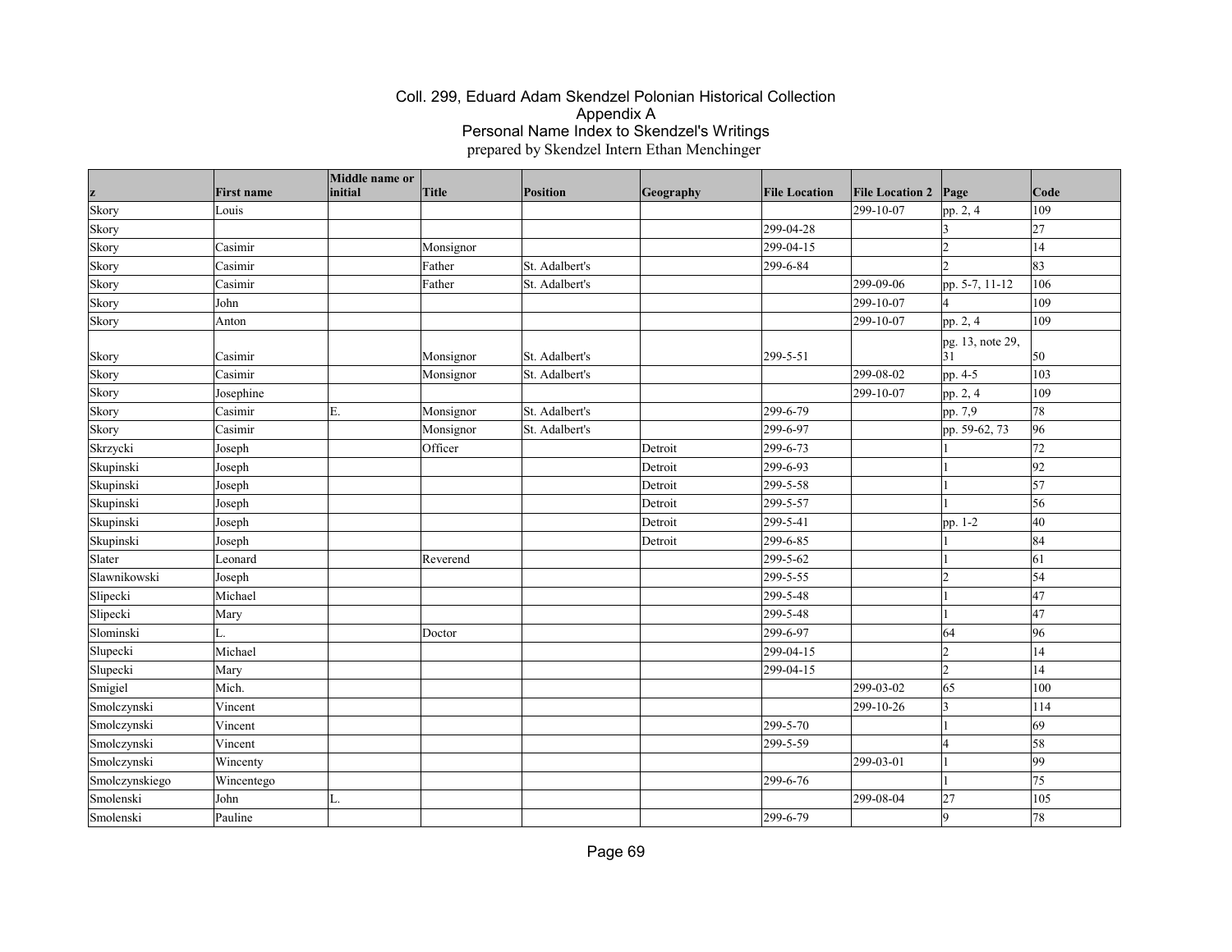# Coll. 299, Eduard Adam Skendzel Polonian Historical Collection
## Appendix A
## Personal Name Index to Skendzel's Writings
prepared by Skendzel Intern Ethan Menchinger

| z | First name | Middle name or initial | Title | Position | Geography | File Location | File Location 2 | Page | Code |
|---|---|---|---|---|---|---|---|---|---|
| Skory | Louis | | | | | | 299-10-07 | pp. 2, 4 | 109 |
| Skory | | | | | | 299-04-28 | | 3 | 27 |
| Skory | Casimir | | Monsignor | | | 299-04-15 | | 2 | 14 |
| Skory | Casimir | | Father | St. Adalbert's | | 299-6-84 | | 2 | 83 |
| Skory | Casimir | | Father | St. Adalbert's | | | 299-09-06 | pp. 5-7, 11-12 | 106 |
| Skory | John | | | | | | 299-10-07 | 4 | 109 |
| Skory | Anton | | | | | | 299-10-07 | pp. 2, 4 | 109 |
| Skory | Casimir | | Monsignor | St. Adalbert's | | 299-5-51 | | pg. 13, note 29, 31 | 50 |
| Skory | Casimir | | Monsignor | St. Adalbert's | | | 299-08-02 | pp. 4-5 | 103 |
| Skory | Josephine | | | | | | 299-10-07 | pp. 2, 4 | 109 |
| Skory | Casimir | E. | Monsignor | St. Adalbert's | | 299-6-79 | | pp. 7,9 | 78 |
| Skory | Casimir | | Monsignor | St. Adalbert's | | 299-6-97 | | pp. 59-62, 73 | 96 |
| Skrzycki | Joseph | | Officer | | Detroit | 299-6-73 | | 1 | 72 |
| Skupinski | Joseph | | | | Detroit | 299-6-93 | | 1 | 92 |
| Skupinski | Joseph | | | | Detroit | 299-5-58 | | 1 | 57 |
| Skupinski | Joseph | | | | Detroit | 299-5-57 | | 1 | 56 |
| Skupinski | Joseph | | | | Detroit | 299-5-41 | | pp. 1-2 | 40 |
| Skupinski | Joseph | | | | Detroit | 299-6-85 | | 1 | 84 |
| Slater | Leonard | | Reverend | | | 299-5-62 | | 1 | 61 |
| Slawnikowski | Joseph | | | | | 299-5-55 | | 2 | 54 |
| Slipecki | Michael | | | | | 299-5-48 | | 1 | 47 |
| Slipecki | Mary | | | | | 299-5-48 | | 1 | 47 |
| Slominski | L. | | Doctor | | | 299-6-97 | | 64 | 96 |
| Slupecki | Michael | | | | | 299-04-15 | | 2 | 14 |
| Slupecki | Mary | | | | | 299-04-15 | | 2 | 14 |
| Smigiel | Mich. | | | | | | 299-03-02 | 65 | 100 |
| Smolczynski | Vincent | | | | | | 299-10-26 | 3 | 114 |
| Smolczynski | Vincent | | | | | 299-5-70 | | 1 | 69 |
| Smolczynski | Vincent | | | | | 299-5-59 | | 4 | 58 |
| Smolczynski | Wincenty | | | | | | 299-03-01 | 1 | 99 |
| Smolczynskiego | Wincentego | | | | | 299-6-76 | | 1 | 75 |
| Smolenski | John | L. | | | | | 299-08-04 | 27 | 105 |
| Smolenski | Pauline | | | | | 299-6-79 | | 9 | 78 |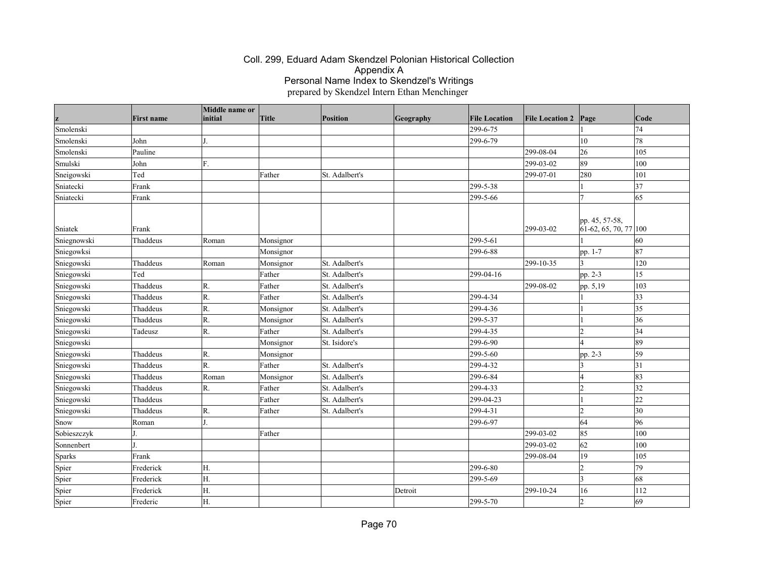# Coll. 299, Eduard Adam Skendzel Polonian Historical Collection
## Appendix A
## Personal Name Index to Skendzel's Writings
prepared by Skendzel Intern Ethan Menchinger

| z | First name | Middle name or initial | Title | Position | Geography | File Location | File Location 2 | Page | Code |
|---|---|---|---|---|---|---|---|---|---|
| Smolenski | | | | | | 299-6-75 | | 1 | 74 |
| Smolenski | John | J. | | | | 299-6-79 | | 10 | 78 |
| Smolenski | Pauline | | | | | | 299-08-04 | 26 | 105 |
| Smulski | John | F. | | | | | 299-03-02 | 89 | 100 |
| Sneigowski | Ted | | Father | St. Adalbert's | | | 299-07-01 | 280 | 101 |
| Sniatecki | Frank | | | | | 299-5-38 | | 1 | 37 |
| Sniatecki | Frank | | | | | 299-5-66 | | 7 | 65 |
| Sniatek | Frank | | | | | | 299-03-02 | pp. 45, 57-58, 61-62, 65, 70, 77 | 100 |
| Sniegnowski | Thaddeus | Roman | Monsignor | | | 299-5-61 | | 1 | 60 |
| Sniegowksi | | | Monsignor | | | 299-6-88 | | pp. 1-7 | 87 |
| Sniegowski | Thaddeus | Roman | Monsignor | St. Adalbert's | | | 299-10-35 | 3 | 120 |
| Sniegowski | Ted | | Father | St. Adalbert's | | 299-04-16 | | pp. 2-3 | 15 |
| Sniegowski | Thaddeus | R. | Father | St. Adalbert's | | | 299-08-02 | pp. 5,19 | 103 |
| Sniegowski | Thaddeus | R. | Father | St. Adalbert's | | 299-4-34 | | 1 | 33 |
| Sniegowski | Thaddeus | R. | Monsignor | St. Adalbert's | | 299-4-36 | | 1 | 35 |
| Sniegowski | Thaddeus | R. | Monsignor | St. Adalbert's | | 299-5-37 | | 1 | 36 |
| Sniegowski | Tadeusz | R. | Father | St. Adalbert's | | 299-4-35 | | 2 | 34 |
| Sniegowski | | | Monsignor | St. Isidore's | | 299-6-90 | | 4 | 89 |
| Sniegowski | Thaddeus | R. | Monsignor | | | 299-5-60 | | pp. 2-3 | 59 |
| Sniegowski | Thaddeus | R. | Father | St. Adalbert's | | 299-4-32 | | 3 | 31 |
| Sniegowski | Thaddeus | Roman | Monsignor | St. Adalbert's | | 299-6-84 | | 4 | 83 |
| Sniegowski | Thaddeus | R. | Father | St. Adalbert's | | 299-4-33 | | 2 | 32 |
| Sniegowski | Thaddeus | | Father | St. Adalbert's | | 299-04-23 | | 1 | 22 |
| Sniegowski | Thaddeus | R. | Father | St. Adalbert's | | 299-4-31 | | 2 | 30 |
| Snow | Roman | J. | | | | 299-6-97 | | 64 | 96 |
| Sobieszczyk | J. | | Father | | | | 299-03-02 | 85 | 100 |
| Sonnenbert | J. | | | | | | 299-03-02 | 62 | 100 |
| Sparks | Frank | | | | | | 299-08-04 | 19 | 105 |
| Spier | Frederick | H. | | | | 299-6-80 | | 2 | 79 |
| Spier | Frederick | H. | | | | 299-5-69 | | 3 | 68 |
| Spier | Frederick | H. | | | Detroit | | 299-10-24 | 16 | 112 |
| Spier | Frederic | H. | | | | 299-5-70 | | 2 | 69 |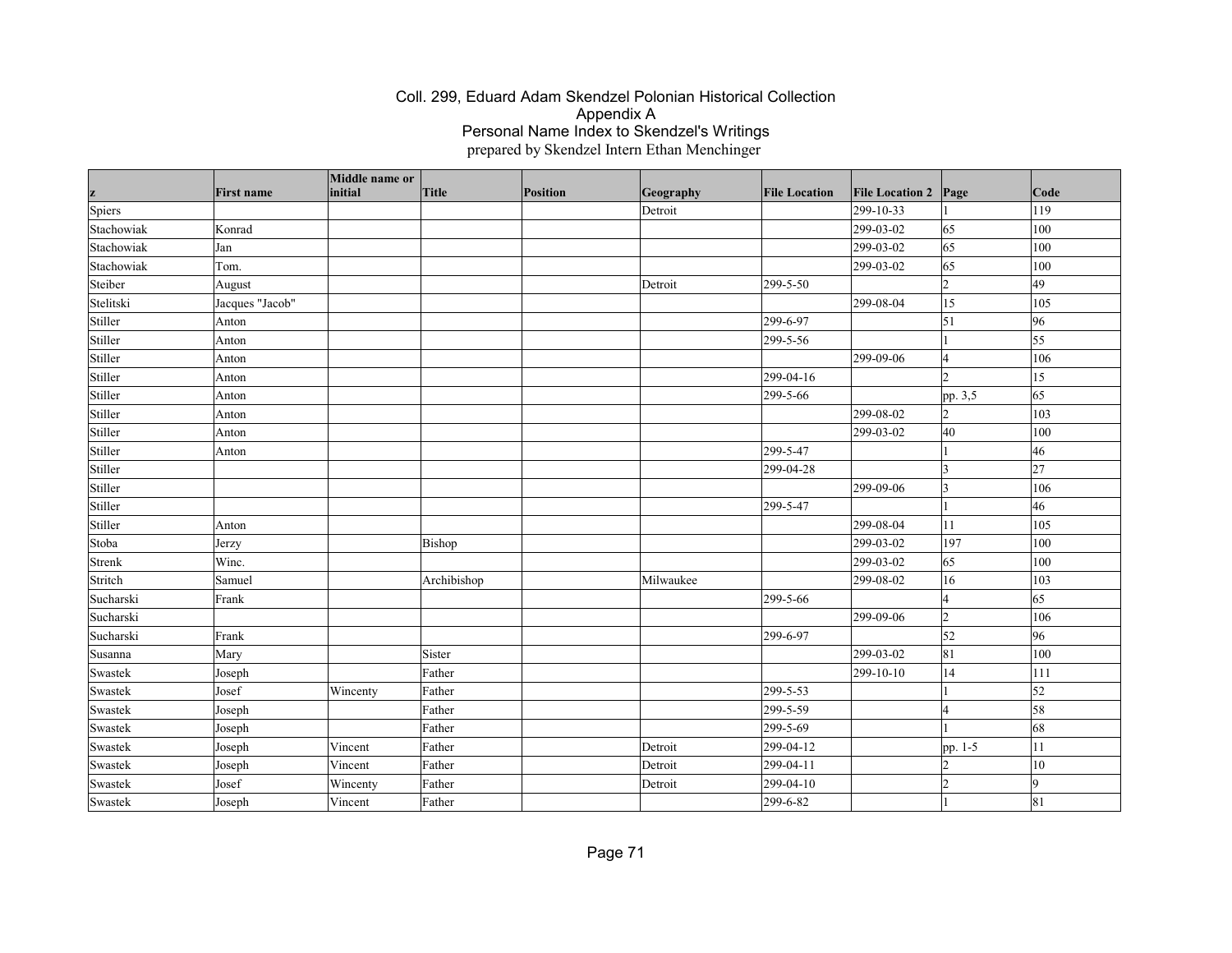# Coll. 299, Eduard Adam Skendzel Polonian Historical Collection
## Appendix A
## Personal Name Index to Skendzel's Writings
prepared by Skendzel Intern Ethan Menchinger

| z | First name | Middle name or initial | Title | Position | Geography | File Location | File Location 2 | Page | Code |
|---|---|---|---|---|---|---|---|---|---|
| Spiers | | | | | Detroit | | 299-10-33 | 1 | 119 |
| Stachowiak | Konrad | | | | | | 299-03-02 | 65 | 100 |
| Stachowiak | Jan | | | | | | 299-03-02 | 65 | 100 |
| Stachowiak | Tom. | | | | | | 299-03-02 | 65 | 100 |
| Steiber | August | | | | Detroit | 299-5-50 | | 2 | 49 |
| Stelitski | Jacques "Jacob" | | | | | | 299-08-04 | 15 | 105 |
| Stiller | Anton | | | | | 299-6-97 | | 51 | 96 |
| Stiller | Anton | | | | | 299-5-56 | | 1 | 55 |
| Stiller | Anton | | | | | | 299-09-06 | 4 | 106 |
| Stiller | Anton | | | | | 299-04-16 | | 2 | 15 |
| Stiller | Anton | | | | | 299-5-66 | | pp. 3,5 | 65 |
| Stiller | Anton | | | | | | 299-08-02 | 2 | 103 |
| Stiller | Anton | | | | | | 299-03-02 | 40 | 100 |
| Stiller | Anton | | | | | 299-5-47 | | 1 | 46 |
| Stiller | | | | | | 299-04-28 | | 3 | 27 |
| Stiller | | | | | | | 299-09-06 | 3 | 106 |
| Stiller | | | | | | 299-5-47 | | 1 | 46 |
| Stiller | Anton | | | | | | 299-08-04 | 11 | 105 |
| Stoba | Jerzy | | Bishop | | | | 299-03-02 | 197 | 100 |
| Strenk | Winc. | | | | | | 299-03-02 | 65 | 100 |
| Stritch | Samuel | | Archibishop | | Milwaukee | | 299-08-02 | 16 | 103 |
| Sucharski | Frank | | | | | 299-5-66 | | 4 | 65 |
| Sucharski | | | | | | | 299-09-06 | 2 | 106 |
| Sucharski | Frank | | | | | 299-6-97 | | 52 | 96 |
| Susanna | Mary | | Sister | | | | 299-03-02 | 81 | 100 |
| Swastek | Joseph | | Father | | | | 299-10-10 | 14 | 111 |
| Swastek | Josef | Wincenty | Father | | | 299-5-53 | | 1 | 52 |
| Swastek | Joseph | | Father | | | 299-5-59 | | 4 | 58 |
| Swastek | Joseph | | Father | | | 299-5-69 | | 1 | 68 |
| Swastek | Joseph | Vincent | Father | | Detroit | 299-04-12 | | pp. 1-5 | 11 |
| Swastek | Joseph | Vincent | Father | | Detroit | 299-04-11 | | 2 | 10 |
| Swastek | Josef | Wincenty | Father | | Detroit | 299-04-10 | | 2 | 9 |
| Swastek | Joseph | Vincent | Father | | | 299-6-82 | | 1 | 81 |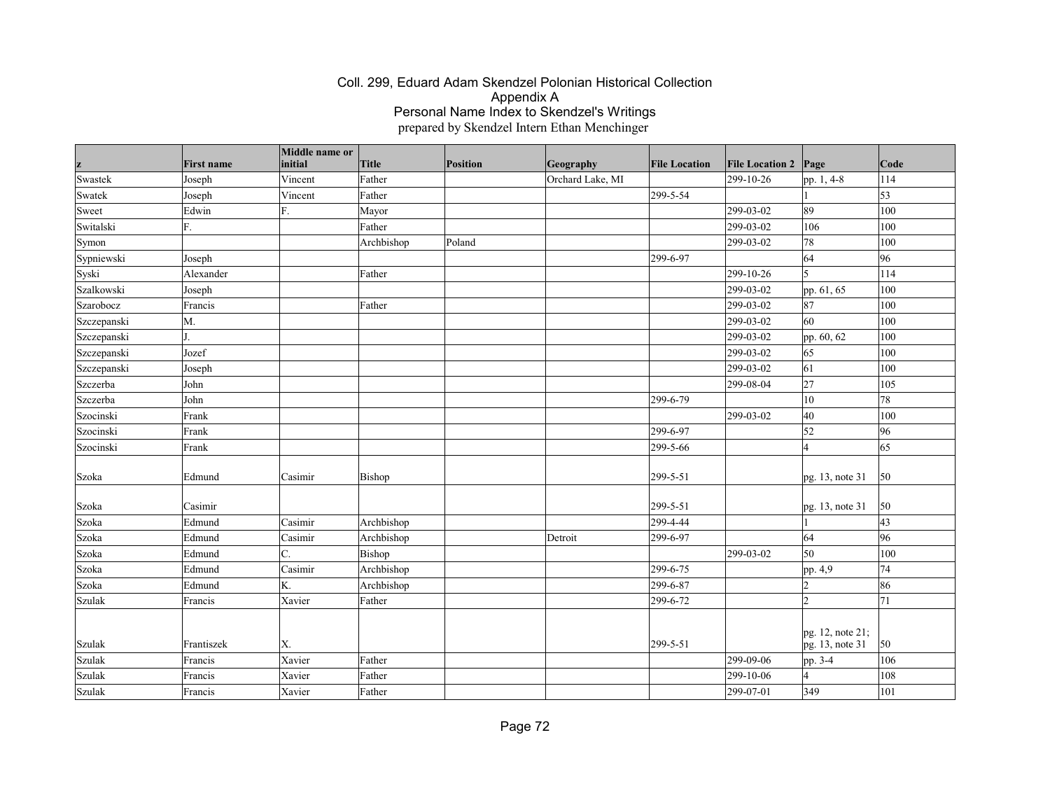Coll. 299, Eduard Adam Skendzel Polonian Historical Collection
Appendix A
Personal Name Index to Skendzel's Writings
prepared by Skendzel Intern Ethan Menchinger

| z | First name | Middle name or initial | Title | Position | Geography | File Location | File Location 2 | Page | Code |
|---|---|---|---|---|---|---|---|---|---|
| Swastek | Joseph | Vincent | Father | | Orchard Lake, MI | | 299-10-26 | pp. 1, 4-8 | 114 |
| Swatek | Joseph | Vincent | Father | | | 299-5-54 | | 1 | 53 |
| Sweet | Edwin | F. | Mayor | | | | 299-03-02 | 89 | 100 |
| Switalski | F. | | Father | | | | 299-03-02 | 106 | 100 |
| Symon | | | Archbishop | Poland | | | 299-03-02 | 78 | 100 |
| Sypniewski | Joseph | | | | | 299-6-97 | | 64 | 96 |
| Syski | Alexander | | Father | | | | 299-10-26 | 5 | 114 |
| Szalkowski | Joseph | | | | | | 299-03-02 | pp. 61, 65 | 100 |
| Szarobocz | Francis | | Father | | | | 299-03-02 | 87 | 100 |
| Szczepanski | M. | | | | | | 299-03-02 | 60 | 100 |
| Szczepanski | J. | | | | | | 299-03-02 | pp. 60, 62 | 100 |
| Szczepanski | Jozef | | | | | | 299-03-02 | 65 | 100 |
| Szczepanski | Joseph | | | | | | 299-03-02 | 61 | 100 |
| Szczerba | John | | | | | | 299-08-04 | 27 | 105 |
| Szczerba | John | | | | | 299-6-79 | | 10 | 78 |
| Szocinski | Frank | | | | | | 299-03-02 | 40 | 100 |
| Szocinski | Frank | | | | | 299-6-97 | | 52 | 96 |
| Szocinski | Frank | | | | | 299-5-66 | | 4 | 65 |
| Szoka | Edmund | Casimir | Bishop | | | 299-5-51 | | pg. 13, note 31 | 50 |
| Szoka | Casimir | | | | | 299-5-51 | | pg. 13, note 31 | 50 |
| Szoka | Edmund | Casimir | Archbishop | | | 299-4-44 | | 1 | 43 |
| Szoka | Edmund | Casimir | Archbishop | | Detroit | 299-6-97 | | 64 | 96 |
| Szoka | Edmund | C. | Bishop | | | | 299-03-02 | 50 | 100 |
| Szoka | Edmund | Casimir | Archbishop | | | 299-6-75 | | pp. 4,9 | 74 |
| Szoka | Edmund | K. | Archbishop | | | 299-6-87 | | 2 | 86 |
| Szulak | Francis | Xavier | Father | | | 299-6-72 | | 2 | 71 |
| Szulak | Frantiszek | X. | | | | 299-5-51 | | pg. 12, note 21; pg. 13, note 31 | 50 |
| Szulak | Francis | Xavier | Father | | | | 299-09-06 | pp. 3-4 | 106 |
| Szulak | Francis | Xavier | Father | | | | 299-10-06 | 4 | 108 |
| Szulak | Francis | Xavier | Father | | | | 299-07-01 | 349 | 101 |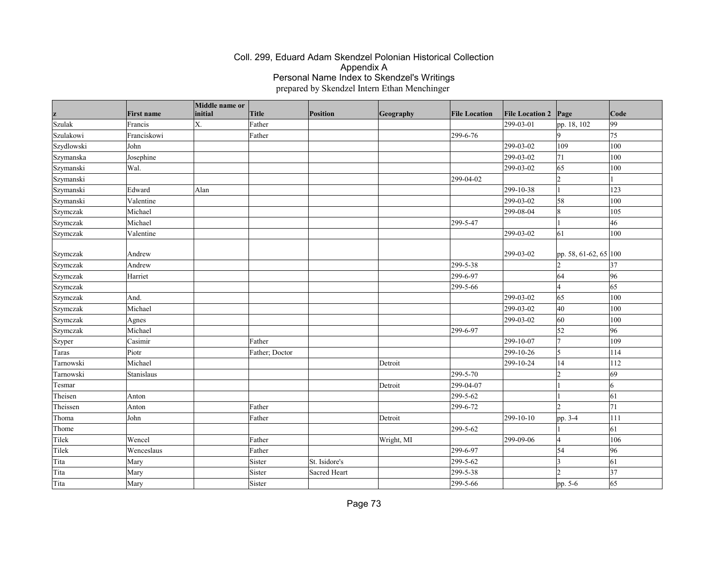# Coll. 299, Eduard Adam Skendzel Polonian Historical Collection
## Appendix A
## Personal Name Index to Skendzel's Writings
prepared by Skendzel Intern Ethan Menchinger

| z | First name | Middle name or initial | Title | Position | Geography | File Location | File Location 2 | Page | Code |
|---|---|---|---|---|---|---|---|---|---|
| Szulak | Francis | X. | Father | | | | 299-03-01 | pp. 18, 102 | 99 |
| Szulakowi | Franciskowi | | Father | | | 299-6-76 | | 9 | 75 |
| Szydlowski | John | | | | | | 299-03-02 | 109 | 100 |
| Szymanska | Josephine | | | | | | 299-03-02 | 71 | 100 |
| Szymanski | Wal. | | | | | | 299-03-02 | 65 | 100 |
| Szymanski | | | | | | 299-04-02 | | 2 | 1 |
| Szymanski | Edward | Alan | | | | | 299-10-38 | 1 | 123 |
| Szymanski | Valentine | | | | | | 299-03-02 | 58 | 100 |
| Szymczak | Michael | | | | | | 299-08-04 | 8 | 105 |
| Szymczak | Michael | | | | | 299-5-47 | | 1 | 46 |
| Szymczak | Valentine | | | | | | 299-03-02 | 61 | 100 |
| Szymczak | Andrew | | | | | | 299-03-02 | pp. 58, 61-62, 65 | 100 |
| Szymczak | Andrew | | | | | 299-5-38 | | 2 | 37 |
| Szymczak | Harriet | | | | | 299-6-97 | | 64 | 96 |
| Szymczak | | | | | | 299-5-66 | | 4 | 65 |
| Szymczak | And. | | | | | | 299-03-02 | 65 | 100 |
| Szymczak | Michael | | | | | | 299-03-02 | 40 | 100 |
| Szymczak | Agnes | | | | | | 299-03-02 | 60 | 100 |
| Szymczak | Michael | | | | | 299-6-97 | | 52 | 96 |
| Szyper | Casimir | | Father | | | | 299-10-07 | 7 | 109 |
| Taras | Piotr | | Father; Doctor | | | | 299-10-26 | 5 | 114 |
| Tarnowski | Michael | | | | Detroit | | 299-10-24 | 14 | 112 |
| Tarnowski | Stanislaus | | | | | 299-5-70 | | 2 | 69 |
| Tesmar | | | | | Detroit | 299-04-07 | | 1 | 6 |
| Theisen | Anton | | | | | 299-5-62 | | 1 | 61 |
| Theissen | Anton | | Father | | | 299-6-72 | | 2 | 71 |
| Thoma | John | | Father | | Detroit | | 299-10-10 | pp. 3-4 | 111 |
| Thome | | | | | | 299-5-62 | | 1 | 61 |
| Tilek | Wencel | | Father | | Wright, MI | | 299-09-06 | 4 | 106 |
| Tilek | Wenceslaus | | Father | | | 299-6-97 | | 54 | 96 |
| Tita | Mary | | Sister | St. Isidore's | | 299-5-62 | | 3 | 61 |
| Tita | Mary | | Sister | Sacred Heart | | 299-5-38 | | 2 | 37 |
| Tita | Mary | | Sister | | | 299-5-66 | | pp. 5-6 | 65 |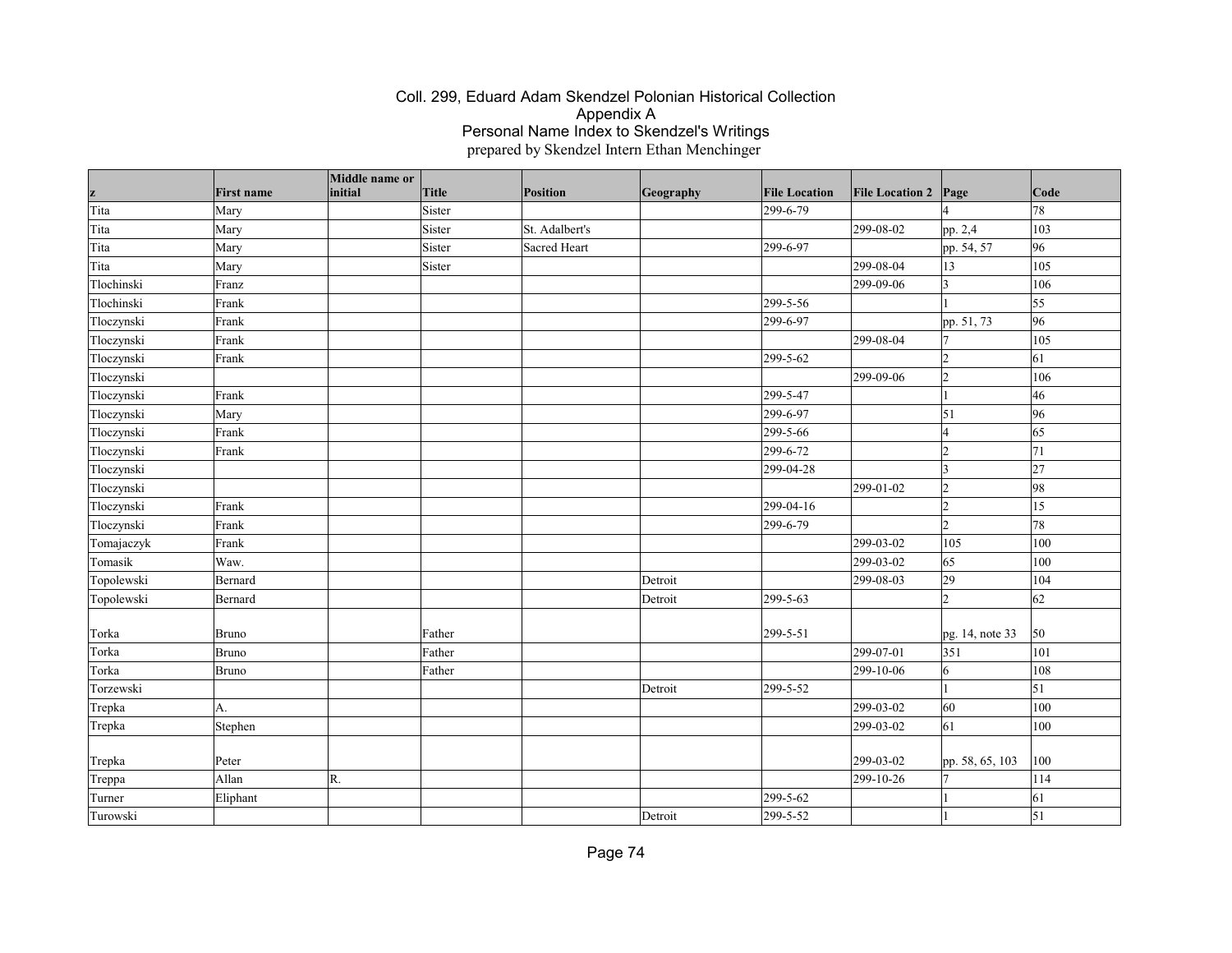Coll. 299, Eduard Adam Skendzel Polonian Historical Collection
Appendix A
Personal Name Index to Skendzel's Writings
prepared by Skendzel Intern Ethan Menchinger

| z | First name | Middle name or initial | Title | Position | Geography | File Location | File Location 2 | Page | Code |
|---|---|---|---|---|---|---|---|---|---|
| Tita | Mary | | Sister | | | 299-6-79 | | 4 | 78 |
| Tita | Mary | | Sister | St. Adalbert's | | | 299-08-02 | pp. 2,4 | 103 |
| Tita | Mary | | Sister | Sacred Heart | | 299-6-97 | | pp. 54, 57 | 96 |
| Tita | Mary | | Sister | | | | 299-08-04 | 13 | 105 |
| Tlochinski | Franz | | | | | | 299-09-06 | 3 | 106 |
| Tlochinski | Frank | | | | | 299-5-56 | | 1 | 55 |
| Tloczynski | Frank | | | | | 299-6-97 | | pp. 51, 73 | 96 |
| Tloczynski | Frank | | | | | | 299-08-04 | 7 | 105 |
| Tloczynski | Frank | | | | | 299-5-62 | | 2 | 61 |
| Tloczynski | | | | | | | 299-09-06 | 2 | 106 |
| Tloczynski | Frank | | | | | 299-5-47 | | 1 | 46 |
| Tloczynski | Mary | | | | | 299-6-97 | | 51 | 96 |
| Tloczynski | Frank | | | | | 299-5-66 | | 4 | 65 |
| Tloczynski | Frank | | | | | 299-6-72 | | 2 | 71 |
| Tloczynski | | | | | | 299-04-28 | | 3 | 27 |
| Tloczynski | | | | | | | 299-01-02 | 2 | 98 |
| Tloczynski | Frank | | | | | 299-04-16 | | 2 | 15 |
| Tloczynski | Frank | | | | | 299-6-79 | | 2 | 78 |
| Tomajaczyk | Frank | | | | | | 299-03-02 | 105 | 100 |
| Tomasik | Waw. | | | | | | 299-03-02 | 65 | 100 |
| Topolewski | Bernard | | | | Detroit | | 299-08-03 | 29 | 104 |
| Topolewski | Bernard | | | | Detroit | 299-5-63 | | 2 | 62 |
| Torka | Bruno | | Father | | | 299-5-51 | | pg. 14, note 33 | 50 |
| Torka | Bruno | | Father | | | | 299-07-01 | 351 | 101 |
| Torka | Bruno | | Father | | | | 299-10-06 | 6 | 108 |
| Torzewski | | | | | Detroit | 299-5-52 | | 1 | 51 |
| Trepka | A. | | | | | | 299-03-02 | 60 | 100 |
| Trepka | Stephen | | | | | | 299-03-02 | 61 | 100 |
| Trepka | Peter | | | | | | 299-03-02 | pp. 58, 65, 103 | 100 |
| Treppa | Allan | R. | | | | | 299-10-26 | 7 | 114 |
| Turner | Eliphant | | | | | 299-5-62 | | 1 | 61 |
| Turowski | | | | | Detroit | 299-5-52 | | 1 | 51 |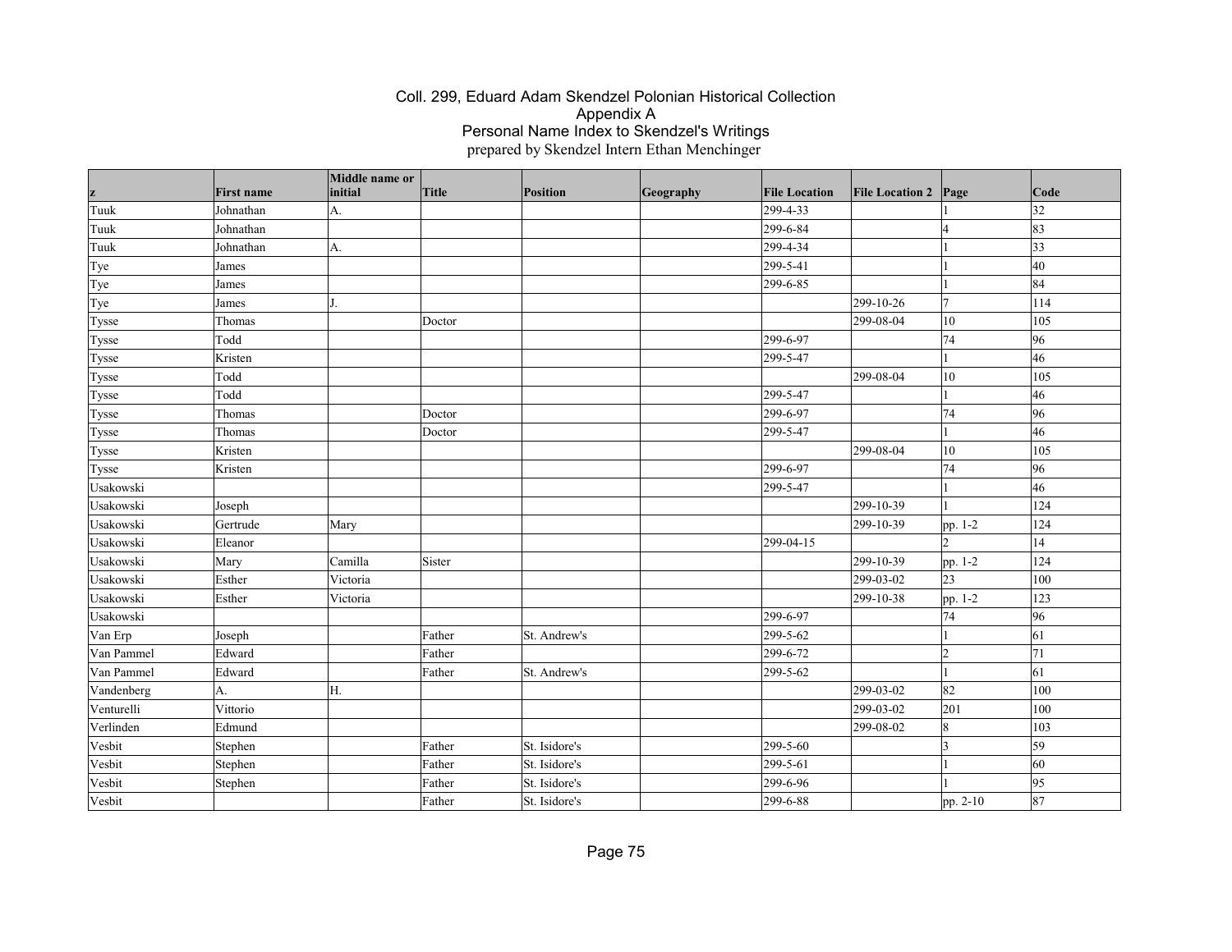# Coll. 299, Eduard Adam Skendzel Polonian Historical Collection
## Appendix A
## Personal Name Index to Skendzel's Writings
prepared by Skendzel Intern Ethan Menchinger

| z | First name | Middle name or initial | Title | Position | Geography | File Location | File Location 2 | Page | Code |
|---|---|---|---|---|---|---|---|---|---|
| Tuuk | Johnathan | A. | | | | 299-4-33 | | 1 | 32 |
| Tuuk | Johnathan | | | | | 299-6-84 | | 4 | 83 |
| Tuuk | Johnathan | A. | | | | 299-4-34 | | 1 | 33 |
| Tye | James | | | | | 299-5-41 | | 1 | 40 |
| Tye | James | | | | | 299-6-85 | | 1 | 84 |
| Tye | James | J. | | | | | 299-10-26 | 7 | 114 |
| Tysse | Thomas | | Doctor | | | | 299-08-04 | 10 | 105 |
| Tysse | Todd | | | | | 299-6-97 | | 74 | 96 |
| Tysse | Kristen | | | | | 299-5-47 | | 1 | 46 |
| Tysse | Todd | | | | | | 299-08-04 | 10 | 105 |
| Tysse | Todd | | | | | 299-5-47 | | 1 | 46 |
| Tysse | Thomas | | Doctor | | | 299-6-97 | | 74 | 96 |
| Tysse | Thomas | | Doctor | | | 299-5-47 | | 1 | 46 |
| Tysse | Kristen | | | | | | 299-08-04 | 10 | 105 |
| Tysse | Kristen | | | | | 299-6-97 | | 74 | 96 |
| Usakowski | | | | | | 299-5-47 | | 1 | 46 |
| Usakowski | Joseph | | | | | | 299-10-39 | 1 | 124 |
| Usakowski | Gertrude | Mary | | | | | 299-10-39 | pp. 1-2 | 124 |
| Usakowski | Eleanor | | | | | 299-04-15 | | 2 | 14 |
| Usakowski | Mary | Camilla | Sister | | | | 299-10-39 | pp. 1-2 | 124 |
| Usakowski | Esther | Victoria | | | | | 299-03-02 | 23 | 100 |
| Usakowski | Esther | Victoria | | | | | 299-10-38 | pp. 1-2 | 123 |
| Usakowski | | | | | | 299-6-97 | | 74 | 96 |
| Van Erp | Joseph | | Father | St. Andrew's | | 299-5-62 | | 1 | 61 |
| Van Pammel | Edward | | Father | | | 299-6-72 | | 2 | 71 |
| Van Pammel | Edward | | Father | St. Andrew's | | 299-5-62 | | 1 | 61 |
| Vandenberg | A. | H. | | | | | 299-03-02 | 82 | 100 |
| Venturelli | Vittorio | | | | | | 299-03-02 | 201 | 100 |
| Verlinden | Edmund | | | | | | 299-08-02 | 8 | 103 |
| Vesbit | Stephen | | Father | St. Isidore's | | 299-5-60 | | 3 | 59 |
| Vesbit | Stephen | | Father | St. Isidore's | | 299-5-61 | | 1 | 60 |
| Vesbit | Stephen | | Father | St. Isidore's | | 299-6-96 | | 1 | 95 |
| Vesbit | | | Father | St. Isidore's | | 299-6-88 | | pp. 2-10 | 87 |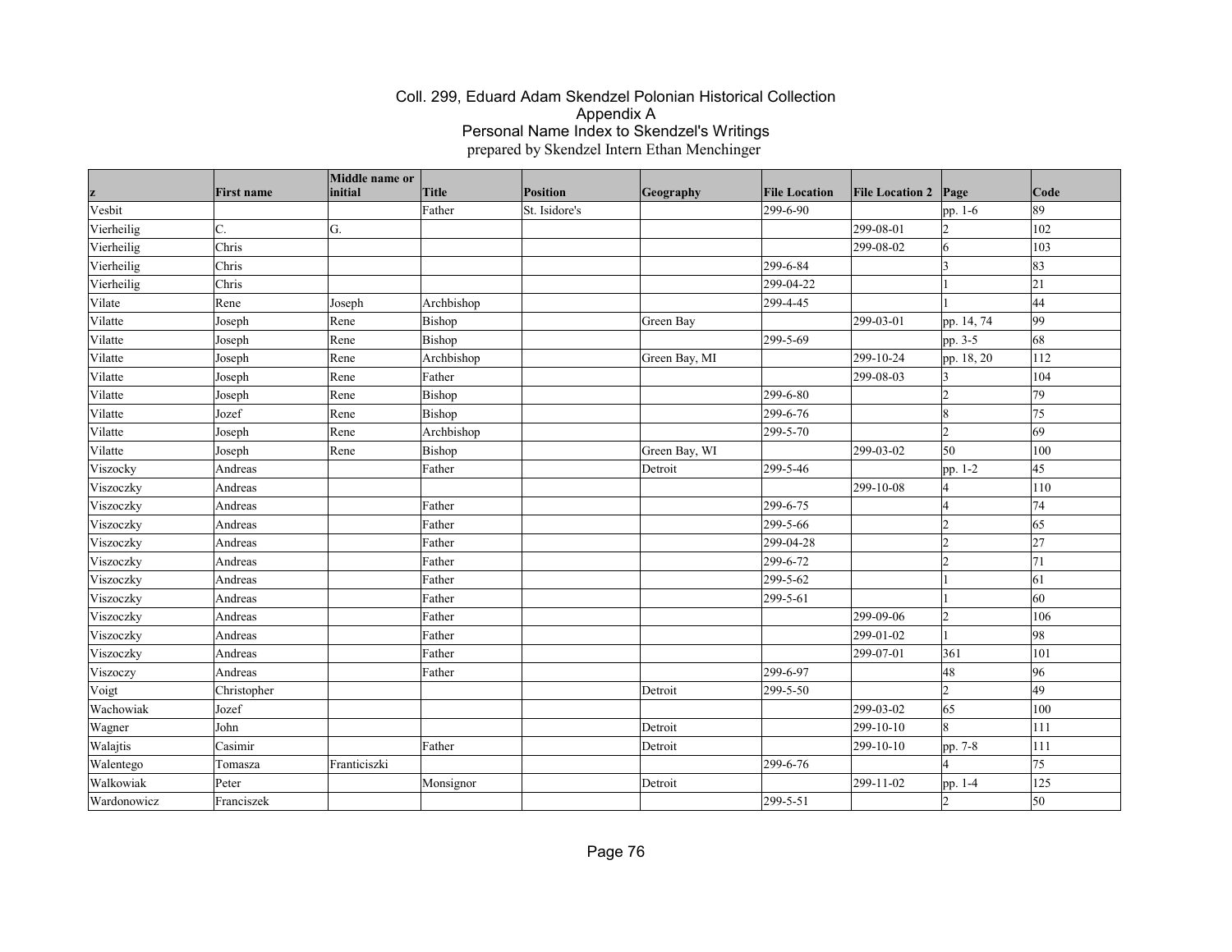# Coll. 299, Eduard Adam Skendzel Polonian Historical Collection
## Appendix A
## Personal Name Index to Skendzel's Writings
prepared by Skendzel Intern Ethan Menchinger

| z | First name | Middle name or initial | Title | Position | Geography | File Location | File Location 2 | Page | Code |
|---|---|---|---|---|---|---|---|---|---|
| Vesbit | | | Father | St. Isidore's | | 299-6-90 | | pp. 1-6 | 89 |
| Vierheilig | C. | G. | | | | | 299-08-01 | 2 | 102 |
| Vierheilig | Chris | | | | | | 299-08-02 | 6 | 103 |
| Vierheilig | Chris | | | | | 299-6-84 | | 3 | 83 |
| Vierheilig | Chris | | | | | 299-04-22 | | 1 | 21 |
| Vilate | Rene | Joseph | Archbishop | | | 299-4-45 | | 1 | 44 |
| Vilatte | Joseph | Rene | Bishop | | Green Bay | | 299-03-01 | pp. 14, 74 | 99 |
| Vilatte | Joseph | Rene | Bishop | | | 299-5-69 | | pp. 3-5 | 68 |
| Vilatte | Joseph | Rene | Archbishop | | Green Bay, MI | | 299-10-24 | pp. 18, 20 | 112 |
| Vilatte | Joseph | Rene | Father | | | | 299-08-03 | 3 | 104 |
| Vilatte | Joseph | Rene | Bishop | | | 299-6-80 | | 2 | 79 |
| Vilatte | Jozef | Rene | Bishop | | | 299-6-76 | | 8 | 75 |
| Vilatte | Joseph | Rene | Archbishop | | | 299-5-70 | | 2 | 69 |
| Vilatte | Joseph | Rene | Bishop | | Green Bay, WI | | 299-03-02 | 50 | 100 |
| Viszocky | Andreas | | Father | | Detroit | 299-5-46 | | pp. 1-2 | 45 |
| Viszoczky | Andreas | | | | | | 299-10-08 | 4 | 110 |
| Viszoczky | Andreas | | Father | | | 299-6-75 | | 4 | 74 |
| Viszoczky | Andreas | | Father | | | 299-5-66 | | 2 | 65 |
| Viszoczky | Andreas | | Father | | | 299-04-28 | | 2 | 27 |
| Viszoczky | Andreas | | Father | | | 299-6-72 | | 2 | 71 |
| Viszoczky | Andreas | | Father | | | 299-5-62 | | 1 | 61 |
| Viszoczky | Andreas | | Father | | | 299-5-61 | | 1 | 60 |
| Viszoczky | Andreas | | Father | | | | 299-09-06 | 2 | 106 |
| Viszoczky | Andreas | | Father | | | | 299-01-02 | 1 | 98 |
| Viszoczky | Andreas | | Father | | | | 299-07-01 | 361 | 101 |
| Viszoczy | Andreas | | Father | | | 299-6-97 | | 48 | 96 |
| Voigt | Christopher | | | | Detroit | 299-5-50 | | 2 | 49 |
| Wachowiak | Jozef | | | | | | 299-03-02 | 65 | 100 |
| Wagner | John | | | | Detroit | | 299-10-10 | 8 | 111 |
| Walajtis | Casimir | | Father | | Detroit | | 299-10-10 | pp. 7-8 | 111 |
| Walentego | Tomasza | Franticiszki | | | | 299-6-76 | | 4 | 75 |
| Walkowiak | Peter | | Monsignor | | Detroit | | 299-11-02 | pp. 1-4 | 125 |
| Wardonowicz | Franciszek | | | | | 299-5-51 | | 2 | 50 |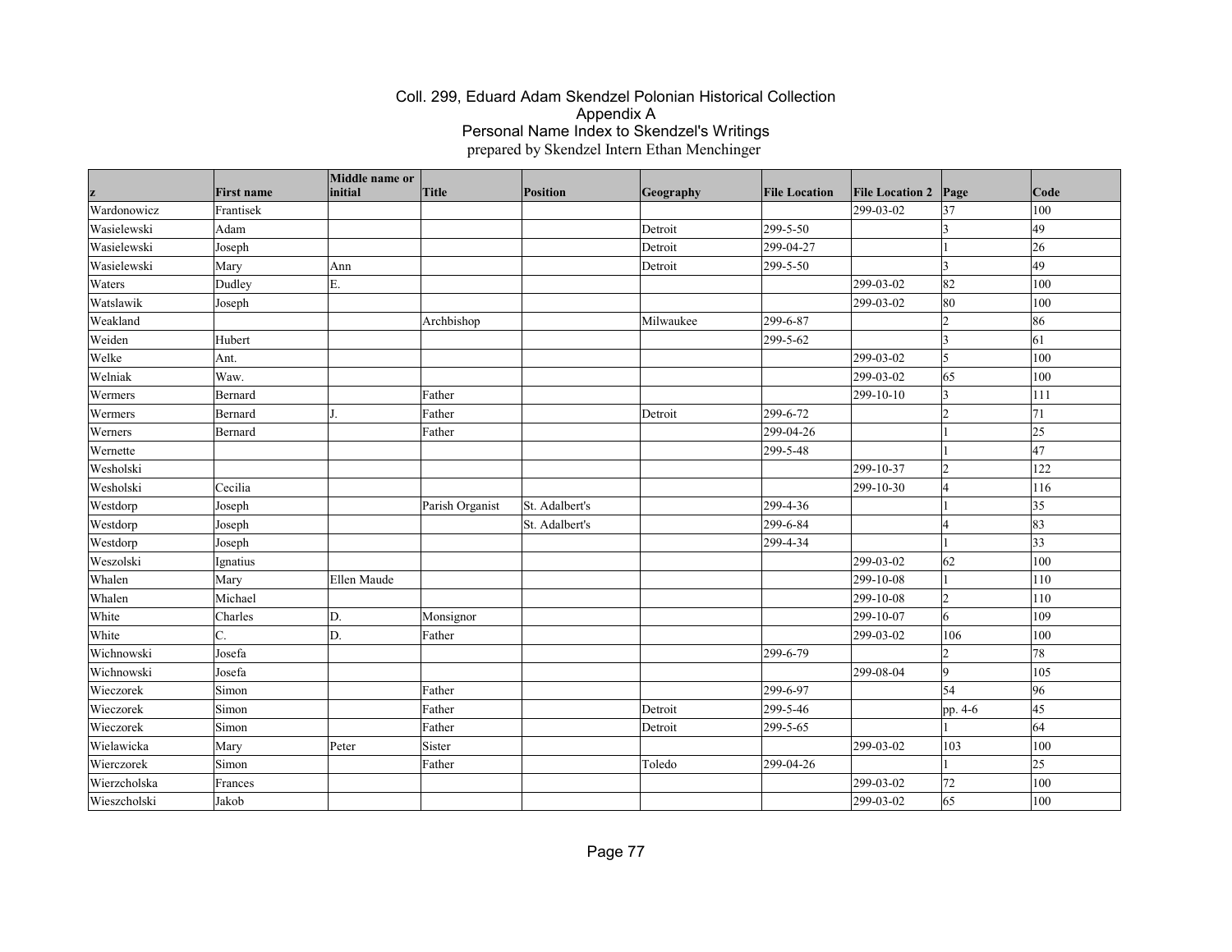# Coll. 299, Eduard Adam Skendzel Polonian Historical Collection
## Appendix A
## Personal Name Index to Skendzel's Writings
prepared by Skendzel Intern Ethan Menchinger

| z | First name | Middle name or initial | Title | Position | Geography | File Location | File Location 2 | Page | Code |
|---|---|---|---|---|---|---|---|---|---|
| Wardonowicz | Frantisek | | | | | | 299-03-02 | 37 | 100 |
| Wasielewski | Adam | | | | Detroit | 299-5-50 | | 3 | 49 |
| Wasielewski | Joseph | | | | Detroit | 299-04-27 | | 1 | 26 |
| Wasielewski | Mary | Ann | | | Detroit | 299-5-50 | | 3 | 49 |
| Waters | Dudley | E. | | | | | 299-03-02 | 82 | 100 |
| Watslawik | Joseph | | | | | | 299-03-02 | 80 | 100 |
| Weakland | | | Archbishop | | Milwaukee | 299-6-87 | | 2 | 86 |
| Weiden | Hubert | | | | | 299-5-62 | | 3 | 61 |
| Welke | Ant. | | | | | | 299-03-02 | 5 | 100 |
| Welniak | Waw. | | | | | | 299-03-02 | 65 | 100 |
| Wermers | Bernard | | Father | | | | 299-10-10 | 3 | 111 |
| Wermers | Bernard | J. | Father | | Detroit | 299-6-72 | | 2 | 71 |
| Werners | Bernard | | Father | | | 299-04-26 | | 1 | 25 |
| Wernette | | | | | | 299-5-48 | | 1 | 47 |
| Wesholski | | | | | | | 299-10-37 | 2 | 122 |
| Wesholski | Cecilia | | | | | | 299-10-30 | 4 | 116 |
| Westdorp | Joseph | | Parish Organist | St. Adalbert's | | 299-4-36 | | 1 | 35 |
| Westdorp | Joseph | | | St. Adalbert's | | 299-6-84 | | 4 | 83 |
| Westdorp | Joseph | | | | | 299-4-34 | | 1 | 33 |
| Weszolski | Ignatius | | | | | | 299-03-02 | 62 | 100 |
| Whalen | Mary | Ellen Maude | | | | | 299-10-08 | 1 | 110 |
| Whalen | Michael | | | | | | 299-10-08 | 2 | 110 |
| White | Charles | D. | Monsignor | | | | 299-10-07 | 6 | 109 |
| White | C. | D. | Father | | | | 299-03-02 | 106 | 100 |
| Wichnowski | Josefa | | | | | 299-6-79 | | 2 | 78 |
| Wichnowski | Josefa | | | | | | 299-08-04 | 9 | 105 |
| Wieczorek | Simon | | Father | | | 299-6-97 | | 54 | 96 |
| Wieczorek | Simon | | Father | | Detroit | 299-5-46 | | pp. 4-6 | 45 |
| Wieczorek | Simon | | Father | | Detroit | 299-5-65 | | 1 | 64 |
| Wielawicka | Mary | Peter | Sister | | | | 299-03-02 | 103 | 100 |
| Wierczorek | Simon | | Father | | Toledo | 299-04-26 | | 1 | 25 |
| Wierzcholska | Frances | | | | | | 299-03-02 | 72 | 100 |
| Wieszcholski | Jakob | | | | | | 299-03-02 | 65 | 100 |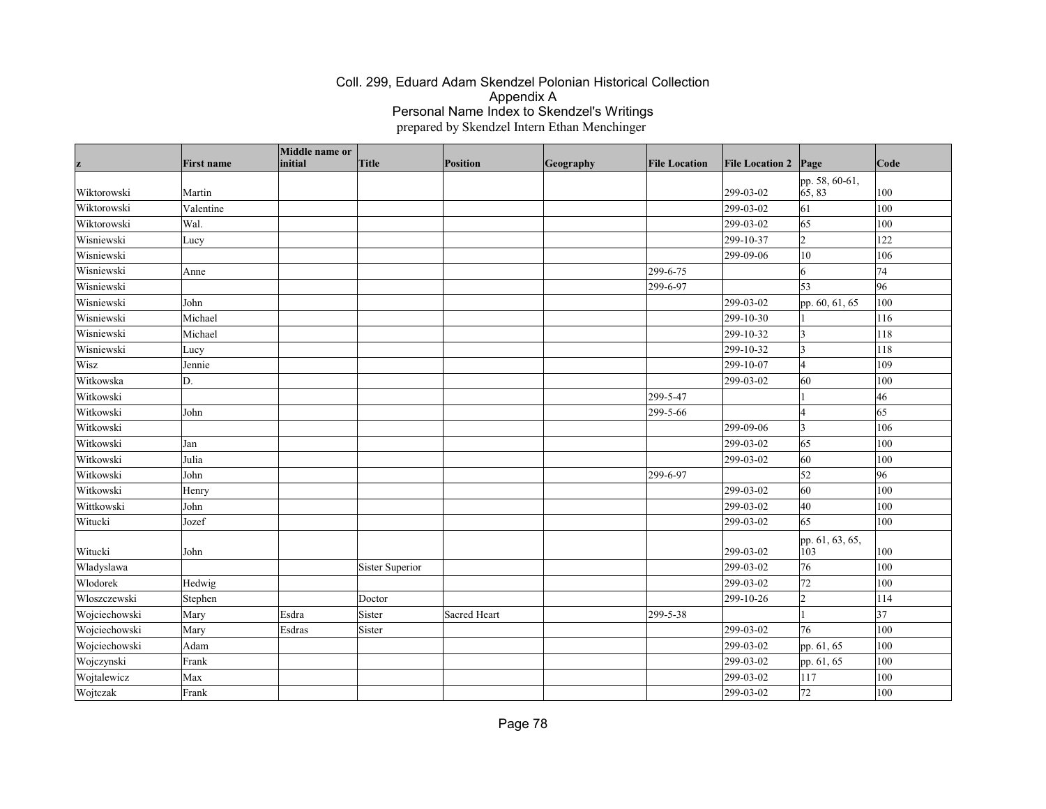# Coll. 299, Eduard Adam Skendzel Polonian Historical Collection
## Appendix A
## Personal Name Index to Skendzel's Writings
prepared by Skendzel Intern Ethan Menchinger

| z | First name | Middle name or initial | Title | Position | Geography | File Location | File Location 2 | Page | Code |
|---|---|---|---|---|---|---|---|---|---|
| Wiktorowski | Martin | | | | | | 299-03-02 | pp. 58, 60-61, 65, 83 | 100 |
| Wiktorowski | Valentine | | | | | | 299-03-02 | 61 | 100 |
| Wiktorowski | Wal. | | | | | | 299-03-02 | 65 | 100 |
| Wisniewski | Lucy | | | | | | 299-10-37 | 2 | 122 |
| Wisniewski | | | | | | | 299-09-06 | 10 | 106 |
| Wisniewski | Anne | | | | | 299-6-75 | | 6 | 74 |
| Wisniewski | | | | | | 299-6-97 | | 53 | 96 |
| Wisniewski | John | | | | | | 299-03-02 | pp. 60, 61, 65 | 100 |
| Wisniewski | Michael | | | | | | 299-10-30 | 1 | 116 |
| Wisniewski | Michael | | | | | | 299-10-32 | 3 | 118 |
| Wisniewski | Lucy | | | | | | 299-10-32 | 3 | 118 |
| Wisz | Jennie | | | | | | 299-10-07 | 4 | 109 |
| Witkowska | D. | | | | | | 299-03-02 | 60 | 100 |
| Witkowski | | | | | | 299-5-47 | | 1 | 46 |
| Witkowski | John | | | | | 299-5-66 | | 4 | 65 |
| Witkowski | | | | | | | 299-09-06 | 3 | 106 |
| Witkowski | Jan | | | | | | 299-03-02 | 65 | 100 |
| Witkowski | Julia | | | | | | 299-03-02 | 60 | 100 |
| Witkowski | John | | | | | 299-6-97 | | 52 | 96 |
| Witkowski | Henry | | | | | | 299-03-02 | 60 | 100 |
| Wittkowski | John | | | | | | 299-03-02 | 40 | 100 |
| Witucki | Jozef | | | | | | 299-03-02 | 65 | 100 |
| Witucki | John | | | | | | 299-03-02 | pp. 61, 63, 65, 103 | 100 |
| Wladyslawa | | | Sister Superior | | | | 299-03-02 | 76 | 100 |
| Wlodorek | Hedwig | | | | | | 299-03-02 | 72 | 100 |
| Wloszczewski | Stephen | | Doctor | | | | 299-10-26 | 2 | 114 |
| Wojciechowski | Mary | Esdra | Sister | Sacred Heart | | 299-5-38 | | 1 | 37 |
| Wojciechowski | Mary | Esdras | Sister | | | | 299-03-02 | 76 | 100 |
| Wojciechowski | Adam | | | | | | 299-03-02 | pp. 61, 65 | 100 |
| Wojczynski | Frank | | | | | | 299-03-02 | pp. 61, 65 | 100 |
| Wojtalewicz | Max | | | | | | 299-03-02 | 117 | 100 |
| Wojtczak | Frank | | | | | | 299-03-02 | 72 | 100 |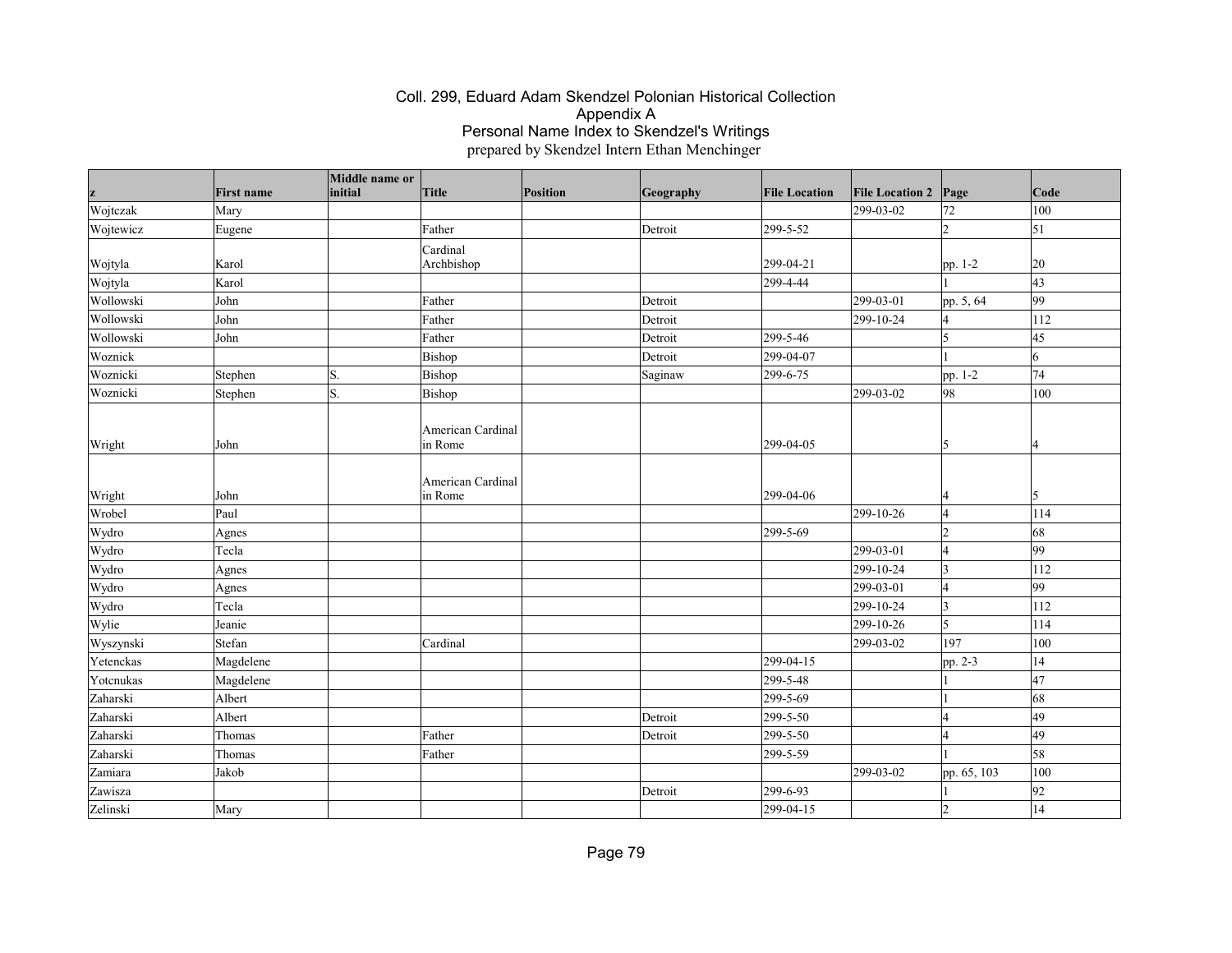Coll. 299, Eduard Adam Skendzel Polonian Historical Collection
Appendix A
Personal Name Index to Skendzel's Writings
prepared by Skendzel Intern Ethan Menchinger

| z | First name | Middle name or initial | Title | Position | Geography | File Location | File Location 2 | Page | Code |
|---|---|---|---|---|---|---|---|---|---|
| Wojtczak | Mary | | | | | | 299-03-02 | 72 | 100 |
| Wojtewicz | Eugene | | Father | | Detroit | 299-5-52 | | 2 | 51 |
| Wojtyla | Karol | | Cardinal Archbishop | | | 299-04-21 | | pp. 1-2 | 20 |
| Wojtyla | Karol | | | | | 299-4-44 | | 1 | 43 |
| Wollowski | John | | Father | | Detroit | | 299-03-01 | pp. 5, 64 | 99 |
| Wollowski | John | | Father | | Detroit | | 299-10-24 | 4 | 112 |
| Wollowski | John | | Father | | Detroit | 299-5-46 | | 5 | 45 |
| Woznick | | | Bishop | | Detroit | 299-04-07 | | 1 | 6 |
| Woznicki | Stephen | S. | Bishop | | Saginaw | 299-6-75 | | pp. 1-2 | 74 |
| Woznicki | Stephen | S. | Bishop | | | | 299-03-02 | 98 | 100 |
| Wright | John | | American Cardinal in Rome | | | 299-04-05 | | 5 | 4 |
| Wright | John | | American Cardinal in Rome | | | 299-04-06 | | 4 | 5 |
| Wrobel | Paul | | | | | | 299-10-26 | 4 | 114 |
| Wydro | Agnes | | | | | 299-5-69 | | 2 | 68 |
| Wydro | Tecla | | | | | | 299-03-01 | 4 | 99 |
| Wydro | Agnes | | | | | | 299-10-24 | 3 | 112 |
| Wydro | Agnes | | | | | | 299-03-01 | 4 | 99 |
| Wydro | Tecla | | | | | | 299-10-24 | 3 | 112 |
| Wylie | Jeanie | | | | | | 299-10-26 | 5 | 114 |
| Wyszynski | Stefan | | Cardinal | | | | 299-03-02 | 197 | 100 |
| Yetenckas | Magdelene | | | | | 299-04-15 | | pp. 2-3 | 14 |
| Yotcnukas | Magdelene | | | | | 299-5-48 | | 1 | 47 |
| Zaharski | Albert | | | | | 299-5-69 | | 1 | 68 |
| Zaharski | Albert | | | | Detroit | 299-5-50 | | 4 | 49 |
| Zaharski | Thomas | | Father | | Detroit | 299-5-50 | | 4 | 49 |
| Zaharski | Thomas | | Father | | | 299-5-59 | | 1 | 58 |
| Zamiara | Jakob | | | | | | 299-03-02 | pp. 65, 103 | 100 |
| Zawisza | | | | | Detroit | 299-6-93 | | 1 | 92 |
| Zelinski | Mary | | | | | 299-04-15 | | 2 | 14 |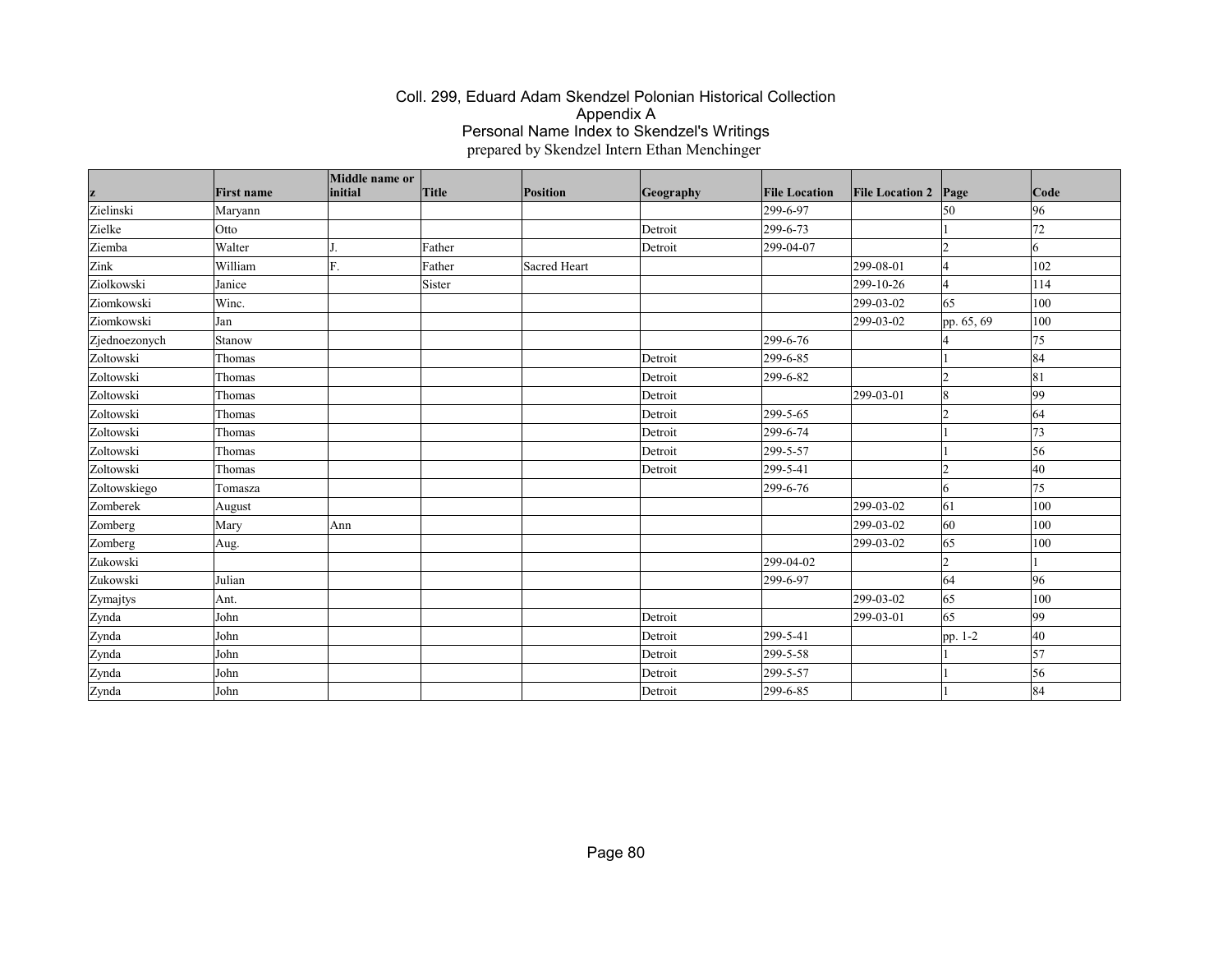Coll. 299, Eduard Adam Skendzel Polonian Historical Collection
Appendix A
Personal Name Index to Skendzel's Writings
prepared by Skendzel Intern Ethan Menchinger

| z | First name | Middle name or initial | Title | Position | Geography | File Location | File Location 2 | Page | Code |
|---|---|---|---|---|---|---|---|---|---|
| Zielinski | Maryann | | | | | 299-6-97 | | 50 | 96 |
| Zielke | Otto | | | | Detroit | 299-6-73 | | 1 | 72 |
| Ziemba | Walter | J. | Father | | Detroit | 299-04-07 | | 2 | 6 |
| Zink | William | F. | Father | Sacred Heart | | | 299-08-01 | 4 | 102 |
| Ziolkowski | Janice | | Sister | | | | 299-10-26 | 4 | 114 |
| Ziomkowski | Winc. | | | | | | 299-03-02 | 65 | 100 |
| Ziomkowski | Jan | | | | | | 299-03-02 | pp. 65, 69 | 100 |
| Zjednoezonych | Stanow | | | | | 299-6-76 | | 4 | 75 |
| Zoltowski | Thomas | | | | Detroit | 299-6-85 | | 1 | 84 |
| Zoltowski | Thomas | | | | Detroit | 299-6-82 | | 2 | 81 |
| Zoltowski | Thomas | | | | Detroit | | 299-03-01 | 8 | 99 |
| Zoltowski | Thomas | | | | Detroit | 299-5-65 | | 2 | 64 |
| Zoltowski | Thomas | | | | Detroit | 299-6-74 | | 1 | 73 |
| Zoltowski | Thomas | | | | Detroit | 299-5-57 | | 1 | 56 |
| Zoltowski | Thomas | | | | Detroit | 299-5-41 | | 2 | 40 |
| Zoltowskiego | Tomasza | | | | | 299-6-76 | | 6 | 75 |
| Zomberek | August | | | | | | 299-03-02 | 61 | 100 |
| Zomberg | Mary | Ann | | | | | 299-03-02 | 60 | 100 |
| Zomberg | Aug. | | | | | | 299-03-02 | 65 | 100 |
| Zukowski | | | | | | 299-04-02 | | 2 | 1 |
| Zukowski | Julian | | | | | 299-6-97 | | 64 | 96 |
| Zymajtys | Ant. | | | | | | 299-03-02 | 65 | 100 |
| Zynda | John | | | | Detroit | | 299-03-01 | 65 | 99 |
| Zynda | John | | | | Detroit | 299-5-41 | | pp. 1-2 | 40 |
| Zynda | John | | | | Detroit | 299-5-58 | | 1 | 57 |
| Zynda | John | | | | Detroit | 299-5-57 | | 1 | 56 |
| Zynda | John | | | | Detroit | 299-6-85 | | 1 | 84 |